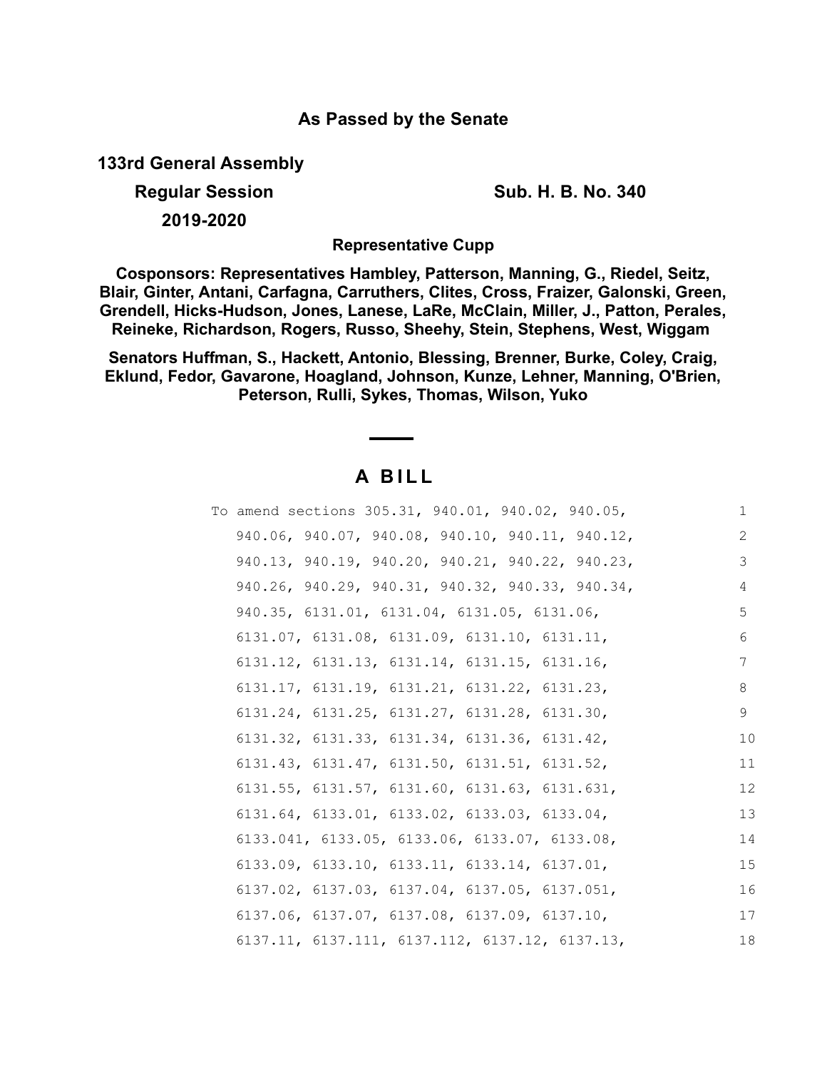**As Passed by the Senate**

**133rd General Assembly**

**Regular Session** **Sub. H. B. No. 340**

**2019-2020**

**Representative Cupp**

**Cosponsors: Representatives Hambley, Patterson, Manning, G., Riedel, Seitz, Blair, Ginter, Antani, Carfagna, Carruthers, Clites, Cross, Fraizer, Galonski, Green, Grendell, Hicks-Hudson, Jones, Lanese, LaRe, McClain, Miller, J., Patton, Perales, Reineke, Richardson, Rogers, Russo, Sheehy, Stein, Stephens, West, Wiggam**

**Senators Huffman, S., Hackett, Antonio, Blessing, Brenner, Burke, Coley, Craig, Eklund, Fedor, Gavarone, Hoagland, Johnson, Kunze, Lehner, Manning, O'Brien, Peterson, Rulli, Sykes, Thomas, Wilson, Yuko**

# A BILL

To amend sections 305.31, 940.01, 940.02, 940.05, 940.06, 940.07, 940.08, 940.10, 940.11, 940.12, 940.13, 940.19, 940.20, 940.21, 940.22, 940.23, 940.26, 940.29, 940.31, 940.32, 940.33, 940.34, 940.35, 6131.01, 6131.04, 6131.05, 6131.06, 6131.07, 6131.08, 6131.09, 6131.10, 6131.11, 6131.12, 6131.13, 6131.14, 6131.15, 6131.16, 6131.17, 6131.19, 6131.21, 6131.22, 6131.23, 6131.24, 6131.25, 6131.27, 6131.28, 6131.30, 6131.32, 6131.33, 6131.34, 6131.36, 6131.42, 6131.43, 6131.47, 6131.50, 6131.51, 6131.52, 6131.55, 6131.57, 6131.60, 6131.63, 6131.631, 6131.64, 6133.01, 6133.02, 6133.03, 6133.04, 6133.041, 6133.05, 6133.06, 6133.07, 6133.08, 6133.09, 6133.10, 6133.11, 6133.14, 6137.01, 6137.02, 6137.03, 6137.04, 6137.05, 6137.051, 6137.06, 6137.07, 6137.08, 6137.09, 6137.10, 6137.11, 6137.111, 6137.112, 6137.12, 6137.13,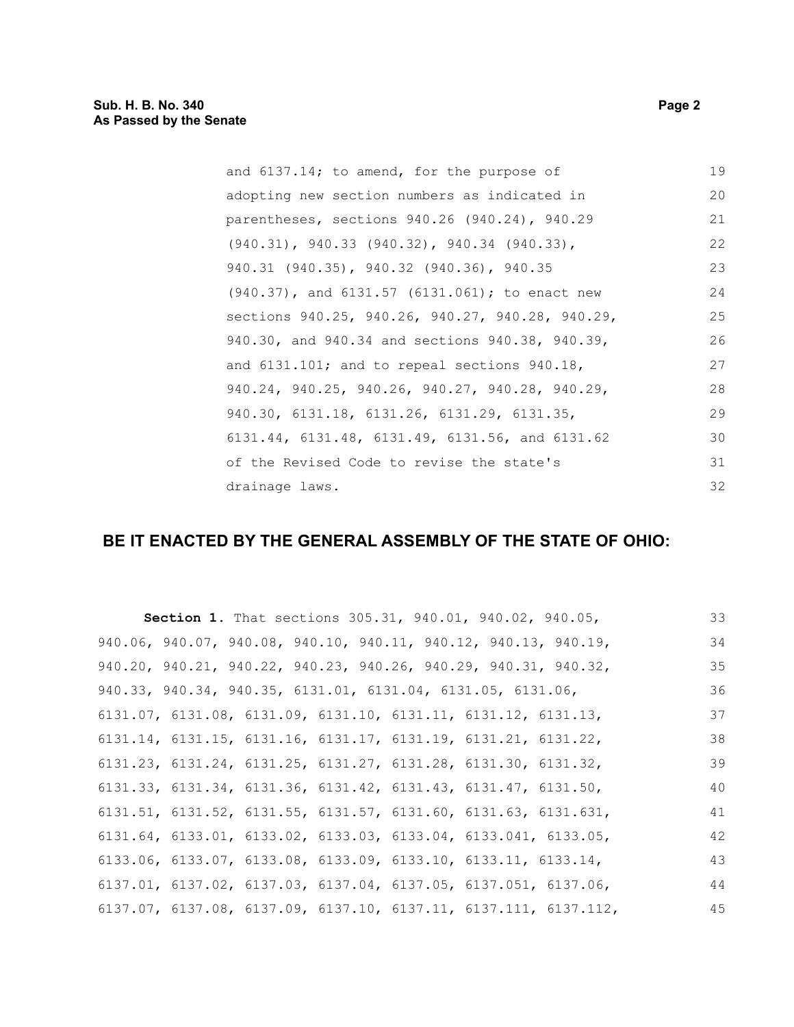and 6137.14; to amend, for the purpose of adopting new section numbers as indicated in parentheses, sections 940.26 (940.24), 940.29 (940.31), 940.33 (940.32), 940.34 (940.33), 940.31 (940.35), 940.32 (940.36), 940.35 (940.37), and 6131.57 (6131.061); to enact new sections 940.25, 940.26, 940.27, 940.28, 940.29, 940.30, and 940.34 and sections 940.38, 940.39, and 6131.101; and to repeal sections 940.18, 940.24, 940.25, 940.26, 940.27, 940.28, 940.29, 940.30, 6131.18, 6131.26, 6131.29, 6131.35, 6131.44, 6131.48, 6131.49, 6131.56, and 6131.62 of the Revised Code to revise the state's drainage laws.

## BE IT ENACTED BY THE GENERAL ASSEMBLY OF THE STATE OF OHIO:

**Section 1.** That sections 305.31, 940.01, 940.02, 940.05, 940.06, 940.07, 940.08, 940.10, 940.11, 940.12, 940.13, 940.19, 940.20, 940.21, 940.22, 940.23, 940.26, 940.29, 940.31, 940.32, 940.33, 940.34, 940.35, 6131.01, 6131.04, 6131.05, 6131.06, 6131.07, 6131.08, 6131.09, 6131.10, 6131.11, 6131.12, 6131.13, 6131.14, 6131.15, 6131.16, 6131.17, 6131.19, 6131.21, 6131.22, 6131.23, 6131.24, 6131.25, 6131.27, 6131.28, 6131.30, 6131.32, 6131.33, 6131.34, 6131.36, 6131.42, 6131.43, 6131.47, 6131.50, 6131.51, 6131.52, 6131.55, 6131.57, 6131.60, 6131.63, 6131.631, 6131.64, 6133.01, 6133.02, 6133.03, 6133.04, 6133.041, 6133.05, 6133.06, 6133.07, 6133.08, 6133.09, 6133.10, 6133.11, 6133.14, 6137.01, 6137.02, 6137.03, 6137.04, 6137.05, 6137.051, 6137.06, 6137.07, 6137.08, 6137.09, 6137.10, 6137.11, 6137.111, 6137.112,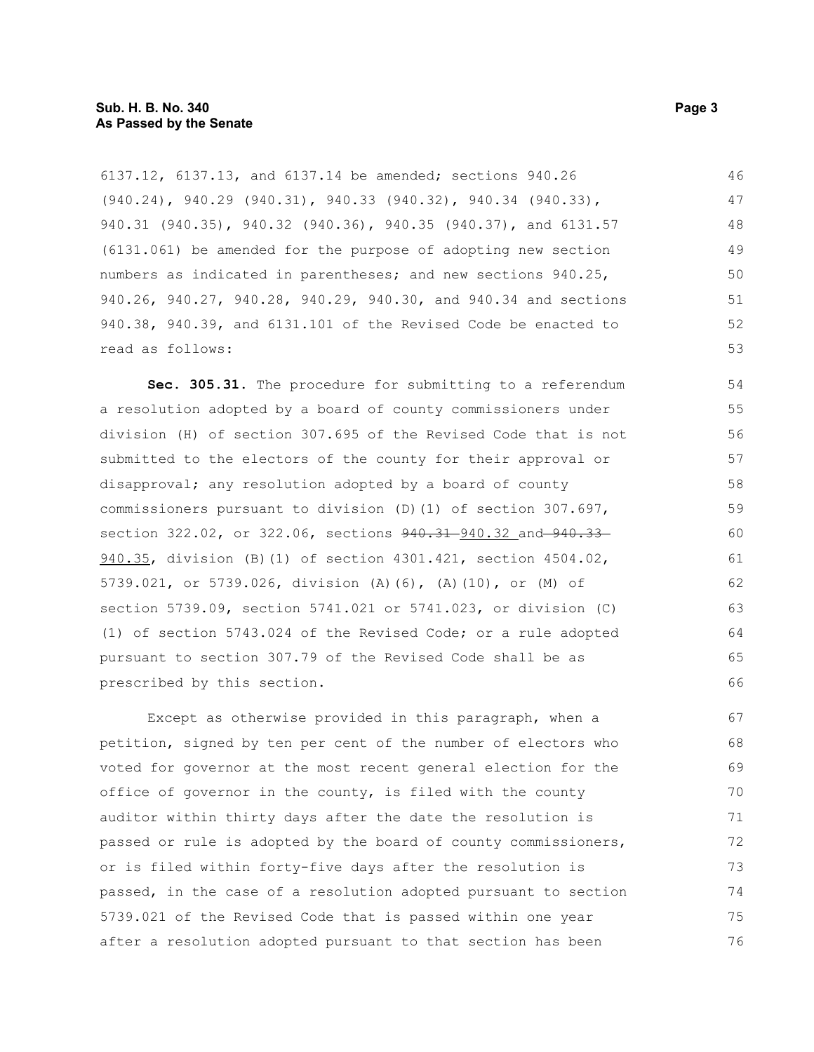6137.12, 6137.13, and 6137.14 be amended; sections 940.26 (940.24), 940.29 (940.31), 940.33 (940.32), 940.34 (940.33), 940.31 (940.35), 940.32 (940.36), 940.35 (940.37), and 6131.57 (6131.061) be amended for the purpose of adopting new section numbers as indicated in parentheses; and new sections 940.25, 940.26, 940.27, 940.28, 940.29, 940.30, and 940.34 and sections 940.38, 940.39, and 6131.101 of the Revised Code be enacted to read as follows:

**Sec. 305.31.** The procedure for submitting to a referendum a resolution adopted by a board of county commissioners under division (H) of section 307.695 of the Revised Code that is not submitted to the electors of the county for their approval or disapproval; any resolution adopted by a board of county commissioners pursuant to division (D)(1) of section 307.697, section 322.02, or 322.06, sections ~~940.31~~ <u>940.32</u> and ~~940.33~~ <u>940.35</u>, division (B)(1) of section 4301.421, section 4504.02, 5739.021, or 5739.026, division (A)(6), (A)(10), or (M) of section 5739.09, section 5741.021 or 5741.023, or division (C)(1) of section 5743.024 of the Revised Code; or a rule adopted pursuant to section 307.79 of the Revised Code shall be as prescribed by this section.

Except as otherwise provided in this paragraph, when a petition, signed by ten per cent of the number of electors who voted for governor at the most recent general election for the office of governor in the county, is filed with the county auditor within thirty days after the date the resolution is passed or rule is adopted by the board of county commissioners, or is filed within forty-five days after the resolution is passed, in the case of a resolution adopted pursuant to section 5739.021 of the Revised Code that is passed within one year after a resolution adopted pursuant to that section has been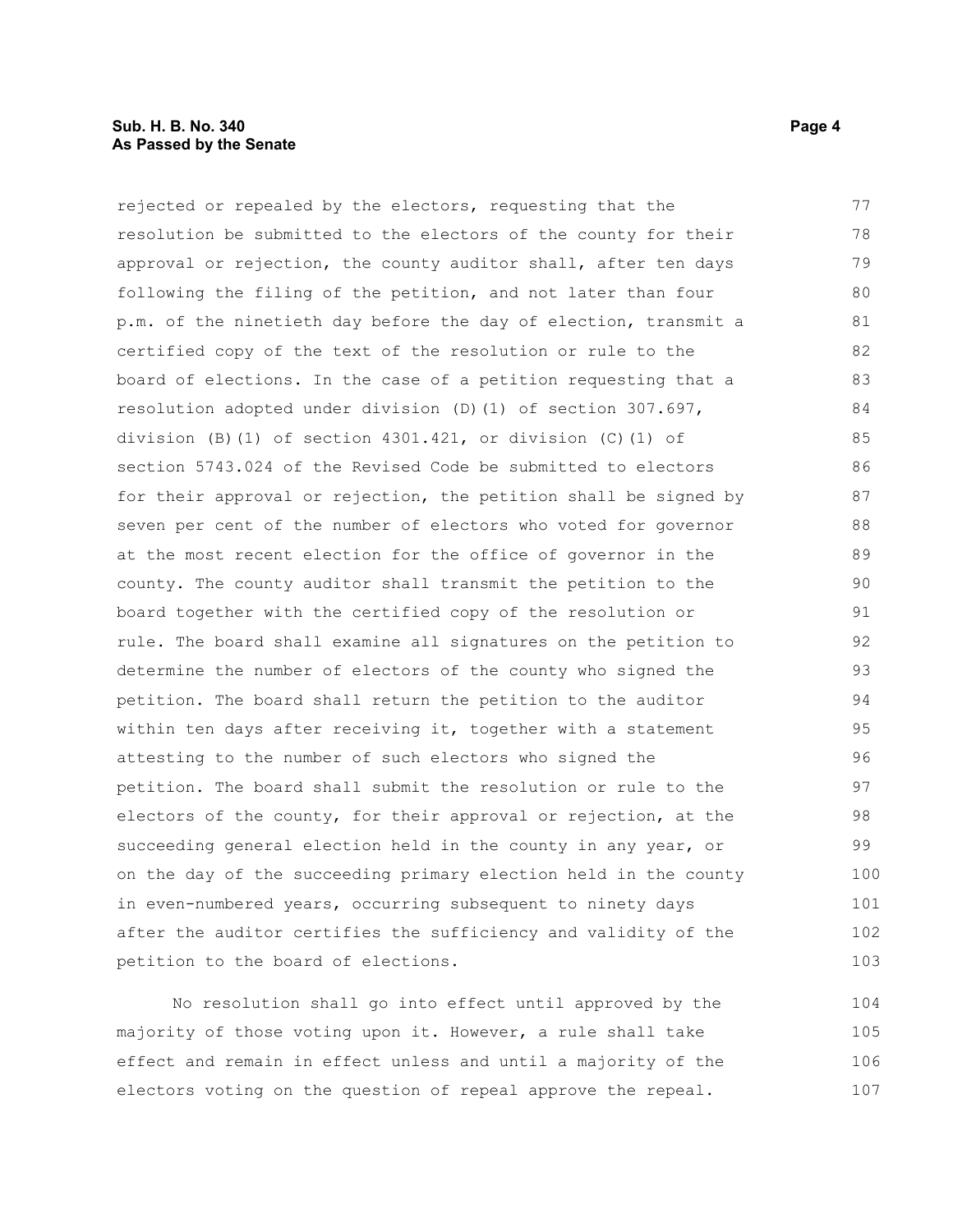rejected or repealed by the electors, requesting that the resolution be submitted to the electors of the county for their approval or rejection, the county auditor shall, after ten days following the filing of the petition, and not later than four p.m. of the ninetieth day before the day of election, transmit a certified copy of the text of the resolution or rule to the board of elections. In the case of a petition requesting that a resolution adopted under division (D)(1) of section 307.697, division (B)(1) of section 4301.421, or division (C)(1) of section 5743.024 of the Revised Code be submitted to electors for their approval or rejection, the petition shall be signed by seven per cent of the number of electors who voted for governor at the most recent election for the office of governor in the county. The county auditor shall transmit the petition to the board together with the certified copy of the resolution or rule. The board shall examine all signatures on the petition to determine the number of electors of the county who signed the petition. The board shall return the petition to the auditor within ten days after receiving it, together with a statement attesting to the number of such electors who signed the petition. The board shall submit the resolution or rule to the electors of the county, for their approval or rejection, at the succeeding general election held in the county in any year, or on the day of the succeeding primary election held in the county in even-numbered years, occurring subsequent to ninety days after the auditor certifies the sufficiency and validity of the petition to the board of elections.

No resolution shall go into effect until approved by the majority of those voting upon it. However, a rule shall take effect and remain in effect unless and until a majority of the electors voting on the question of repeal approve the repeal.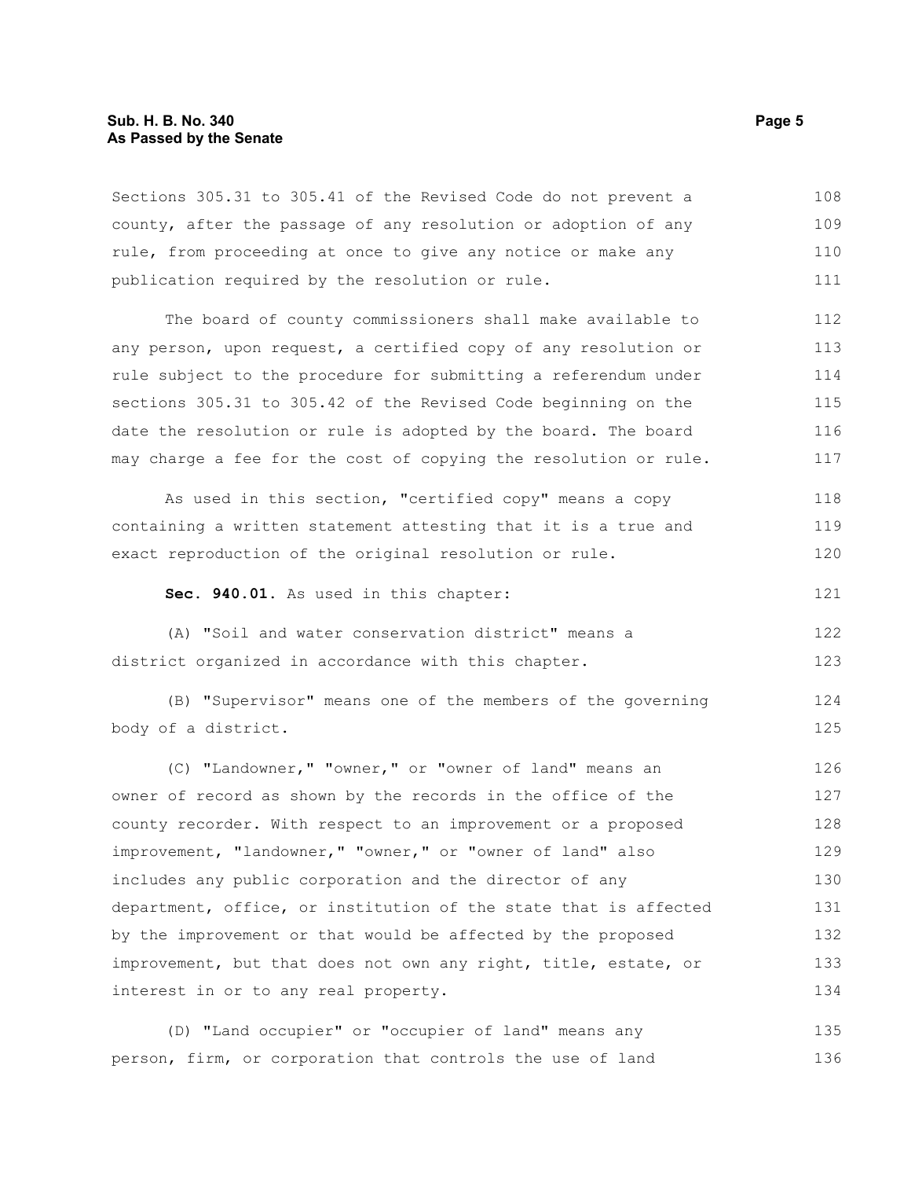Sections 305.31 to 305.41 of the Revised Code do not prevent a county, after the passage of any resolution or adoption of any rule, from proceeding at once to give any notice or make any publication required by the resolution or rule.

The board of county commissioners shall make available to any person, upon request, a certified copy of any resolution or rule subject to the procedure for submitting a referendum under sections 305.31 to 305.42 of the Revised Code beginning on the date the resolution or rule is adopted by the board. The board may charge a fee for the cost of copying the resolution or rule.

As used in this section, "certified copy" means a copy containing a written statement attesting that it is a true and exact reproduction of the original resolution or rule.

**Sec. 940.01.** As used in this chapter:

(A) "Soil and water conservation district" means a district organized in accordance with this chapter.

(B) "Supervisor" means one of the members of the governing body of a district.

(C) "Landowner," "owner," or "owner of land" means an owner of record as shown by the records in the office of the county recorder. With respect to an improvement or a proposed improvement, "landowner," "owner," or "owner of land" also includes any public corporation and the director of any department, office, or institution of the state that is affected by the improvement or that would be affected by the proposed improvement, but that does not own any right, title, estate, or interest in or to any real property.

(D) "Land occupier" or "occupier of land" means any person, firm, or corporation that controls the use of land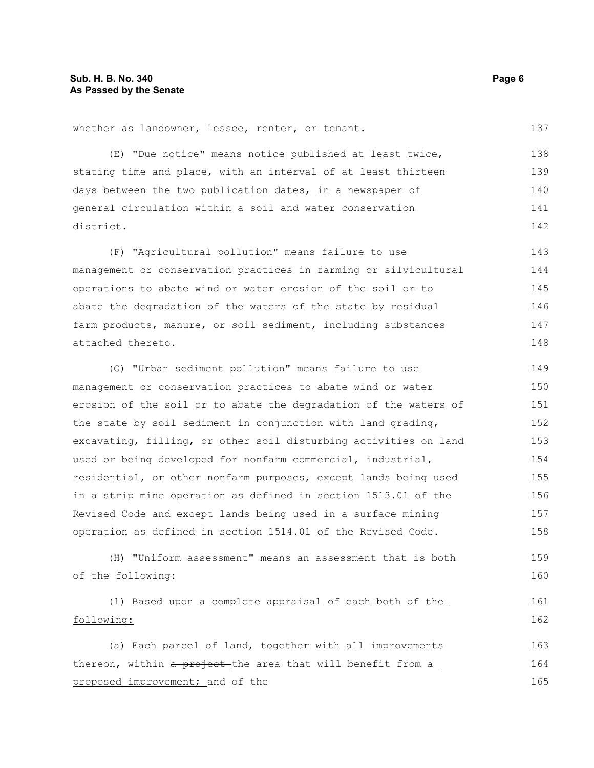whether as landowner, lessee, renter, or tenant.

(E) "Due notice" means notice published at least twice, stating time and place, with an interval of at least thirteen days between the two publication dates, in a newspaper of general circulation within a soil and water conservation district.

(F) "Agricultural pollution" means failure to use management or conservation practices in farming or silvicultural operations to abate wind or water erosion of the soil or to abate the degradation of the waters of the state by residual farm products, manure, or soil sediment, including substances attached thereto.

(G) "Urban sediment pollution" means failure to use management or conservation practices to abate wind or water erosion of the soil or to abate the degradation of the waters of the state by soil sediment in conjunction with land grading, excavating, filling, or other soil disturbing activities on land used or being developed for nonfarm commercial, industrial, residential, or other nonfarm purposes, except lands being used in a strip mine operation as defined in section 1513.01 of the Revised Code and except lands being used in a surface mining operation as defined in section 1514.01 of the Revised Code.

(H) "Uniform assessment" means an assessment that is both of the following:

(1) Based upon a complete appraisal of ~~each~~ both of the following:

(a) Each parcel of land, together with all improvements thereon, within ~~a project~~ the area that will benefit from a proposed improvement; and ~~of the~~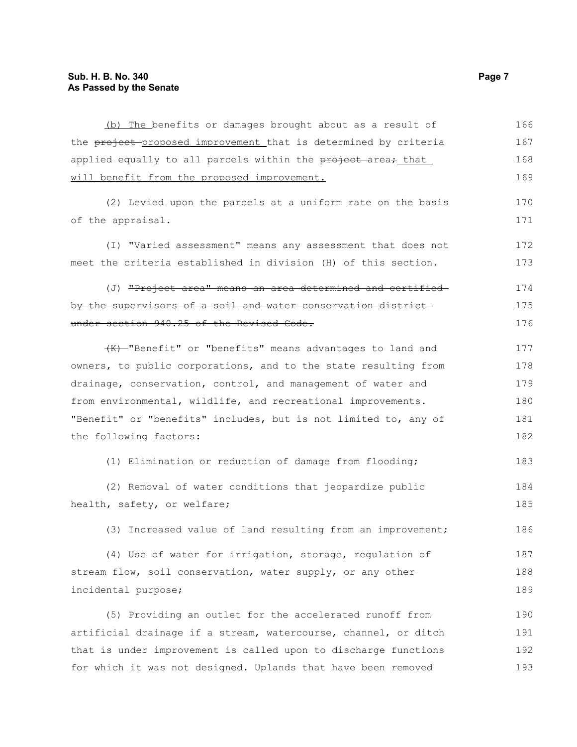(b) The benefits or damages brought about as a result of the ~~project~~ proposed improvement that is determined by criteria applied equally to all parcels within the ~~project~~ area~~;~~ that will benefit from the proposed improvement.

(2) Levied upon the parcels at a uniform rate on the basis of the appraisal.

(I) "Varied assessment" means any assessment that does not meet the criteria established in division (H) of this section.

(J) ~~"Project area" means an area determined and certified by the supervisors of a soil and water conservation district under section 940.25 of the Revised Code.~~

~~(K)~~ "Benefit" or "benefits" means advantages to land and owners, to public corporations, and to the state resulting from drainage, conservation, control, and management of water and from environmental, wildlife, and recreational improvements. "Benefit" or "benefits" includes, but is not limited to, any of the following factors:

(1) Elimination or reduction of damage from flooding;

(2) Removal of water conditions that jeopardize public health, safety, or welfare;

(3) Increased value of land resulting from an improvement;

(4) Use of water for irrigation, storage, regulation of stream flow, soil conservation, water supply, or any other incidental purpose;

(5) Providing an outlet for the accelerated runoff from artificial drainage if a stream, watercourse, channel, or ditch that is under improvement is called upon to discharge functions for which it was not designed. Uplands that have been removed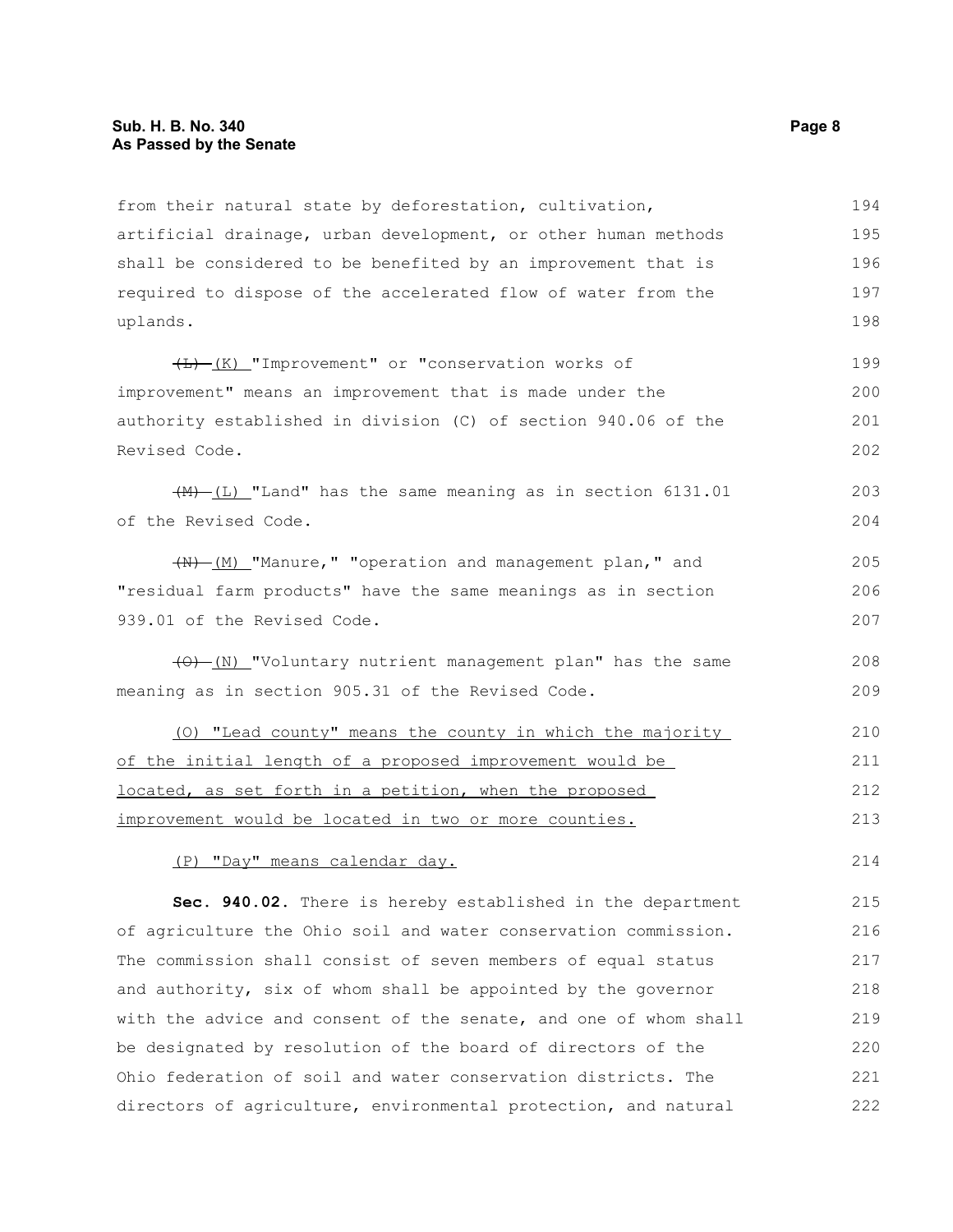from their natural state by deforestation, cultivation, artificial drainage, urban development, or other human methods shall be considered to be benefited by an improvement that is required to dispose of the accelerated flow of water from the uplands.

~~(L)~~ (K) "Improvement" or "conservation works of improvement" means an improvement that is made under the authority established in division (C) of section 940.06 of the Revised Code.

~~(M)~~ (L) "Land" has the same meaning as in section 6131.01 of the Revised Code.

~~(N)~~ (M) "Manure," "operation and management plan," and "residual farm products" have the same meanings as in section 939.01 of the Revised Code.

~~(O)~~ (N) "Voluntary nutrient management plan" has the same meaning as in section 905.31 of the Revised Code.

(O) "Lead county" means the county in which the majority of the initial length of a proposed improvement would be located, as set forth in a petition, when the proposed improvement would be located in two or more counties.

(P) "Day" means calendar day.

**Sec. 940.02.** There is hereby established in the department of agriculture the Ohio soil and water conservation commission. The commission shall consist of seven members of equal status and authority, six of whom shall be appointed by the governor with the advice and consent of the senate, and one of whom shall be designated by resolution of the board of directors of the Ohio federation of soil and water conservation districts. The directors of agriculture, environmental protection, and natural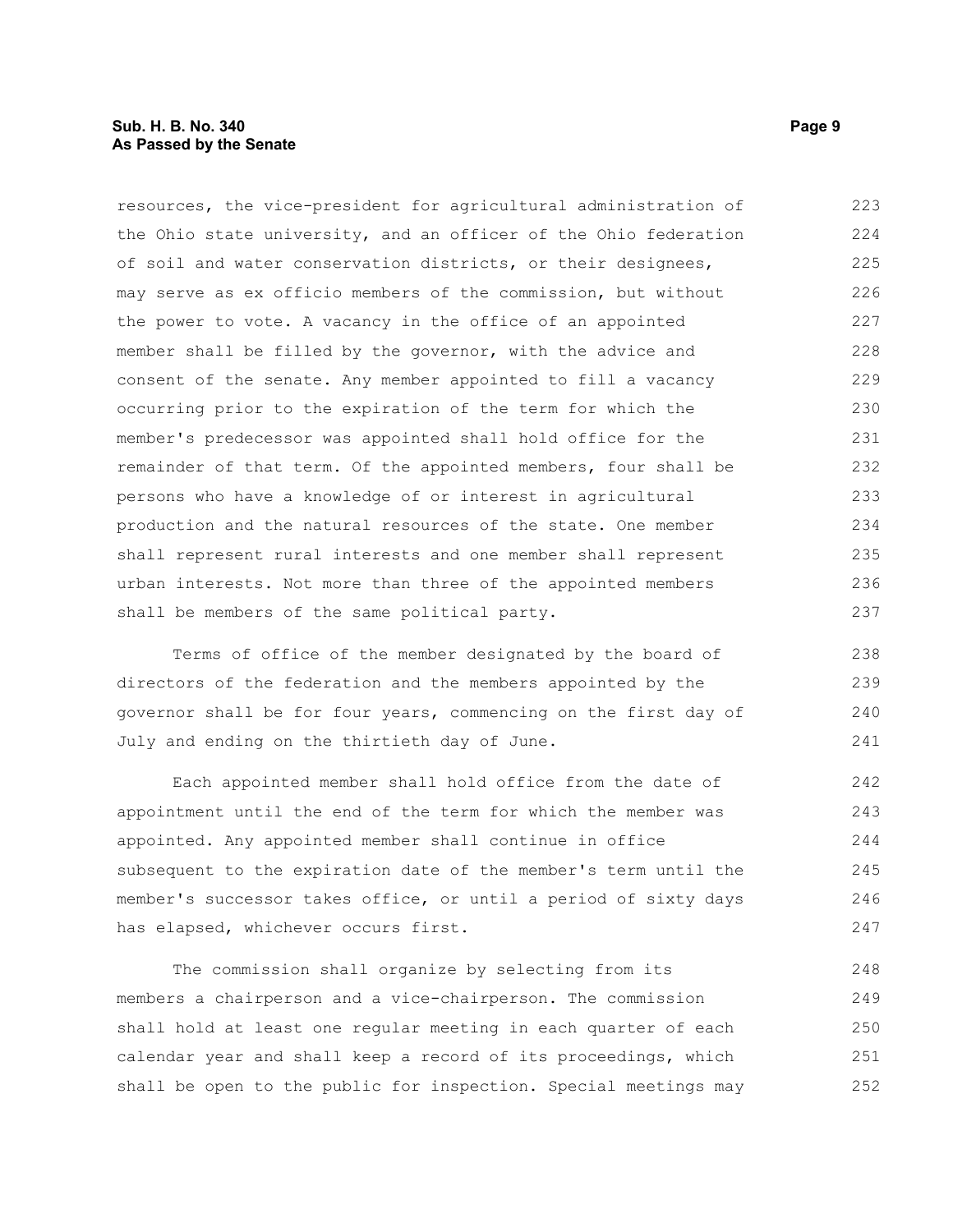resources, the vice-president for agricultural administration of the Ohio state university, and an officer of the Ohio federation of soil and water conservation districts, or their designees, may serve as ex officio members of the commission, but without the power to vote. A vacancy in the office of an appointed member shall be filled by the governor, with the advice and consent of the senate. Any member appointed to fill a vacancy occurring prior to the expiration of the term for which the member's predecessor was appointed shall hold office for the remainder of that term. Of the appointed members, four shall be persons who have a knowledge of or interest in agricultural production and the natural resources of the state. One member shall represent rural interests and one member shall represent urban interests. Not more than three of the appointed members shall be members of the same political party.

Terms of office of the member designated by the board of directors of the federation and the members appointed by the governor shall be for four years, commencing on the first day of July and ending on the thirtieth day of June.

Each appointed member shall hold office from the date of appointment until the end of the term for which the member was appointed. Any appointed member shall continue in office subsequent to the expiration date of the member's term until the member's successor takes office, or until a period of sixty days has elapsed, whichever occurs first.

The commission shall organize by selecting from its members a chairperson and a vice-chairperson. The commission shall hold at least one regular meeting in each quarter of each calendar year and shall keep a record of its proceedings, which shall be open to the public for inspection. Special meetings may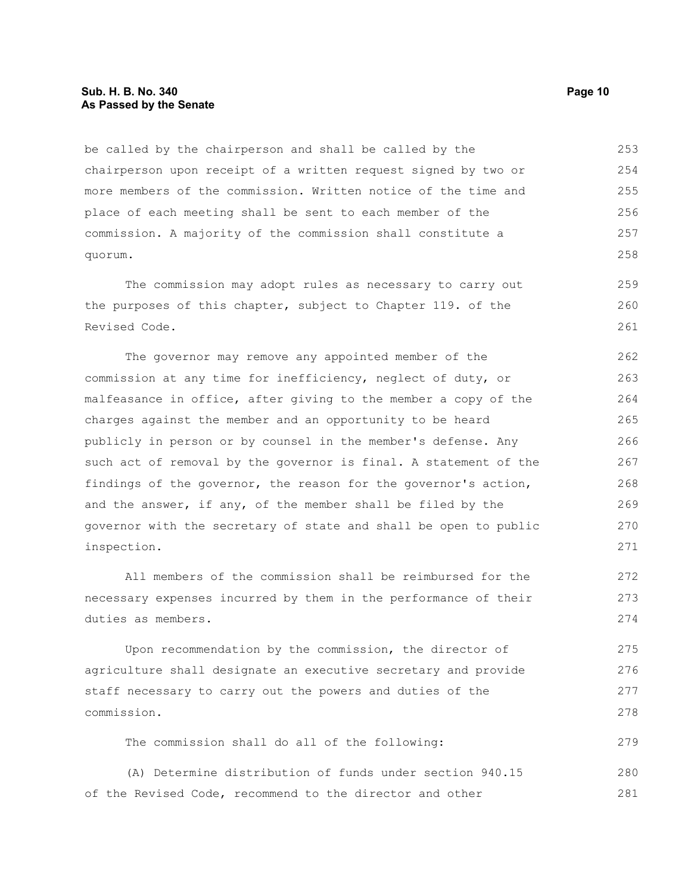be called by the chairperson and shall be called by the chairperson upon receipt of a written request signed by two or more members of the commission. Written notice of the time and place of each meeting shall be sent to each member of the commission. A majority of the commission shall constitute a quorum.

The commission may adopt rules as necessary to carry out the purposes of this chapter, subject to Chapter 119. of the Revised Code.

The governor may remove any appointed member of the commission at any time for inefficiency, neglect of duty, or malfeasance in office, after giving to the member a copy of the charges against the member and an opportunity to be heard publicly in person or by counsel in the member's defense. Any such act of removal by the governor is final. A statement of the findings of the governor, the reason for the governor's action, and the answer, if any, of the member shall be filed by the governor with the secretary of state and shall be open to public inspection.

All members of the commission shall be reimbursed for the necessary expenses incurred by them in the performance of their duties as members.

Upon recommendation by the commission, the director of agriculture shall designate an executive secretary and provide staff necessary to carry out the powers and duties of the commission.

The commission shall do all of the following:

(A) Determine distribution of funds under section 940.15 of the Revised Code, recommend to the director and other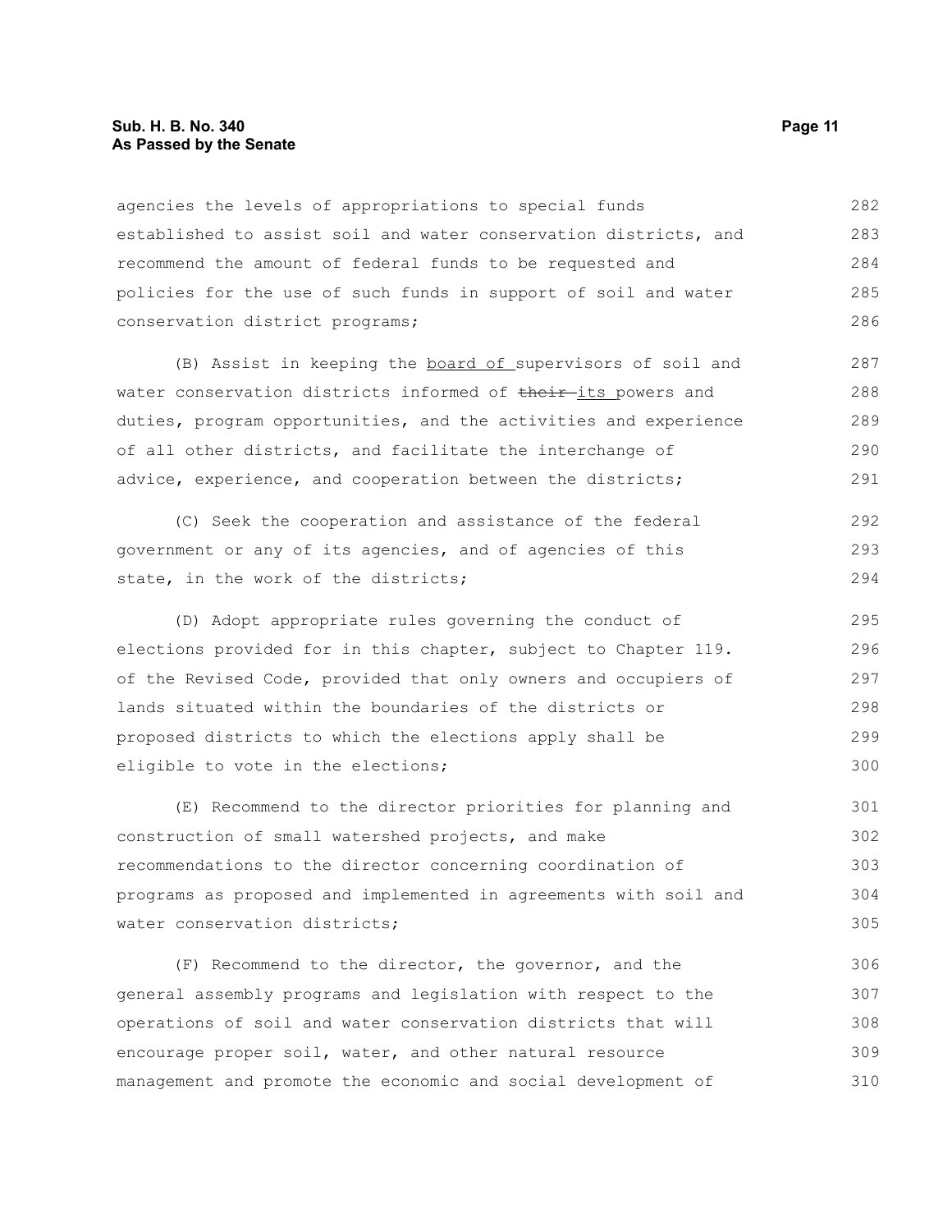agencies the levels of appropriations to special funds established to assist soil and water conservation districts, and recommend the amount of federal funds to be requested and policies for the use of such funds in support of soil and water conservation district programs;

(B) Assist in keeping the board of supervisors of soil and water conservation districts informed of ~~their~~ its powers and duties, program opportunities, and the activities and experience of all other districts, and facilitate the interchange of advice, experience, and cooperation between the districts;

(C) Seek the cooperation and assistance of the federal government or any of its agencies, and of agencies of this state, in the work of the districts;

(D) Adopt appropriate rules governing the conduct of elections provided for in this chapter, subject to Chapter 119. of the Revised Code, provided that only owners and occupiers of lands situated within the boundaries of the districts or proposed districts to which the elections apply shall be eligible to vote in the elections;

(E) Recommend to the director priorities for planning and construction of small watershed projects, and make recommendations to the director concerning coordination of programs as proposed and implemented in agreements with soil and water conservation districts;

(F) Recommend to the director, the governor, and the general assembly programs and legislation with respect to the operations of soil and water conservation districts that will encourage proper soil, water, and other natural resource management and promote the economic and social development of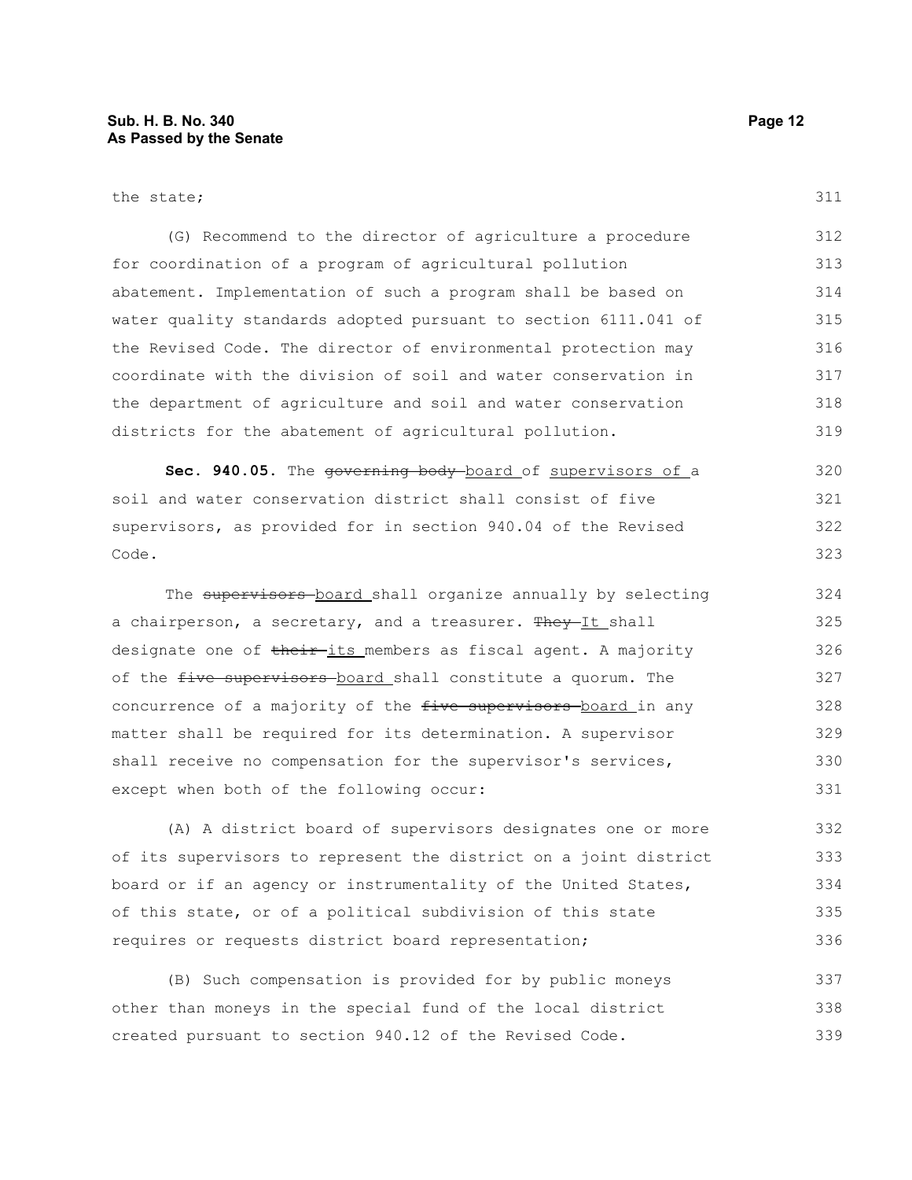the state;

(G) Recommend to the director of agriculture a procedure for coordination of a program of agricultural pollution abatement. Implementation of such a program shall be based on water quality standards adopted pursuant to section 6111.041 of the Revised Code. The director of environmental protection may coordinate with the division of soil and water conservation in the department of agriculture and soil and water conservation districts for the abatement of agricultural pollution.

**Sec. 940.05.** The ~~governing body~~ board of supervisors of a soil and water conservation district shall consist of five supervisors, as provided for in section 940.04 of the Revised Code.

The ~~supervisors~~ board shall organize annually by selecting a chairperson, a secretary, and a treasurer. ~~They~~ It shall designate one of ~~their~~ its members as fiscal agent. A majority of the ~~five supervisors~~ board shall constitute a quorum. The concurrence of a majority of the ~~five supervisors~~ board in any matter shall be required for its determination. A supervisor shall receive no compensation for the supervisor's services, except when both of the following occur:

(A) A district board of supervisors designates one or more of its supervisors to represent the district on a joint district board or if an agency or instrumentality of the United States, of this state, or of a political subdivision of this state requires or requests district board representation;

(B) Such compensation is provided for by public moneys other than moneys in the special fund of the local district created pursuant to section 940.12 of the Revised Code.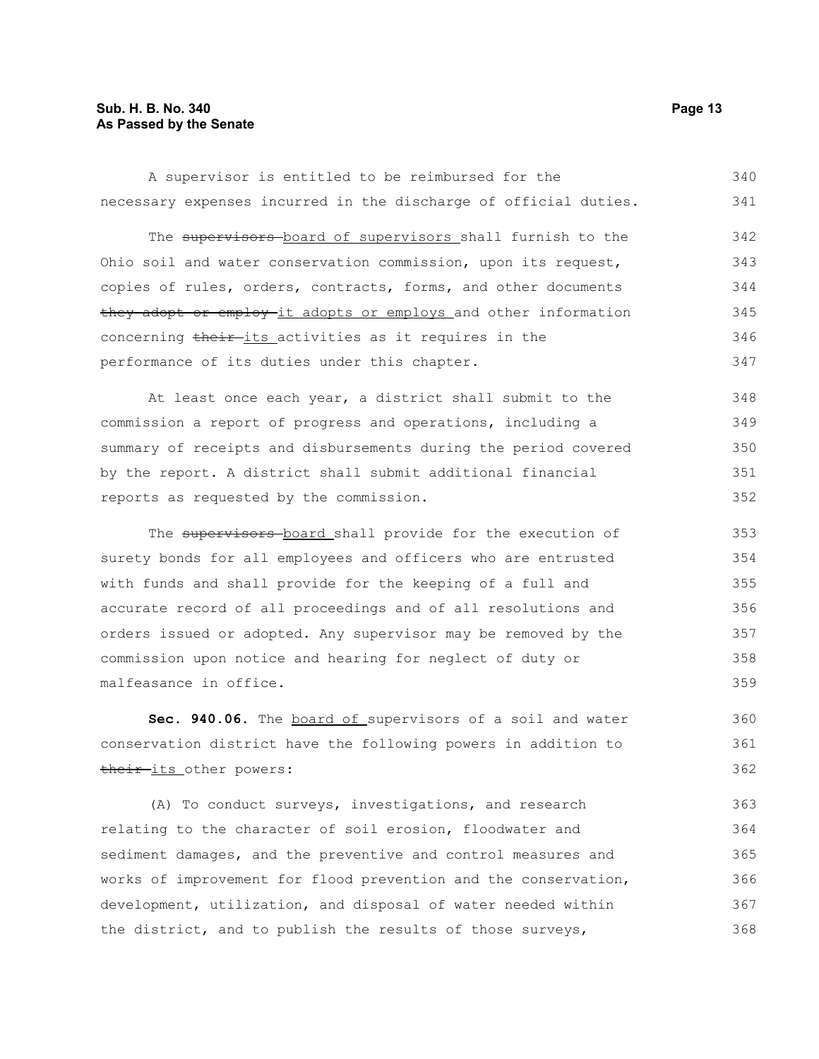A supervisor is entitled to be reimbursed for the necessary expenses incurred in the discharge of official duties.

The ~~supervisors~~ <u>board of supervisors</u> shall furnish to the Ohio soil and water conservation commission, upon its request, copies of rules, orders, contracts, forms, and other documents ~~they adopt or employ~~ <u>it adopts or employs</u> and other information concerning ~~their~~ <u>its</u> activities as it requires in the performance of its duties under this chapter.

At least once each year, a district shall submit to the commission a report of progress and operations, including a summary of receipts and disbursements during the period covered by the report. A district shall submit additional financial reports as requested by the commission.

The ~~supervisors~~ <u>board</u> shall provide for the execution of surety bonds for all employees and officers who are entrusted with funds and shall provide for the keeping of a full and accurate record of all proceedings and of all resolutions and orders issued or adopted. Any supervisor may be removed by the commission upon notice and hearing for neglect of duty or malfeasance in office.

**Sec. 940.06.** The <u>board of</u> supervisors of a soil and water conservation district have the following powers in addition to ~~their~~ <u>its</u> other powers:

(A) To conduct surveys, investigations, and research relating to the character of soil erosion, floodwater and sediment damages, and the preventive and control measures and works of improvement for flood prevention and the conservation, development, utilization, and disposal of water needed within the district, and to publish the results of those surveys,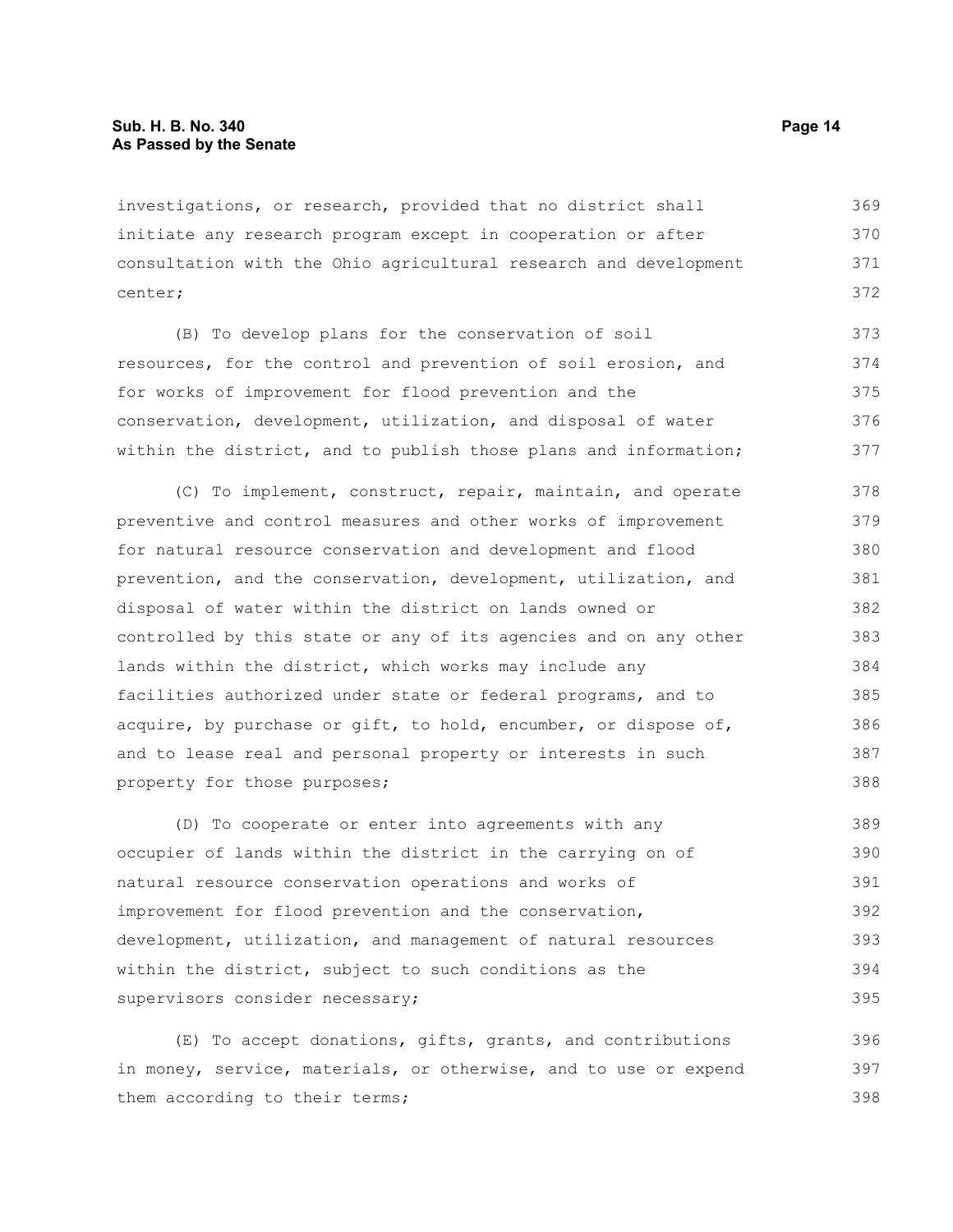investigations, or research, provided that no district shall initiate any research program except in cooperation or after consultation with the Ohio agricultural research and development center;

(B) To develop plans for the conservation of soil resources, for the control and prevention of soil erosion, and for works of improvement for flood prevention and the conservation, development, utilization, and disposal of water within the district, and to publish those plans and information;

(C) To implement, construct, repair, maintain, and operate preventive and control measures and other works of improvement for natural resource conservation and development and flood prevention, and the conservation, development, utilization, and disposal of water within the district on lands owned or controlled by this state or any of its agencies and on any other lands within the district, which works may include any facilities authorized under state or federal programs, and to acquire, by purchase or gift, to hold, encumber, or dispose of, and to lease real and personal property or interests in such property for those purposes;

(D) To cooperate or enter into agreements with any occupier of lands within the district in the carrying on of natural resource conservation operations and works of improvement for flood prevention and the conservation, development, utilization, and management of natural resources within the district, subject to such conditions as the supervisors consider necessary;

(E) To accept donations, gifts, grants, and contributions in money, service, materials, or otherwise, and to use or expend them according to their terms;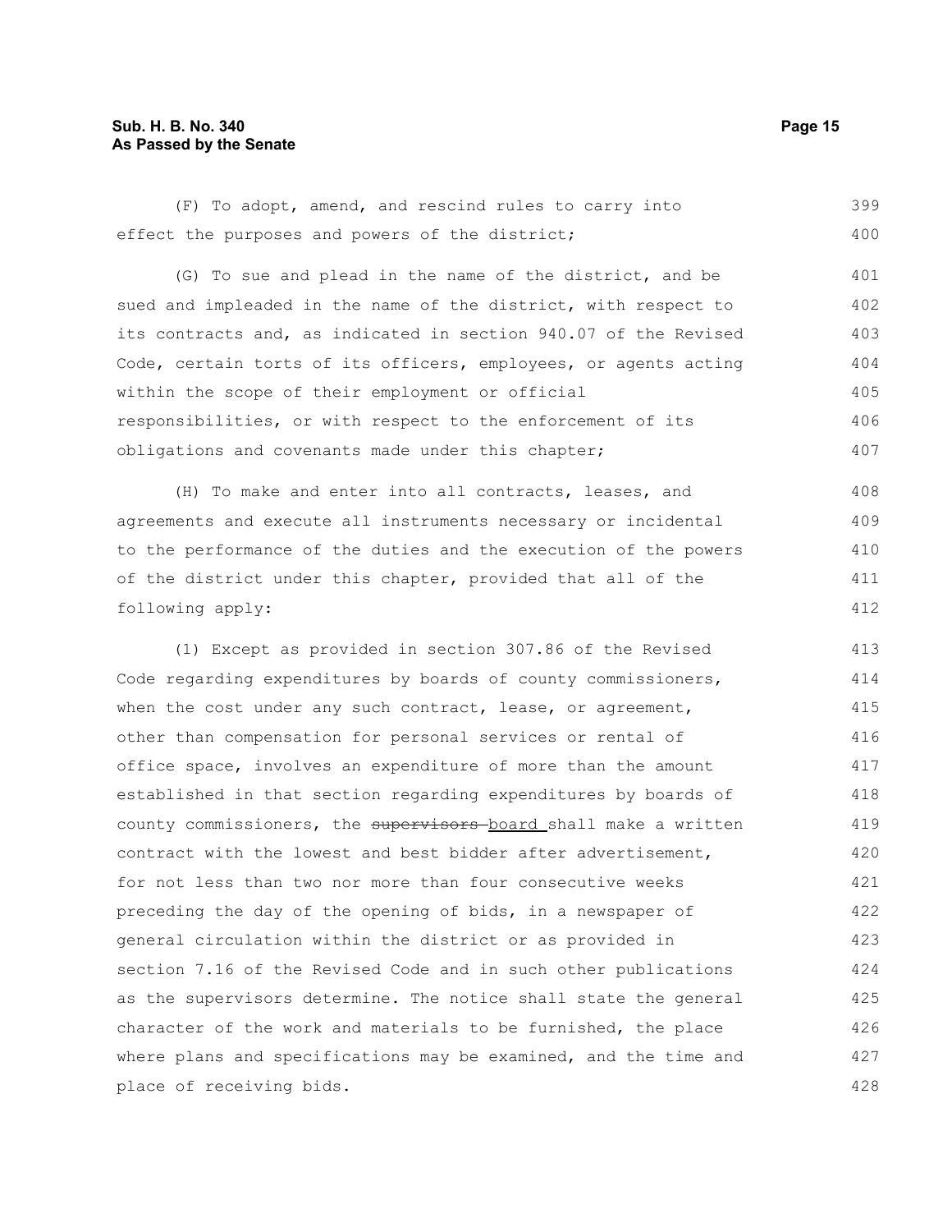(F) To adopt, amend, and rescind rules to carry into effect the purposes and powers of the district;

(G) To sue and plead in the name of the district, and be sued and impleaded in the name of the district, with respect to its contracts and, as indicated in section 940.07 of the Revised Code, certain torts of its officers, employees, or agents acting within the scope of their employment or official responsibilities, or with respect to the enforcement of its obligations and covenants made under this chapter;

(H) To make and enter into all contracts, leases, and agreements and execute all instruments necessary or incidental to the performance of the duties and the execution of the powers of the district under this chapter, provided that all of the following apply:

(1) Except as provided in section 307.86 of the Revised Code regarding expenditures by boards of county commissioners, when the cost under any such contract, lease, or agreement, other than compensation for personal services or rental of office space, involves an expenditure of more than the amount established in that section regarding expenditures by boards of county commissioners, the ~~supervisors~~ board shall make a written contract with the lowest and best bidder after advertisement, for not less than two nor more than four consecutive weeks preceding the day of the opening of bids, in a newspaper of general circulation within the district or as provided in section 7.16 of the Revised Code and in such other publications as the supervisors determine. The notice shall state the general character of the work and materials to be furnished, the place where plans and specifications may be examined, and the time and place of receiving bids.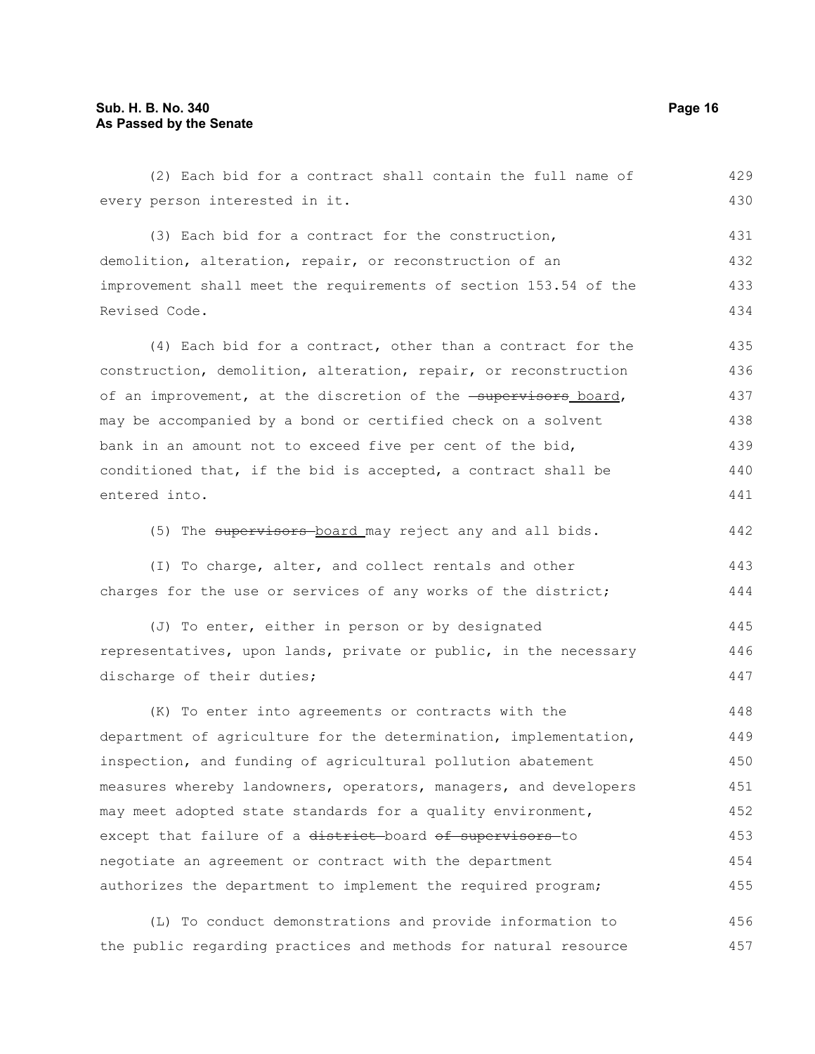(2) Each bid for a contract shall contain the full name of every person interested in it.

(3) Each bid for a contract for the construction, demolition, alteration, repair, or reconstruction of an improvement shall meet the requirements of section 153.54 of the Revised Code.

(4) Each bid for a contract, other than a contract for the construction, demolition, alteration, repair, or reconstruction of an improvement, at the discretion of the ~~supervisors~~ board, may be accompanied by a bond or certified check on a solvent bank in an amount not to exceed five per cent of the bid, conditioned that, if the bid is accepted, a contract shall be entered into.

(5) The ~~supervisors~~ board may reject any and all bids.

(I) To charge, alter, and collect rentals and other charges for the use or services of any works of the district;

(J) To enter, either in person or by designated representatives, upon lands, private or public, in the necessary discharge of their duties;

(K) To enter into agreements or contracts with the department of agriculture for the determination, implementation, inspection, and funding of agricultural pollution abatement measures whereby landowners, operators, managers, and developers may meet adopted state standards for a quality environment, except that failure of a ~~district~~ board ~~of supervisors~~ to negotiate an agreement or contract with the department authorizes the department to implement the required program;

(L) To conduct demonstrations and provide information to the public regarding practices and methods for natural resource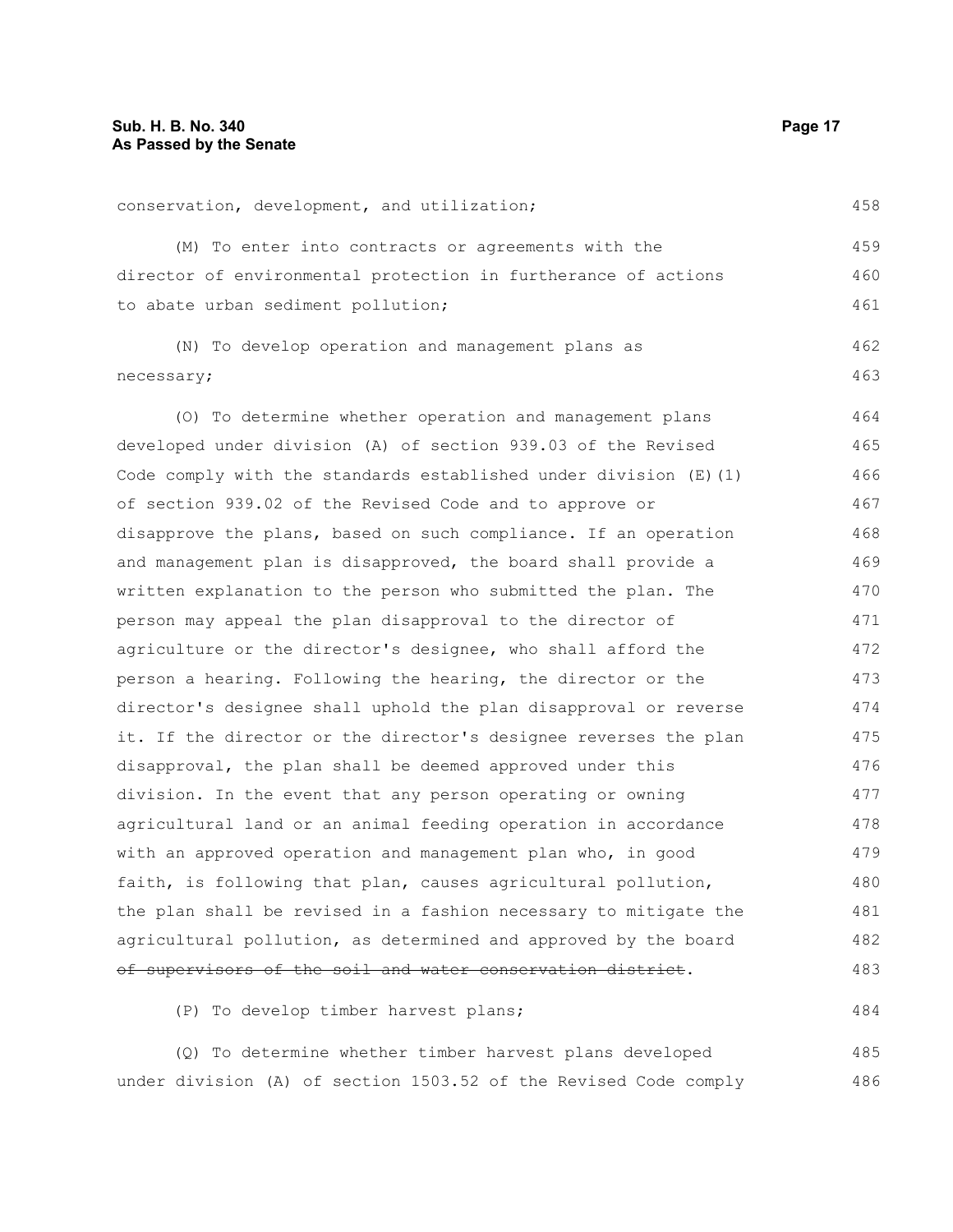conservation, development, and utilization;

(M) To enter into contracts or agreements with the director of environmental protection in furtherance of actions to abate urban sediment pollution;

(N) To develop operation and management plans as necessary;

(O) To determine whether operation and management plans developed under division (A) of section 939.03 of the Revised Code comply with the standards established under division (E)(1) of section 939.02 of the Revised Code and to approve or disapprove the plans, based on such compliance. If an operation and management plan is disapproved, the board shall provide a written explanation to the person who submitted the plan. The person may appeal the plan disapproval to the director of agriculture or the director's designee, who shall afford the person a hearing. Following the hearing, the director or the director's designee shall uphold the plan disapproval or reverse it. If the director or the director's designee reverses the plan disapproval, the plan shall be deemed approved under this division. In the event that any person operating or owning agricultural land or an animal feeding operation in accordance with an approved operation and management plan who, in good faith, is following that plan, causes agricultural pollution, the plan shall be revised in a fashion necessary to mitigate the agricultural pollution, as determined and approved by the board ~~of supervisors of the soil and water conservation district~~.

(P) To develop timber harvest plans;

(Q) To determine whether timber harvest plans developed under division (A) of section 1503.52 of the Revised Code comply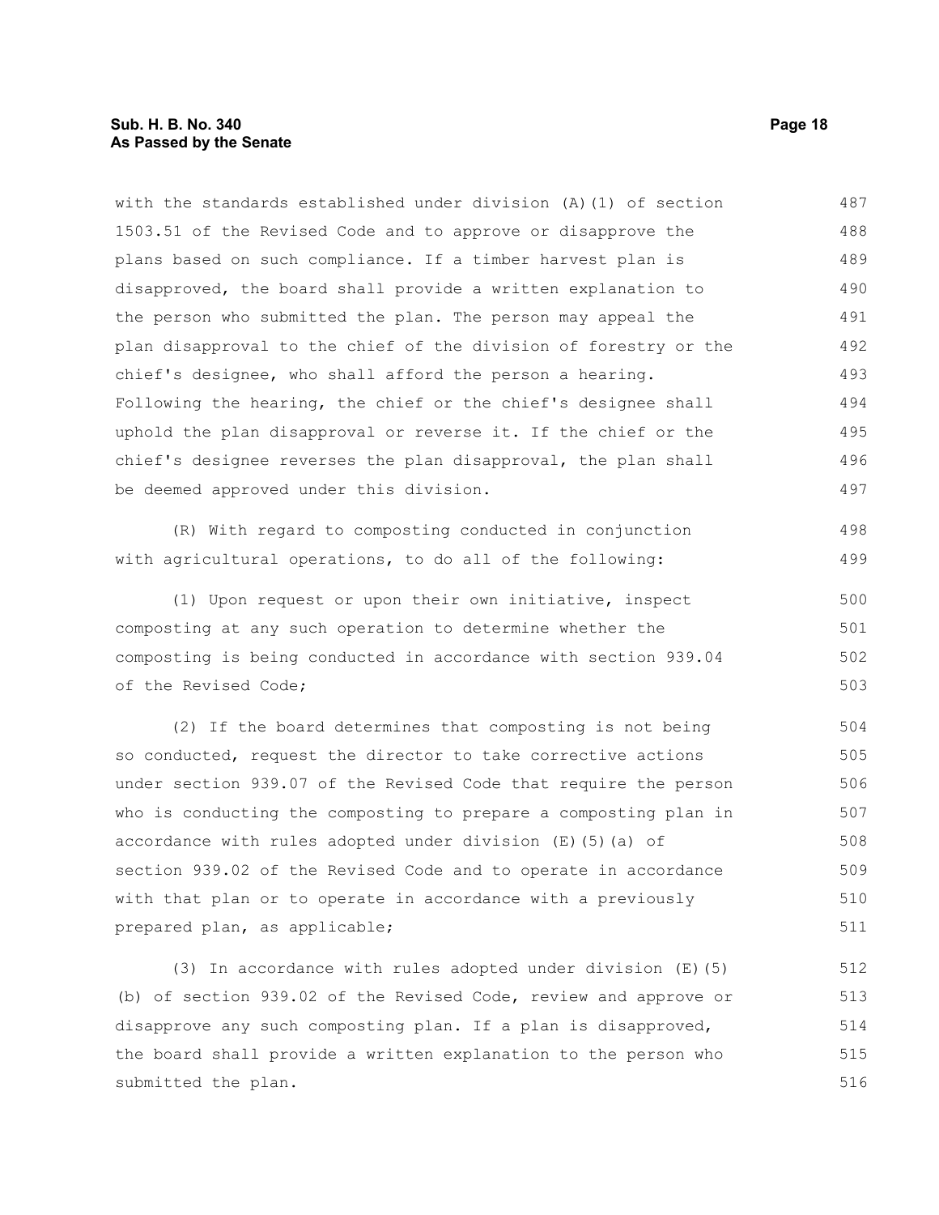with the standards established under division (A)(1) of section 1503.51 of the Revised Code and to approve or disapprove the plans based on such compliance. If a timber harvest plan is disapproved, the board shall provide a written explanation to the person who submitted the plan. The person may appeal the plan disapproval to the chief of the division of forestry or the chief's designee, who shall afford the person a hearing. Following the hearing, the chief or the chief's designee shall uphold the plan disapproval or reverse it. If the chief or the chief's designee reverses the plan disapproval, the plan shall be deemed approved under this division.

(R) With regard to composting conducted in conjunction with agricultural operations, to do all of the following:

(1) Upon request or upon their own initiative, inspect composting at any such operation to determine whether the composting is being conducted in accordance with section 939.04 of the Revised Code;

(2) If the board determines that composting is not being so conducted, request the director to take corrective actions under section 939.07 of the Revised Code that require the person who is conducting the composting to prepare a composting plan in accordance with rules adopted under division (E)(5)(a) of section 939.02 of the Revised Code and to operate in accordance with that plan or to operate in accordance with a previously prepared plan, as applicable;

(3) In accordance with rules adopted under division (E)(5)(b) of section 939.02 of the Revised Code, review and approve or disapprove any such composting plan. If a plan is disapproved, the board shall provide a written explanation to the person who submitted the plan.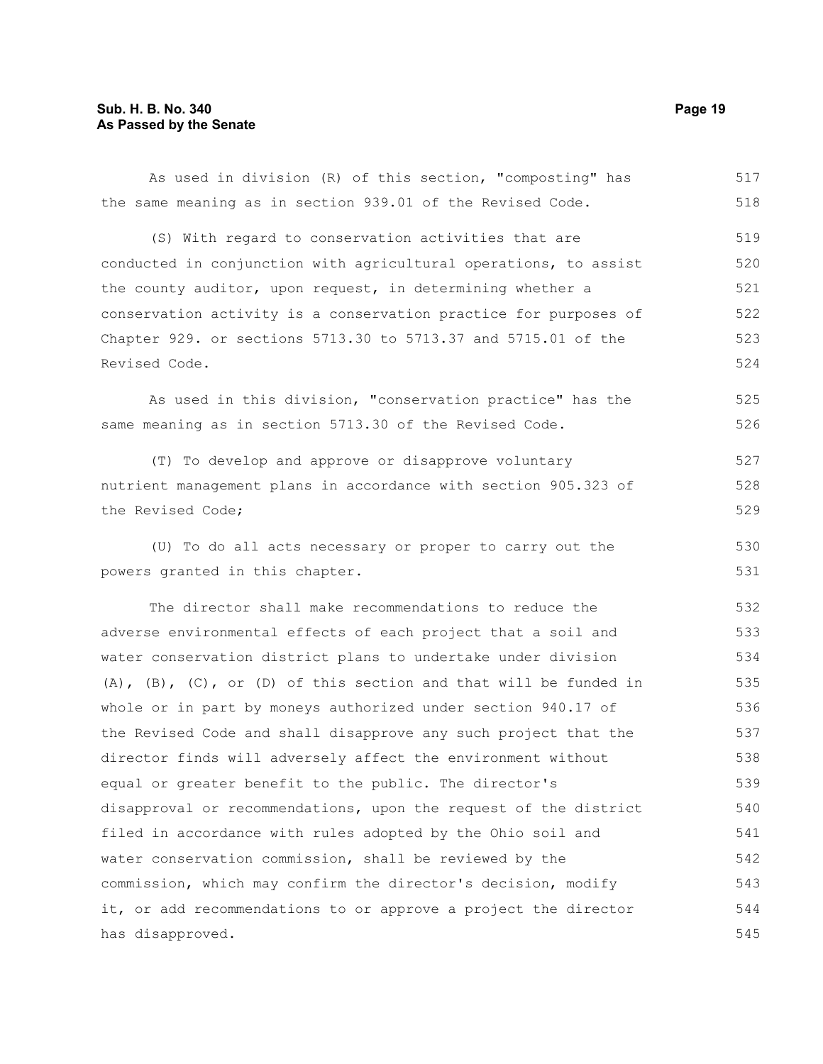As used in division (R) of this section, "composting" has the same meaning as in section 939.01 of the Revised Code.

(S) With regard to conservation activities that are conducted in conjunction with agricultural operations, to assist the county auditor, upon request, in determining whether a conservation activity is a conservation practice for purposes of Chapter 929. or sections 5713.30 to 5713.37 and 5715.01 of the Revised Code.

As used in this division, "conservation practice" has the same meaning as in section 5713.30 of the Revised Code.

(T) To develop and approve or disapprove voluntary nutrient management plans in accordance with section 905.323 of the Revised Code;

(U) To do all acts necessary or proper to carry out the powers granted in this chapter.

The director shall make recommendations to reduce the adverse environmental effects of each project that a soil and water conservation district plans to undertake under division (A), (B), (C), or (D) of this section and that will be funded in whole or in part by moneys authorized under section 940.17 of the Revised Code and shall disapprove any such project that the director finds will adversely affect the environment without equal or greater benefit to the public. The director's disapproval or recommendations, upon the request of the district filed in accordance with rules adopted by the Ohio soil and water conservation commission, shall be reviewed by the commission, which may confirm the director's decision, modify it, or add recommendations to or approve a project the director has disapproved.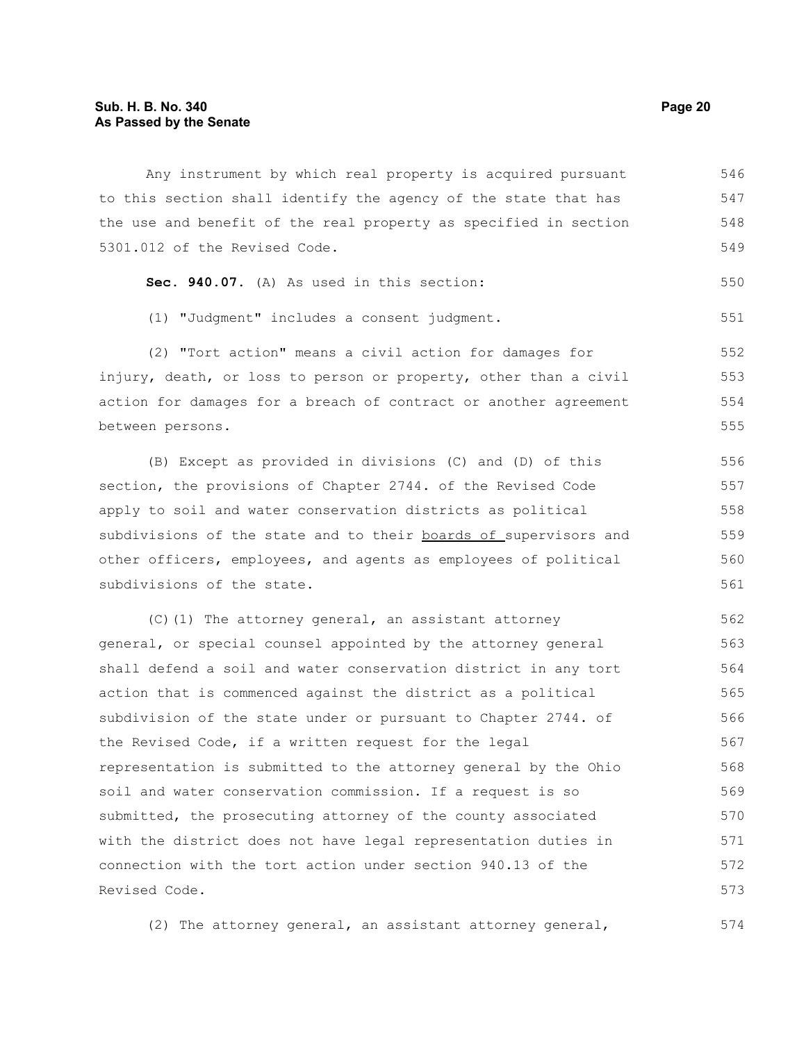Any instrument by which real property is acquired pursuant to this section shall identify the agency of the state that has the use and benefit of the real property as specified in section 5301.012 of the Revised Code.

**Sec. 940.07.** (A) As used in this section:

(1) "Judgment" includes a consent judgment.

(2) "Tort action" means a civil action for damages for injury, death, or loss to person or property, other than a civil action for damages for a breach of contract or another agreement between persons.

(B) Except as provided in divisions (C) and (D) of this section, the provisions of Chapter 2744. of the Revised Code apply to soil and water conservation districts as political subdivisions of the state and to their <u>boards of </u>supervisors and other officers, employees, and agents as employees of political subdivisions of the state.

(C)(1) The attorney general, an assistant attorney general, or special counsel appointed by the attorney general shall defend a soil and water conservation district in any tort action that is commenced against the district as a political subdivision of the state under or pursuant to Chapter 2744. of the Revised Code, if a written request for the legal representation is submitted to the attorney general by the Ohio soil and water conservation commission. If a request is so submitted, the prosecuting attorney of the county associated with the district does not have legal representation duties in connection with the tort action under section 940.13 of the Revised Code.

(2) The attorney general, an assistant attorney general,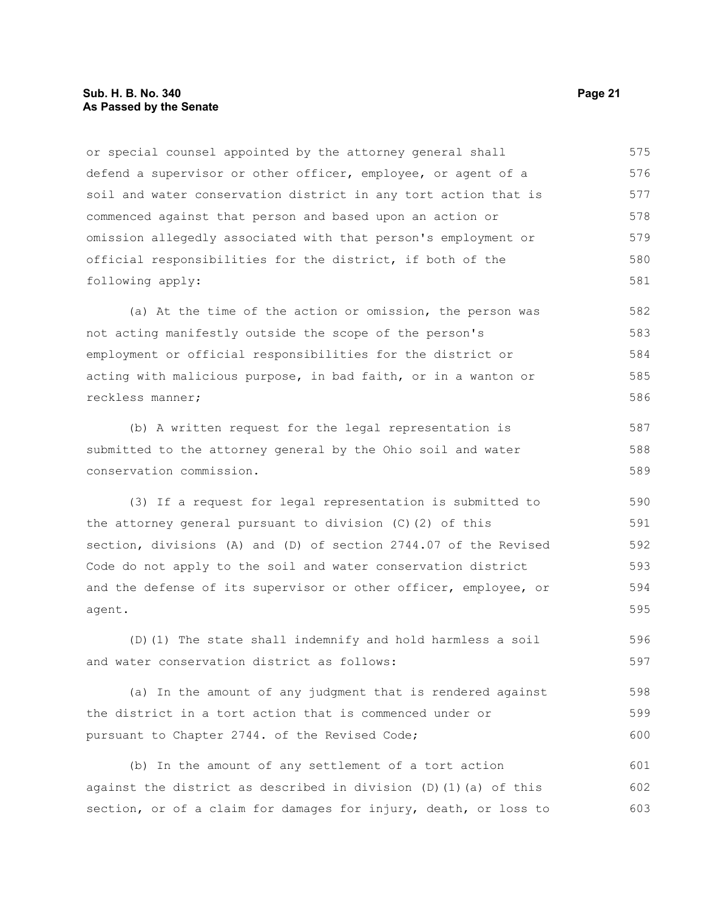or special counsel appointed by the attorney general shall defend a supervisor or other officer, employee, or agent of a soil and water conservation district in any tort action that is commenced against that person and based upon an action or omission allegedly associated with that person's employment or official responsibilities for the district, if both of the following apply:

(a) At the time of the action or omission, the person was not acting manifestly outside the scope of the person's employment or official responsibilities for the district or acting with malicious purpose, in bad faith, or in a wanton or reckless manner;

(b) A written request for the legal representation is submitted to the attorney general by the Ohio soil and water conservation commission.

(3) If a request for legal representation is submitted to the attorney general pursuant to division (C)(2) of this section, divisions (A) and (D) of section 2744.07 of the Revised Code do not apply to the soil and water conservation district and the defense of its supervisor or other officer, employee, or agent.

(D)(1) The state shall indemnify and hold harmless a soil and water conservation district as follows:

(a) In the amount of any judgment that is rendered against the district in a tort action that is commenced under or pursuant to Chapter 2744. of the Revised Code;

(b) In the amount of any settlement of a tort action against the district as described in division (D)(1)(a) of this section, or of a claim for damages for injury, death, or loss to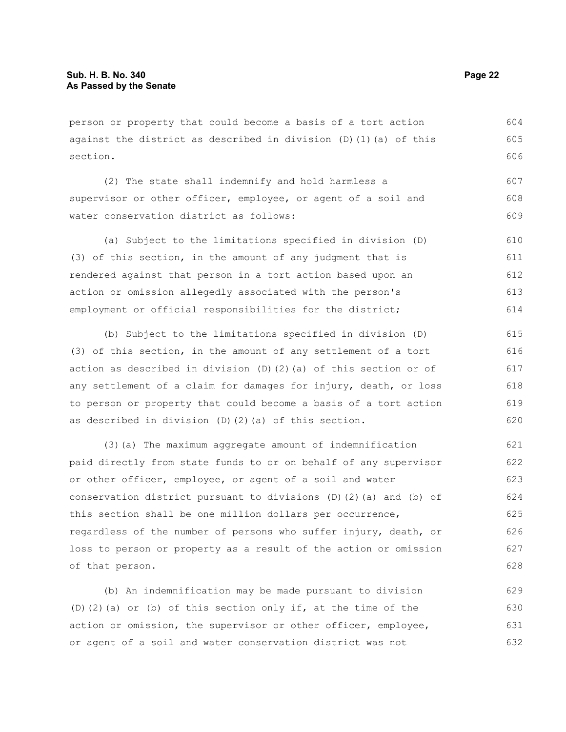person or property that could become a basis of a tort action against the district as described in division (D)(1)(a) of this section.

(2) The state shall indemnify and hold harmless a supervisor or other officer, employee, or agent of a soil and water conservation district as follows:

(a) Subject to the limitations specified in division (D)(3) of this section, in the amount of any judgment that is rendered against that person in a tort action based upon an action or omission allegedly associated with the person's employment or official responsibilities for the district;

(b) Subject to the limitations specified in division (D)(3) of this section, in the amount of any settlement of a tort action as described in division (D)(2)(a) of this section or of any settlement of a claim for damages for injury, death, or loss to person or property that could become a basis of a tort action as described in division (D)(2)(a) of this section.

(3)(a) The maximum aggregate amount of indemnification paid directly from state funds to or on behalf of any supervisor or other officer, employee, or agent of a soil and water conservation district pursuant to divisions (D)(2)(a) and (b) of this section shall be one million dollars per occurrence, regardless of the number of persons who suffer injury, death, or loss to person or property as a result of the action or omission of that person.

(b) An indemnification may be made pursuant to division (D)(2)(a) or (b) of this section only if, at the time of the action or omission, the supervisor or other officer, employee, or agent of a soil and water conservation district was not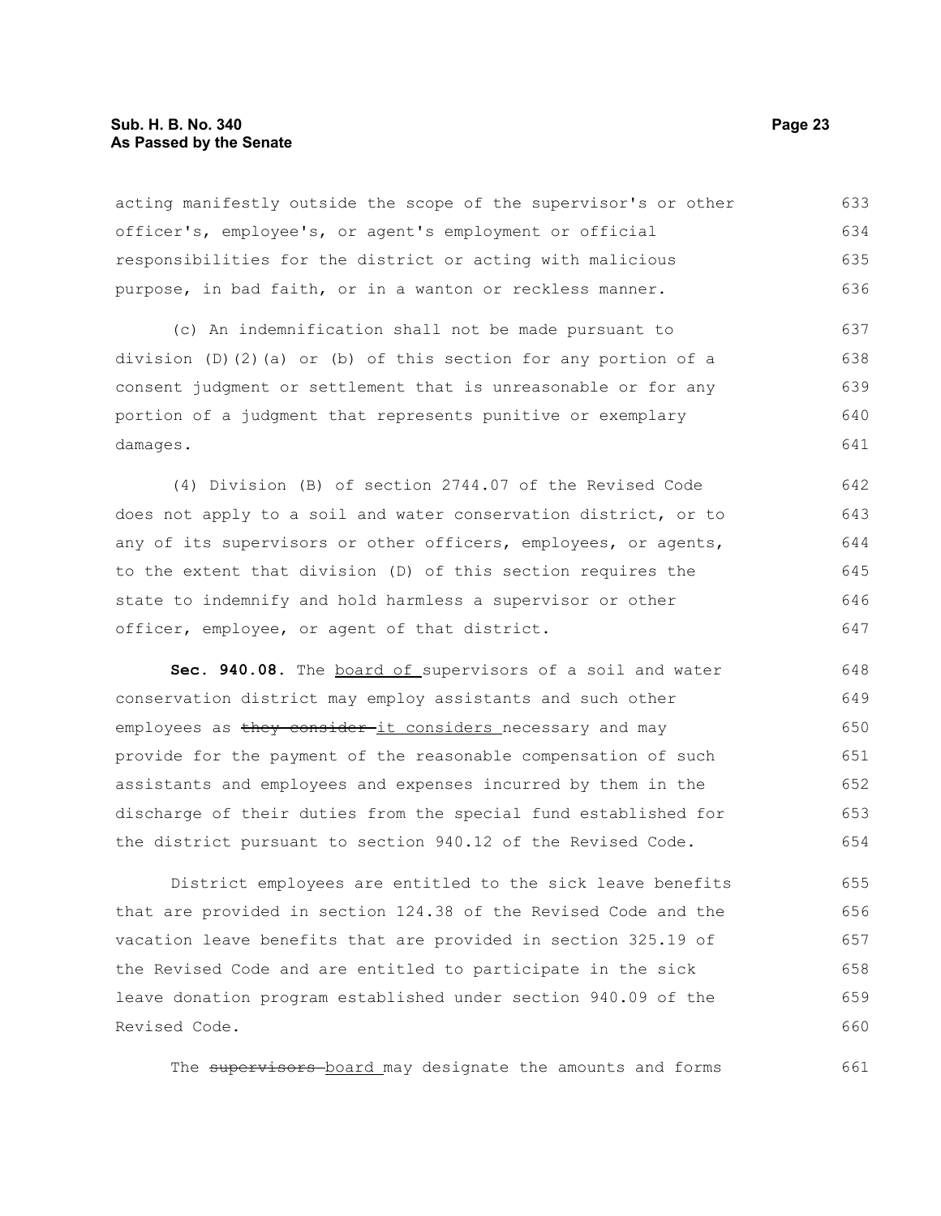acting manifestly outside the scope of the supervisor's or other officer's, employee's, or agent's employment or official responsibilities for the district or acting with malicious purpose, in bad faith, or in a wanton or reckless manner.

(c) An indemnification shall not be made pursuant to division (D)(2)(a) or (b) of this section for any portion of a consent judgment or settlement that is unreasonable or for any portion of a judgment that represents punitive or exemplary damages.

(4) Division (B) of section 2744.07 of the Revised Code does not apply to a soil and water conservation district, or to any of its supervisors or other officers, employees, or agents, to the extent that division (D) of this section requires the state to indemnify and hold harmless a supervisor or other officer, employee, or agent of that district.

**Sec. 940.08.** The <u>board of</u> supervisors of a soil and water conservation district may employ assistants and such other employees as ~~they consider~~ <u>it considers</u> necessary and may provide for the payment of the reasonable compensation of such assistants and employees and expenses incurred by them in the discharge of their duties from the special fund established for the district pursuant to section 940.12 of the Revised Code.

District employees are entitled to the sick leave benefits that are provided in section 124.38 of the Revised Code and the vacation leave benefits that are provided in section 325.19 of the Revised Code and are entitled to participate in the sick leave donation program established under section 940.09 of the Revised Code.

The ~~supervisors~~ <u>board</u> may designate the amounts and forms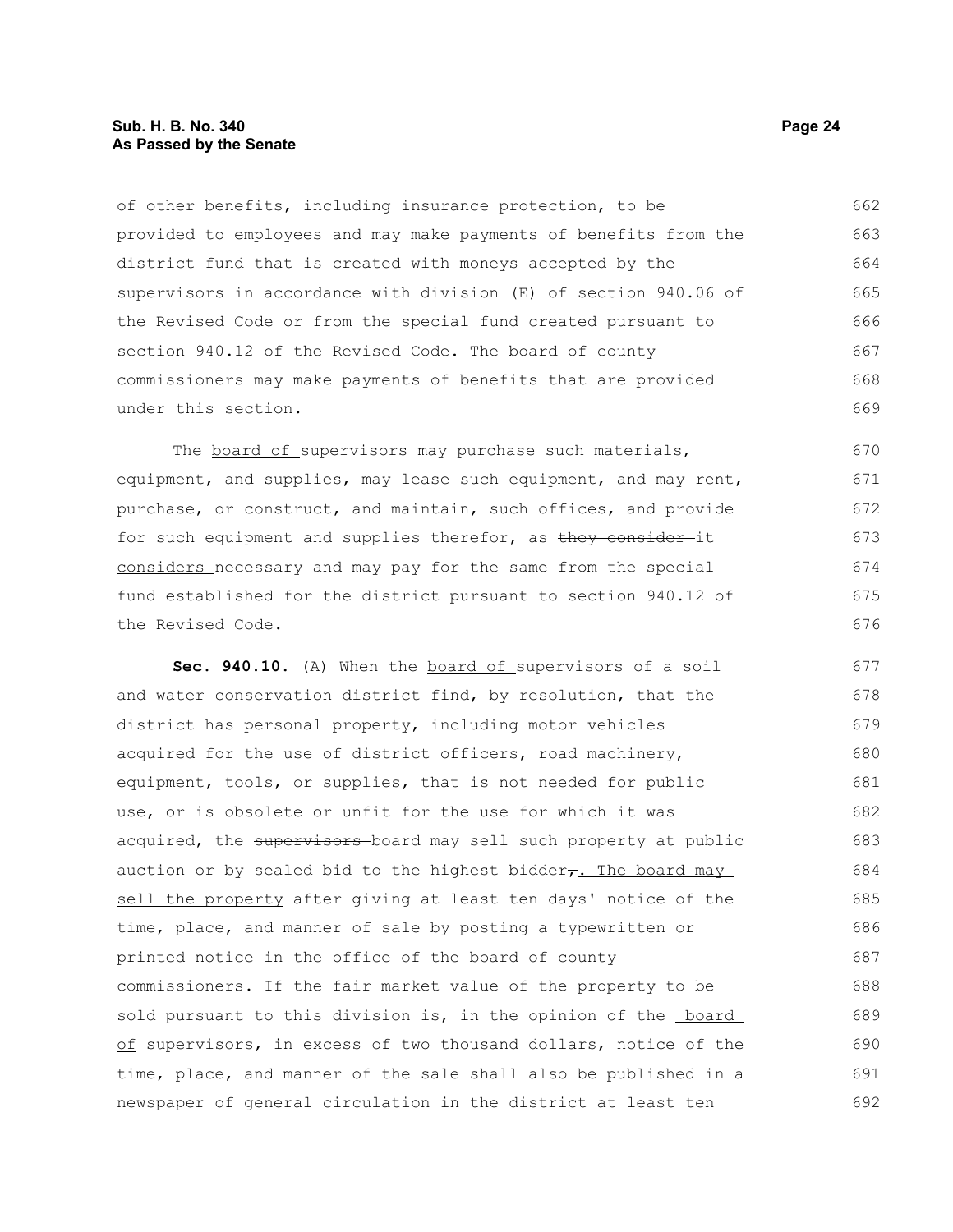of other benefits, including insurance protection, to be provided to employees and may make payments of benefits from the district fund that is created with moneys accepted by the supervisors in accordance with division (E) of section 940.06 of the Revised Code or from the special fund created pursuant to section 940.12 of the Revised Code. The board of county commissioners may make payments of benefits that are provided under this section.

The board of supervisors may purchase such materials, equipment, and supplies, may lease such equipment, and may rent, purchase, or construct, and maintain, such offices, and provide for such equipment and supplies therefor, as ~~they consider~~ it considers necessary and may pay for the same from the special fund established for the district pursuant to section 940.12 of the Revised Code.

**Sec. 940.10.** (A) When the board of supervisors of a soil and water conservation district find, by resolution, that the district has personal property, including motor vehicles acquired for the use of district officers, road machinery, equipment, tools, or supplies, that is not needed for public use, or is obsolete or unfit for the use for which it was acquired, the ~~supervisors~~ board may sell such property at public auction or by sealed bid to the highest bidder~~,~~. The board may sell the property after giving at least ten days' notice of the time, place, and manner of sale by posting a typewritten or printed notice in the office of the board of county commissioners. If the fair market value of the property to be sold pursuant to this division is, in the opinion of the board of supervisors, in excess of two thousand dollars, notice of the time, place, and manner of the sale shall also be published in a newspaper of general circulation in the district at least ten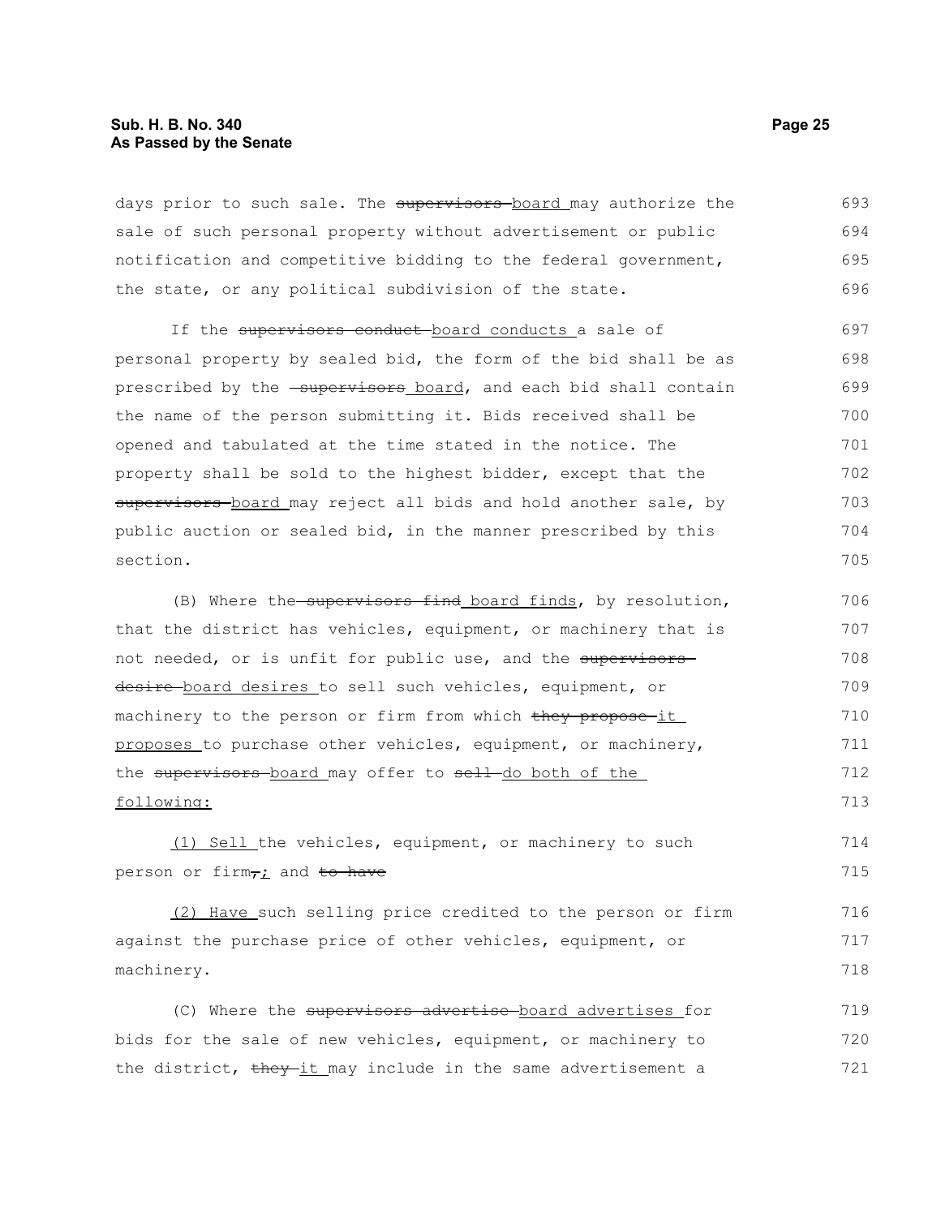days prior to such sale. The ~~supervisors~~ board may authorize the sale of such personal property without advertisement or public notification and competitive bidding to the federal government, the state, or any political subdivision of the state.

If the ~~supervisors conduct~~ board conducts a sale of personal property by sealed bid, the form of the bid shall be as prescribed by the ~~supervisors~~ board, and each bid shall contain the name of the person submitting it. Bids received shall be opened and tabulated at the time stated in the notice. The property shall be sold to the highest bidder, except that the ~~supervisors~~ board may reject all bids and hold another sale, by public auction or sealed bid, in the manner prescribed by this section.

(B) Where the ~~supervisors find~~ board finds, by resolution, that the district has vehicles, equipment, or machinery that is not needed, or is unfit for public use, and the ~~supervisors desire~~ board desires to sell such vehicles, equipment, or machinery to the person or firm from which ~~they propose~~ it proposes to purchase other vehicles, equipment, or machinery, the ~~supervisors~~ board may offer to ~~sell~~ do both of the following:

(1) Sell the vehicles, equipment, or machinery to such person or firm~~,~~; and ~~to have~~

(2) Have such selling price credited to the person or firm against the purchase price of other vehicles, equipment, or machinery.

(C) Where the ~~supervisors advertise~~ board advertises for bids for the sale of new vehicles, equipment, or machinery to the district, ~~they~~ it may include in the same advertisement a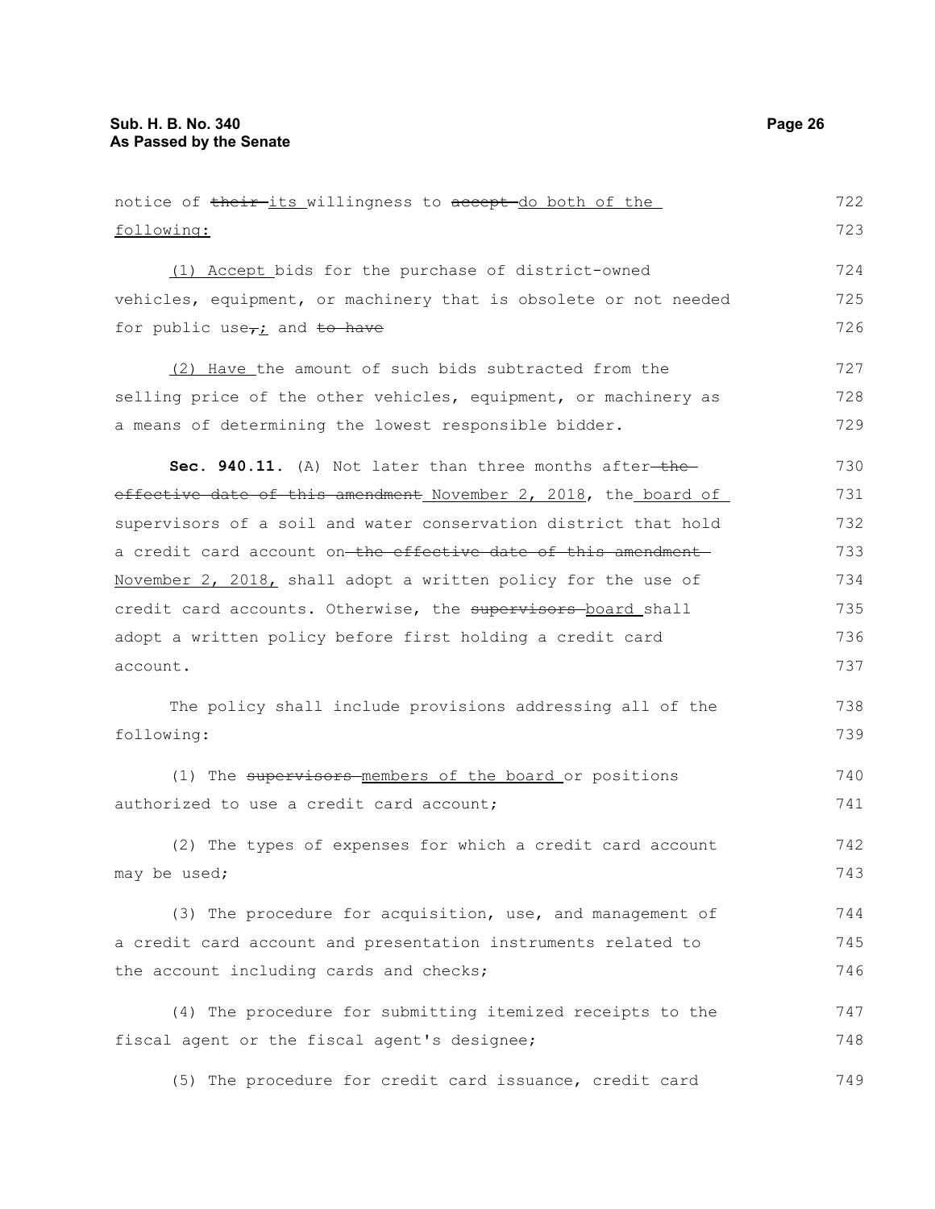notice of ~~their~~ its willingness to ~~accept~~ do both of the following:

(1) Accept bids for the purchase of district-owned vehicles, equipment, or machinery that is obsolete or not needed for public use~~,~~; and ~~to have~~

(2) Have the amount of such bids subtracted from the selling price of the other vehicles, equipment, or machinery as a means of determining the lowest responsible bidder.

**Sec. 940.11.** (A) Not later than three months after ~~the effective date of this amendment~~ November 2, 2018, the board of supervisors of a soil and water conservation district that hold a credit card account on ~~the effective date of this amendment~~ November 2, 2018, shall adopt a written policy for the use of credit card accounts. Otherwise, the ~~supervisors~~ board shall adopt a written policy before first holding a credit card account.

The policy shall include provisions addressing all of the following:

(1) The ~~supervisors~~ members of the board or positions authorized to use a credit card account;

(2) The types of expenses for which a credit card account may be used;

(3) The procedure for acquisition, use, and management of a credit card account and presentation instruments related to the account including cards and checks;

(4) The procedure for submitting itemized receipts to the fiscal agent or the fiscal agent's designee;

(5) The procedure for credit card issuance, credit card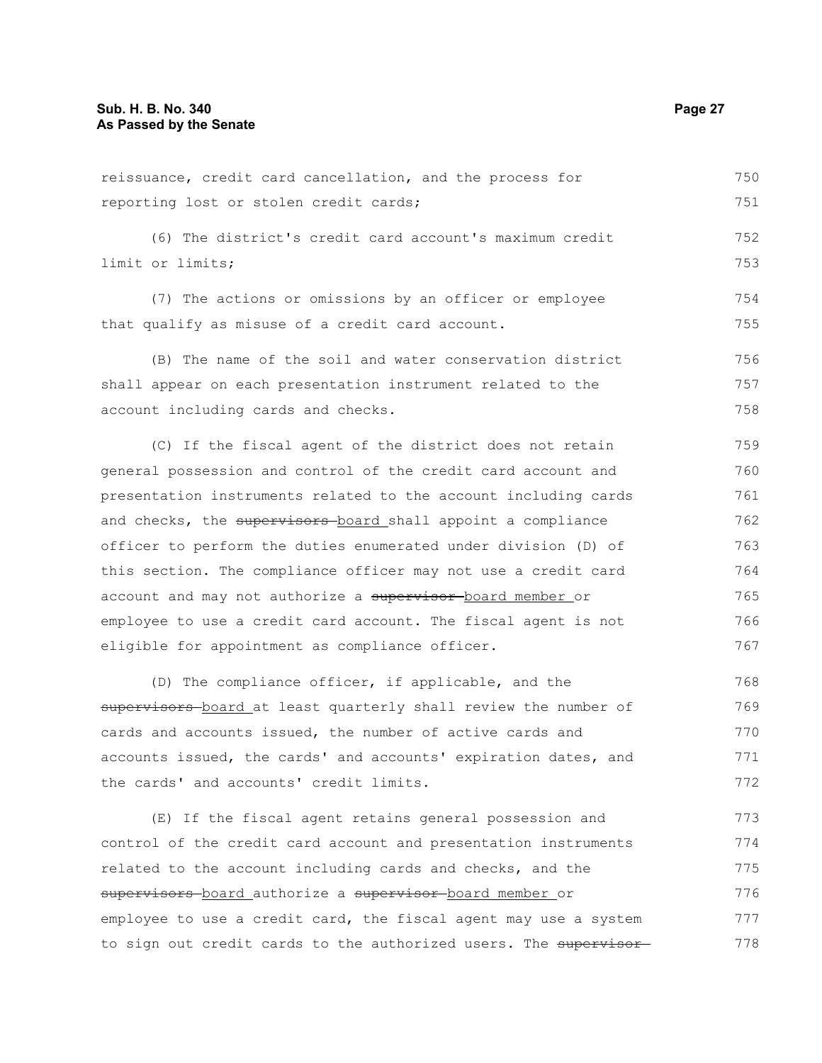reissuance, credit card cancellation, and the process for reporting lost or stolen credit cards;

(6) The district's credit card account's maximum credit limit or limits;

(7) The actions or omissions by an officer or employee that qualify as misuse of a credit card account.

(B) The name of the soil and water conservation district shall appear on each presentation instrument related to the account including cards and checks.

(C) If the fiscal agent of the district does not retain general possession and control of the credit card account and presentation instruments related to the account including cards and checks, the ~~supervisors~~ board shall appoint a compliance officer to perform the duties enumerated under division (D) of this section. The compliance officer may not use a credit card account and may not authorize a ~~supervisor~~ board member or employee to use a credit card account. The fiscal agent is not eligible for appointment as compliance officer.

(D) The compliance officer, if applicable, and the ~~supervisors~~ board at least quarterly shall review the number of cards and accounts issued, the number of active cards and accounts issued, the cards' and accounts' expiration dates, and the cards' and accounts' credit limits.

(E) If the fiscal agent retains general possession and control of the credit card account and presentation instruments related to the account including cards and checks, and the ~~supervisors~~ board authorize a ~~supervisor~~ board member or employee to use a credit card, the fiscal agent may use a system to sign out credit cards to the authorized users. The ~~supervisor~~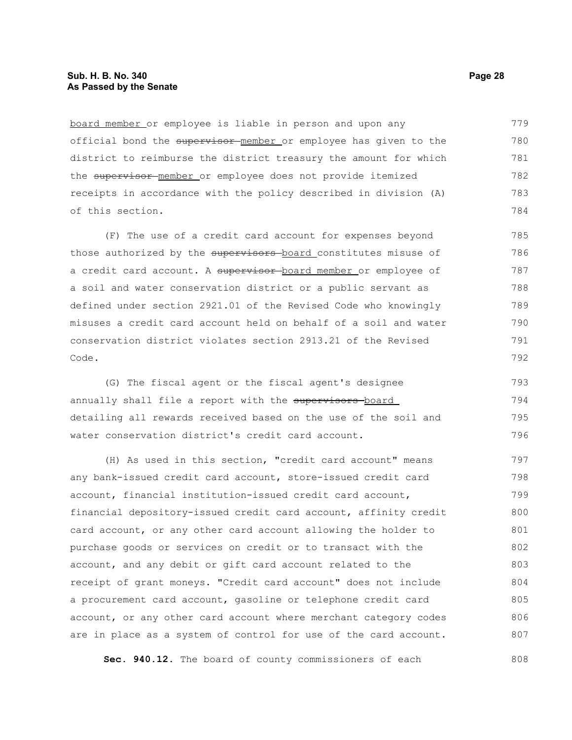board member or employee is liable in person and upon any official bond the ~~supervisor~~ member or employee has given to the district to reimburse the district treasury the amount for which the ~~supervisor~~ member or employee does not provide itemized receipts in accordance with the policy described in division (A) of this section.

(F) The use of a credit card account for expenses beyond those authorized by the ~~supervisors~~ board constitutes misuse of a credit card account. A ~~supervisor~~ board member or employee of a soil and water conservation district or a public servant as defined under section 2921.01 of the Revised Code who knowingly misuses a credit card account held on behalf of a soil and water conservation district violates section 2913.21 of the Revised Code.

(G) The fiscal agent or the fiscal agent's designee annually shall file a report with the ~~supervisors~~ board detailing all rewards received based on the use of the soil and water conservation district's credit card account.

(H) As used in this section, "credit card account" means any bank-issued credit card account, store-issued credit card account, financial institution-issued credit card account, financial depository-issued credit card account, affinity credit card account, or any other card account allowing the holder to purchase goods or services on credit or to transact with the account, and any debit or gift card account related to the receipt of grant moneys. "Credit card account" does not include a procurement card account, gasoline or telephone credit card account, or any other card account where merchant category codes are in place as a system of control for use of the card account.

**Sec. 940.12.** The board of county commissioners of each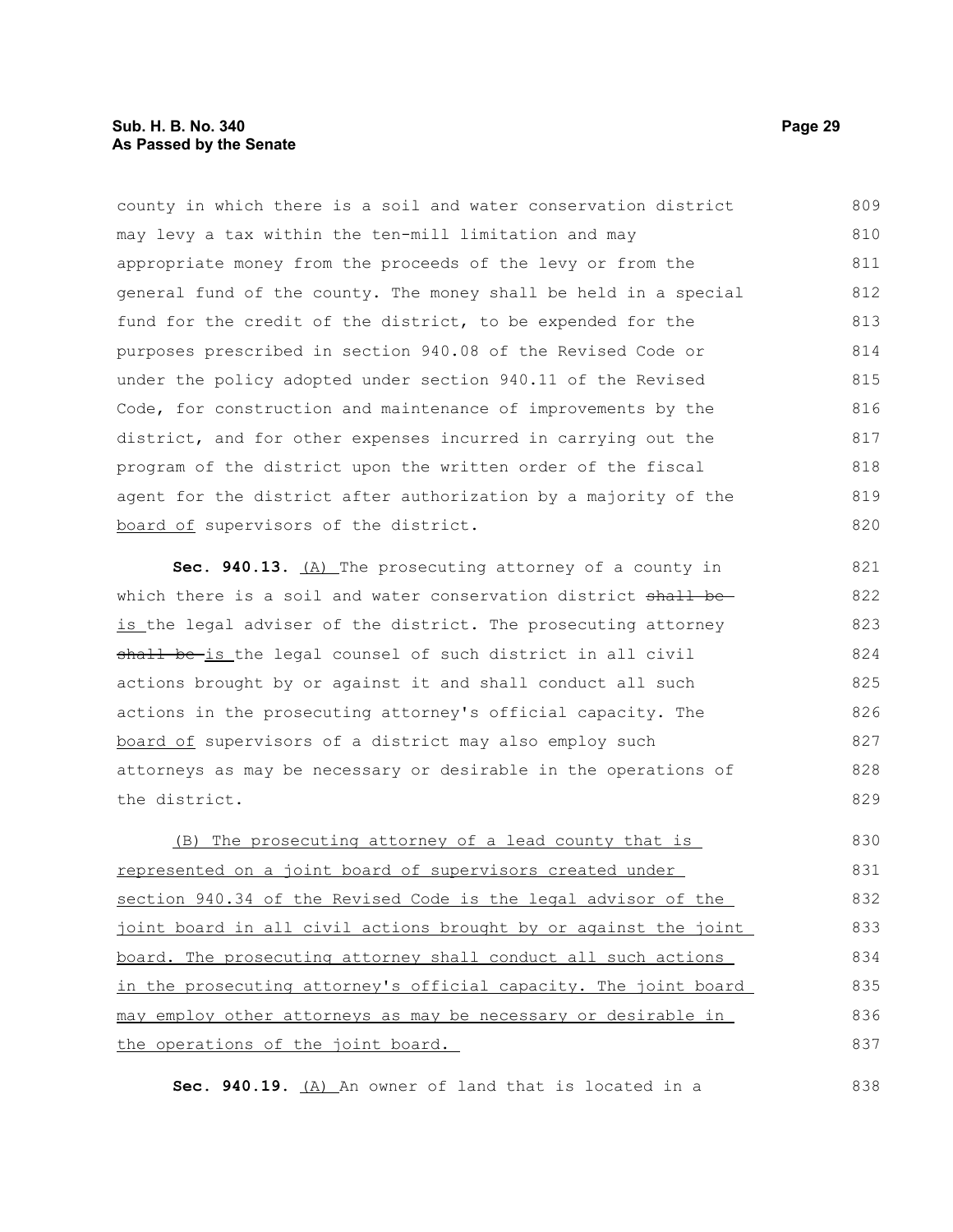county in which there is a soil and water conservation district may levy a tax within the ten-mill limitation and may appropriate money from the proceeds of the levy or from the general fund of the county. The money shall be held in a special fund for the credit of the district, to be expended for the purposes prescribed in section 940.08 of the Revised Code or under the policy adopted under section 940.11 of the Revised Code, for construction and maintenance of improvements by the district, and for other expenses incurred in carrying out the program of the district upon the written order of the fiscal agent for the district after authorization by a majority of the board of supervisors of the district.

**Sec. 940.13.** (A) The prosecuting attorney of a county in which there is a soil and water conservation district ~~shall be~~ is the legal adviser of the district. The prosecuting attorney ~~shall be~~ is the legal counsel of such district in all civil actions brought by or against it and shall conduct all such actions in the prosecuting attorney's official capacity. The board of supervisors of a district may also employ such attorneys as may be necessary or desirable in the operations of the district.

(B) The prosecuting attorney of a lead county that is represented on a joint board of supervisors created under section 940.34 of the Revised Code is the legal advisor of the joint board in all civil actions brought by or against the joint board. The prosecuting attorney shall conduct all such actions in the prosecuting attorney's official capacity. The joint board may employ other attorneys as may be necessary or desirable in the operations of the joint board.

**Sec. 940.19.** (A) An owner of land that is located in a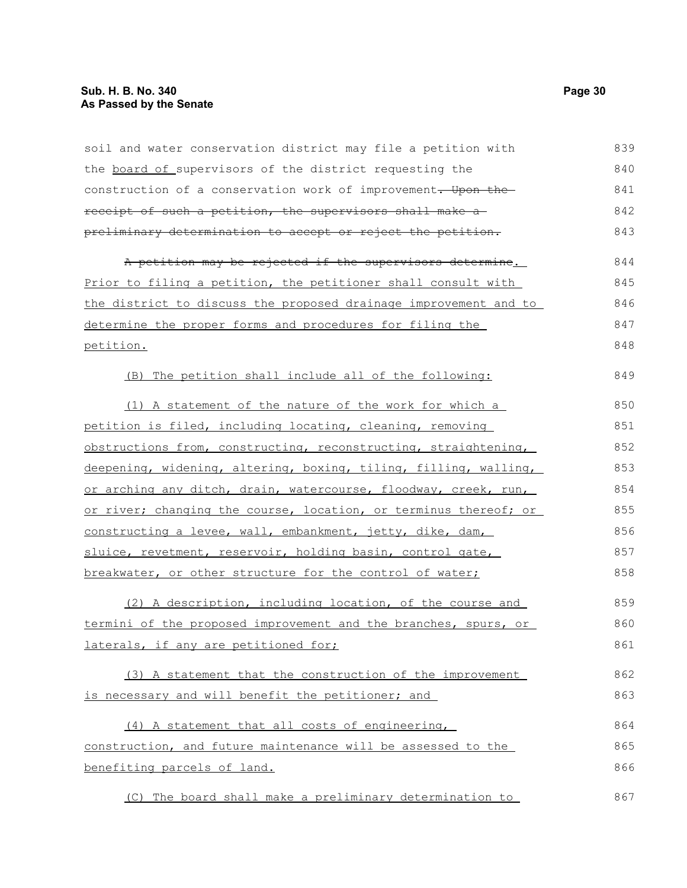soil and water conservation district may file a petition with the board of supervisors of the district requesting the construction of a conservation work of improvement~~. Upon the receipt of such a petition, the supervisors shall make a preliminary determination to accept or reject the petition.~~

~~A petition may be rejected if the supervisors determine~~. Prior to filing a petition, the petitioner shall consult with the district to discuss the proposed drainage improvement and to determine the proper forms and procedures for filing the petition.

(B) The petition shall include all of the following:

(1) A statement of the nature of the work for which a petition is filed, including locating, cleaning, removing obstructions from, constructing, reconstructing, straightening, deepening, widening, altering, boxing, tiling, filling, walling, or arching any ditch, drain, watercourse, floodway, creek, run, or river; changing the course, location, or terminus thereof; or constructing a levee, wall, embankment, jetty, dike, dam, sluice, revetment, reservoir, holding basin, control gate, breakwater, or other structure for the control of water;

(2) A description, including location, of the course and termini of the proposed improvement and the branches, spurs, or laterals, if any are petitioned for;

(3) A statement that the construction of the improvement is necessary and will benefit the petitioner; and

(4) A statement that all costs of engineering, construction, and future maintenance will be assessed to the benefiting parcels of land.

(C) The board shall make a preliminary determination to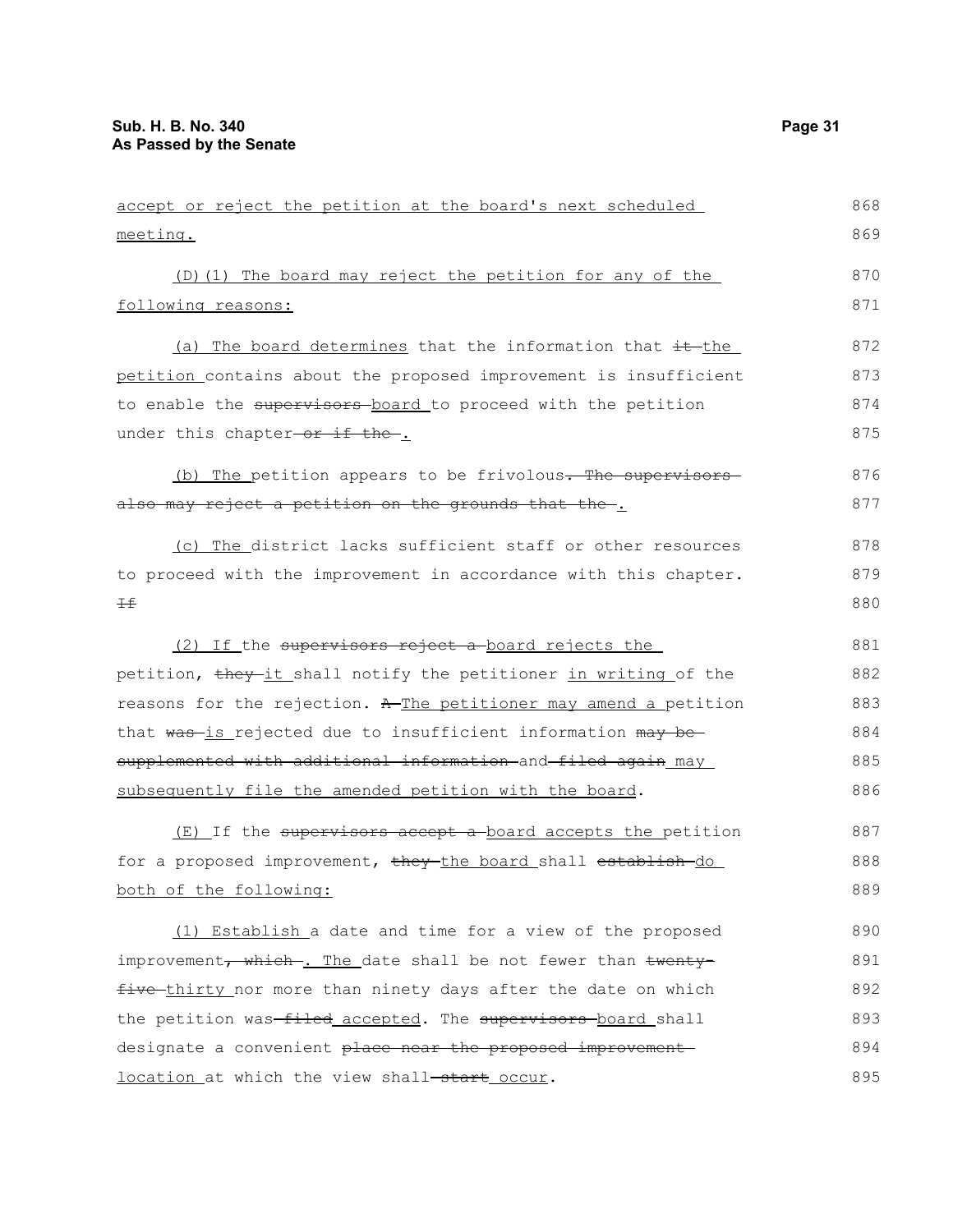accept or reject the petition at the board's next scheduled meeting.

(D)(1) The board may reject the petition for any of the following reasons:

(a) The board determines that the information that ~~it~~ the petition contains about the proposed improvement is insufficient to enable the ~~supervisors~~ board to proceed with the petition under this chapter ~~or if the~~.

(b) The petition appears to be frivolous~~. The supervisors also may reject a petition on the grounds that the~~.

(c) The district lacks sufficient staff or other resources to proceed with the improvement in accordance with this chapter. ~~If~~

(2) If the ~~supervisors reject a~~ board rejects the petition, ~~they~~ it shall notify the petitioner in writing of the reasons for the rejection. ~~A~~ The petitioner may amend a petition that ~~was~~ is rejected due to insufficient information ~~may be supplemented with additional information~~ and ~~filed again~~ may subsequently file the amended petition with the board.

(E) If the ~~supervisors accept a~~ board accepts the petition for a proposed improvement, ~~they~~ the board shall ~~establish~~ do both of the following:

(1) Establish a date and time for a view of the proposed improvement~~, which~~. The date shall be not fewer than ~~twenty-five~~ thirty nor more than ninety days after the date on which the petition was ~~filed~~ accepted. The ~~supervisors~~ board shall designate a convenient ~~place near the proposed improvement~~ location at which the view shall ~~start~~ occur.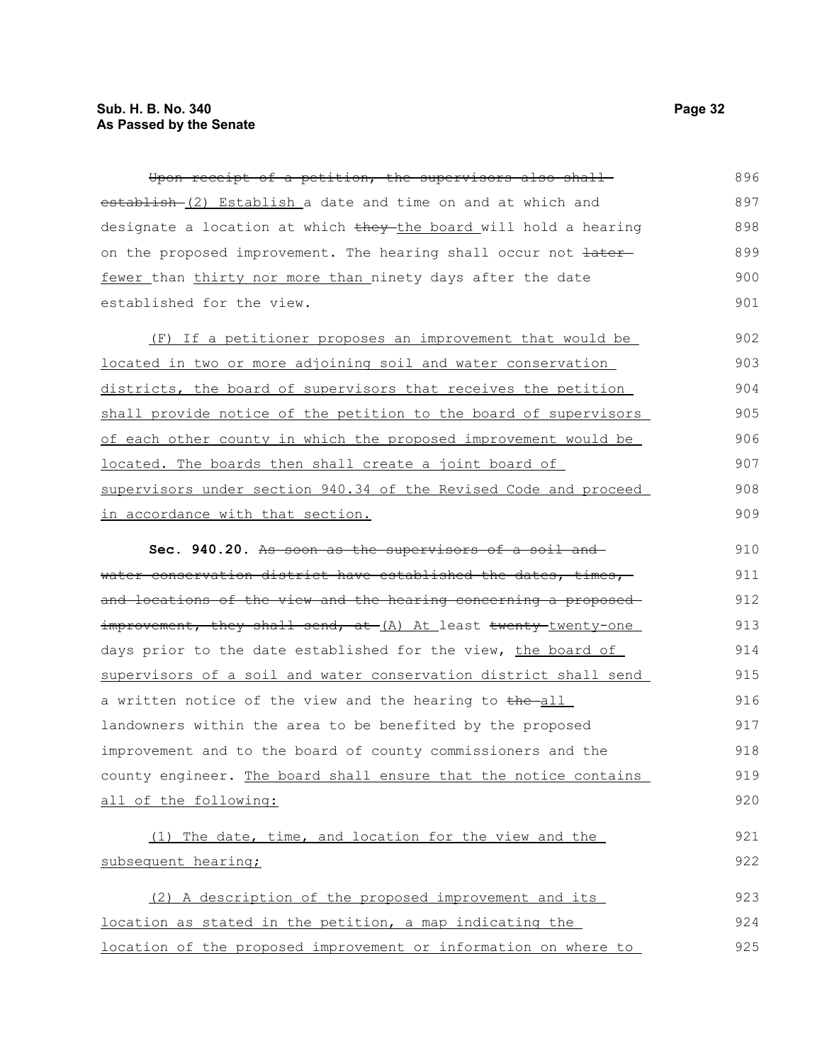~~Upon receipt of a petition, the supervisors also shall establish~~ (2) Establish a date and time on and at which and designate a location at which ~~they~~ the board will hold a hearing on the proposed improvement. The hearing shall occur not ~~later~~ fewer than thirty nor more than ninety days after the date established for the view.

(F) If a petitioner proposes an improvement that would be located in two or more adjoining soil and water conservation districts, the board of supervisors that receives the petition shall provide notice of the petition to the board of supervisors of each other county in which the proposed improvement would be located. The boards then shall create a joint board of supervisors under section 940.34 of the Revised Code and proceed in accordance with that section.

**Sec. 940.20.** ~~As soon as the supervisors of a soil and water conservation district have established the dates, times, and locations of the view and the hearing concerning a proposed improvement, they shall send, at~~ (A) At least ~~twenty~~ twenty-one days prior to the date established for the view, the board of supervisors of a soil and water conservation district shall send a written notice of the view and the hearing to ~~the~~ all landowners within the area to be benefited by the proposed improvement and to the board of county commissioners and the county engineer. The board shall ensure that the notice contains all of the following:

(1) The date, time, and location for the view and the subsequent hearing;

(2) A description of the proposed improvement and its location as stated in the petition, a map indicating the location of the proposed improvement or information on where to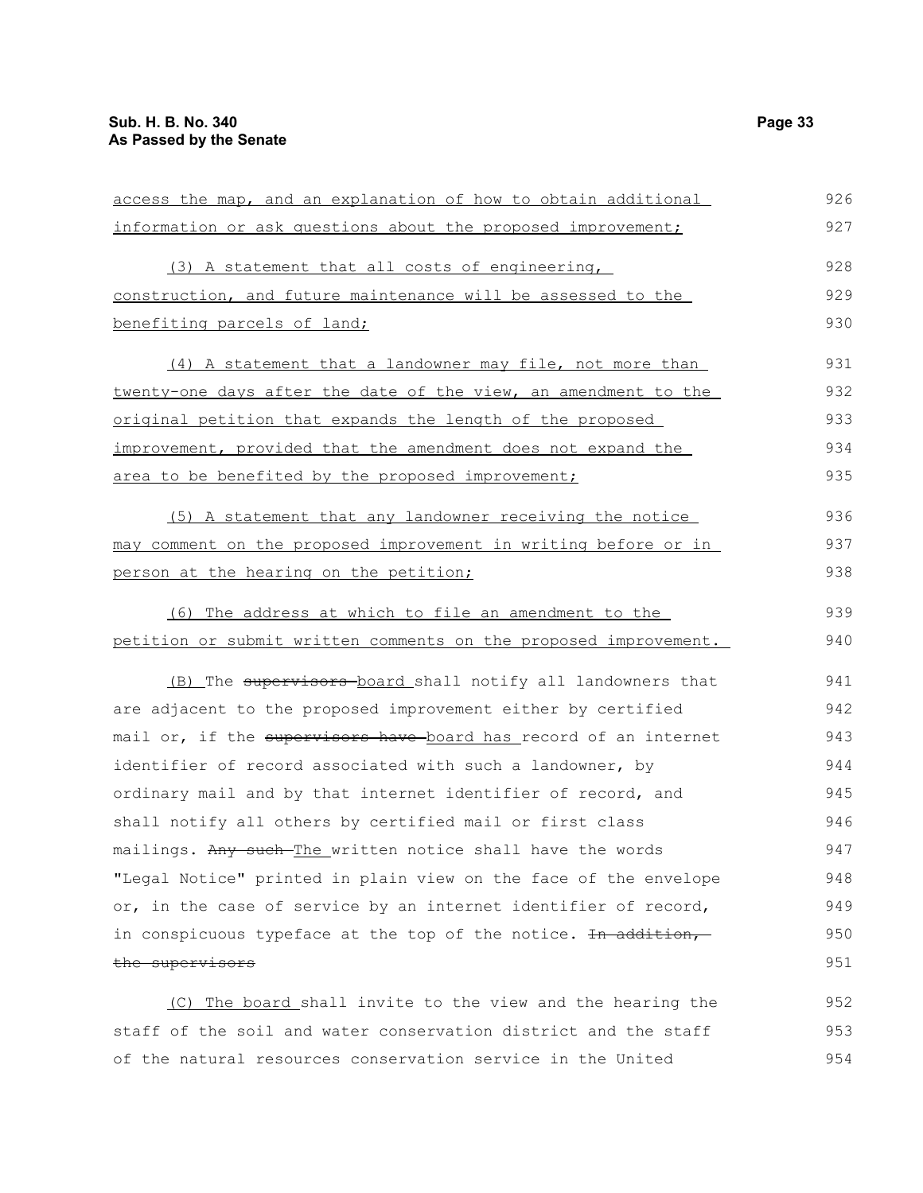access the map, and an explanation of how to obtain additional information or ask questions about the proposed improvement;

(3) A statement that all costs of engineering, construction, and future maintenance will be assessed to the benefiting parcels of land;

(4) A statement that a landowner may file, not more than twenty-one days after the date of the view, an amendment to the original petition that expands the length of the proposed improvement, provided that the amendment does not expand the area to be benefited by the proposed improvement;

(5) A statement that any landowner receiving the notice may comment on the proposed improvement in writing before or in person at the hearing on the petition;

(6) The address at which to file an amendment to the petition or submit written comments on the proposed improvement.

(B) The ~~supervisors~~ board shall notify all landowners that are adjacent to the proposed improvement either by certified mail or, if the ~~supervisors have~~ board has record of an internet identifier of record associated with such a landowner, by ordinary mail and by that internet identifier of record, and shall notify all others by certified mail or first class mailings. ~~Any such~~ The written notice shall have the words "Legal Notice" printed in plain view on the face of the envelope or, in the case of service by an internet identifier of record, in conspicuous typeface at the top of the notice. ~~In addition, the supervisors~~

(C) The board shall invite to the view and the hearing the staff of the soil and water conservation district and the staff of the natural resources conservation service in the United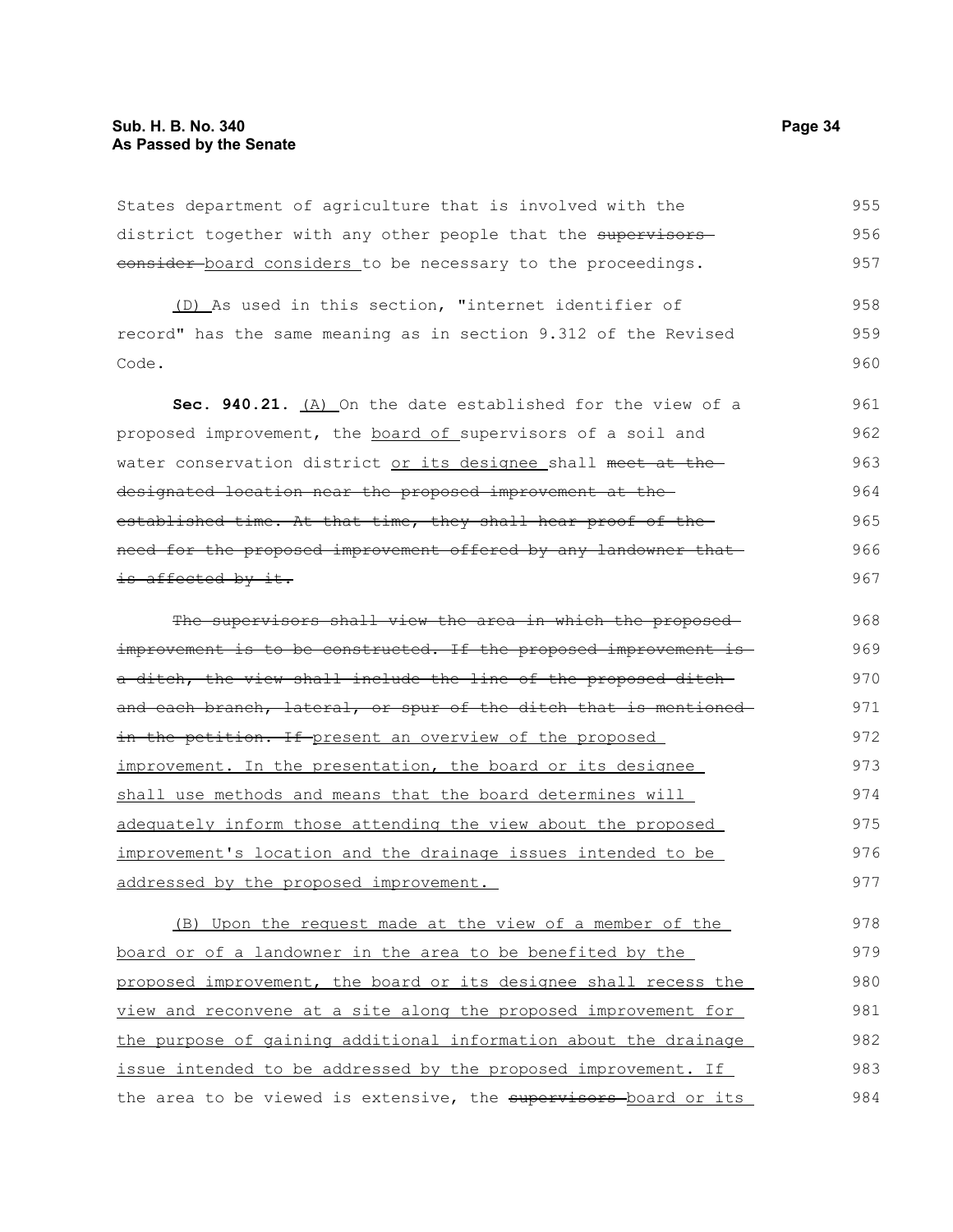States department of agriculture that is involved with the district together with any other people that the ~~supervisors consider~~ board considers to be necessary to the proceedings.

(D) As used in this section, "internet identifier of record" has the same meaning as in section 9.312 of the Revised Code.

**Sec. 940.21.** (A) On the date established for the view of a proposed improvement, the board of supervisors of a soil and water conservation district or its designee shall ~~meet at the designated location near the proposed improvement at the established time. At that time, they shall hear proof of the need for the proposed improvement offered by any landowner that is affected by it.~~

~~The supervisors shall view the area in which the proposed improvement is to be constructed. If the proposed improvement is a ditch, the view shall include the line of the proposed ditch and each branch, lateral, or spur of the ditch that is mentioned in the petition. If~~ present an overview of the proposed improvement. In the presentation, the board or its designee shall use methods and means that the board determines will adequately inform those attending the view about the proposed improvement's location and the drainage issues intended to be addressed by the proposed improvement.

(B) Upon the request made at the view of a member of the board or of a landowner in the area to be benefited by the proposed improvement, the board or its designee shall recess the view and reconvene at a site along the proposed improvement for the purpose of gaining additional information about the drainage issue intended to be addressed by the proposed improvement. If the area to be viewed is extensive, the ~~supervisors~~ board or its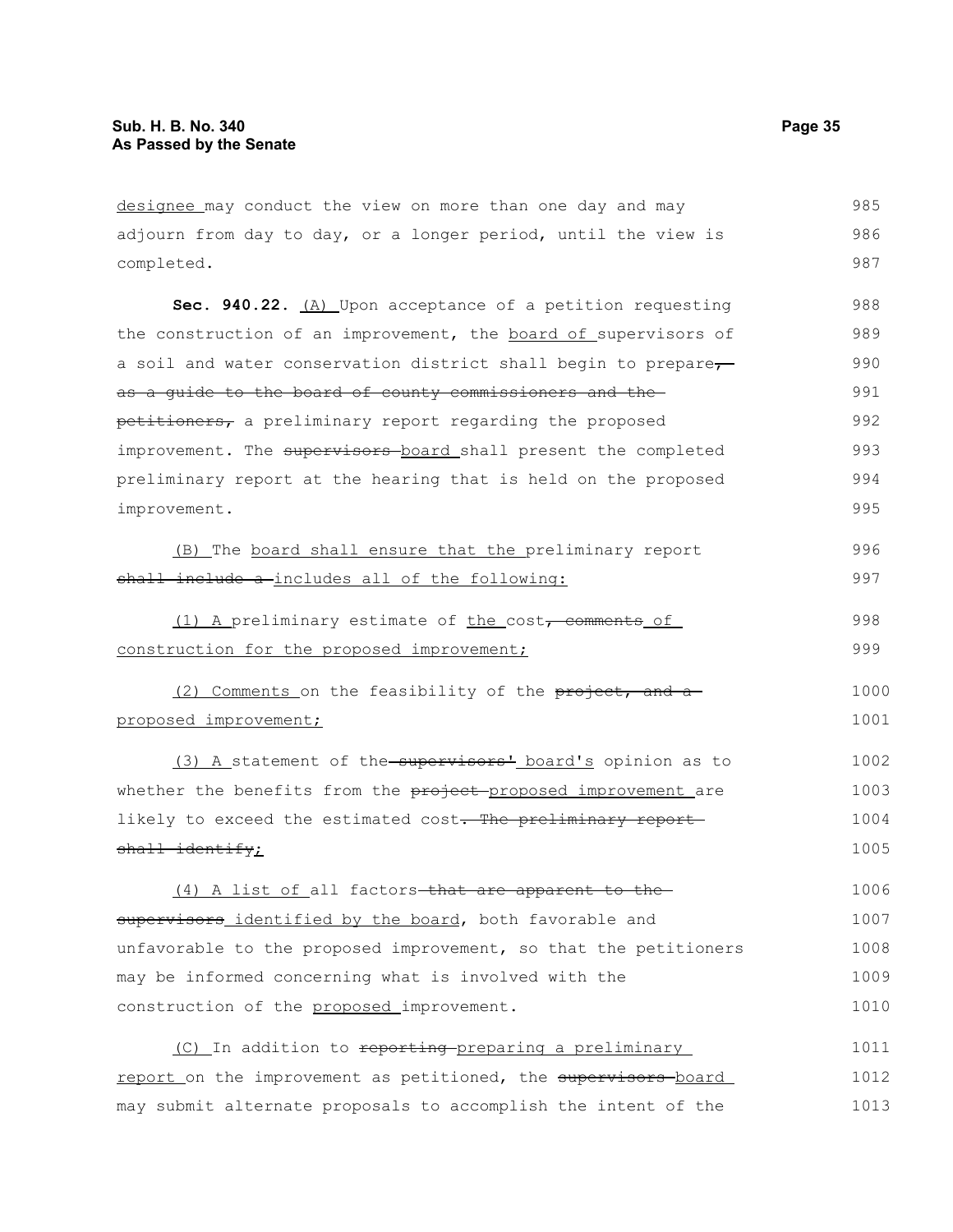designee may conduct the view on more than one day and may adjourn from day to day, or a longer period, until the view is completed.

**Sec. 940.22.** (A) Upon acceptance of a petition requesting the construction of an improvement, the board of supervisors of a soil and water conservation district shall begin to prepare, as a guide to the board of county commissioners and the petitioners, a preliminary report regarding the proposed improvement. The supervisors board shall present the completed preliminary report at the hearing that is held on the proposed improvement.

(B) The board shall ensure that the preliminary report shall include a includes all of the following:

(1) A preliminary estimate of the cost, comments of construction for the proposed improvement;

(2) Comments on the feasibility of the project, and a proposed improvement;

(3) A statement of the supervisors' board's opinion as to whether the benefits from the project proposed improvement are likely to exceed the estimated cost. The preliminary report shall identify;

(4) A list of all factors that are apparent to the supervisors identified by the board, both favorable and unfavorable to the proposed improvement, so that the petitioners may be informed concerning what is involved with the construction of the proposed improvement.

(C) In addition to reporting preparing a preliminary report on the improvement as petitioned, the supervisors board may submit alternate proposals to accomplish the intent of the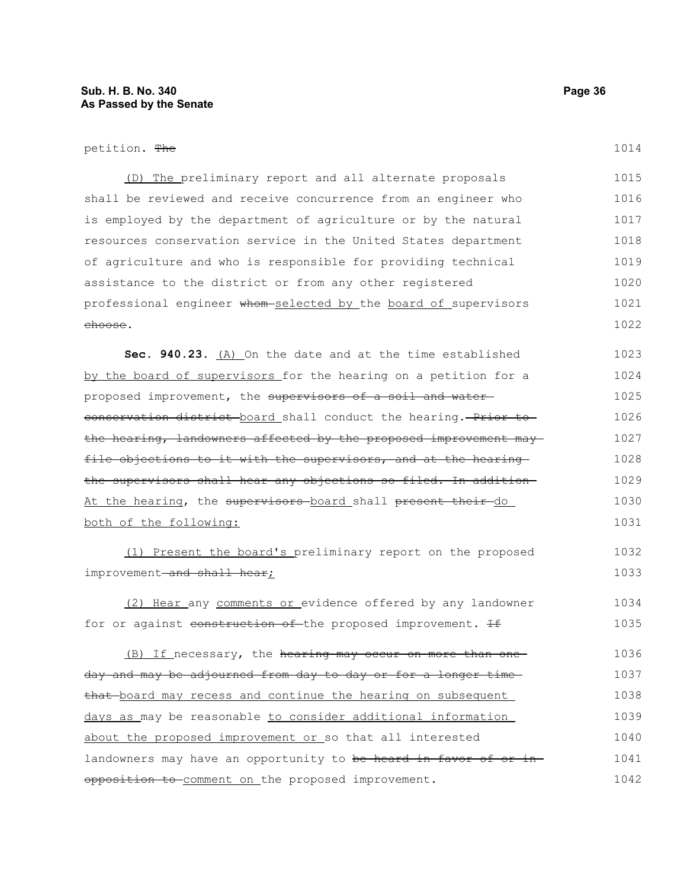petition. ~~The~~

(D) The preliminary report and all alternate proposals shall be reviewed and receive concurrence from an engineer who is employed by the department of agriculture or by the natural resources conservation service in the United States department of agriculture and who is responsible for providing technical assistance to the district or from any other registered professional engineer ~~whom~~ selected by the board of supervisors ~~choose~~.

**Sec. 940.23.** (A) On the date and at the time established by the board of supervisors for the hearing on a petition for a proposed improvement, the ~~supervisors of a soil and water conservation district~~ board shall conduct the hearing. ~~Prior to the hearing, landowners affected by the proposed improvement may file objections to it with the supervisors, and at the hearing the supervisors shall hear any objections so filed. In addition~~ At the hearing, the ~~supervisors~~ board shall ~~present their~~ do both of the following:

(1) Present the board's preliminary report on the proposed improvement ~~and shall hear~~;

(2) Hear any comments or evidence offered by any landowner for or against ~~construction of~~ the proposed improvement. ~~If~~

(B) If necessary, the ~~hearing may occur on more than one day and may be adjourned from day to day or for a longer time that~~ board may recess and continue the hearing on subsequent days as may be reasonable to consider additional information about the proposed improvement or so that all interested landowners may have an opportunity to ~~be heard in favor of or in opposition to~~ comment on the proposed improvement.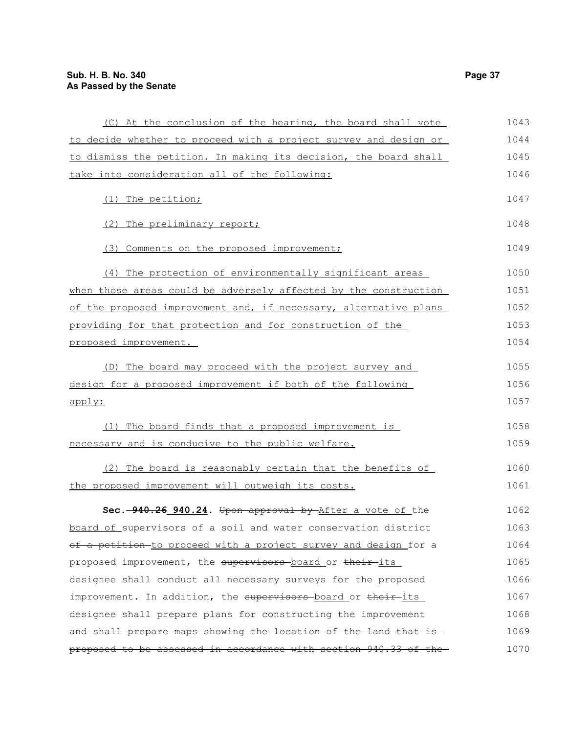(C) At the conclusion of the hearing, the board shall vote to decide whether to proceed with a project survey and design or to dismiss the petition. In making its decision, the board shall take into consideration all of the following:

(1) The petition;

(2) The preliminary report;

(3) Comments on the proposed improvement;

(4) The protection of environmentally significant areas when those areas could be adversely affected by the construction of the proposed improvement and, if necessary, alternative plans providing for that protection and for construction of the proposed improvement.

(D) The board may proceed with the project survey and design for a proposed improvement if both of the following apply:

(1) The board finds that a proposed improvement is necessary and is conducive to the public welfare.

(2) The board is reasonably certain that the benefits of the proposed improvement will outweigh its costs.

**Sec. ~~940.26~~ 940.24.** ~~Upon approval by~~ After a vote of the board of supervisors of a soil and water conservation district ~~of a petition~~ to proceed with a project survey and design for a proposed improvement, the ~~supervisors~~ board or ~~their~~ its designee shall conduct all necessary surveys for the proposed improvement. In addition, the ~~supervisors~~ board or ~~their~~ its designee shall prepare plans for constructing the improvement ~~and shall prepare maps showing the location of the land that is proposed to be assessed in accordance with section 940.33 of the~~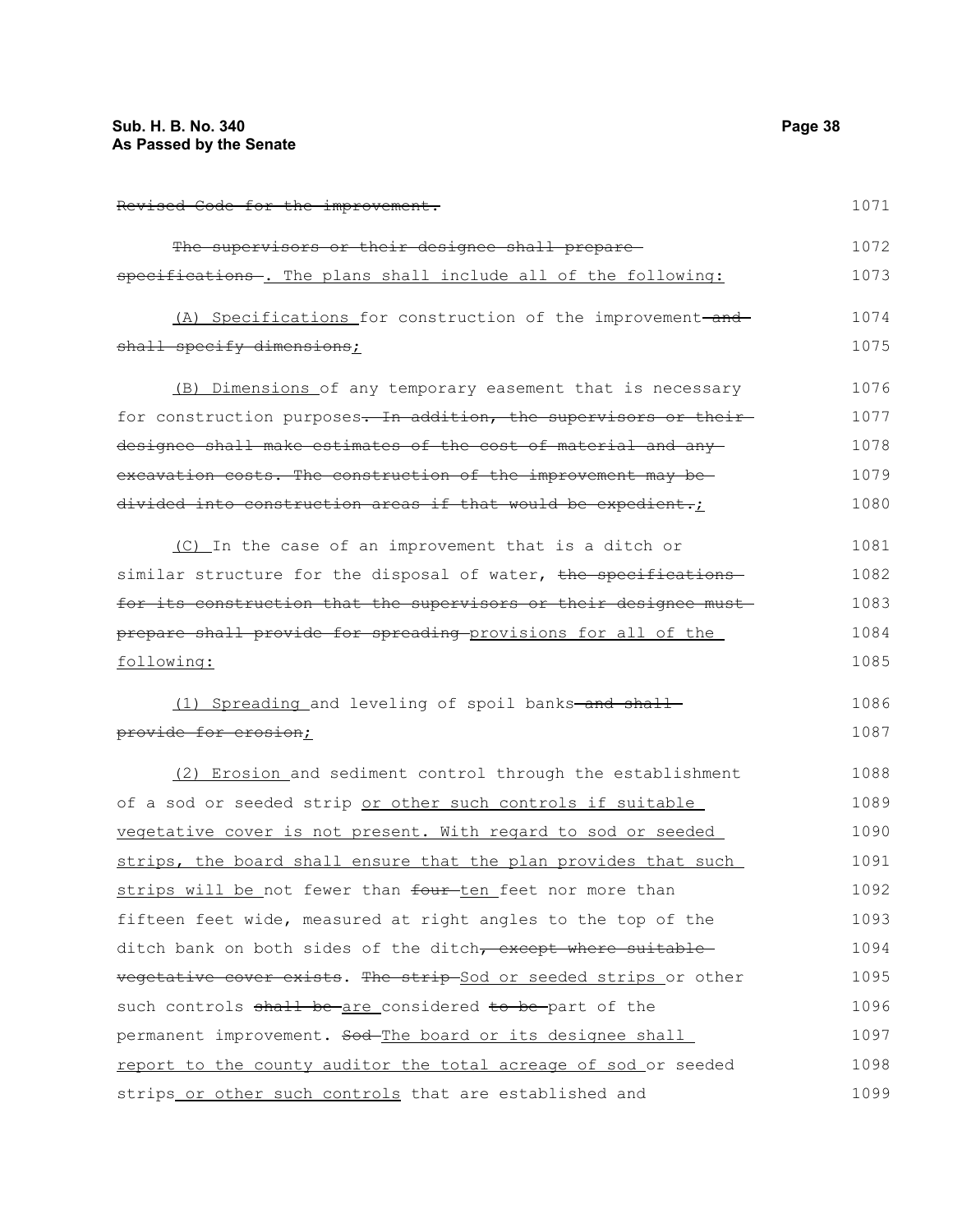~~Revised Code for the improvement.~~

~~The supervisors or their designee shall prepare specifications~~ <u>. The plans shall include all of the following:</u>

<u>(A) Specifications</u> for construction of the improvement ~~and shall specify dimensions~~<u>;</u>

<u>(B) Dimensions</u> of any temporary easement that is necessary for construction purposes~~. In addition, the supervisors or their designee shall make estimates of the cost of material and any excavation costs. The construction of the improvement may be divided into construction areas if that would be expedient.~~<u>;</u>

<u>(C)</u> In the case of an improvement that is a ditch or similar structure for the disposal of water, ~~the specifications for its construction that the supervisors or their designee must prepare shall provide for spreading~~ <u>provisions for all of the following:</u>

<u>(1) Spreading</u> and leveling of spoil banks ~~and shall provide for erosion~~<u>;</u>

<u>(2) Erosion</u> and sediment control through the establishment of a sod or seeded strip <u>or other such controls if suitable vegetative cover is not present. With regard to sod or seeded strips, the board shall ensure that the plan provides that such strips will be</u> not fewer than ~~four~~ <u>ten</u> feet nor more than fifteen feet wide, measured at right angles to the top of the ditch bank on both sides of the ditch~~, except where suitable vegetative cover exists~~. ~~The strip~~ <u>Sod or seeded strips</u> or other such controls ~~shall be~~ <u>are</u> considered ~~to be~~ part of the permanent improvement. ~~Sod~~ <u>The board or its designee shall report to the county auditor the total acreage of sod</u> or seeded strips <u>or other such controls</u> that are established and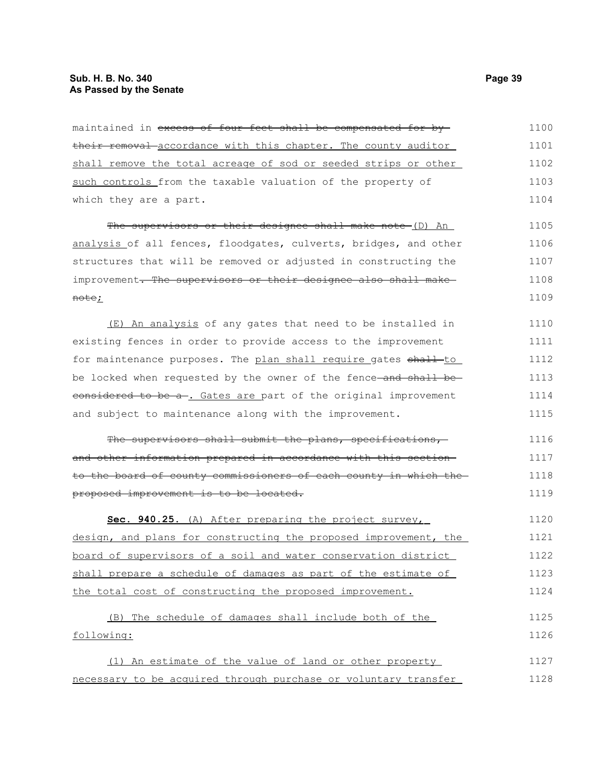maintained in ~~excess of four feet shall be compensated for by their removal~~ accordance with this chapter. The county auditor shall remove the total acreage of sod or seeded strips or other such controls from the taxable valuation of the property of which they are a part.

~~The supervisors or their designee shall make note~~ (D) An analysis of all fences, floodgates, culverts, bridges, and other structures that will be removed or adjusted in constructing the improvement~~. The supervisors or their designee also shall make note~~;

(E) An analysis of any gates that need to be installed in existing fences in order to provide access to the improvement for maintenance purposes. The plan shall require gates ~~shall~~ to be locked when requested by the owner of the fence ~~and shall be considered to be a~~ . Gates are part of the original improvement and subject to maintenance along with the improvement.

~~The supervisors shall submit the plans, specifications, and other information prepared in accordance with this section to the board of county commissioners of each county in which the proposed improvement is to be located.~~

**Sec. 940.25.** (A) After preparing the project survey, design, and plans for constructing the proposed improvement, the board of supervisors of a soil and water conservation district shall prepare a schedule of damages as part of the estimate of the total cost of constructing the proposed improvement.

(B) The schedule of damages shall include both of the following:

(1) An estimate of the value of land or other property necessary to be acquired through purchase or voluntary transfer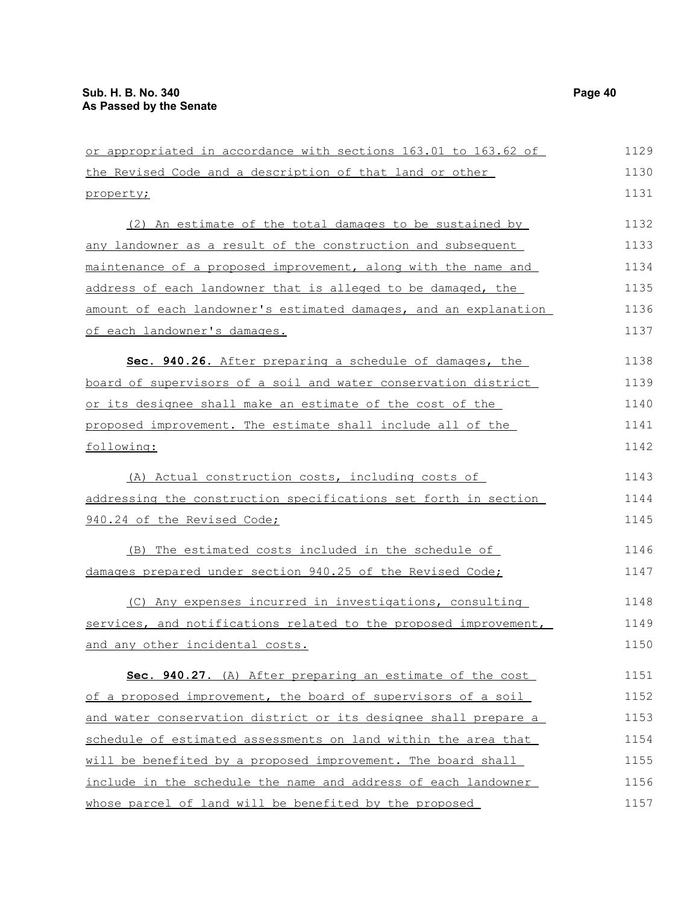or appropriated in accordance with sections 163.01 to 163.62 of the Revised Code and a description of that land or other property;

(2) An estimate of the total damages to be sustained by any landowner as a result of the construction and subsequent maintenance of a proposed improvement, along with the name and address of each landowner that is alleged to be damaged, the amount of each landowner's estimated damages, and an explanation of each landowner's damages.

**Sec. 940.26.** After preparing a schedule of damages, the board of supervisors of a soil and water conservation district or its designee shall make an estimate of the cost of the proposed improvement. The estimate shall include all of the following:

(A) Actual construction costs, including costs of addressing the construction specifications set forth in section 940.24 of the Revised Code;

(B) The estimated costs included in the schedule of damages prepared under section 940.25 of the Revised Code;

(C) Any expenses incurred in investigations, consulting services, and notifications related to the proposed improvement, and any other incidental costs.

**Sec. 940.27.** (A) After preparing an estimate of the cost of a proposed improvement, the board of supervisors of a soil and water conservation district or its designee shall prepare a schedule of estimated assessments on land within the area that will be benefited by a proposed improvement. The board shall include in the schedule the name and address of each landowner whose parcel of land will be benefited by the proposed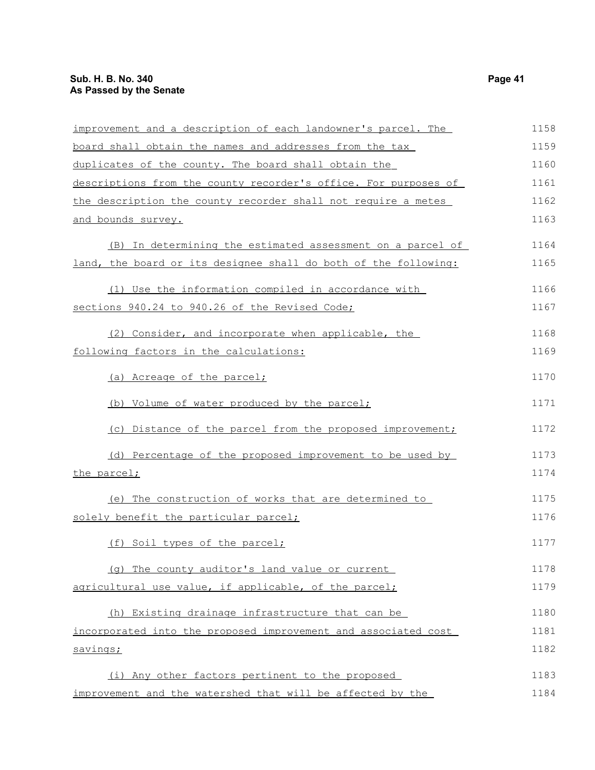improvement and a description of each landowner's parcel. The board shall obtain the names and addresses from the tax duplicates of the county. The board shall obtain the descriptions from the county recorder's office. For purposes of the description the county recorder shall not require a metes and bounds survey.

(B) In determining the estimated assessment on a parcel of land, the board or its designee shall do both of the following:

(1) Use the information compiled in accordance with sections 940.24 to 940.26 of the Revised Code;

(2) Consider, and incorporate when applicable, the following factors in the calculations:

(a) Acreage of the parcel;

(b) Volume of water produced by the parcel;

(c) Distance of the parcel from the proposed improvement;

(d) Percentage of the proposed improvement to be used by the parcel;

(e) The construction of works that are determined to solely benefit the particular parcel;

(f) Soil types of the parcel;

(g) The county auditor's land value or current agricultural use value, if applicable, of the parcel;

(h) Existing drainage infrastructure that can be incorporated into the proposed improvement and associated cost savings;

(i) Any other factors pertinent to the proposed improvement and the watershed that will be affected by the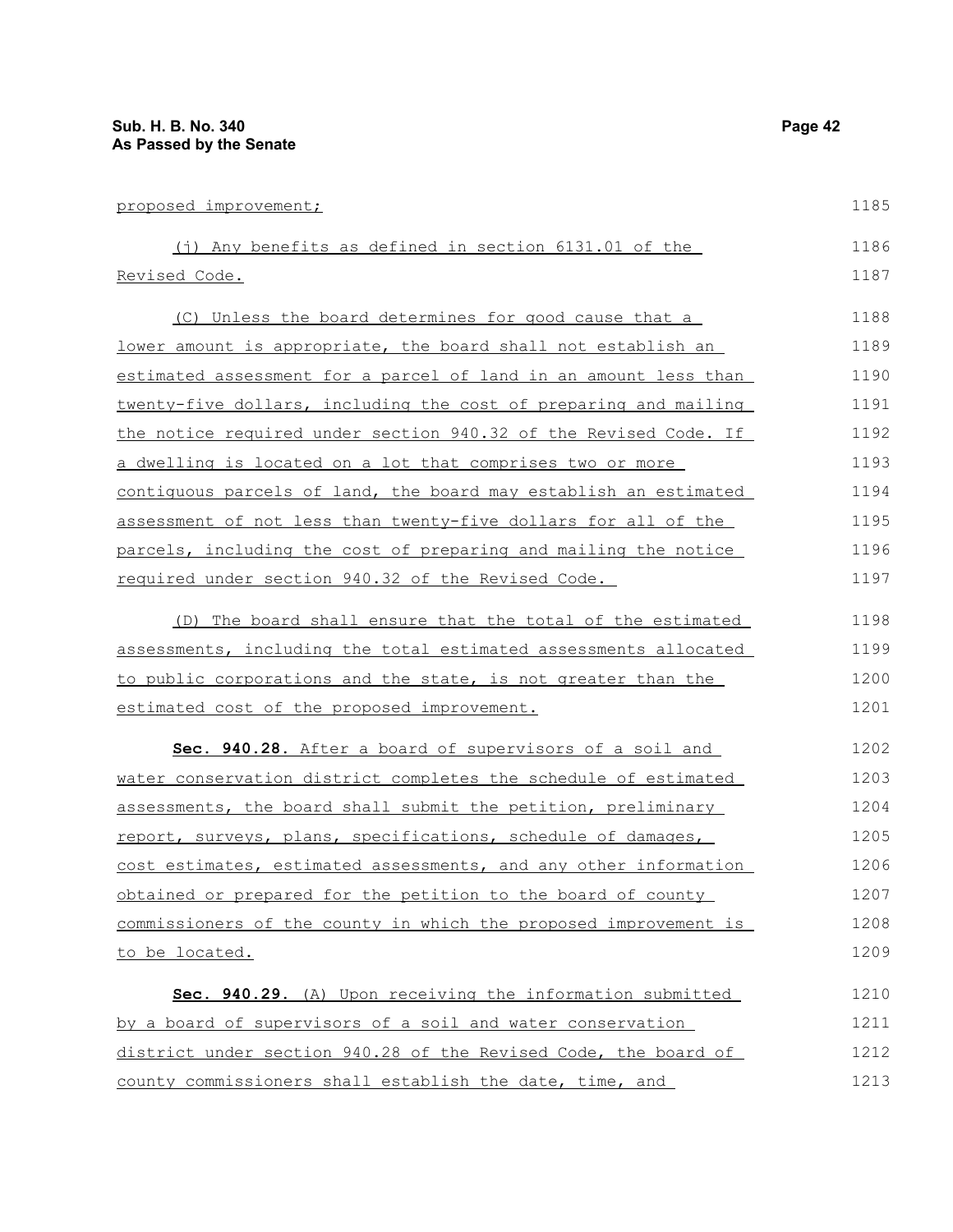proposed improvement;

(j) Any benefits as defined in section 6131.01 of the Revised Code.

(C) Unless the board determines for good cause that a lower amount is appropriate, the board shall not establish an estimated assessment for a parcel of land in an amount less than twenty-five dollars, including the cost of preparing and mailing the notice required under section 940.32 of the Revised Code. If a dwelling is located on a lot that comprises two or more contiguous parcels of land, the board may establish an estimated assessment of not less than twenty-five dollars for all of the parcels, including the cost of preparing and mailing the notice required under section 940.32 of the Revised Code.

(D) The board shall ensure that the total of the estimated assessments, including the total estimated assessments allocated to public corporations and the state, is not greater than the estimated cost of the proposed improvement.

**Sec. 940.28.** After a board of supervisors of a soil and water conservation district completes the schedule of estimated assessments, the board shall submit the petition, preliminary report, surveys, plans, specifications, schedule of damages, cost estimates, estimated assessments, and any other information obtained or prepared for the petition to the board of county commissioners of the county in which the proposed improvement is to be located.

**Sec. 940.29.** (A) Upon receiving the information submitted by a board of supervisors of a soil and water conservation district under section 940.28 of the Revised Code, the board of county commissioners shall establish the date, time, and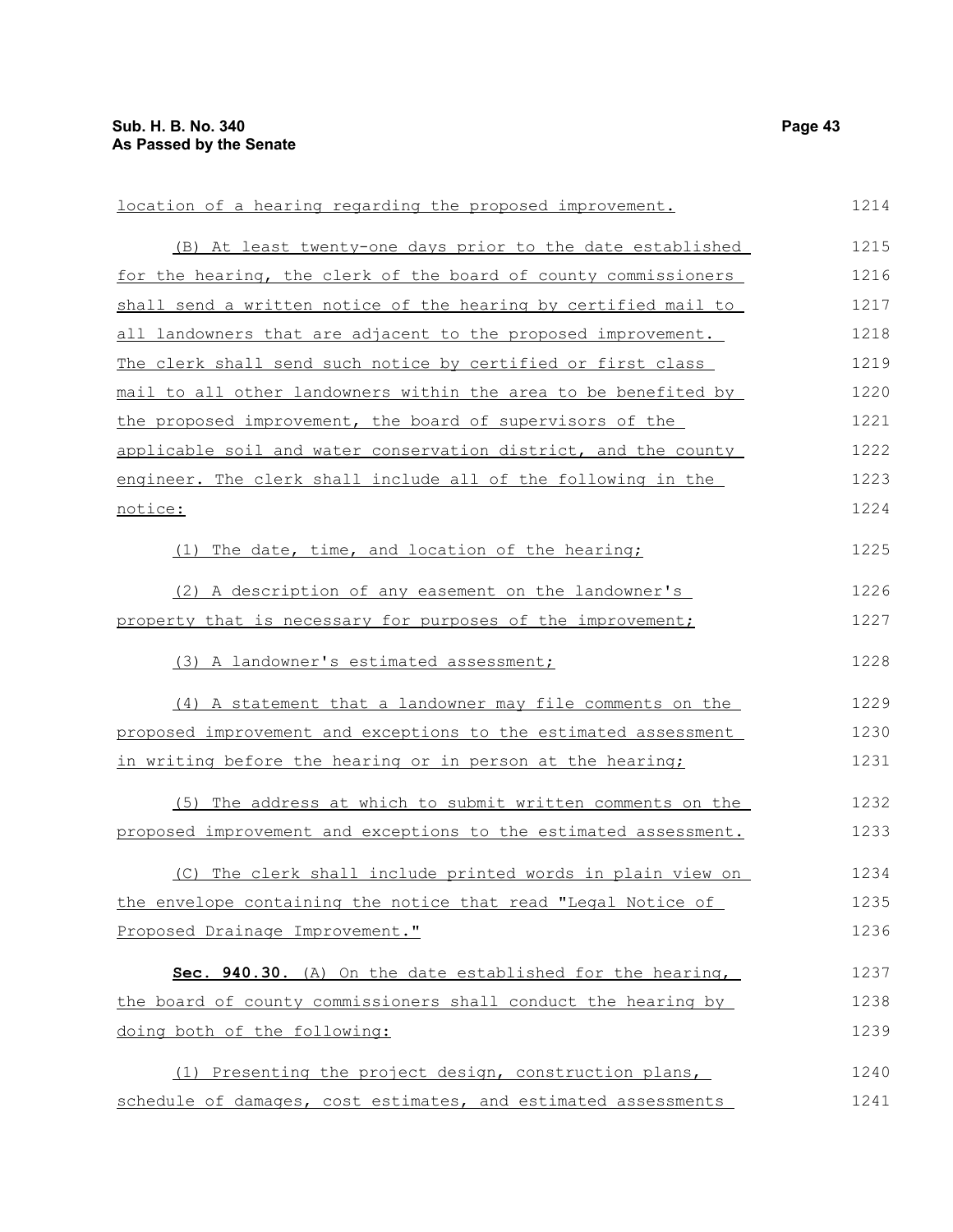location of a hearing regarding the proposed improvement.

(B) At least twenty-one days prior to the date established for the hearing, the clerk of the board of county commissioners shall send a written notice of the hearing by certified mail to all landowners that are adjacent to the proposed improvement. The clerk shall send such notice by certified or first class mail to all other landowners within the area to be benefited by the proposed improvement, the board of supervisors of the applicable soil and water conservation district, and the county engineer. The clerk shall include all of the following in the notice:

(1) The date, time, and location of the hearing;

(2) A description of any easement on the landowner's property that is necessary for purposes of the improvement;

(3) A landowner's estimated assessment;

(4) A statement that a landowner may file comments on the proposed improvement and exceptions to the estimated assessment in writing before the hearing or in person at the hearing;

(5) The address at which to submit written comments on the proposed improvement and exceptions to the estimated assessment.

(C) The clerk shall include printed words in plain view on the envelope containing the notice that read "Legal Notice of Proposed Drainage Improvement."

**Sec. 940.30.** (A) On the date established for the hearing, the board of county commissioners shall conduct the hearing by doing both of the following:

(1) Presenting the project design, construction plans, schedule of damages, cost estimates, and estimated assessments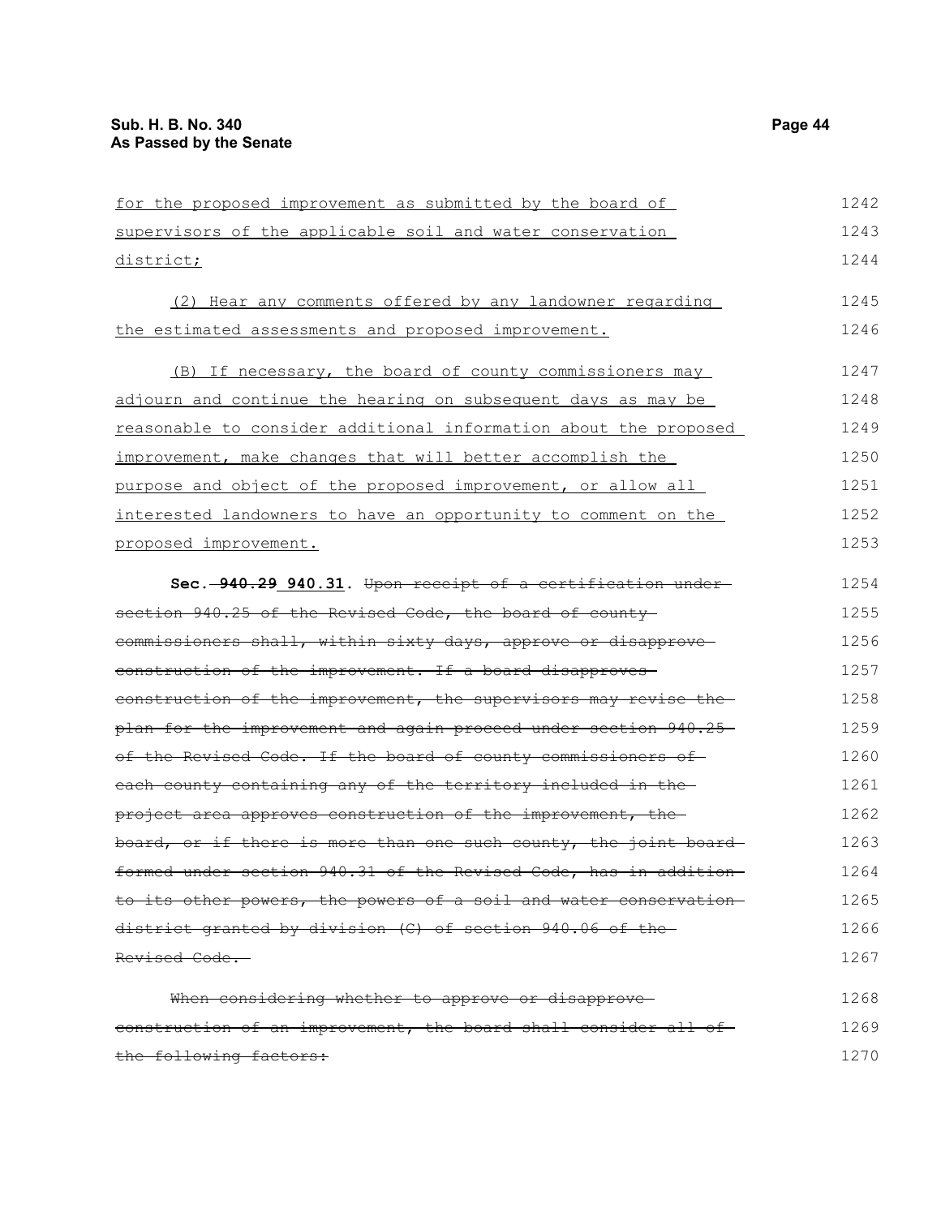for the proposed improvement as submitted by the board of supervisors of the applicable soil and water conservation district;

(2) Hear any comments offered by any landowner regarding the estimated assessments and proposed improvement.

(B) If necessary, the board of county commissioners may adjourn and continue the hearing on subsequent days as may be reasonable to consider additional information about the proposed improvement, make changes that will better accomplish the purpose and object of the proposed improvement, or allow all interested landowners to have an opportunity to comment on the proposed improvement.

**Sec. ~~940.29~~ 940.31.** ~~Upon receipt of a certification under section 940.25 of the Revised Code, the board of county commissioners shall, within sixty days, approve or disapprove construction of the improvement. If a board disapproves construction of the improvement, the supervisors may revise the plan for the improvement and again proceed under section 940.25 of the Revised Code. If the board of county commissioners of each county containing any of the territory included in the project area approves construction of the improvement, the board, or if there is more than one such county, the joint board formed under section 940.31 of the Revised Code, has in addition to its other powers, the powers of a soil and water conservation district granted by division (C) of section 940.06 of the Revised Code.~~

~~When considering whether to approve or disapprove construction of an improvement, the board shall consider all of the following factors:~~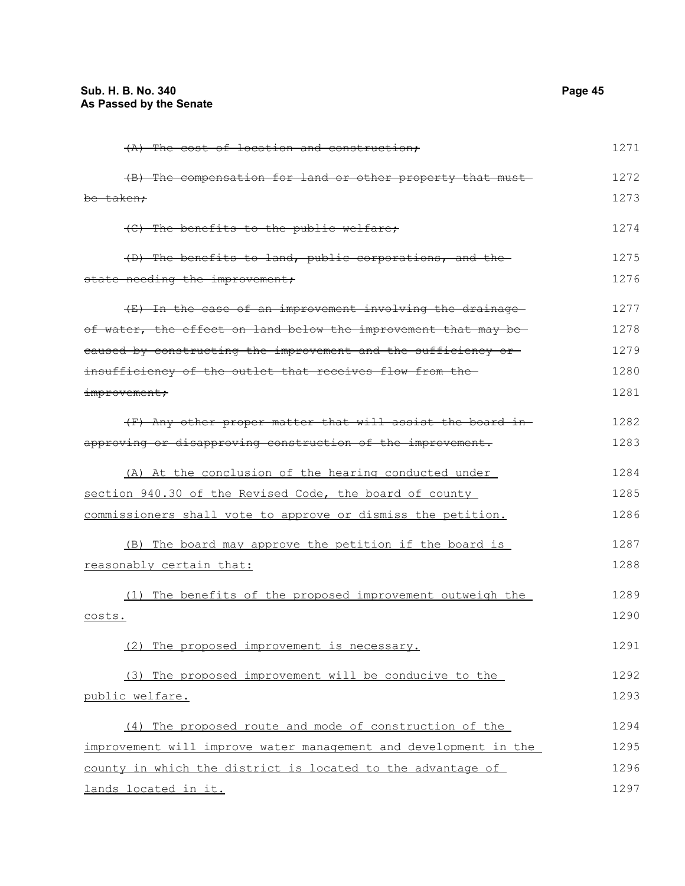~~(A) The cost of location and construction;~~ 1271

~~(B) The compensation for land or other property that must be taken;~~ 1272 1273

~~(C) The benefits to the public welfare;~~ 1274

~~(D) The benefits to land, public corporations, and the state needing the improvement;~~ 1275 1276

~~(E) In the case of an improvement involving the drainage of water, the effect on land below the improvement that may be caused by constructing the improvement and the sufficiency or insufficiency of the outlet that receives flow from the improvement;~~ 1277 1278 1279 1280 1281

~~(F) Any other proper matter that will assist the board in approving or disapproving construction of the improvement.~~ 1282 1283

<u>(A) At the conclusion of the hearing conducted under section 940.30 of the Revised Code, the board of county commissioners shall vote to approve or dismiss the petition.</u> 1284 1285 1286

<u>(B) The board may approve the petition if the board is reasonably certain that:</u> 1287 1288

<u>(1) The benefits of the proposed improvement outweigh the costs.</u> 1289 1290

<u>(2) The proposed improvement is necessary.</u> 1291

<u>(3) The proposed improvement will be conducive to the public welfare.</u> 1292 1293

<u>(4) The proposed route and mode of construction of the improvement will improve water management and development in the county in which the district is located to the advantage of lands located in it.</u> 1294 1295 1296 1297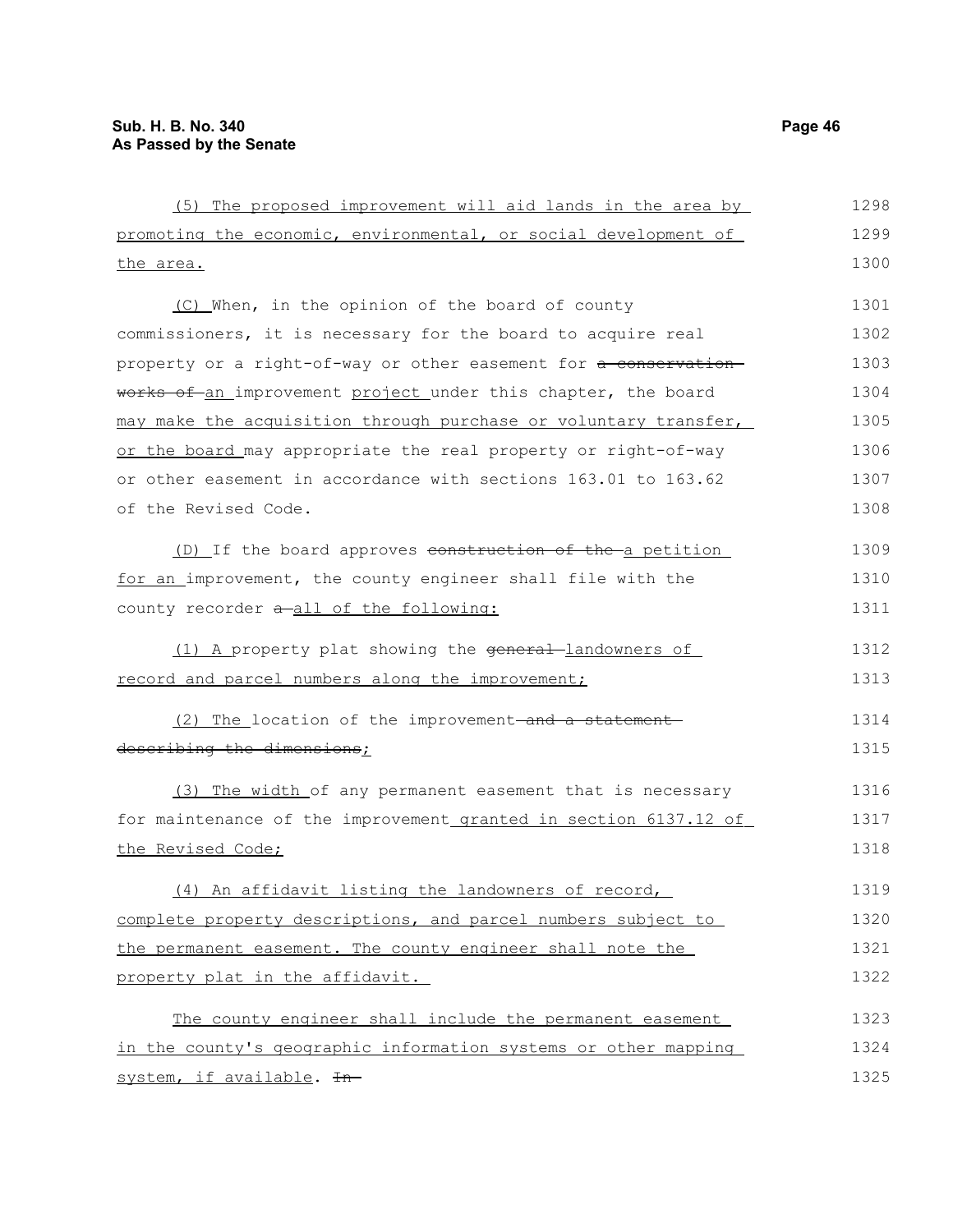(5) The proposed improvement will aid lands in the area by promoting the economic, environmental, or social development of the area.

(C) When, in the opinion of the board of county commissioners, it is necessary for the board to acquire real property or a right-of-way or other easement for ~~a conservation works of~~ an improvement project under this chapter, the board may make the acquisition through purchase or voluntary transfer, or the board may appropriate the real property or right-of-way or other easement in accordance with sections 163.01 to 163.62 of the Revised Code.

(D) If the board approves ~~construction of the~~ a petition for an improvement, the county engineer shall file with the county recorder ~~a~~ all of the following:

(1) A property plat showing the ~~general~~ landowners of record and parcel numbers along the improvement;

(2) The location of the improvement ~~and a statement describing the dimensions~~;

(3) The width of any permanent easement that is necessary for maintenance of the improvement granted in section 6137.12 of the Revised Code;

(4) An affidavit listing the landowners of record, complete property descriptions, and parcel numbers subject to the permanent easement. The county engineer shall note the property plat in the affidavit.

The county engineer shall include the permanent easement in the county's geographic information systems or other mapping system, if available. ~~In~~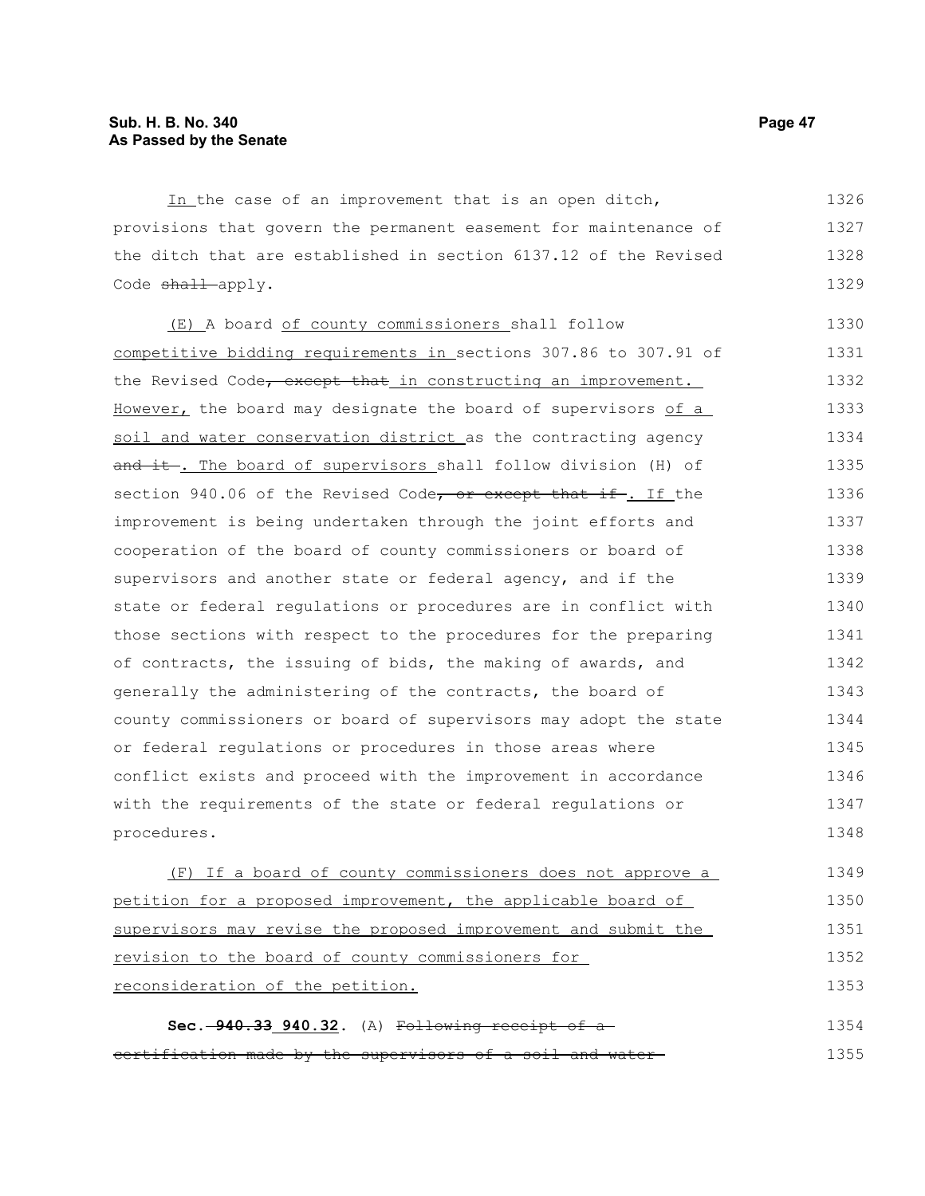In the case of an improvement that is an open ditch, provisions that govern the permanent easement for maintenance of the ditch that are established in section 6137.12 of the Revised Code shall apply.

(E) A board of county commissioners shall follow competitive bidding requirements in sections 307.86 to 307.91 of the Revised Code, except that in constructing an improvement. However, the board may designate the board of supervisors of a soil and water conservation district as the contracting agency and it . The board of supervisors shall follow division (H) of section 940.06 of the Revised Code, or except that if . If the improvement is being undertaken through the joint efforts and cooperation of the board of county commissioners or board of supervisors and another state or federal agency, and if the state or federal regulations or procedures are in conflict with those sections with respect to the procedures for the preparing of contracts, the issuing of bids, the making of awards, and generally the administering of the contracts, the board of county commissioners or board of supervisors may adopt the state or federal regulations or procedures in those areas where conflict exists and proceed with the improvement in accordance with the requirements of the state or federal regulations or procedures.

(F) If a board of county commissioners does not approve a petition for a proposed improvement, the applicable board of supervisors may revise the proposed improvement and submit the revision to the board of county commissioners for reconsideration of the petition.

**Sec. 940.33 940.32.** (A) Following receipt of a certification made by the supervisors of a soil and water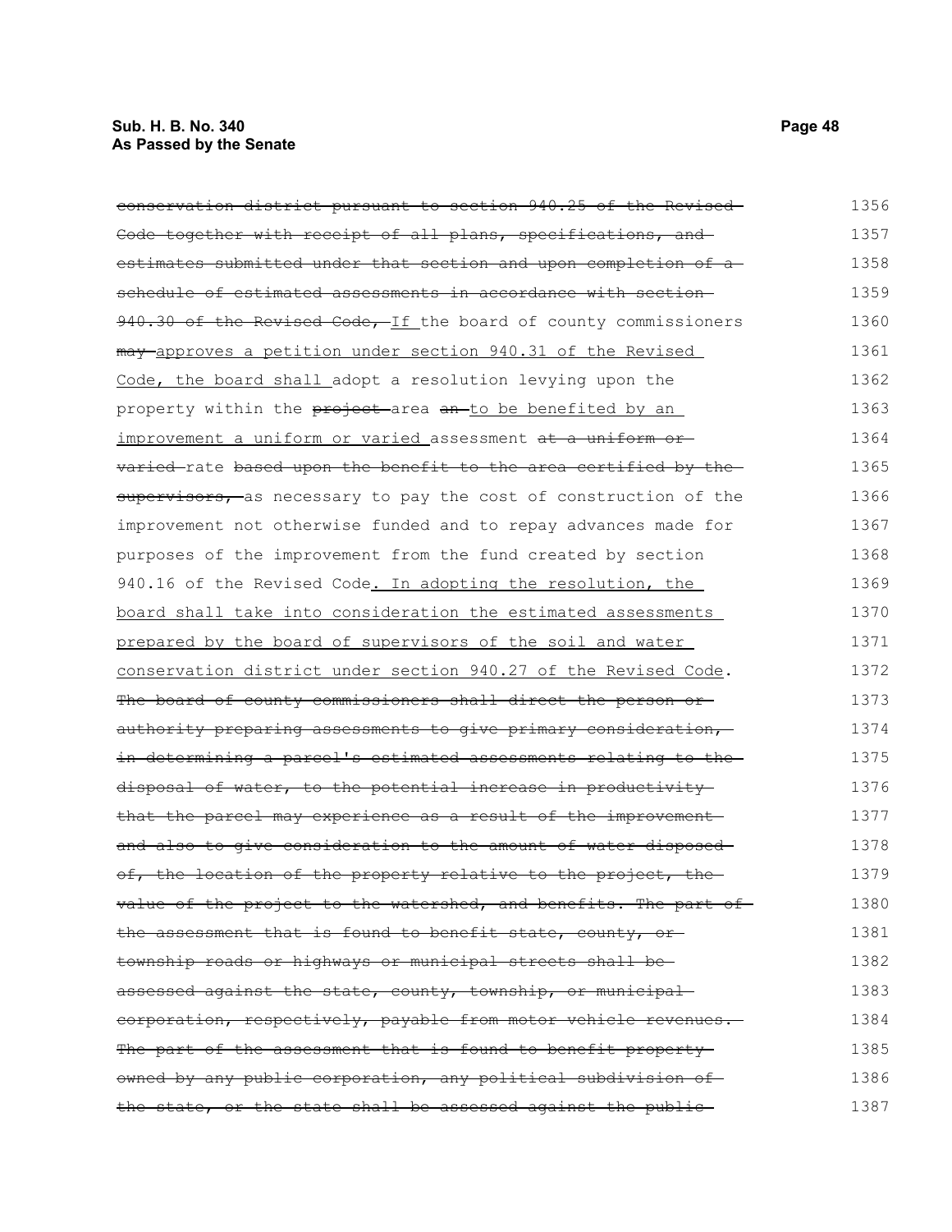~~conservation district pursuant to section 940.25 of the Revised Code together with receipt of all plans, specifications, and estimates submitted under that section and upon completion of a schedule of estimated assessments in accordance with section 940.30 of the Revised Code,~~ <u>If</u> the board of county commissioners ~~may~~ <u>approves a petition under section 940.31 of the Revised Code, the board shall</u> adopt a resolution levying upon the property within the ~~project~~ area ~~an~~ <u>to be benefited by an improvement a uniform or varied</u> assessment ~~at a uniform or varied~~ rate ~~based upon the benefit to the area certified by the supervisors,~~ as necessary to pay the cost of construction of the improvement not otherwise funded and to repay advances made for purposes of the improvement from the fund created by section 940.16 of the Revised Code<u>. In adopting the resolution, the board shall take into consideration the estimated assessments prepared by the board of supervisors of the soil and water conservation district under section 940.27 of the Revised Code</u>. ~~The board of county commissioners shall direct the person or authority preparing assessments to give primary consideration, in determining a parcel's estimated assessments relating to the disposal of water, to the potential increase in productivity that the parcel may experience as a result of the improvement and also to give consideration to the amount of water disposed of, the location of the property relative to the project, the value of the project to the watershed, and benefits. The part of the assessment that is found to benefit state, county, or township roads or highways or municipal streets shall be assessed against the state, county, township, or municipal corporation, respectively, payable from motor vehicle revenues. The part of the assessment that is found to benefit property owned by any public corporation, any political subdivision of the state, or the state shall be assessed against the public~~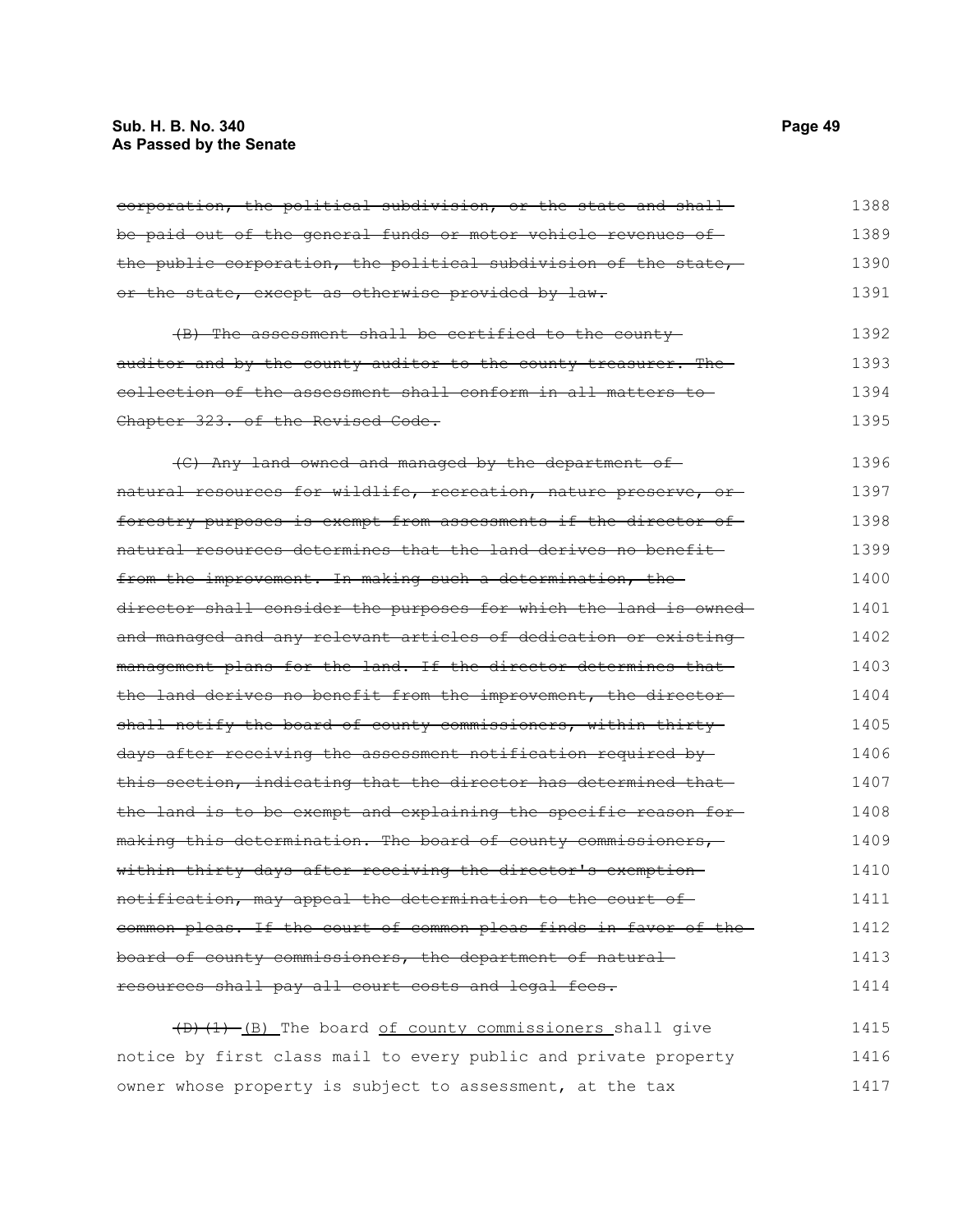~~corporation, the political subdivision, or the state and shall be paid out of the general funds or motor vehicle revenues of the public corporation, the political subdivision of the state, or the state, except as otherwise provided by law.~~

~~(B) The assessment shall be certified to the county auditor and by the county auditor to the county treasurer. The collection of the assessment shall conform in all matters to Chapter 323. of the Revised Code.~~

~~(C) Any land owned and managed by the department of natural resources for wildlife, recreation, nature preserve, or forestry purposes is exempt from assessments if the director of natural resources determines that the land derives no benefit from the improvement. In making such a determination, the director shall consider the purposes for which the land is owned and managed and any relevant articles of dedication or existing management plans for the land. If the director determines that the land derives no benefit from the improvement, the director shall notify the board of county commissioners, within thirty days after receiving the assessment notification required by this section, indicating that the director has determined that the land is to be exempt and explaining the specific reason for making this determination. The board of county commissioners, within thirty days after receiving the director's exemption notification, may appeal the determination to the court of common pleas. If the court of common pleas finds in favor of the board of county commissioners, the department of natural resources shall pay all court costs and legal fees.~~

~~(D)(1)~~ <u>(B)</u> The board <u>of county commissioners</u> shall give notice by first class mail to every public and private property owner whose property is subject to assessment, at the tax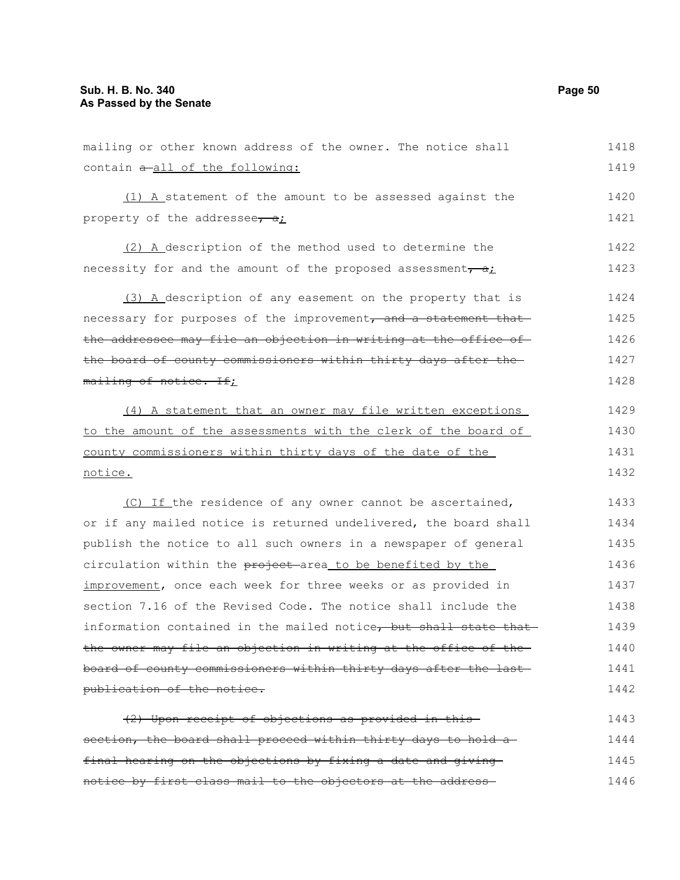mailing or other known address of the owner. The notice shall contain ~~a~~ all of the following:

(1) A statement of the amount to be assessed against the property of the addressee~~, a~~;

(2) A description of the method used to determine the necessity for and the amount of the proposed assessment~~, a~~;

(3) A description of any easement on the property that is necessary for purposes of the improvement~~, and a statement that the addressee may file an objection in writing at the office of the board of county commissioners within thirty days after the mailing of notice. If~~;

(4) A statement that an owner may file written exceptions to the amount of the assessments with the clerk of the board of county commissioners within thirty days of the date of the notice.

(C) If the residence of any owner cannot be ascertained, or if any mailed notice is returned undelivered, the board shall publish the notice to all such owners in a newspaper of general circulation within the ~~project~~ area to be benefited by the improvement, once each week for three weeks or as provided in section 7.16 of the Revised Code. The notice shall include the information contained in the mailed notice~~, but shall state that the owner may file an objection in writing at the office of the board of county commissioners within thirty days after the last publication of the notice.~~

~~(2) Upon receipt of objections as provided in this section, the board shall proceed within thirty days to hold a final hearing on the objections by fixing a date and giving notice by first class mail to the objectors at the address~~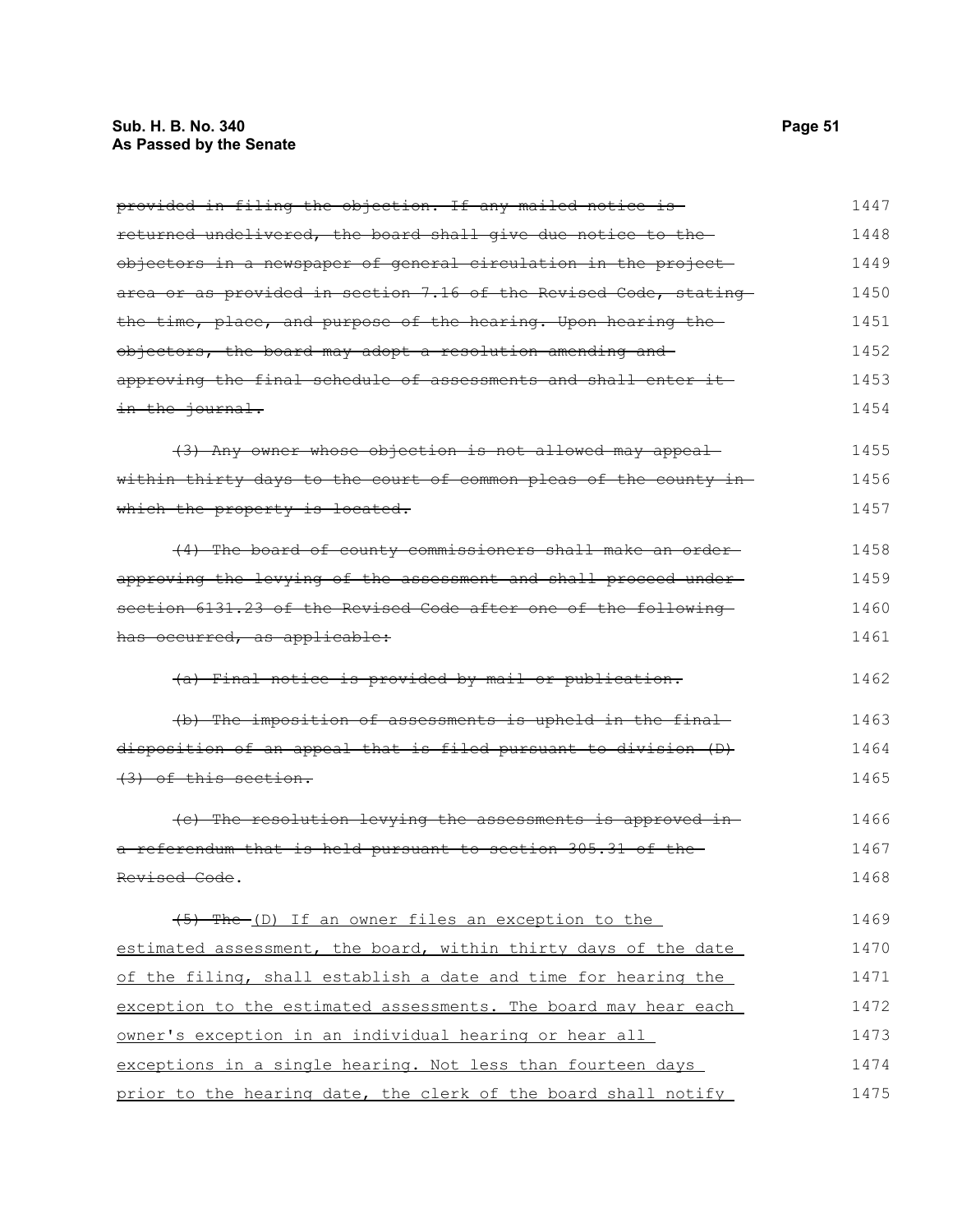~~provided in filing the objection. If any mailed notice is returned undelivered, the board shall give due notice to the objectors in a newspaper of general circulation in the project area or as provided in section 7.16 of the Revised Code, stating the time, place, and purpose of the hearing. Upon hearing the objectors, the board may adopt a resolution amending and approving the final schedule of assessments and shall enter it in the journal.~~

~~(3) Any owner whose objection is not allowed may appeal within thirty days to the court of common pleas of the county in which the property is located.~~

~~(4) The board of county commissioners shall make an order approving the levying of the assessment and shall proceed under section 6131.23 of the Revised Code after one of the following has occurred, as applicable:~~

~~(a) Final notice is provided by mail or publication.~~

~~(b) The imposition of assessments is upheld in the final disposition of an appeal that is filed pursuant to division (D)(3) of this section.~~

~~(c) The resolution levying the assessments is approved in a referendum that is held pursuant to section 305.31 of the Revised Code~~.

~~(5) The~~ <u>(D) If an owner files an exception to the estimated assessment, the board, within thirty days of the date of the filing, shall establish a date and time for hearing the exception to the estimated assessments. The board may hear each owner's exception in an individual hearing or hear all exceptions in a single hearing. Not less than fourteen days prior to the hearing date, the clerk of the board shall notify</u>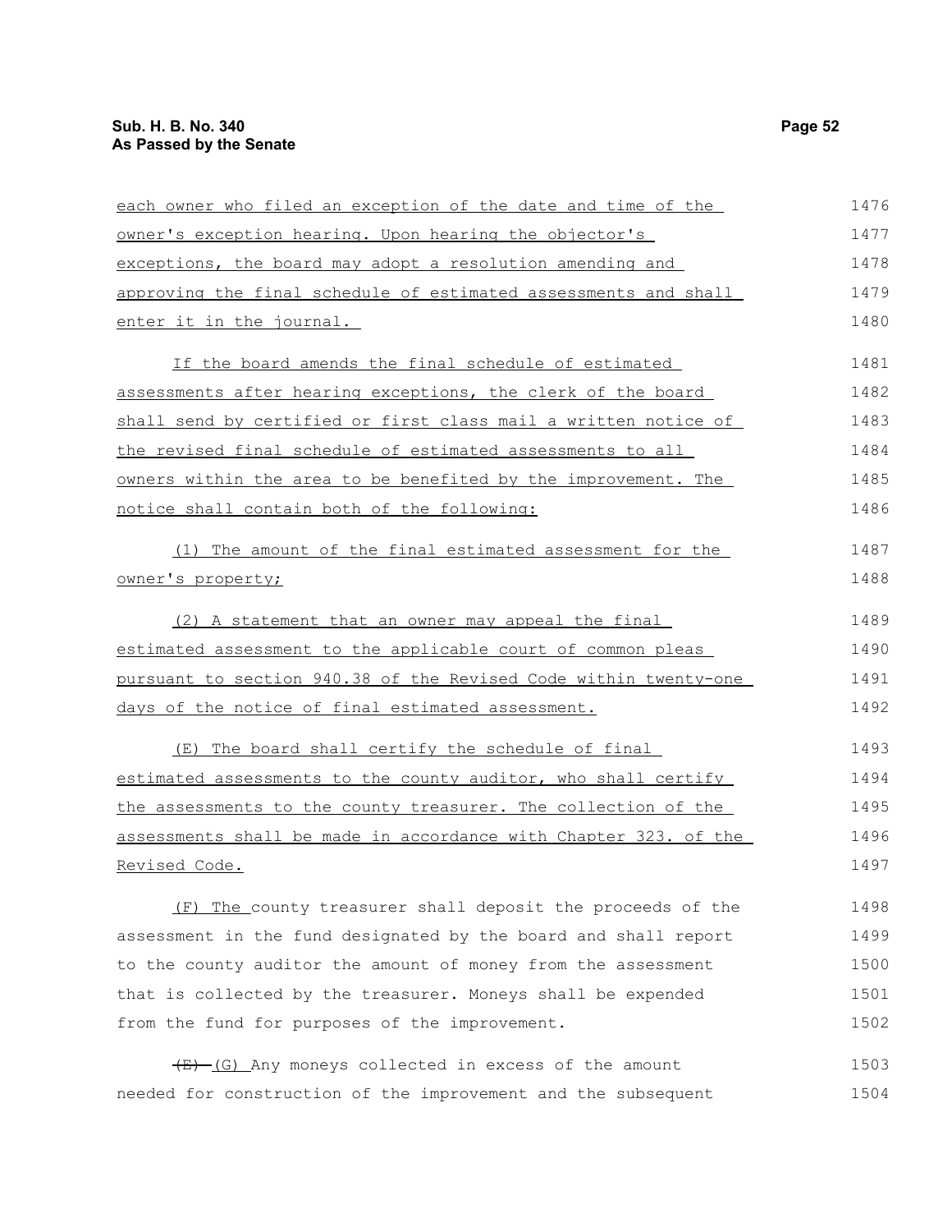each owner who filed an exception of the date and time of the owner's exception hearing. Upon hearing the objector's exceptions, the board may adopt a resolution amending and approving the final schedule of estimated assessments and shall enter it in the journal.

If the board amends the final schedule of estimated assessments after hearing exceptions, the clerk of the board shall send by certified or first class mail a written notice of the revised final schedule of estimated assessments to all owners within the area to be benefited by the improvement. The notice shall contain both of the following:

(1) The amount of the final estimated assessment for the owner's property;

(2) A statement that an owner may appeal the final estimated assessment to the applicable court of common pleas pursuant to section 940.38 of the Revised Code within twenty-one days of the notice of final estimated assessment.

(E) The board shall certify the schedule of final estimated assessments to the county auditor, who shall certify the assessments to the county treasurer. The collection of the assessments shall be made in accordance with Chapter 323. of the Revised Code.

(F) The county treasurer shall deposit the proceeds of the assessment in the fund designated by the board and shall report to the county auditor the amount of money from the assessment that is collected by the treasurer. Moneys shall be expended from the fund for purposes of the improvement.

~~(E)~~ (G) Any moneys collected in excess of the amount needed for construction of the improvement and the subsequent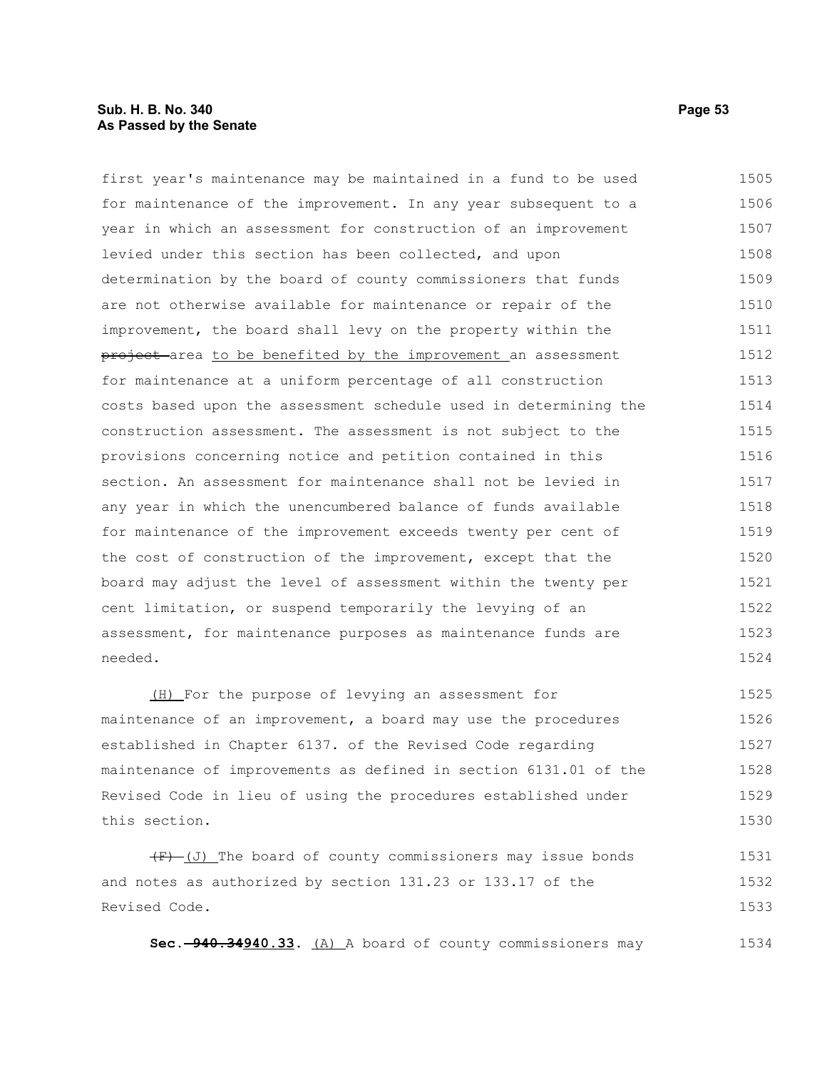first year's maintenance may be maintained in a fund to be used for maintenance of the improvement. In any year subsequent to a year in which an assessment for construction of an improvement levied under this section has been collected, and upon determination by the board of county commissioners that funds are not otherwise available for maintenance or repair of the improvement, the board shall levy on the property within the ~~project~~ area to be benefited by the improvement an assessment for maintenance at a uniform percentage of all construction costs based upon the assessment schedule used in determining the construction assessment. The assessment is not subject to the provisions concerning notice and petition contained in this section. An assessment for maintenance shall not be levied in any year in which the unencumbered balance of funds available for maintenance of the improvement exceeds twenty per cent of the cost of construction of the improvement, except that the board may adjust the level of assessment within the twenty per cent limitation, or suspend temporarily the levying of an assessment, for maintenance purposes as maintenance funds are needed.

(H) For the purpose of levying an assessment for maintenance of an improvement, a board may use the procedures established in Chapter 6137. of the Revised Code regarding maintenance of improvements as defined in section 6131.01 of the Revised Code in lieu of using the procedures established under this section.

~~(F)~~ (J) The board of county commissioners may issue bonds and notes as authorized by section 131.23 or 133.17 of the Revised Code.

**Sec. ~~940.34~~940.33.** (A) A board of county commissioners may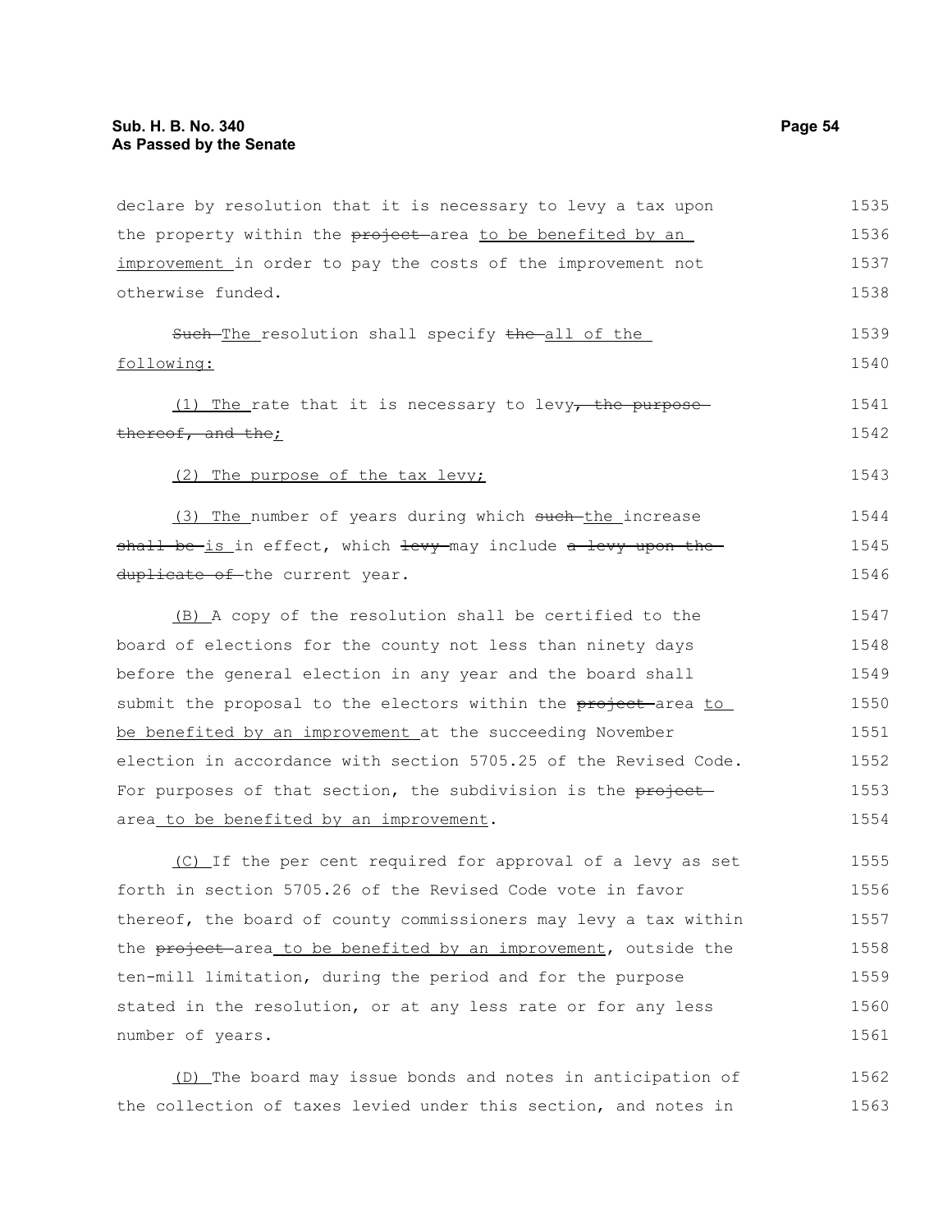declare by resolution that it is necessary to levy a tax upon the property within the ~~project~~ area <u>to be benefited by an improvement</u> in order to pay the costs of the improvement not otherwise funded.

~~Such~~ <u>The</u> resolution shall specify ~~the~~ <u>all of the following:</u>

<u>(1) The</u> rate that it is necessary to levy~~, the purpose thereof, and the~~<u>;</u>

<u>(2) The purpose of the tax levy;</u>

<u>(3) The</u> number of years during which ~~such~~ <u>the</u> increase ~~shall be~~ <u>is</u> in effect, which ~~levy~~ may include ~~a levy upon the duplicate of~~ the current year.

<u>(B)</u> A copy of the resolution shall be certified to the board of elections for the county not less than ninety days before the general election in any year and the board shall submit the proposal to the electors within the ~~project~~ area <u>to be benefited by an improvement</u> at the succeeding November election in accordance with section 5705.25 of the Revised Code. For purposes of that section, the subdivision is the ~~project~~ area <u>to be benefited by an improvement</u>.

<u>(C)</u> If the per cent required for approval of a levy as set forth in section 5705.26 of the Revised Code vote in favor thereof, the board of county commissioners may levy a tax within the ~~project~~ area <u>to be benefited by an improvement</u>, outside the ten-mill limitation, during the period and for the purpose stated in the resolution, or at any less rate or for any less number of years.

<u>(D)</u> The board may issue bonds and notes in anticipation of the collection of taxes levied under this section, and notes in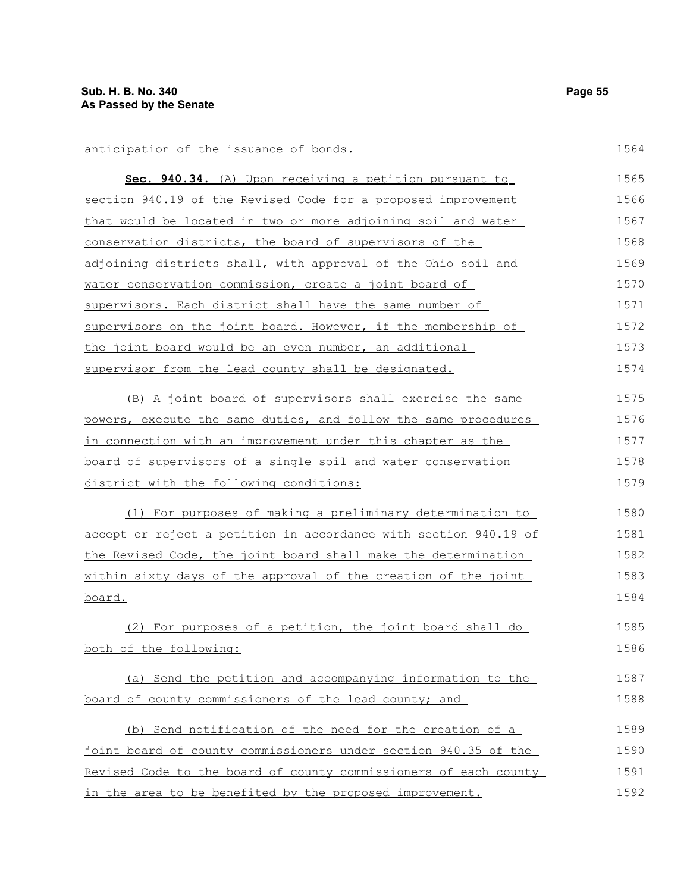anticipation of the issuance of bonds.

**Sec. 940.34.** (A) Upon receiving a petition pursuant to section 940.19 of the Revised Code for a proposed improvement that would be located in two or more adjoining soil and water conservation districts, the board of supervisors of the adjoining districts shall, with approval of the Ohio soil and water conservation commission, create a joint board of supervisors. Each district shall have the same number of supervisors on the joint board. However, if the membership of the joint board would be an even number, an additional supervisor from the lead county shall be designated.

(B) A joint board of supervisors shall exercise the same powers, execute the same duties, and follow the same procedures in connection with an improvement under this chapter as the board of supervisors of a single soil and water conservation district with the following conditions:

(1) For purposes of making a preliminary determination to accept or reject a petition in accordance with section 940.19 of the Revised Code, the joint board shall make the determination within sixty days of the approval of the creation of the joint board.

(2) For purposes of a petition, the joint board shall do both of the following:

(a) Send the petition and accompanying information to the board of county commissioners of the lead county; and

(b) Send notification of the need for the creation of a joint board of county commissioners under section 940.35 of the Revised Code to the board of county commissioners of each county in the area to be benefited by the proposed improvement.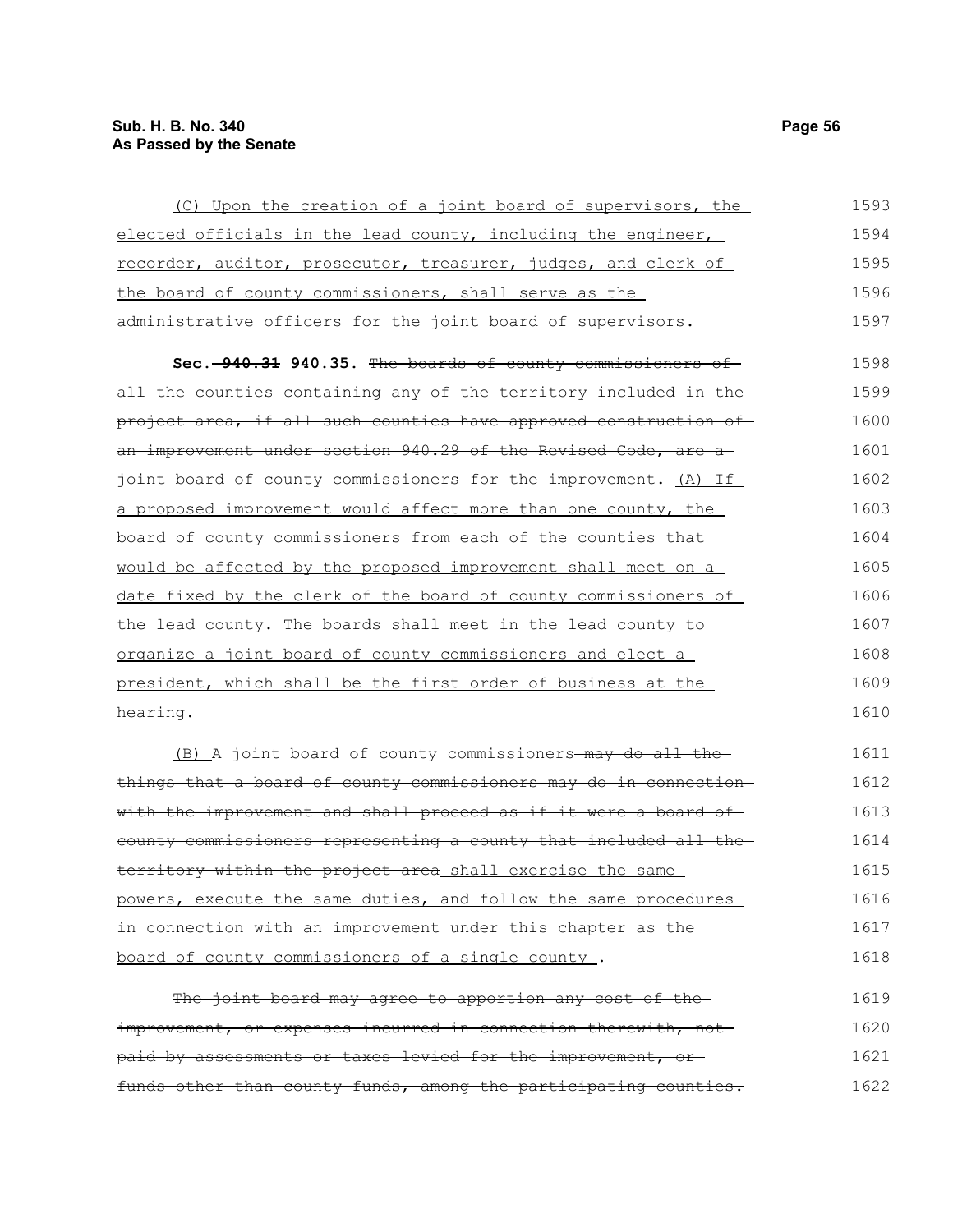(C) Upon the creation of a joint board of supervisors, the elected officials in the lead county, including the engineer, recorder, auditor, prosecutor, treasurer, judges, and clerk of the board of county commissioners, shall serve as the administrative officers for the joint board of supervisors.

**Sec. ~~940.31~~ 940.35.** ~~The boards of county commissioners of all the counties containing any of the territory included in the project area, if all such counties have approved construction of an improvement under section 940.29 of the Revised Code, are a joint board of county commissioners for the improvement.~~ (A) If a proposed improvement would affect more than one county, the board of county commissioners from each of the counties that would be affected by the proposed improvement shall meet on a date fixed by the clerk of the board of county commissioners of the lead county. The boards shall meet in the lead county to organize a joint board of county commissioners and elect a president, which shall be the first order of business at the hearing.

(B) A joint board of county commissioners ~~may do all the things that a board of county commissioners may do in connection with the improvement and shall proceed as if it were a board of county commissioners representing a county that included all the territory within the project area~~ shall exercise the same powers, execute the same duties, and follow the same procedures in connection with an improvement under this chapter as the board of county commissioners of a single county .

~~The joint board may agree to apportion any cost of the improvement, or expenses incurred in connection therewith, not paid by assessments or taxes levied for the improvement, or funds other than county funds, among the participating counties.~~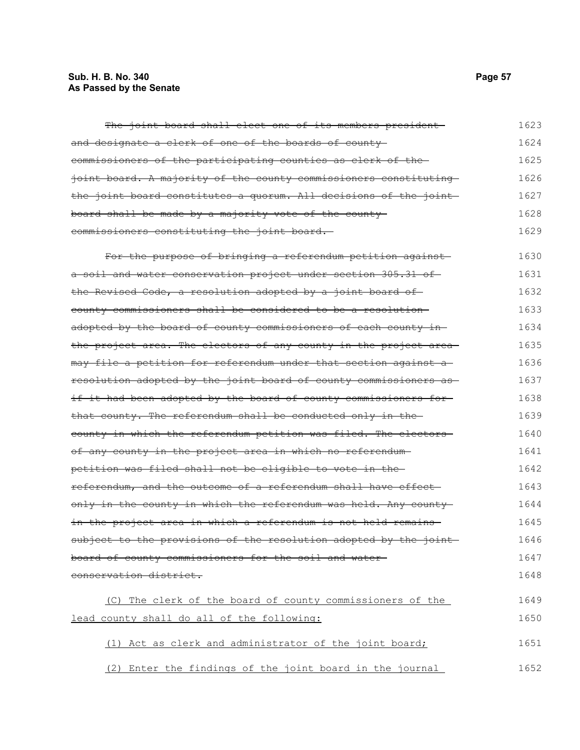~~The joint board shall elect one of its members president and designate a clerk of one of the boards of county commissioners of the participating counties as clerk of the joint board. A majority of the county commissioners constituting the joint board constitutes a quorum. All decisions of the joint board shall be made by a majority vote of the county commissioners constituting the joint board.~~ 1623 1624 1625 1626 1627 1628 1629

~~For the purpose of bringing a referendum petition against a soil and water conservation project under section 305.31 of the Revised Code, a resolution adopted by a joint board of county commissioners shall be considered to be a resolution adopted by the board of county commissioners of each county in the project area. The electors of any county in the project area may file a petition for referendum under that section against a resolution adopted by the joint board of county commissioners as if it had been adopted by the board of county commissioners for that county. The referendum shall be conducted only in the county in which the referendum petition was filed. The electors of any county in the project area in which no referendum petition was filed shall not be eligible to vote in the referendum, and the outcome of a referendum shall have effect only in the county in which the referendum was held. Any county in the project area in which a referendum is not held remains subject to the provisions of the resolution adopted by the joint board of county commissioners for the soil and water conservation district.~~ 1630 1631 1632 1633 1634 1635 1636 1637 1638 1639 1640 1641 1642 1643 1644 1645 1646 1647 1648

<u>(C) The clerk of the board of county commissioners of the lead county shall do all of the following:</u> 1649 1650

<u>(1) Act as clerk and administrator of the joint board;</u> 1651

<u>(2) Enter the findings of the joint board in the journal</u> 1652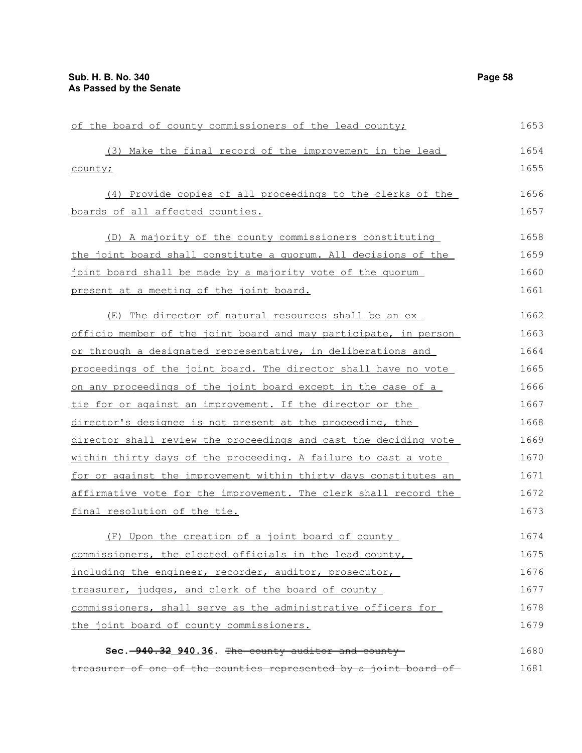of the board of county commissioners of the lead county;

(3) Make the final record of the improvement in the lead county;

(4) Provide copies of all proceedings to the clerks of the boards of all affected counties.

(D) A majority of the county commissioners constituting the joint board shall constitute a quorum. All decisions of the joint board shall be made by a majority vote of the quorum present at a meeting of the joint board.

(E) The director of natural resources shall be an ex officio member of the joint board and may participate, in person or through a designated representative, in deliberations and proceedings of the joint board. The director shall have no vote on any proceedings of the joint board except in the case of a tie for or against an improvement. If the director or the director's designee is not present at the proceeding, the director shall review the proceedings and cast the deciding vote within thirty days of the proceeding. A failure to cast a vote for or against the improvement within thirty days constitutes an affirmative vote for the improvement. The clerk shall record the final resolution of the tie.

(F) Upon the creation of a joint board of county commissioners, the elected officials in the lead county, including the engineer, recorder, auditor, prosecutor, treasurer, judges, and clerk of the board of county commissioners, shall serve as the administrative officers for the joint board of county commissioners.

**Sec. ~~940.32~~ 940.36.** ~~The county auditor and county treasurer of one of the counties represented by a joint board of~~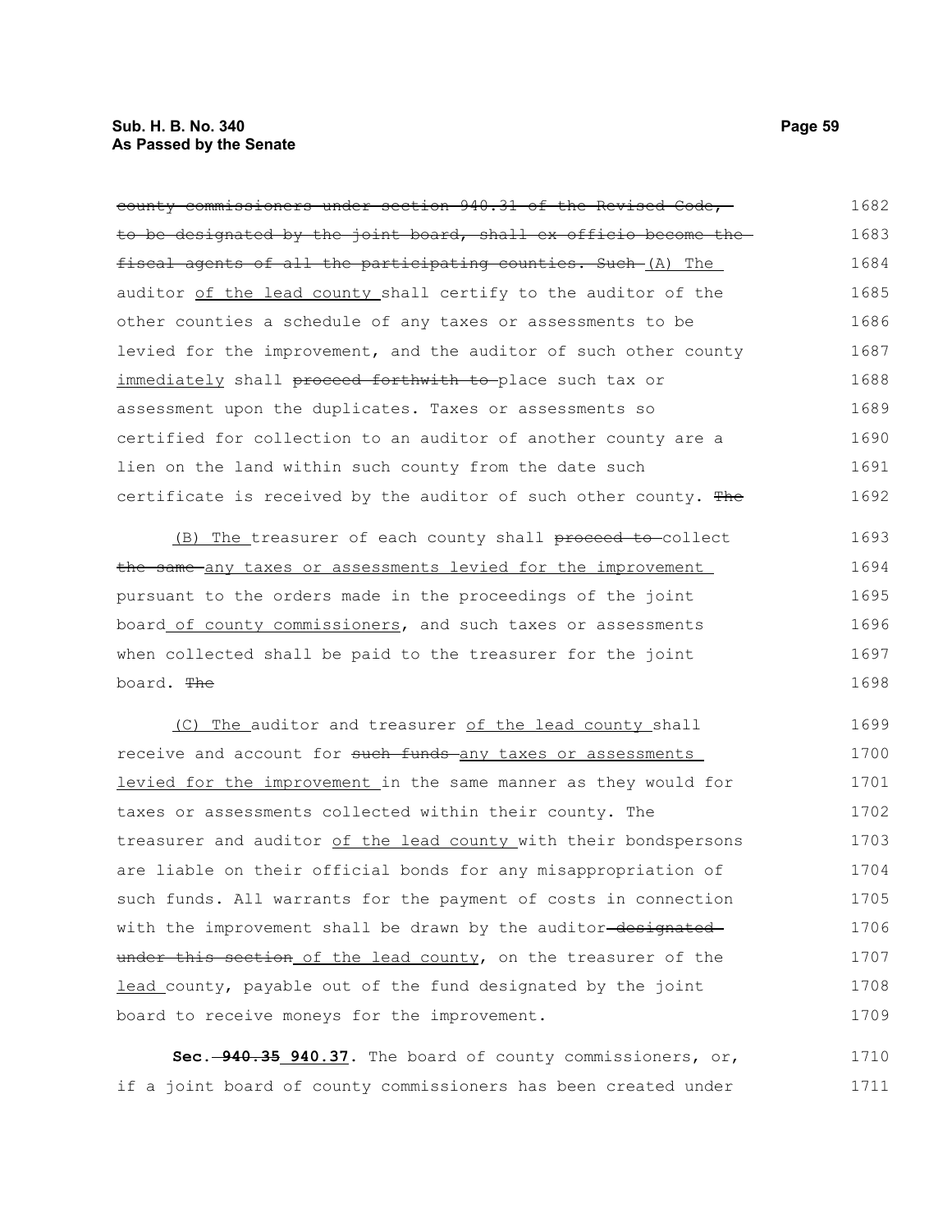~~county commissioners under section 940.31 of the Revised Code, to be designated by the joint board, shall ex officio become the fiscal agents of all the participating counties. Such~~ (A) The auditor <u>of the lead county</u> shall certify to the auditor of the other counties a schedule of any taxes or assessments to be levied for the improvement, and the auditor of such other county <u>immediately</u> shall ~~proceed forthwith to~~ place such tax or assessment upon the duplicates. Taxes or assessments so certified for collection to an auditor of another county are a lien on the land within such county from the date such certificate is received by the auditor of such other county. ~~The~~

<u>(B) The</u> treasurer of each county shall ~~proceed to~~ collect ~~the same~~ <u>any taxes or assessments levied for the improvement</u> pursuant to the orders made in the proceedings of the joint board <u>of county commissioners</u>, and such taxes or assessments when collected shall be paid to the treasurer for the joint board. ~~The~~

<u>(C) The</u> auditor and treasurer <u>of the lead county</u> shall receive and account for ~~such funds~~ <u>any taxes or assessments levied for the improvement</u> in the same manner as they would for taxes or assessments collected within their county. The treasurer and auditor <u>of the lead county</u> with their bondspersons are liable on their official bonds for any misappropriation of such funds. All warrants for the payment of costs in connection with the improvement shall be drawn by the auditor ~~designated under this section~~ <u>of the lead county</u>, on the treasurer of the <u>lead</u> county, payable out of the fund designated by the joint board to receive moneys for the improvement.

**Sec. ~~940.35~~ <u>940.37</u>.** The board of county commissioners, or, if a joint board of county commissioners has been created under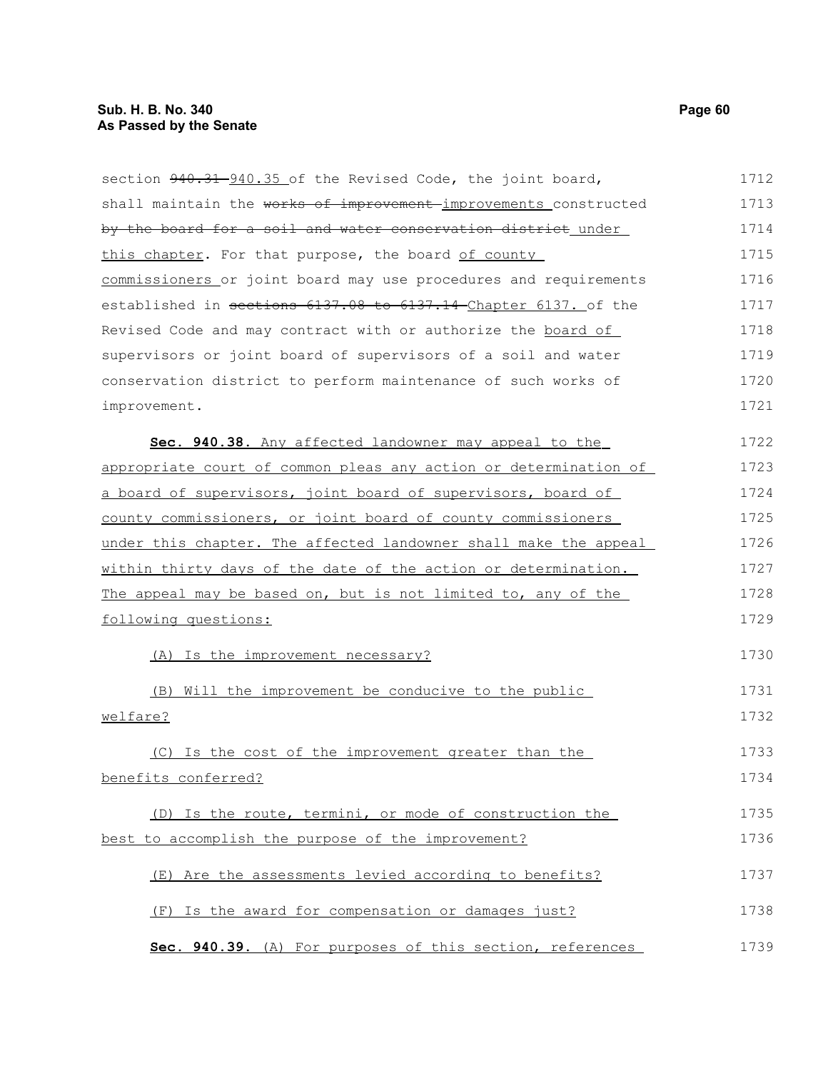section ~~940.31~~ 940.35 of the Revised Code, the joint board, shall maintain the ~~works of improvement~~ improvements constructed ~~by the board for a soil and water conservation district~~ under this chapter. For that purpose, the board of county commissioners or joint board may use procedures and requirements established in ~~sections 6137.08 to 6137.14~~ Chapter 6137. of the Revised Code and may contract with or authorize the board of supervisors or joint board of supervisors of a soil and water conservation district to perform maintenance of such works of improvement.

**Sec. 940.38.** Any affected landowner may appeal to the appropriate court of common pleas any action or determination of a board of supervisors, joint board of supervisors, board of county commissioners, or joint board of county commissioners under this chapter. The affected landowner shall make the appeal within thirty days of the date of the action or determination. The appeal may be based on, but is not limited to, any of the following questions:

(A) Is the improvement necessary?

(B) Will the improvement be conducive to the public welfare?

(C) Is the cost of the improvement greater than the benefits conferred?

(D) Is the route, termini, or mode of construction the best to accomplish the purpose of the improvement?

(E) Are the assessments levied according to benefits?

(F) Is the award for compensation or damages just?

**Sec. 940.39.** (A) For purposes of this section, references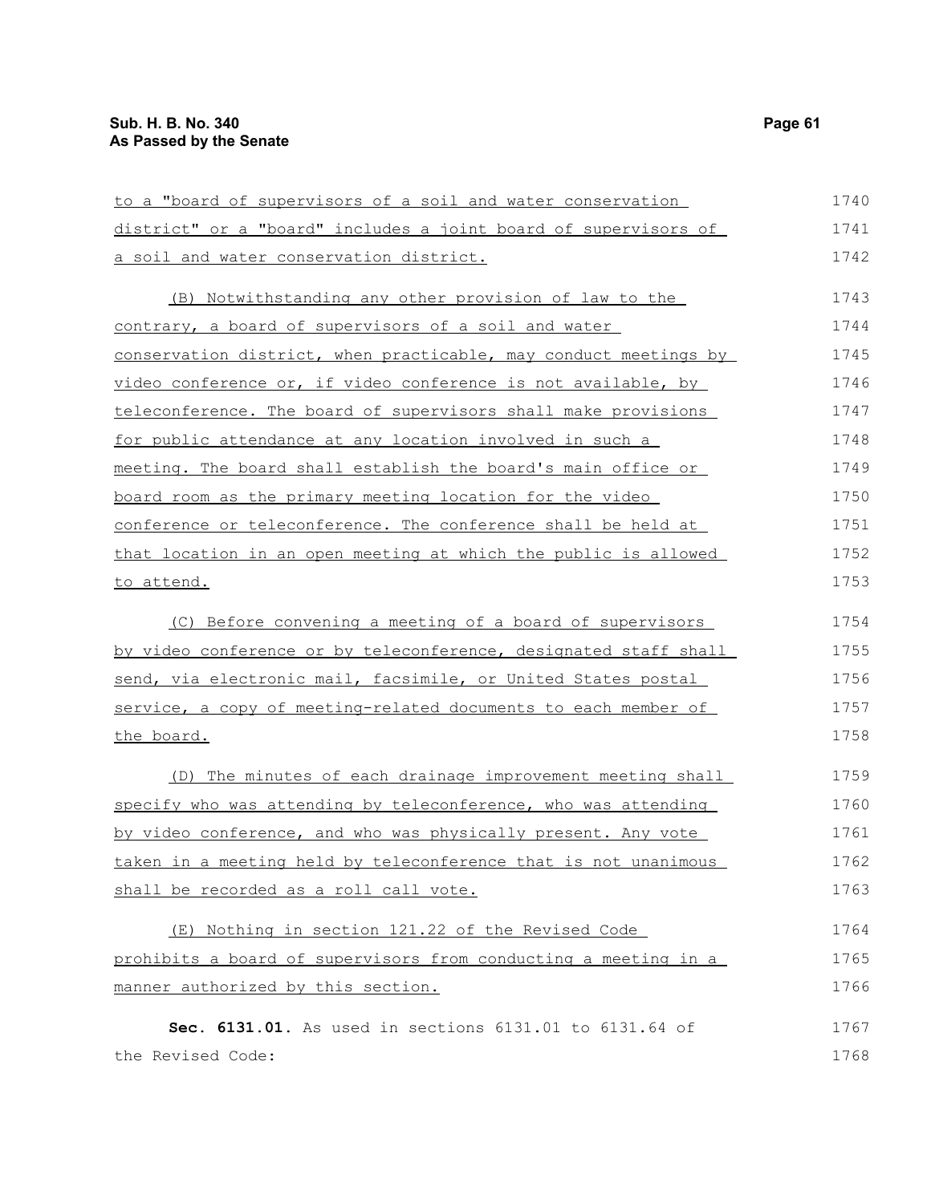to a "board of supervisors of a soil and water conservation district" or a "board" includes a joint board of supervisors of a soil and water conservation district.

(B) Notwithstanding any other provision of law to the contrary, a board of supervisors of a soil and water conservation district, when practicable, may conduct meetings by video conference or, if video conference is not available, by teleconference. The board of supervisors shall make provisions for public attendance at any location involved in such a meeting. The board shall establish the board's main office or board room as the primary meeting location for the video conference or teleconference. The conference shall be held at that location in an open meeting at which the public is allowed to attend.

(C) Before convening a meeting of a board of supervisors by video conference or by teleconference, designated staff shall send, via electronic mail, facsimile, or United States postal service, a copy of meeting-related documents to each member of the board.

(D) The minutes of each drainage improvement meeting shall specify who was attending by teleconference, who was attending by video conference, and who was physically present. Any vote taken in a meeting held by teleconference that is not unanimous shall be recorded as a roll call vote.

(E) Nothing in section 121.22 of the Revised Code prohibits a board of supervisors from conducting a meeting in a manner authorized by this section.

**Sec. 6131.01.** As used in sections 6131.01 to 6131.64 of the Revised Code: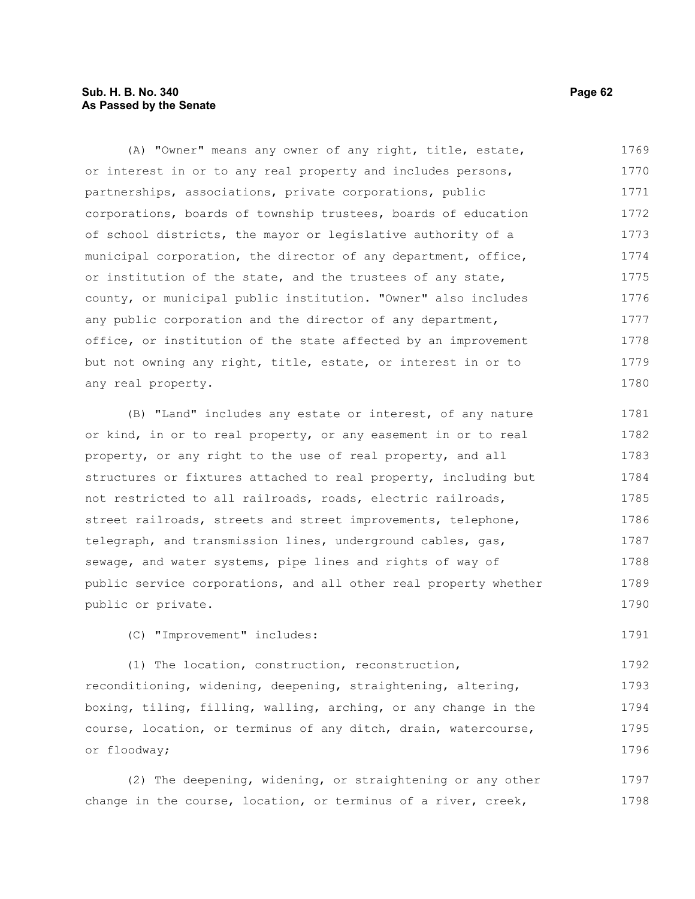(A) "Owner" means any owner of any right, title, estate, or interest in or to any real property and includes persons, partnerships, associations, private corporations, public corporations, boards of township trustees, boards of education of school districts, the mayor or legislative authority of a municipal corporation, the director of any department, office, or institution of the state, and the trustees of any state, county, or municipal public institution. "Owner" also includes any public corporation and the director of any department, office, or institution of the state affected by an improvement but not owning any right, title, estate, or interest in or to any real property.

(B) "Land" includes any estate or interest, of any nature or kind, in or to real property, or any easement in or to real property, or any right to the use of real property, and all structures or fixtures attached to real property, including but not restricted to all railroads, roads, electric railroads, street railroads, streets and street improvements, telephone, telegraph, and transmission lines, underground cables, gas, sewage, and water systems, pipe lines and rights of way of public service corporations, and all other real property whether public or private.

(C) "Improvement" includes:

(1) The location, construction, reconstruction, reconditioning, widening, deepening, straightening, altering, boxing, tiling, filling, walling, arching, or any change in the course, location, or terminus of any ditch, drain, watercourse, or floodway;

(2) The deepening, widening, or straightening or any other change in the course, location, or terminus of a river, creek,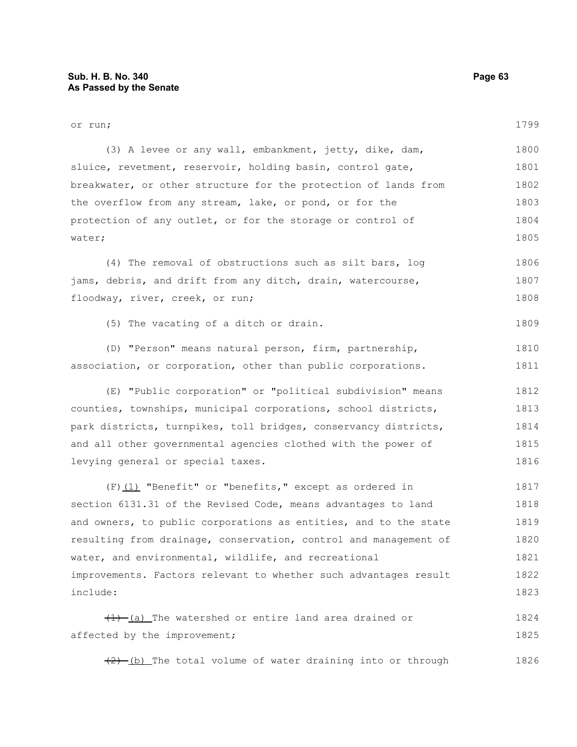or run;

(3) A levee or any wall, embankment, jetty, dike, dam, sluice, revetment, reservoir, holding basin, control gate, breakwater, or other structure for the protection of lands from the overflow from any stream, lake, or pond, or for the protection of any outlet, or for the storage or control of water;

(4) The removal of obstructions such as silt bars, log jams, debris, and drift from any ditch, drain, watercourse, floodway, river, creek, or run;

(5) The vacating of a ditch or drain.

(D) "Person" means natural person, firm, partnership, association, or corporation, other than public corporations.

(E) "Public corporation" or "political subdivision" means counties, townships, municipal corporations, school districts, park districts, turnpikes, toll bridges, conservancy districts, and all other governmental agencies clothed with the power of levying general or special taxes.

(F)(1) "Benefit" or "benefits," except as ordered in section 6131.31 of the Revised Code, means advantages to land and owners, to public corporations as entities, and to the state resulting from drainage, conservation, control and management of water, and environmental, wildlife, and recreational improvements. Factors relevant to whether such advantages result include:

~~(1)~~ (a) The watershed or entire land area drained or affected by the improvement;

~~(2)~~ (b) The total volume of water draining into or through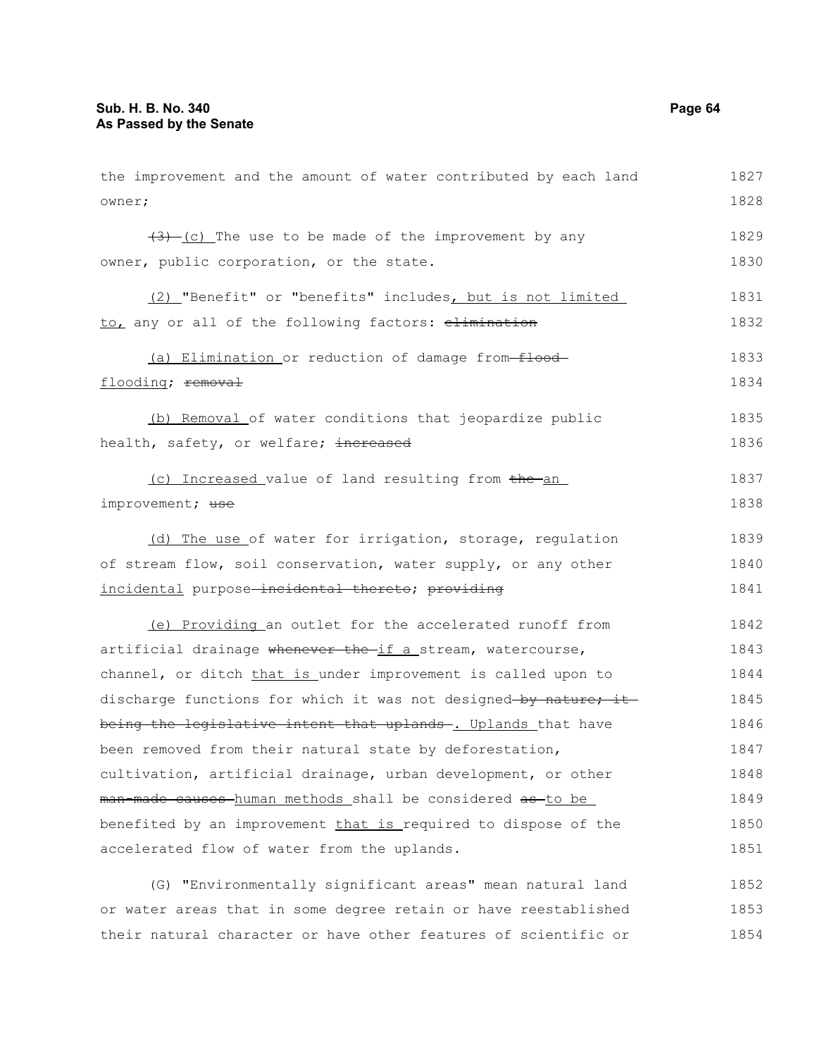the improvement and the amount of water contributed by each land owner;

~~(3)~~ (c) The use to be made of the improvement by any owner, public corporation, or the state.

(2) "Benefit" or "benefits" includes, but is not limited to, any or all of the following factors: ~~elimination~~

(a) Elimination or reduction of damage from ~~flood~~ flooding; ~~removal~~

(b) Removal of water conditions that jeopardize public health, safety, or welfare; ~~increased~~

(c) Increased value of land resulting from ~~the~~ an improvement; ~~use~~

(d) The use of water for irrigation, storage, regulation of stream flow, soil conservation, water supply, or any other incidental purpose ~~incidental thereto~~; ~~providing~~

(e) Providing an outlet for the accelerated runoff from artificial drainage ~~whenever the~~ if a stream, watercourse, channel, or ditch that is under improvement is called upon to discharge functions for which it was not designed ~~by nature; it being the legislative intent that uplands~~. Uplands that have been removed from their natural state by deforestation, cultivation, artificial drainage, urban development, or other ~~man-made causes~~ human methods shall be considered ~~as~~ to be benefited by an improvement that is required to dispose of the accelerated flow of water from the uplands.

(G) "Environmentally significant areas" mean natural land or water areas that in some degree retain or have reestablished their natural character or have other features of scientific or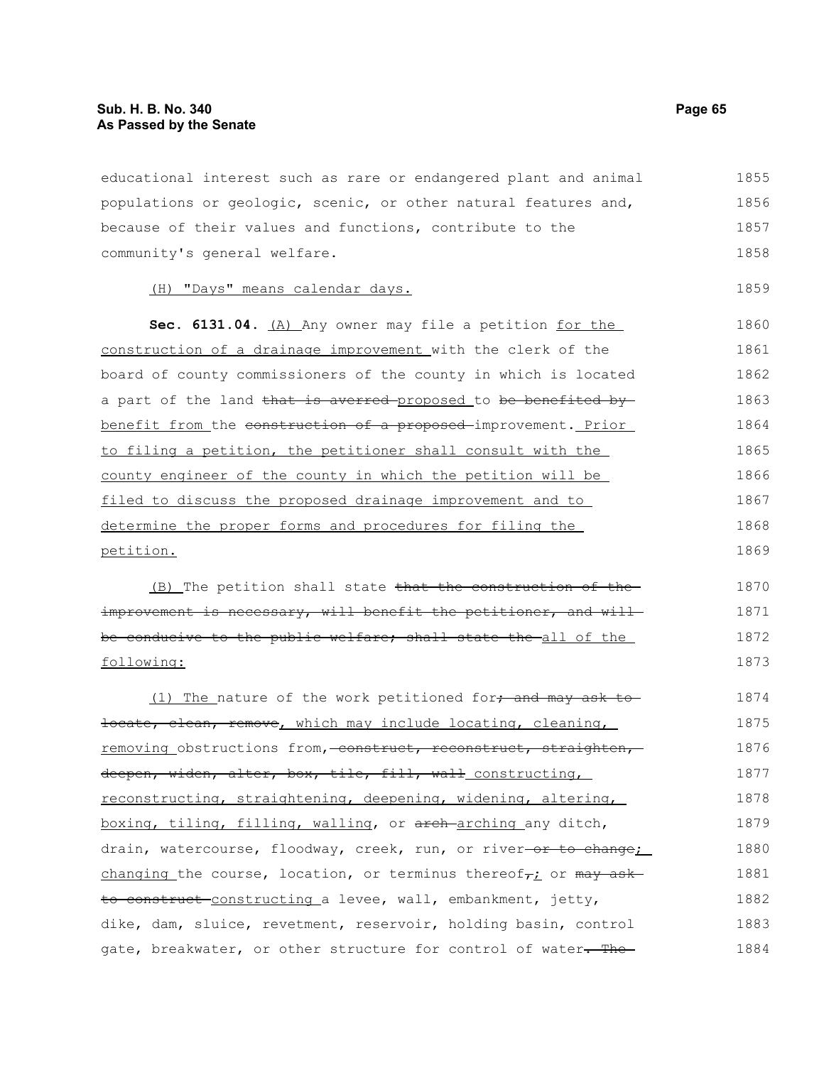educational interest such as rare or endangered plant and animal populations or geologic, scenic, or other natural features and, because of their values and functions, contribute to the community's general welfare.

<u>(H) "Days" means calendar days.</u>

**Sec. 6131.04.** <u>(A)</u> Any owner may file a petition <u>for the construction of a drainage improvement</u> with the clerk of the board of county commissioners of the county in which is located a part of the land ~~that is averred~~ <u>proposed</u> to ~~be benefited by~~ <u>benefit from</u> the ~~construction of a proposed~~ improvement. <u>Prior to filing a petition, the petitioner shall consult with the county engineer of the county in which the petition will be filed to discuss the proposed drainage improvement and to determine the proper forms and procedures for filing the petition.</u>

<u>(B)</u> The petition shall state ~~that the construction of the improvement is necessary, will benefit the petitioner, and will be conducive to the public welfare; shall state the~~ <u>all of the following:</u>

<u>(1) The</u> nature of the work petitioned for~~; and may ask to locate, clean, remove~~<u>, which may include locating, cleaning, removing</u> obstructions from, ~~construct, reconstruct, straighten, deepen, widen, alter, box, tile, fill, wall~~ <u>constructing, reconstructing, straightening, deepening, widening, altering, boxing, tiling, filling, walling</u>, or ~~arch~~ <u>arching</u> any ditch, drain, watercourse, floodway, creek, run, or river ~~or to change~~<u>; changing</u> the course, location, or terminus thereof~~,~~<u>;</u> or ~~may ask to construct~~ <u>constructing</u> a levee, wall, embankment, jetty, dike, dam, sluice, revetment, reservoir, holding basin, control gate, breakwater, or other structure for control of water~~. The~~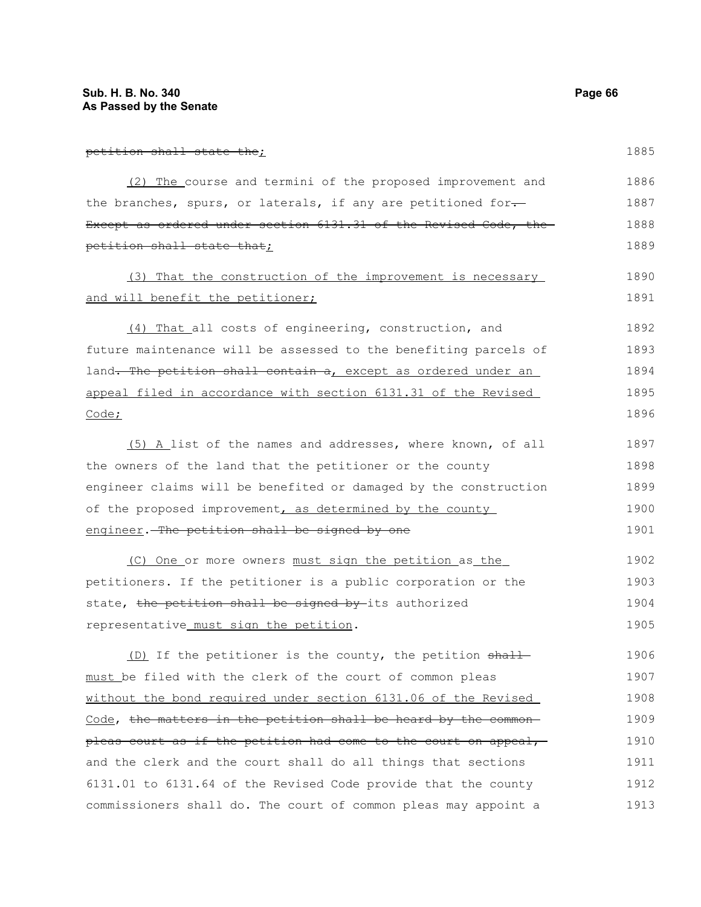petition shall state the;

(2) The course and termini of the proposed improvement and the branches, spurs, or laterals, if any are petitioned for. Except as ordered under section 6131.31 of the Revised Code, the petition shall state that;

(3) That the construction of the improvement is necessary and will benefit the petitioner;

(4) That all costs of engineering, construction, and future maintenance will be assessed to the benefiting parcels of land. The petition shall contain a, except as ordered under an appeal filed in accordance with section 6131.31 of the Revised Code;

(5) A list of the names and addresses, where known, of all the owners of the land that the petitioner or the county engineer claims will be benefited or damaged by the construction of the proposed improvement, as determined by the county engineer. The petition shall be signed by one

(C) One or more owners must sign the petition as the petitioners. If the petitioner is a public corporation or the state, the petition shall be signed by its authorized representative must sign the petition.

(D) If the petitioner is the county, the petition shall must be filed with the clerk of the court of common pleas without the bond required under section 6131.06 of the Revised Code, the matters in the petition shall be heard by the common pleas court as if the petition had come to the court on appeal, and the clerk and the court shall do all things that sections 6131.01 to 6131.64 of the Revised Code provide that the county commissioners shall do. The court of common pleas may appoint a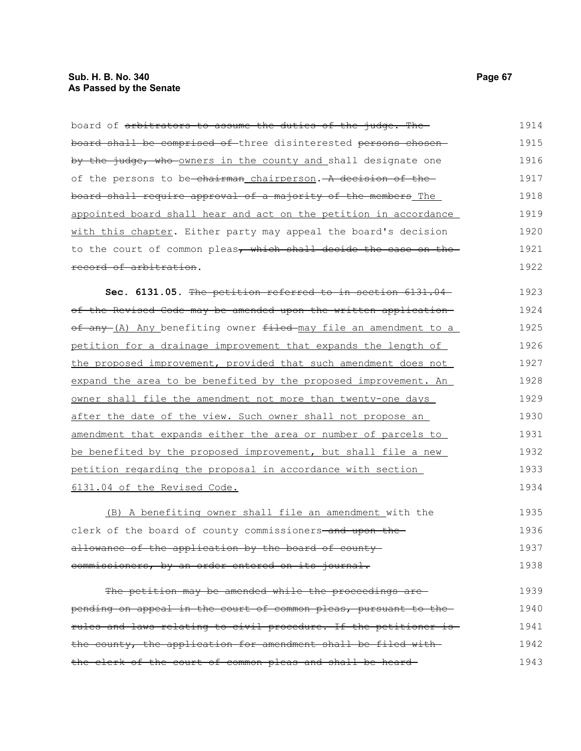board of ~~arbitrators to assume the duties of the judge. The board shall be comprised of~~ three disinterested ~~persons chosen by the judge, who~~ <u>owners in the county and</u> shall designate one of the persons to be ~~chairman~~ <u>chairperson</u>. ~~A decision of the board shall require approval of a majority of the members~~ <u>The appointed board shall hear and act on the petition in accordance with this chapter</u>. Either party may appeal the board's decision to the court of common pleas~~, which shall decide the case on the record of arbitration~~.

**Sec. 6131.05.** ~~The petition referred to in section 6131.04 of the Revised Code may be amended upon the written application of any~~ <u>(A) Any</u> benefiting owner ~~filed~~ <u>may file an amendment to a petition for a drainage improvement that expands the length of the proposed improvement, provided that such amendment does not expand the area to be benefited by the proposed improvement. An owner shall file the amendment not more than twenty-one days after the date of the view. Such owner shall not propose an amendment that expands either the area or number of parcels to be benefited by the proposed improvement, but shall file a new petition regarding the proposal in accordance with section 6131.04 of the Revised Code.</u>

<u>(B) A benefiting owner shall file an amendment</u> with the clerk of the board of county commissioners ~~and upon the allowance of the application by the board of county commissioners, by an order entered on its journal.~~

~~The petition may be amended while the proceedings are pending on appeal in the court of common pleas, pursuant to the rules and laws relating to civil procedure. If the petitioner is the county, the application for amendment shall be filed with the clerk of the court of common pleas and shall be heard~~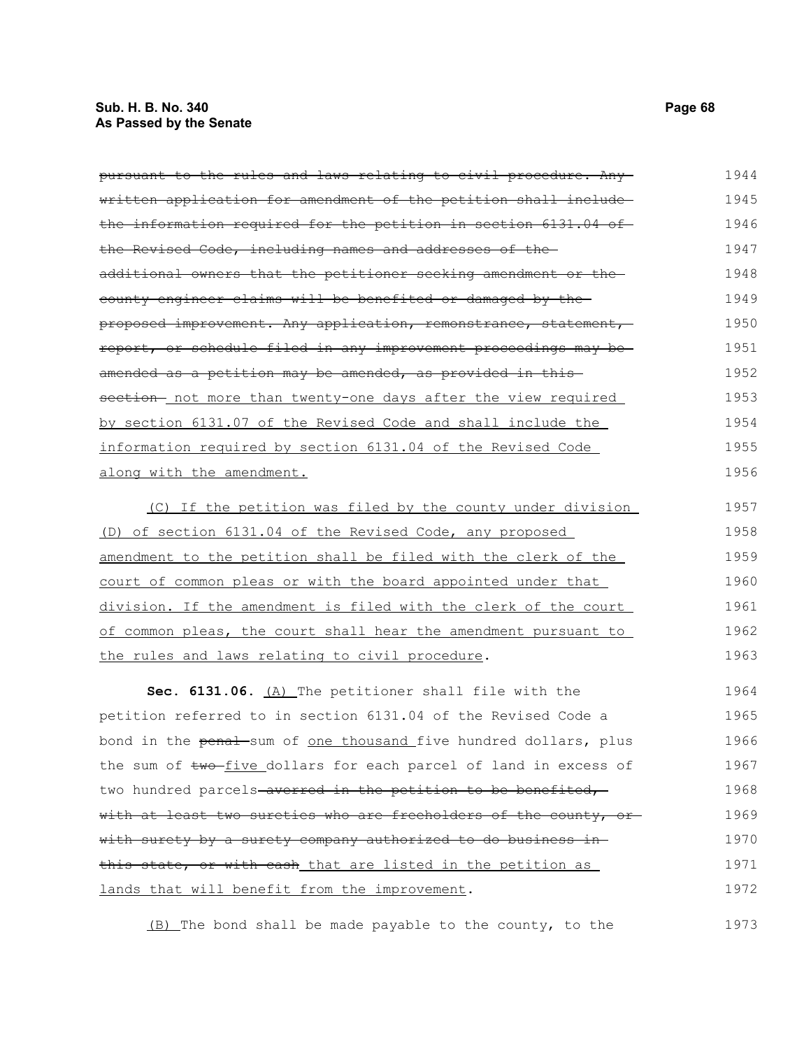~~pursuant to the rules and laws relating to civil procedure. Any written application for amendment of the petition shall include the information required for the petition in section 6131.04 of the Revised Code, including names and addresses of the additional owners that the petitioner seeking amendment or the county engineer claims will be benefited or damaged by the proposed improvement. Any application, remonstrance, statement, report, or schedule filed in any improvement proceedings may be amended as a petition may be amended, as provided in this section~~ not more than twenty-one days after the view required by section 6131.07 of the Revised Code and shall include the information required by section 6131.04 of the Revised Code along with the amendment.

(C) If the petition was filed by the county under division (D) of section 6131.04 of the Revised Code, any proposed amendment to the petition shall be filed with the clerk of the court of common pleas or with the board appointed under that division. If the amendment is filed with the clerk of the court of common pleas, the court shall hear the amendment pursuant to the rules and laws relating to civil procedure.

**Sec. 6131.06.** (A) The petitioner shall file with the petition referred to in section 6131.04 of the Revised Code a bond in the ~~penal~~ sum of one thousand five hundred dollars, plus the sum of ~~two~~ five dollars for each parcel of land in excess of two hundred parcels ~~averred in the petition to be benefited, with at least two sureties who are freeholders of the county, or with surety by a surety company authorized to do business in this state, or with cash~~ that are listed in the petition as lands that will benefit from the improvement.

(B) The bond shall be made payable to the county, to the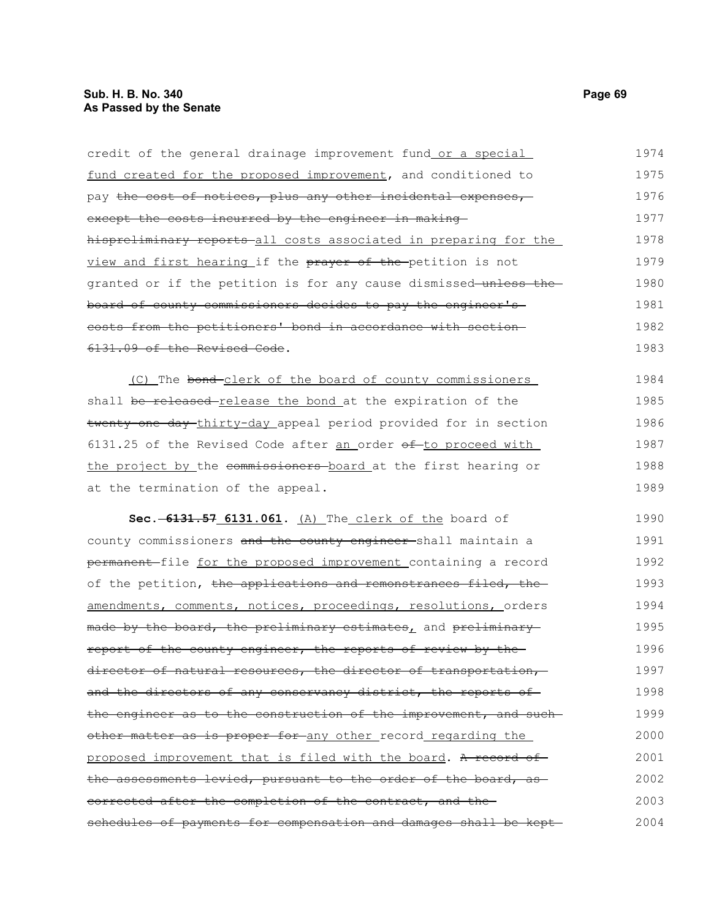credit of the general drainage improvement fund or a special fund created for the proposed improvement, and conditioned to pay ~~the cost of notices, plus any other incidental expenses, except the costs incurred by the engineer in making hispreliminary reports~~ all costs associated in preparing for the view and first hearing if the ~~prayer of the~~ petition is not granted or if the petition is for any cause dismissed ~~unless the board of county commissioners decides to pay the engineer's costs from the petitioners' bond in accordance with section 6131.09 of the Revised Code~~.

(C) The ~~bond~~ clerk of the board of county commissioners shall ~~be released~~ release the bond at the expiration of the ~~twenty-one-day~~ thirty-day appeal period provided for in section 6131.25 of the Revised Code after an order ~~of~~ to proceed with the project by the ~~commissioners~~ board at the first hearing or at the termination of the appeal.

**Sec. ~~6131.57~~ 6131.061.** (A) The clerk of the board of county commissioners ~~and the county engineer~~ shall maintain a ~~permanent~~ file for the proposed improvement containing a record of the petition, ~~the applications and remonstrances filed, the~~ amendments, comments, notices, proceedings, resolutions, orders ~~made by the board, the preliminary estimates~~, and ~~preliminary report of the county engineer, the reports of review by the director of natural resources, the director of transportation, and the directors of any conservancy district, the reports of the engineer as to the construction of the improvement, and such other matter as is proper for~~ any other record regarding the proposed improvement that is filed with the board. ~~A record of the assessments levied, pursuant to the order of the board, as corrected after the completion of the contract, and the schedules of payments for compensation and damages shall be kept~~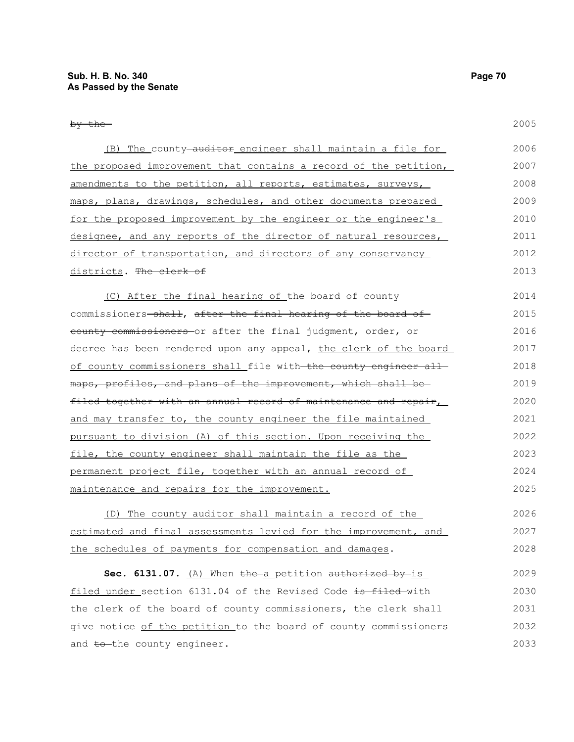~~by the~~

(B) The county ~~auditor~~ engineer shall maintain a file for the proposed improvement that contains a record of the petition, amendments to the petition, all reports, estimates, surveys, maps, plans, drawings, schedules, and other documents prepared for the proposed improvement by the engineer or the engineer's designee, and any reports of the director of natural resources, director of transportation, and directors of any conservancy districts. ~~The clerk of~~

(C) After the final hearing of the board of county commissioners ~~shall~~, ~~after the final hearing of the board of county commissioners~~ or after the final judgment, order, or decree has been rendered upon any appeal, the clerk of the board of county commissioners shall file with ~~the county engineer all maps, profiles, and plans of the improvement, which shall be filed together with an annual record of maintenance and repair~~, and may transfer to, the county engineer the file maintained pursuant to division (A) of this section. Upon receiving the file, the county engineer shall maintain the file as the permanent project file, together with an annual record of maintenance and repairs for the improvement.

(D) The county auditor shall maintain a record of the estimated and final assessments levied for the improvement, and the schedules of payments for compensation and damages.

**Sec. 6131.07.** (A) When ~~the~~ a petition ~~authorized by~~ is filed under section 6131.04 of the Revised Code ~~is filed~~ with the clerk of the board of county commissioners, the clerk shall give notice of the petition to the board of county commissioners and ~~to~~ the county engineer.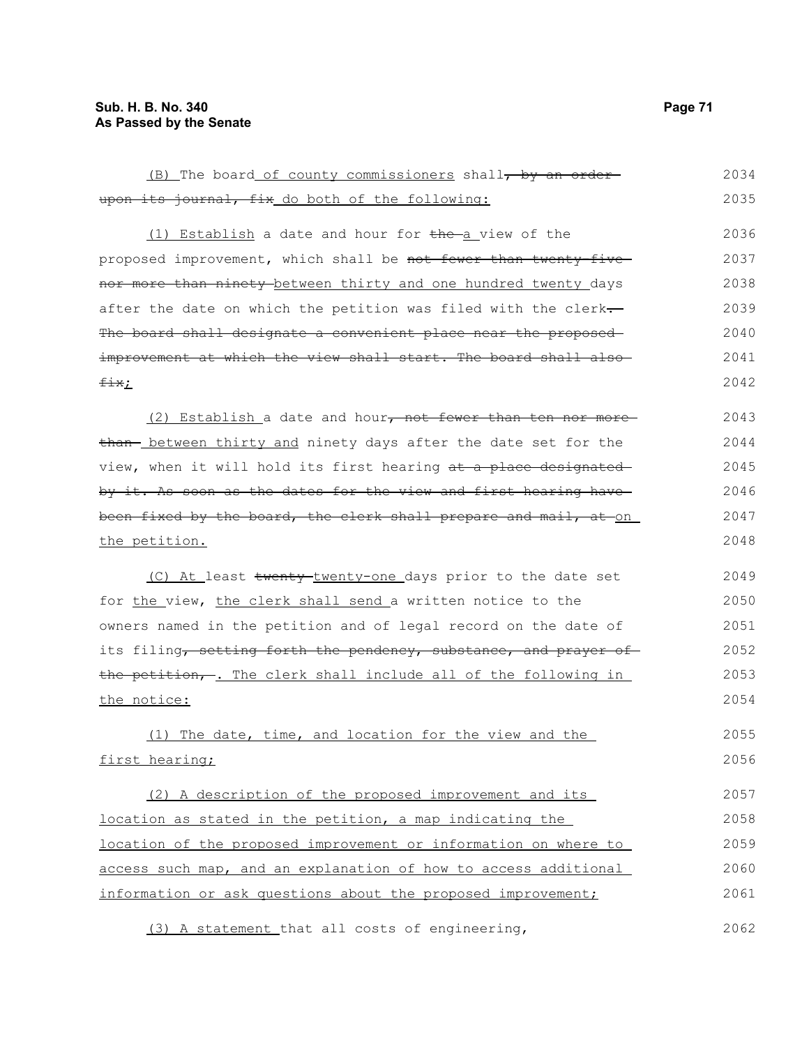(B) The board of county commissioners shall~~, by an order upon its journal, fix~~ do both of the following:

(1) Establish a date and hour for ~~the~~ a view of the proposed improvement, which shall be ~~not fewer than twenty-five nor more than ninety~~ between thirty and one hundred twenty days after the date on which the petition was filed with the clerk~~. The board shall designate a convenient place near the proposed improvement at which the view shall start. The board shall also fix~~;

(2) Establish a date and hour~~, not fewer than ten nor more than~~ between thirty and ninety days after the date set for the view, when it will hold its first hearing ~~at a place designated by it. As soon as the dates for the view and first hearing have been fixed by the board, the clerk shall prepare and mail, at~~ on the petition.

(C) At least ~~twenty~~ twenty-one days prior to the date set for the view, the clerk shall send a written notice to the owners named in the petition and of legal record on the date of its filing~~, setting forth the pendency, substance, and prayer of the petition,~~. The clerk shall include all of the following in the notice:

(1) The date, time, and location for the view and the first hearing;

(2) A description of the proposed improvement and its location as stated in the petition, a map indicating the location of the proposed improvement or information on where to access such map, and an explanation of how to access additional information or ask questions about the proposed improvement;

(3) A statement that all costs of engineering,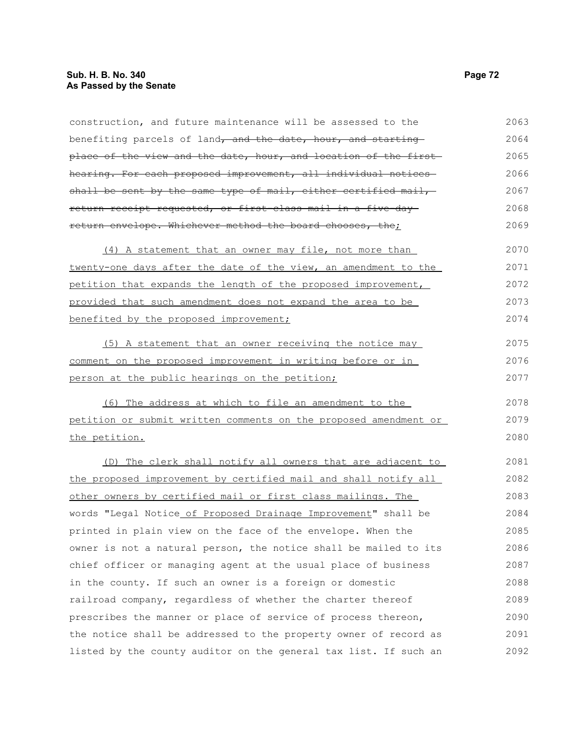construction, and future maintenance will be assessed to the benefiting parcels of land~~, and the date, hour, and starting place of the view and the date, hour, and location of the first hearing. For each proposed improvement, all individual notices shall be sent by the same type of mail, either certified mail, return receipt requested, or first-class mail in a five-day return envelope. Whichever method the board chooses, the~~;

(4) A statement that an owner may file, not more than twenty-one days after the date of the view, an amendment to the petition that expands the length of the proposed improvement, provided that such amendment does not expand the area to be benefited by the proposed improvement;

(5) A statement that an owner receiving the notice may comment on the proposed improvement in writing before or in person at the public hearings on the petition;

(6) The address at which to file an amendment to the petition or submit written comments on the proposed amendment or the petition.

(D) The clerk shall notify all owners that are adjacent to the proposed improvement by certified mail and shall notify all other owners by certified mail or first class mailings. The words "Legal Notice of Proposed Drainage Improvement" shall be printed in plain view on the face of the envelope. When the owner is not a natural person, the notice shall be mailed to its chief officer or managing agent at the usual place of business in the county. If such an owner is a foreign or domestic railroad company, regardless of whether the charter thereof prescribes the manner or place of service of process thereon, the notice shall be addressed to the property owner of record as listed by the county auditor on the general tax list. If such an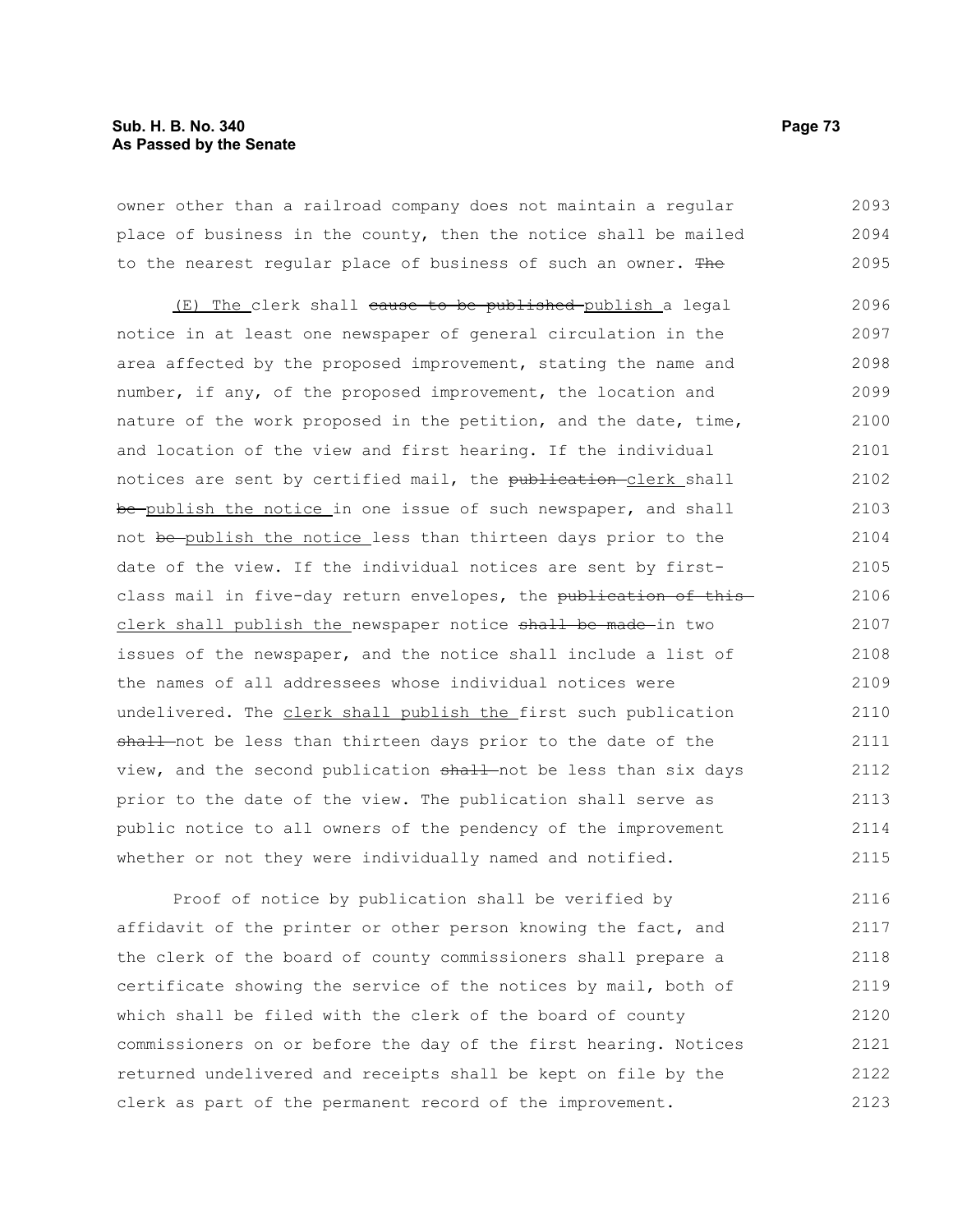owner other than a railroad company does not maintain a regular place of business in the county, then the notice shall be mailed to the nearest regular place of business of such an owner. ~~The~~

(E) The clerk shall ~~cause to be published~~ publish a legal notice in at least one newspaper of general circulation in the area affected by the proposed improvement, stating the name and number, if any, of the proposed improvement, the location and nature of the work proposed in the petition, and the date, time, and location of the view and first hearing. If the individual notices are sent by certified mail, the ~~publication~~ clerk shall ~~be~~ publish the notice in one issue of such newspaper, and shall not ~~be~~ publish the notice less than thirteen days prior to the date of the view. If the individual notices are sent by first-class mail in five-day return envelopes, the ~~publication of this~~ clerk shall publish the newspaper notice ~~shall be made~~ in two issues of the newspaper, and the notice shall include a list of the names of all addressees whose individual notices were undelivered. The clerk shall publish the first such publication ~~shall~~ not be less than thirteen days prior to the date of the view, and the second publication ~~shall~~ not be less than six days prior to the date of the view. The publication shall serve as public notice to all owners of the pendency of the improvement whether or not they were individually named and notified.

Proof of notice by publication shall be verified by affidavit of the printer or other person knowing the fact, and the clerk of the board of county commissioners shall prepare a certificate showing the service of the notices by mail, both of which shall be filed with the clerk of the board of county commissioners on or before the day of the first hearing. Notices returned undelivered and receipts shall be kept on file by the clerk as part of the permanent record of the improvement.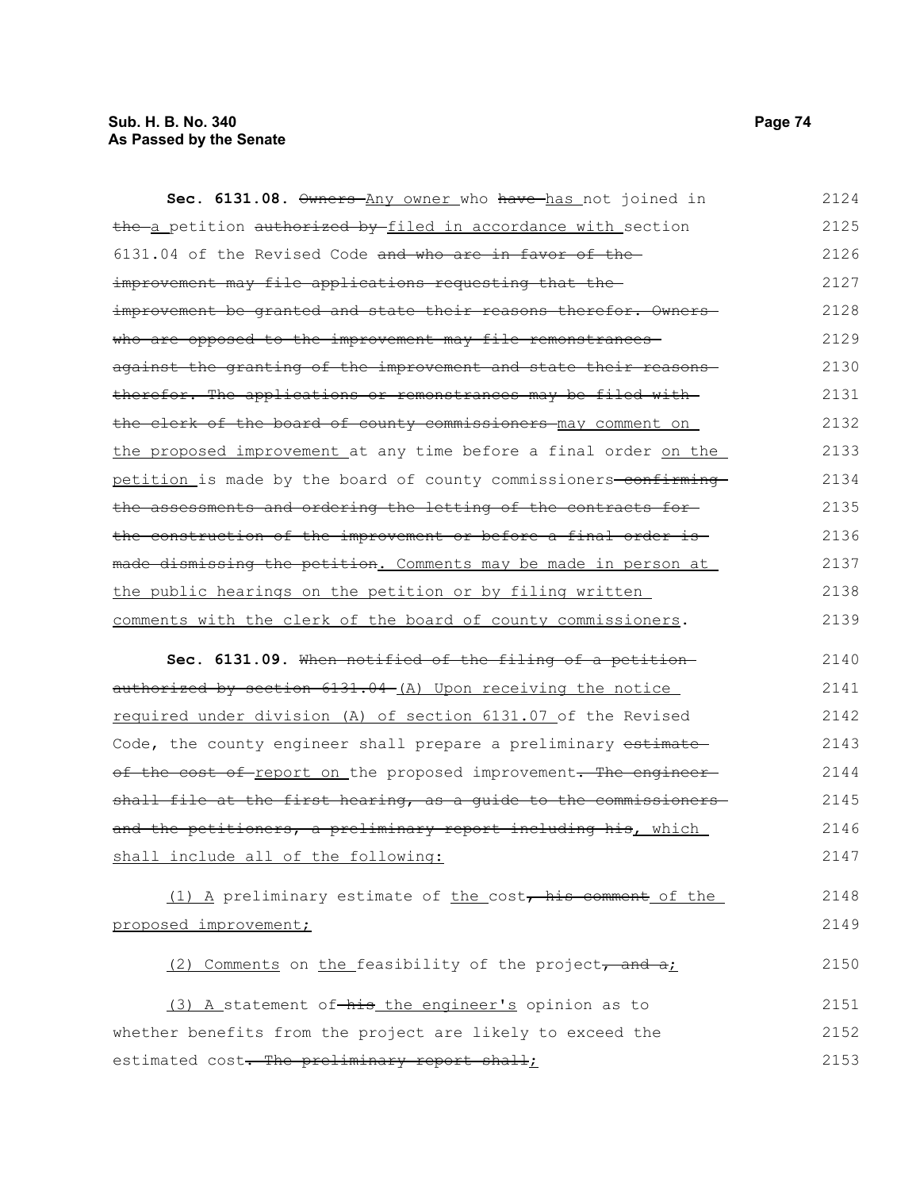**Sec. 6131.08.** ~~Owners~~ Any owner who ~~have~~ has not joined in ~~the~~ a petition ~~authorized by~~ filed in accordance with section 6131.04 of the Revised Code ~~and who are in favor of the improvement may file applications requesting that the improvement be granted and state their reasons therefor. Owners who are opposed to the improvement may file remonstrances against the granting of the improvement and state their reasons therefor. The applications or remonstrances may be filed with the clerk of the board of county commissioners~~ may comment on the proposed improvement at any time before a final order on the petition is made by the board of county commissioners ~~confirming the assessments and ordering the letting of the contracts for the construction of the improvement or before a final order is made dismissing the petition~~. Comments may be made in person at the public hearings on the petition or by filing written comments with the clerk of the board of county commissioners.

**Sec. 6131.09.** ~~When notified of the filing of a petition authorized by section 6131.04~~ (A) Upon receiving the notice required under division (A) of section 6131.07 of the Revised Code, the county engineer shall prepare a preliminary ~~estimate of the cost of~~ report on the proposed improvement~~. The engineer shall file at the first hearing, as a guide to the commissioners and the petitioners, a preliminary report including his~~, which shall include all of the following:

(1) A preliminary estimate of the cost~~, his comment~~ of the proposed improvement;

(2) Comments on the feasibility of the project~~, and a~~;

(3) A statement of ~~his~~ the engineer's opinion as to whether benefits from the project are likely to exceed the estimated cost~~. The preliminary report shall~~;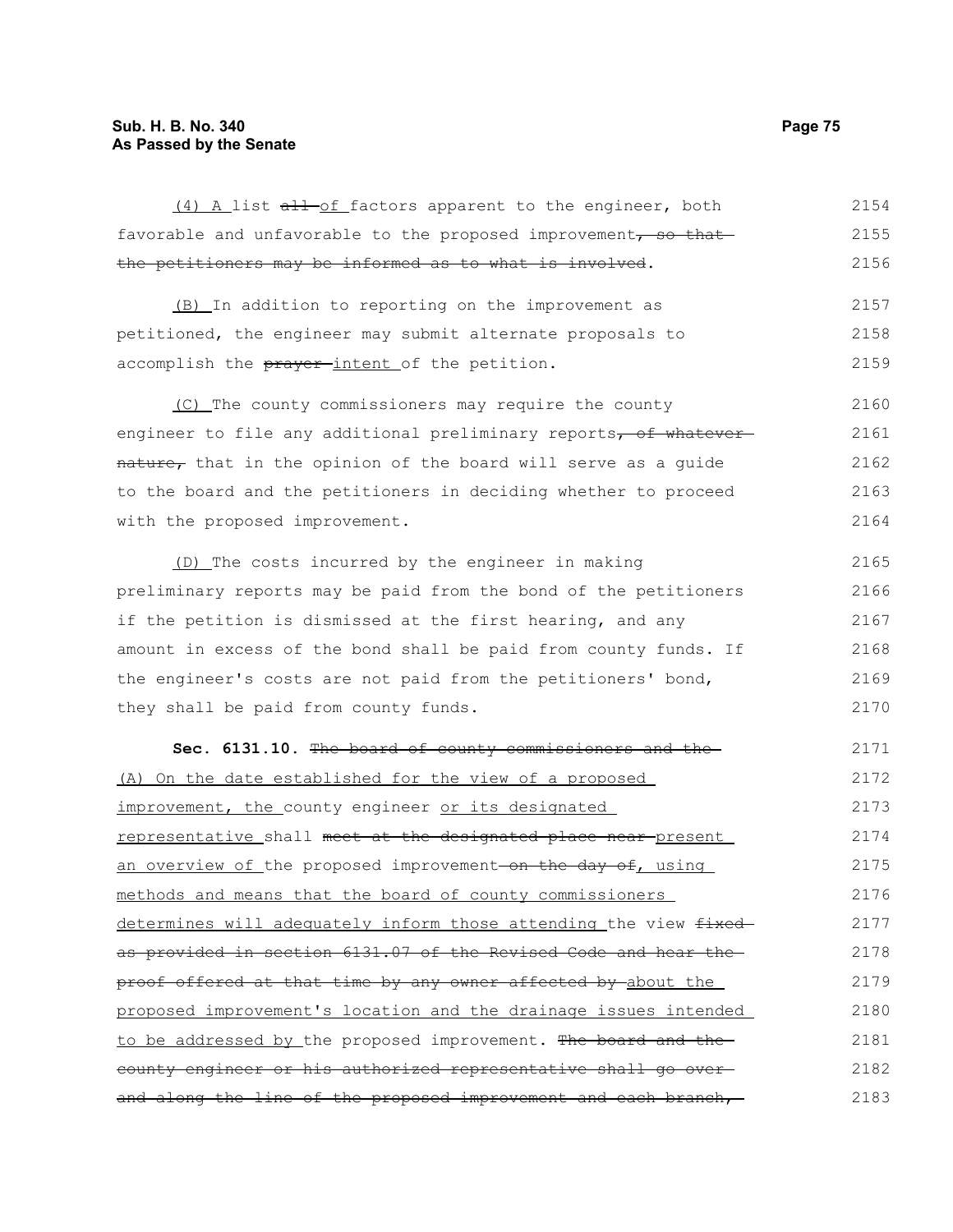(4) A list ~~all~~ of factors apparent to the engineer, both favorable and unfavorable to the proposed improvement~~, so that the petitioners may be informed as to what is involved~~.

(B) In addition to reporting on the improvement as petitioned, the engineer may submit alternate proposals to accomplish the ~~prayer~~ intent of the petition.

(C) The county commissioners may require the county engineer to file any additional preliminary reports~~, of whatever nature,~~ that in the opinion of the board will serve as a guide to the board and the petitioners in deciding whether to proceed with the proposed improvement.

(D) The costs incurred by the engineer in making preliminary reports may be paid from the bond of the petitioners if the petition is dismissed at the first hearing, and any amount in excess of the bond shall be paid from county funds. If the engineer's costs are not paid from the petitioners' bond, they shall be paid from county funds.

**Sec. 6131.10.** ~~The board of county commissioners and the~~ (A) On the date established for the view of a proposed improvement, the county engineer or its designated representative shall ~~meet at the designated place near~~ present an overview of the proposed improvement ~~on the day of~~, using methods and means that the board of county commissioners determines will adequately inform those attending the view ~~fixed as provided in section 6131.07 of the Revised Code and hear the proof offered at that time by any owner affected by~~ about the proposed improvement's location and the drainage issues intended to be addressed by the proposed improvement. ~~The board and the county engineer or his authorized representative shall go over and along the line of the proposed improvement and each branch,~~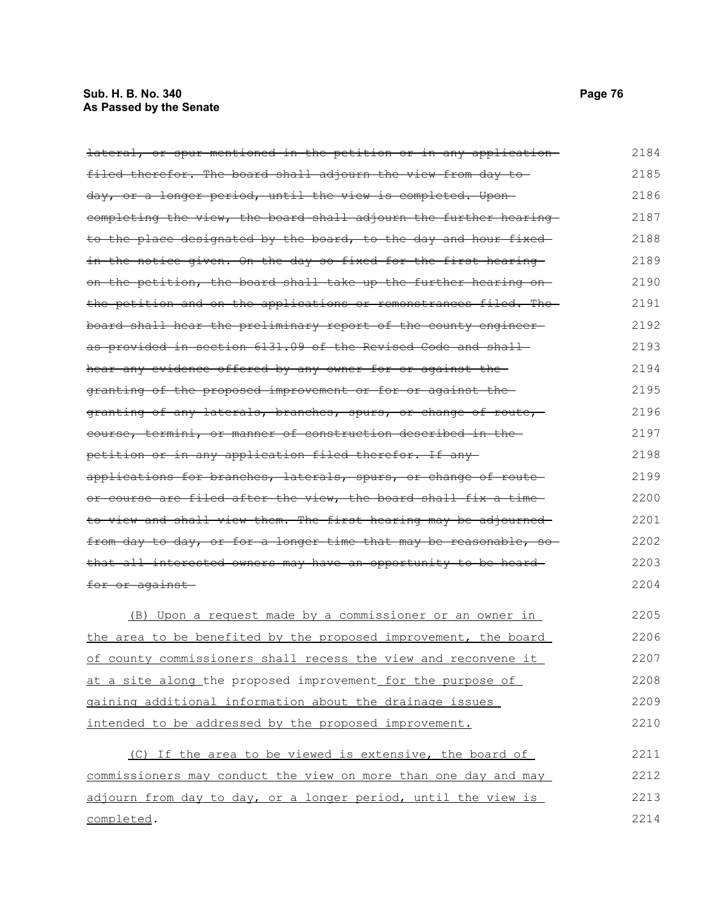~~lateral, or spur mentioned in the petition or in any application filed therefor. The board shall adjourn the view from day to day, or a longer period, until the view is completed. Upon completing the view, the board shall adjourn the further hearing to the place designated by the board, to the day and hour fixed in the notice given. On the day so fixed for the first hearing on the petition, the board shall take up the further hearing on the petition and on the applications or remonstrances filed. The board shall hear the preliminary report of the county engineer as provided in section 6131.09 of the Revised Code and shall hear any evidence offered by any owner for or against the granting of the proposed improvement or for or against the granting of any laterals, branches, spurs, or change of route, course, termini, or manner of construction described in the petition or in any application filed therefor. If any applications for branches, laterals, spurs, or change of route or course are filed after the view, the board shall fix a time to view and shall view them. The first hearing may be adjourned from day to day, or for a longer time that may be reasonable, so that all interested owners may have an opportunity to be heard for or against~~

<u>(B) Upon a request made by a commissioner or an owner in the area to be benefited by the proposed improvement, the board of county commissioners shall recess the view and reconvene it at a site along</u> the proposed improvement <u>for the purpose of gaining additional information about the drainage issues intended to be addressed by the proposed improvement.</u>

<u>(C) If the area to be viewed is extensive, the board of commissioners may conduct the view on more than one day and may adjourn from day to day, or a longer period, until the view is completed</u>.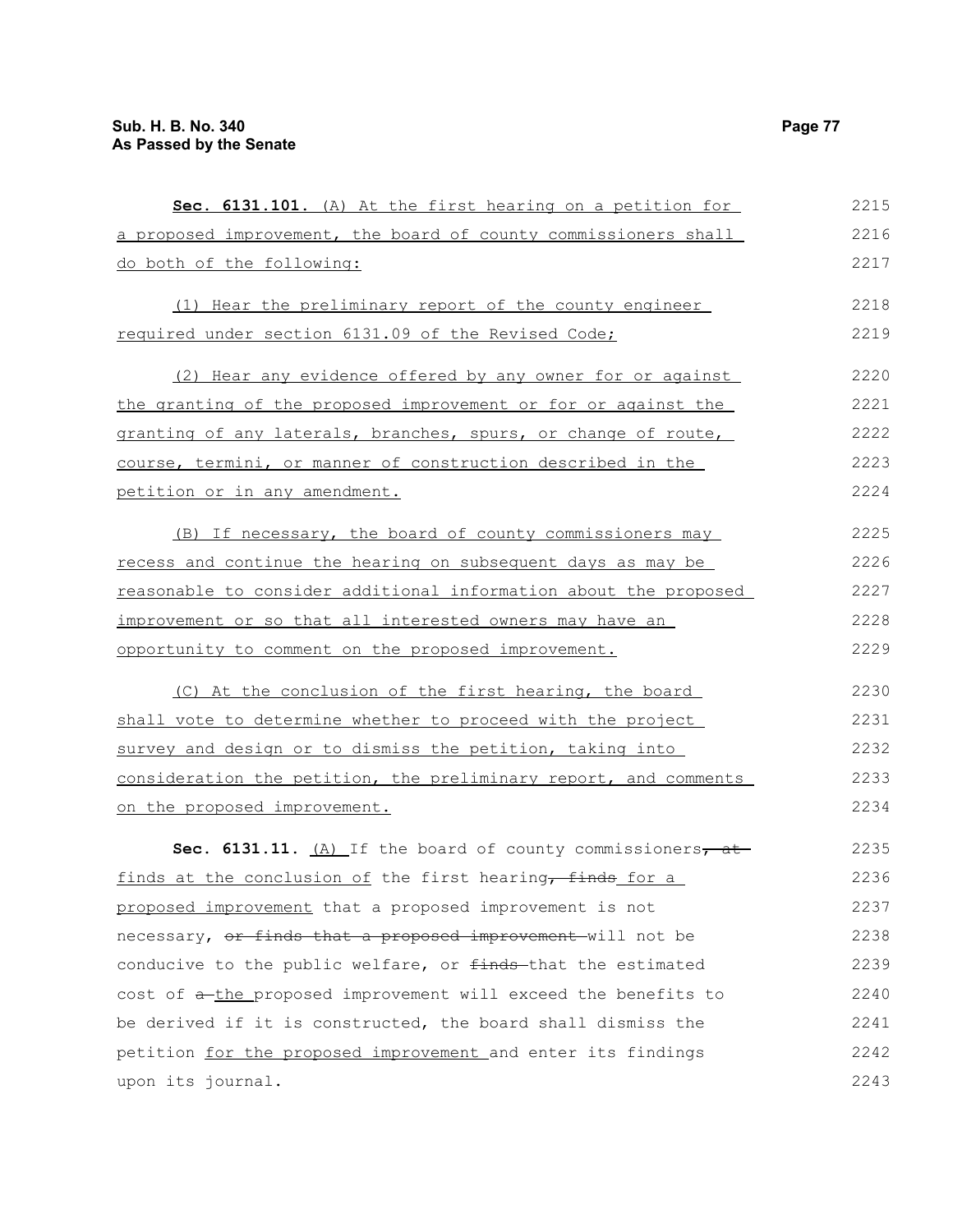**Sec. 6131.101.** (A) At the first hearing on a petition for a proposed improvement, the board of county commissioners shall do both of the following:

(1) Hear the preliminary report of the county engineer required under section 6131.09 of the Revised Code;

(2) Hear any evidence offered by any owner for or against the granting of the proposed improvement or for or against the granting of any laterals, branches, spurs, or change of route, course, termini, or manner of construction described in the petition or in any amendment.

(B) If necessary, the board of county commissioners may recess and continue the hearing on subsequent days as may be reasonable to consider additional information about the proposed improvement or so that all interested owners may have an opportunity to comment on the proposed improvement.

(C) At the conclusion of the first hearing, the board shall vote to determine whether to proceed with the project survey and design or to dismiss the petition, taking into consideration the petition, the preliminary report, and comments on the proposed improvement.

**Sec. 6131.11.** (A) If the board of county commissioners~~, at~~ finds at the conclusion of the first hearing~~, finds~~ for a proposed improvement that a proposed improvement is not necessary, ~~or finds that a proposed improvement~~ will not be conducive to the public welfare, or ~~finds~~ that the estimated cost of ~~a~~ the proposed improvement will exceed the benefits to be derived if it is constructed, the board shall dismiss the petition for the proposed improvement and enter its findings upon its journal.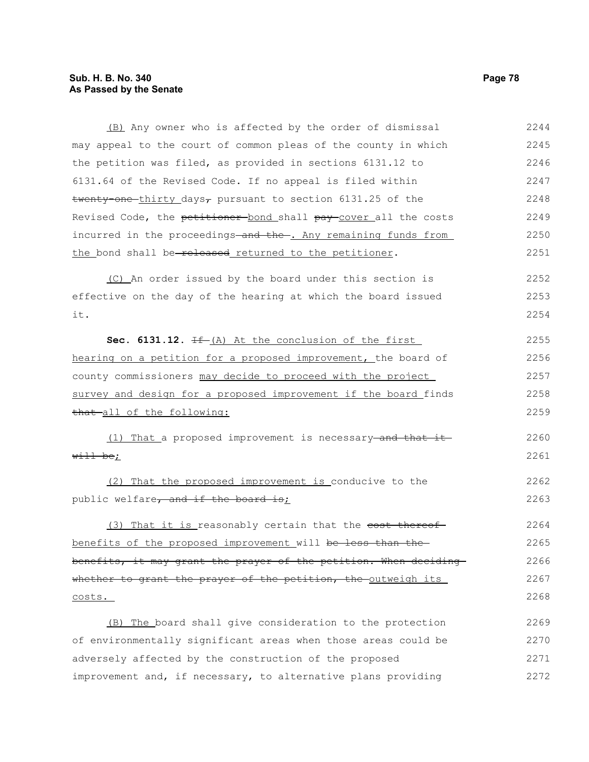(B) Any owner who is affected by the order of dismissal may appeal to the court of common pleas of the county in which the petition was filed, as provided in sections 6131.12 to 6131.64 of the Revised Code. If no appeal is filed within ~~twenty-one~~ thirty days~~,~~ pursuant to section 6131.25 of the Revised Code, the ~~petitioner~~ bond shall ~~pay~~ cover all the costs incurred in the proceedings ~~and the~~. Any remaining funds from the bond shall be ~~released~~ returned to the petitioner.

(C) An order issued by the board under this section is effective on the day of the hearing at which the board issued it.

**Sec. 6131.12.** ~~If~~ (A) At the conclusion of the first hearing on a petition for a proposed improvement, the board of county commissioners may decide to proceed with the project survey and design for a proposed improvement if the board finds ~~that~~ all of the following:

(1) That a proposed improvement is necessary ~~and that it will be~~;

(2) That the proposed improvement is conducive to the public welfare~~, and if the board is~~;

(3) That it is reasonably certain that the ~~cost thereof~~ benefits of the proposed improvement will ~~be less than the benefits, it may grant the prayer of the petition. When deciding whether to grant the prayer of the petition, the~~ outweigh its costs.

(B) The board shall give consideration to the protection of environmentally significant areas when those areas could be adversely affected by the construction of the proposed improvement and, if necessary, to alternative plans providing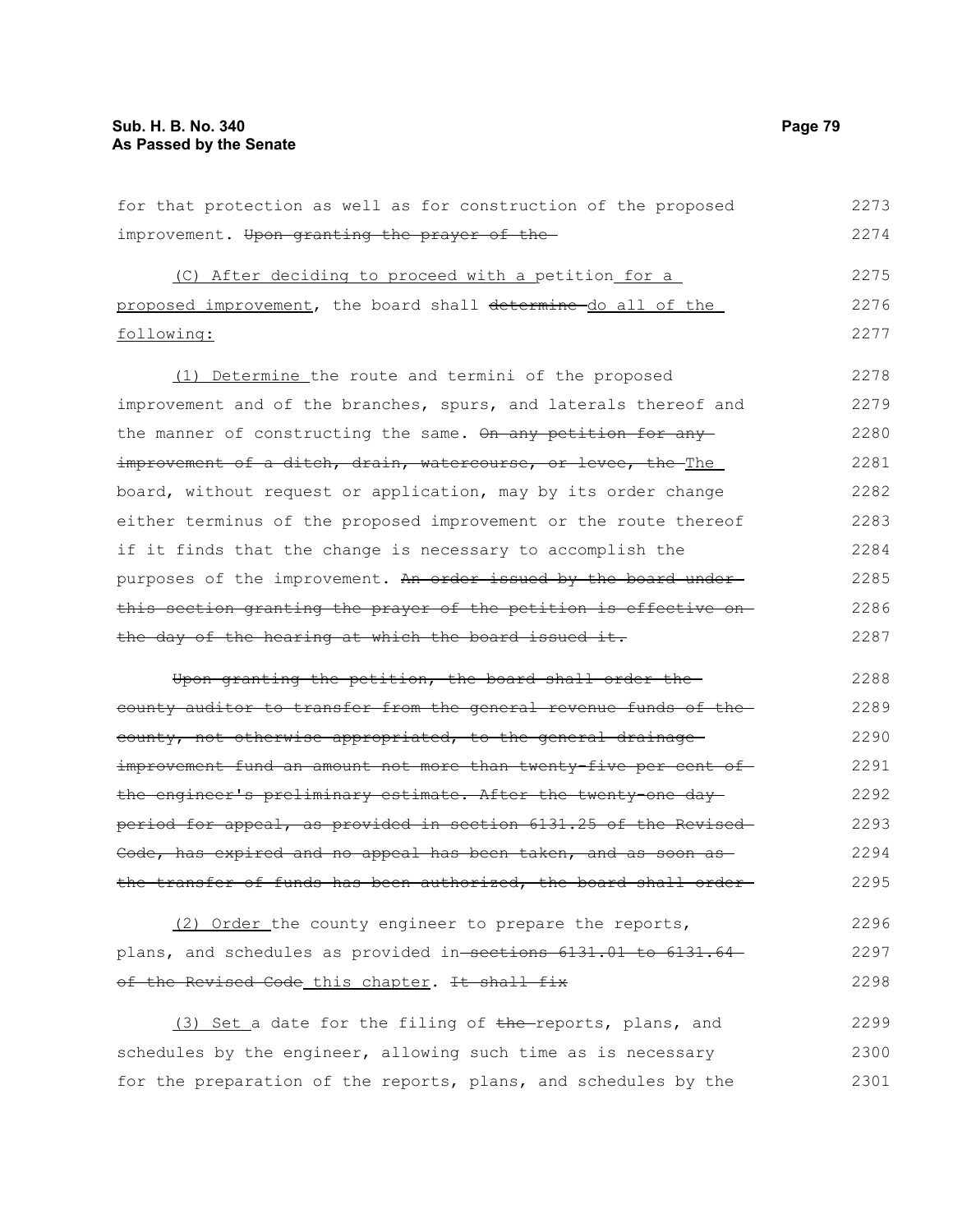for that protection as well as for construction of the proposed improvement. ~~Upon granting the prayer of the~~

(C) After deciding to proceed with a petition for a proposed improvement, the board shall ~~determine~~ do all of the following:

(1) Determine the route and termini of the proposed improvement and of the branches, spurs, and laterals thereof and the manner of constructing the same. ~~On any petition for any improvement of a ditch, drain, watercourse, or levee, the~~ The board, without request or application, may by its order change either terminus of the proposed improvement or the route thereof if it finds that the change is necessary to accomplish the purposes of the improvement. ~~An order issued by the board under this section granting the prayer of the petition is effective on the day of the hearing at which the board issued it.~~

~~Upon granting the petition, the board shall order the county auditor to transfer from the general revenue funds of the county, not otherwise appropriated, to the general drainage improvement fund an amount not more than twenty-five per cent of the engineer's preliminary estimate. After the twenty-one day period for appeal, as provided in section 6131.25 of the Revised Code, has expired and no appeal has been taken, and as soon as the transfer of funds has been authorized, the board shall order~~

(2) Order the county engineer to prepare the reports, plans, and schedules as provided in ~~sections 6131.01 to 6131.64 of the Revised Code~~ this chapter. ~~It shall fix~~

(3) Set a date for the filing of ~~the~~ reports, plans, and schedules by the engineer, allowing such time as is necessary for the preparation of the reports, plans, and schedules by the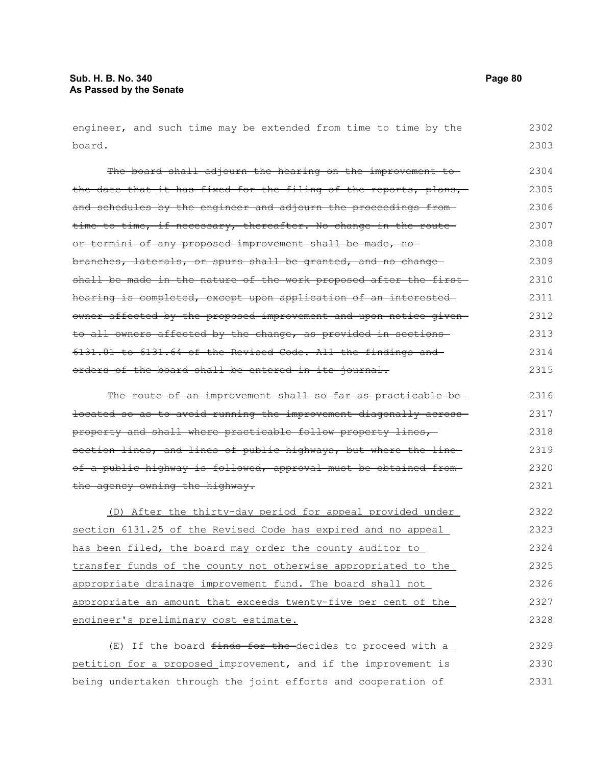engineer, and such time may be extended from time to time by the board.

~~The board shall adjourn the hearing on the improvement to the date that it has fixed for the filing of the reports, plans, and schedules by the engineer and adjourn the proceedings from time to time, if necessary, thereafter. No change in the route or termini of any proposed improvement shall be made, no branches, laterals, or spurs shall be granted, and no change shall be made in the nature of the work proposed after the first hearing is completed, except upon application of an interested owner affected by the proposed improvement and upon notice given to all owners affected by the change, as provided in sections 6131.01 to 6131.64 of the Revised Code. All the findings and orders of the board shall be entered in its journal.~~

~~The route of an improvement shall so far as practicable be located so as to avoid running the improvement diagonally across property and shall where practicable follow property lines, section lines, and lines of public highways, but where the line of a public highway is followed, approval must be obtained from the agency owning the highway.~~

<u>(D) After the thirty-day period for appeal provided under section 6131.25 of the Revised Code has expired and no appeal has been filed, the board may order the county auditor to transfer funds of the county not otherwise appropriated to the appropriate drainage improvement fund. The board shall not appropriate an amount that exceeds twenty-five per cent of the engineer's preliminary cost estimate.</u>

<u>(E)</u> If the board ~~finds for the~~ <u>decides to proceed with a petition for a proposed</u> improvement, and if the improvement is being undertaken through the joint efforts and cooperation of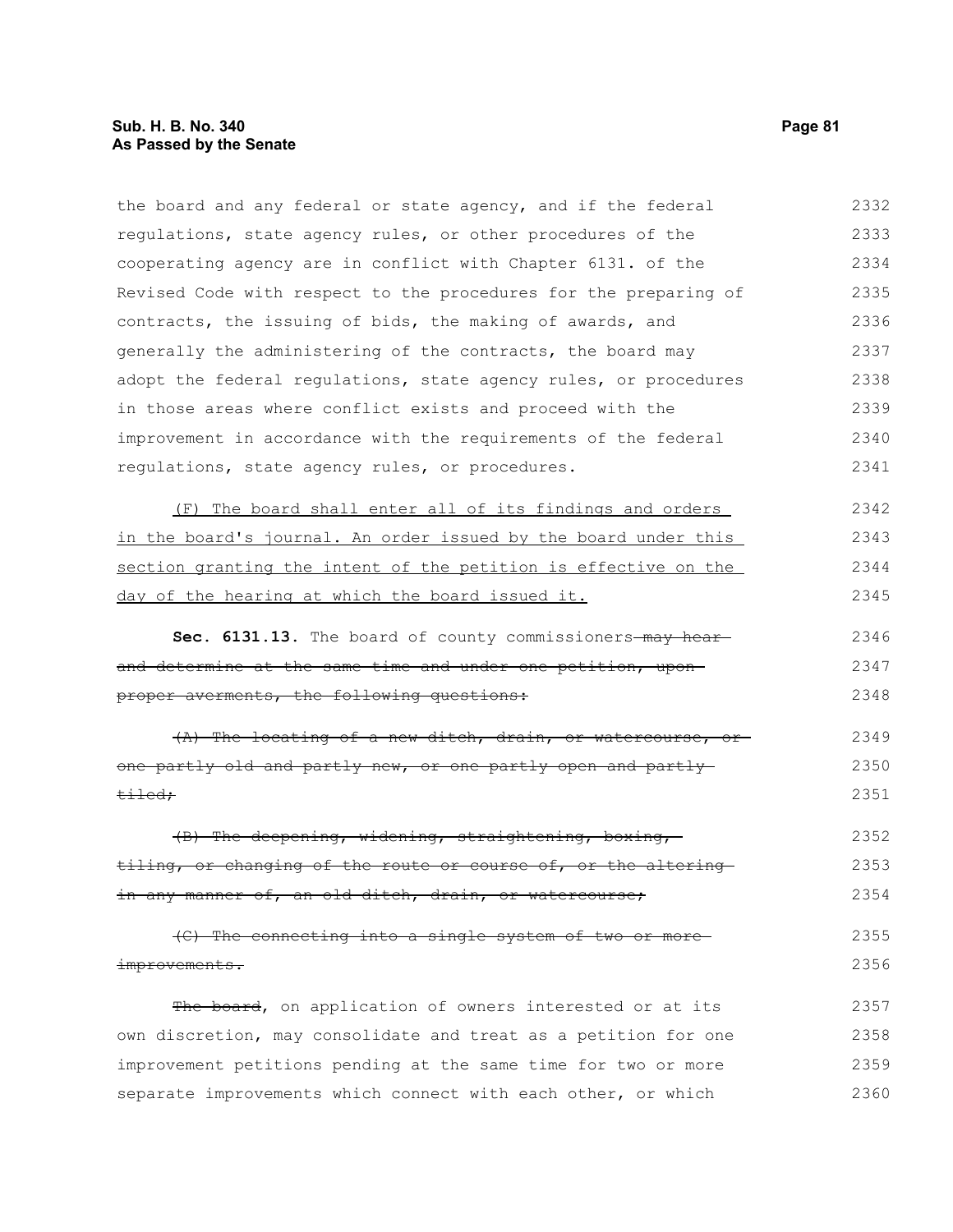the board and any federal or state agency, and if the federal regulations, state agency rules, or other procedures of the cooperating agency are in conflict with Chapter 6131. of the Revised Code with respect to the procedures for the preparing of contracts, the issuing of bids, the making of awards, and generally the administering of the contracts, the board may adopt the federal regulations, state agency rules, or procedures in those areas where conflict exists and proceed with the improvement in accordance with the requirements of the federal regulations, state agency rules, or procedures.

<u>(F) The board shall enter all of its findings and orders in the board's journal. An order issued by the board under this section granting the intent of the petition is effective on the day of the hearing at which the board issued it.</u>

**Sec. 6131.13.** The board of county commissioners ~~may hear and determine at the same time and under one petition, upon proper averments, the following questions:~~

~~(A) The locating of a new ditch, drain, or watercourse, or one partly old and partly new, or one partly open and partly tiled;~~

~~(B) The deepening, widening, straightening, boxing, tiling, or changing of the route or course of, or the altering in any manner of, an old ditch, drain, or watercourse;~~

~~(C) The connecting into a single system of two or more improvements.~~

~~The board~~, on application of owners interested or at its own discretion, may consolidate and treat as a petition for one improvement petitions pending at the same time for two or more separate improvements which connect with each other, or which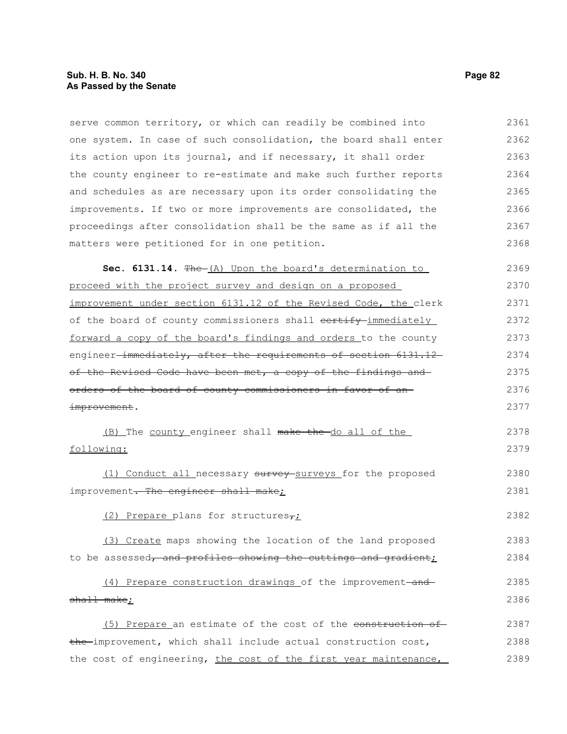serve common territory, or which can readily be combined into one system. In case of such consolidation, the board shall enter its action upon its journal, and if necessary, it shall order the county engineer to re-estimate and make such further reports and schedules as are necessary upon its order consolidating the improvements. If two or more improvements are consolidated, the proceedings after consolidation shall be the same as if all the matters were petitioned for in one petition.

**Sec. 6131.14.** ~~The~~ (A) Upon the board's determination to proceed with the project survey and design on a proposed improvement under section 6131.12 of the Revised Code, the clerk of the board of county commissioners shall ~~certify~~ immediately forward a copy of the board's findings and orders to the county engineer ~~immediately, after the requirements of section 6131.12 of the Revised Code have been met, a copy of the findings and orders of the board of county commissioners in favor of an improvement~~.

(B) The county engineer shall ~~make the~~ do all of the following:

(1) Conduct all necessary ~~survey~~ surveys for the proposed improvement~~. The engineer shall make~~;

(2) Prepare plans for structures~~,~~;

(3) Create maps showing the location of the land proposed to be assessed~~, and profiles showing the cuttings and gradient~~;

(4) Prepare construction drawings of the improvement ~~and shall make~~;

(5) Prepare an estimate of the cost of the ~~construction of the~~ improvement, which shall include actual construction cost, the cost of engineering, the cost of the first year maintenance,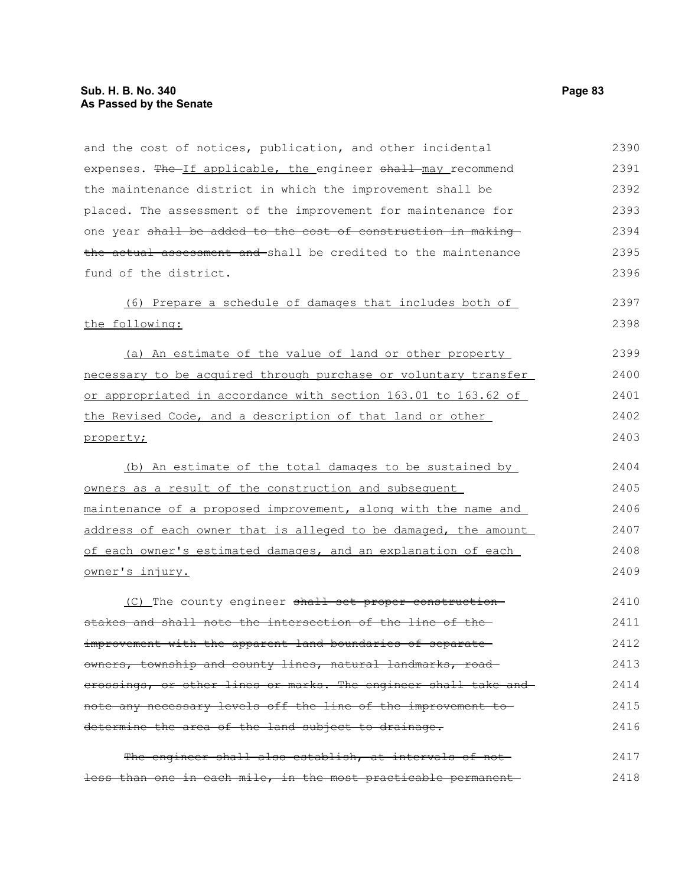and the cost of notices, publication, and other incidental expenses. ~~The~~ If applicable, the engineer ~~shall~~ may recommend the maintenance district in which the improvement shall be placed. The assessment of the improvement for maintenance for one year ~~shall be added to the cost of construction in making the actual assessment and~~ shall be credited to the maintenance fund of the district.

(6) Prepare a schedule of damages that includes both of the following:

(a) An estimate of the value of land or other property necessary to be acquired through purchase or voluntary transfer or appropriated in accordance with section 163.01 to 163.62 of the Revised Code, and a description of that land or other property;

(b) An estimate of the total damages to be sustained by owners as a result of the construction and subsequent maintenance of a proposed improvement, along with the name and address of each owner that is alleged to be damaged, the amount of each owner's estimated damages, and an explanation of each owner's injury.

(C) The county engineer ~~shall set proper construction stakes and shall note the intersection of the line of the improvement with the apparent land boundaries of separate owners, township and county lines, natural landmarks, road crossings, or other lines or marks. The engineer shall take and note any necessary levels off the line of the improvement to determine the area of the land subject to drainage.~~

~~The engineer shall also establish, at intervals of not less than one in each mile, in the most practicable permanent~~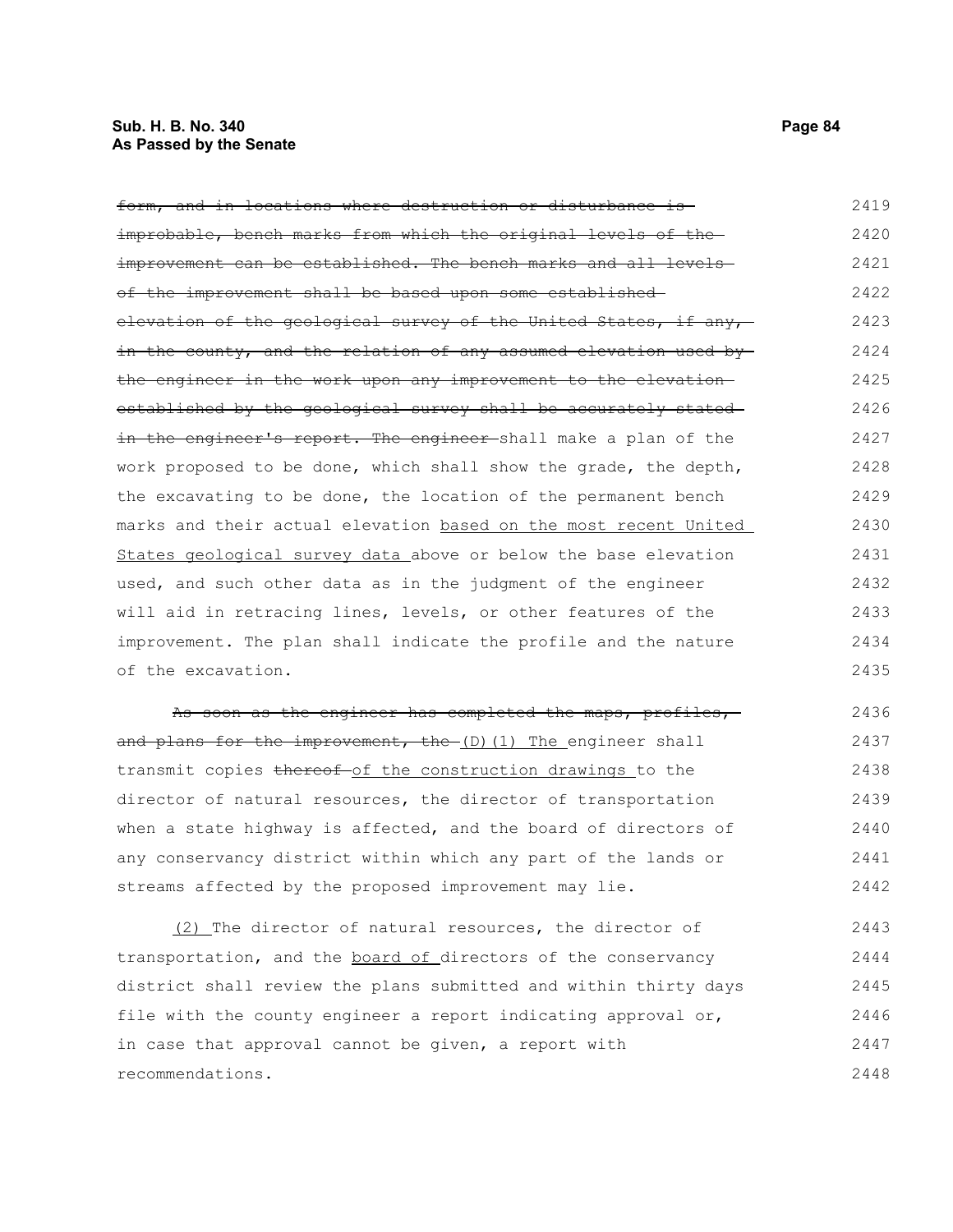~~form, and in locations where destruction or disturbance is improbable, bench marks from which the original levels of the improvement can be established. The bench marks and all levels of the improvement shall be based upon some established elevation of the geological survey of the United States, if any, in the county, and the relation of any assumed elevation used by the engineer in the work upon any improvement to the elevation established by the geological survey shall be accurately stated in the engineer's report. The engineer~~ shall make a plan of the work proposed to be done, which shall show the grade, the depth, the excavating to be done, the location of the permanent bench marks and their actual elevation <u>based on the most recent United States geological survey data</u> above or below the base elevation used, and such other data as in the judgment of the engineer will aid in retracing lines, levels, or other features of the improvement. The plan shall indicate the profile and the nature of the excavation.

~~As soon as the engineer has completed the maps, profiles, and plans for the improvement, the~~ <u>(D)(1) The</u> engineer shall transmit copies ~~thereof~~ <u>of the construction drawings</u> to the director of natural resources, the director of transportation when a state highway is affected, and the board of directors of any conservancy district within which any part of the lands or streams affected by the proposed improvement may lie.

<u>(2)</u> The director of natural resources, the director of transportation, and the <u>board of</u> directors of the conservancy district shall review the plans submitted and within thirty days file with the county engineer a report indicating approval or, in case that approval cannot be given, a report with recommendations.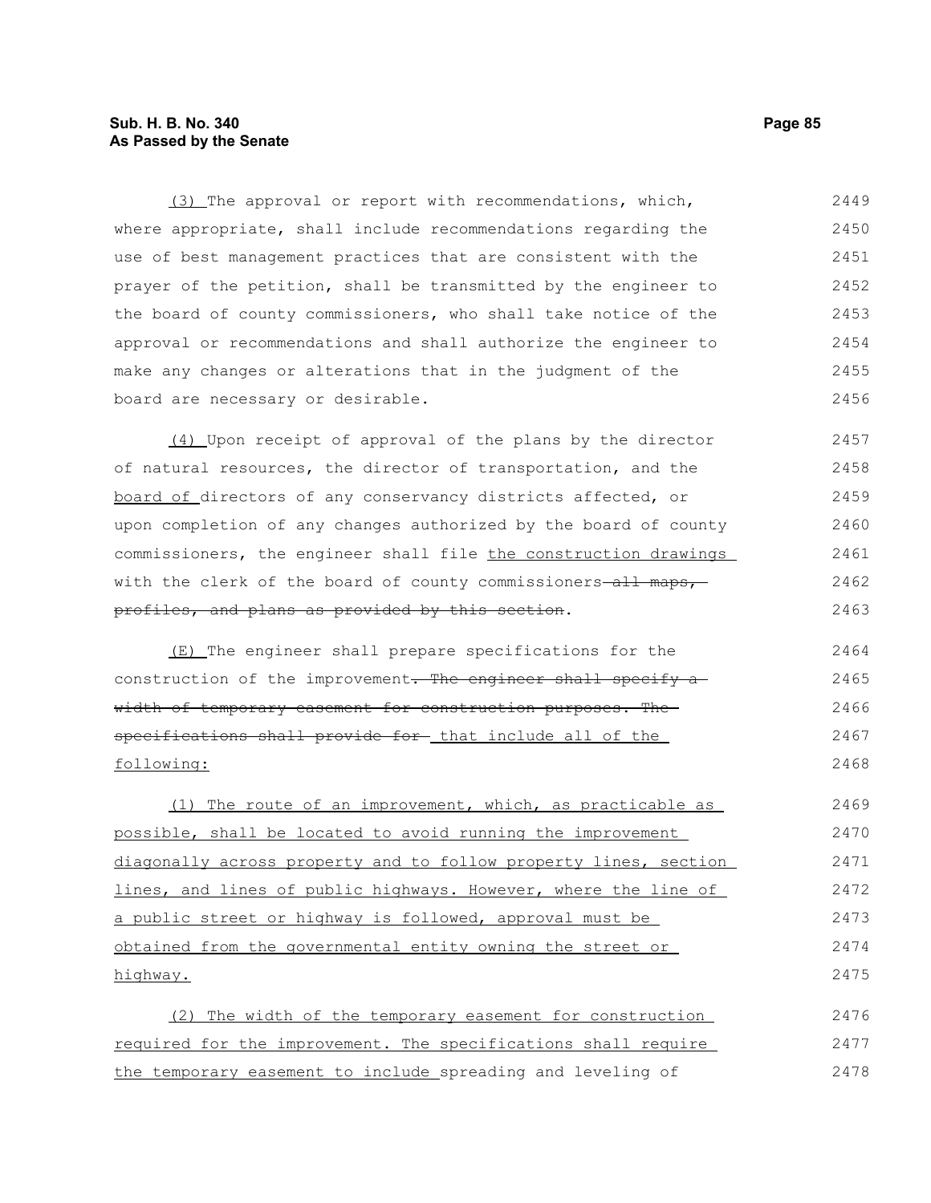(3) The approval or report with recommendations, which, where appropriate, shall include recommendations regarding the use of best management practices that are consistent with the prayer of the petition, shall be transmitted by the engineer to the board of county commissioners, who shall take notice of the approval or recommendations and shall authorize the engineer to make any changes or alterations that in the judgment of the board are necessary or desirable.

(4) Upon receipt of approval of the plans by the director of natural resources, the director of transportation, and the board of directors of any conservancy districts affected, or upon completion of any changes authorized by the board of county commissioners, the engineer shall file the construction drawings with the clerk of the board of county commissioners ~~all maps, profiles, and plans as provided by this section~~.

(E) The engineer shall prepare specifications for the construction of the improvement~~. The engineer shall specify a width of temporary easement for construction purposes. The specifications shall provide for~~ that include all of the following:

(1) The route of an improvement, which, as practicable as possible, shall be located to avoid running the improvement diagonally across property and to follow property lines, section lines, and lines of public highways. However, where the line of a public street or highway is followed, approval must be obtained from the governmental entity owning the street or highway.

(2) The width of the temporary easement for construction required for the improvement. The specifications shall require the temporary easement to include spreading and leveling of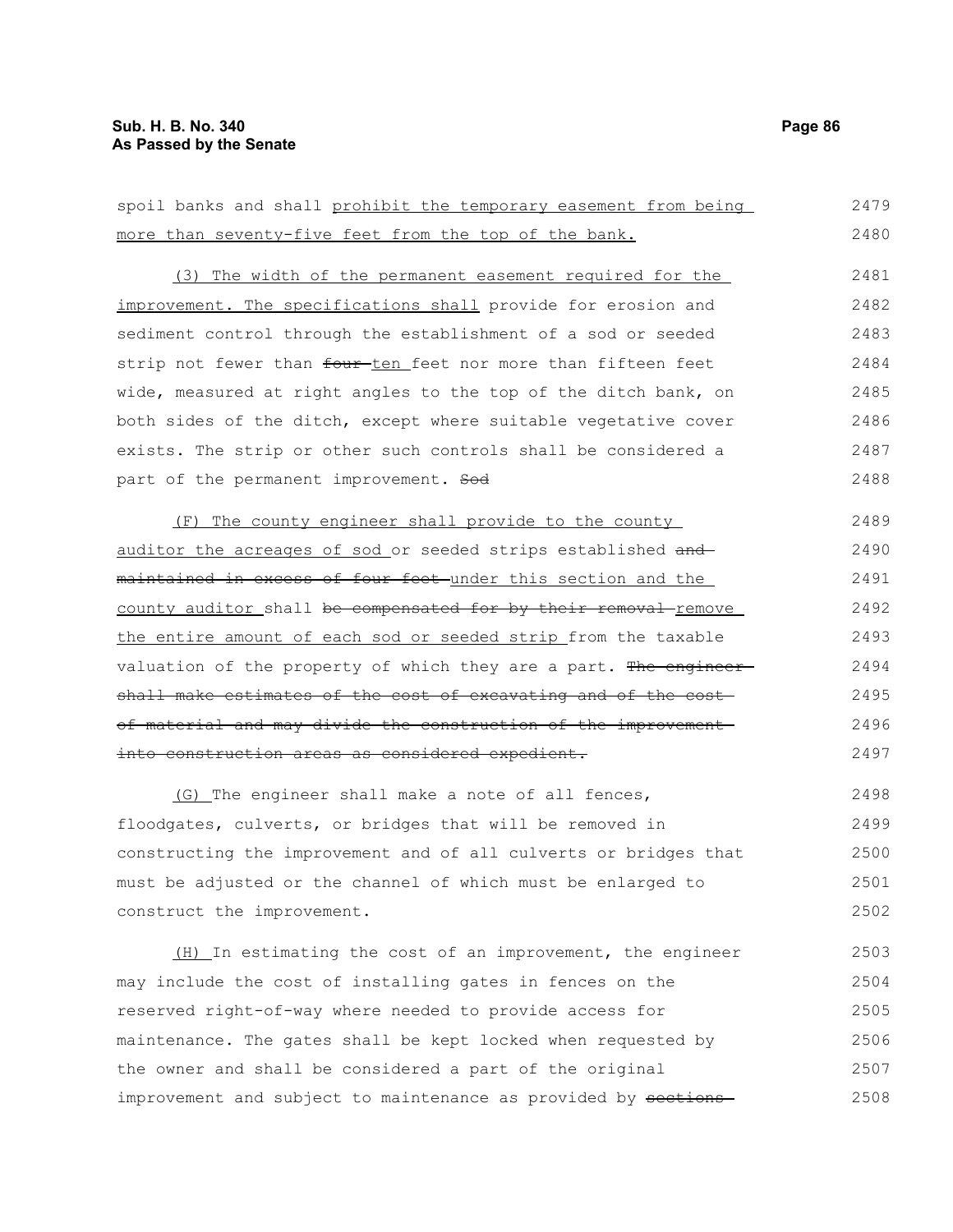spoil banks and shall prohibit the temporary easement from being more than seventy-five feet from the top of the bank.

(3) The width of the permanent easement required for the improvement. The specifications shall provide for erosion and sediment control through the establishment of a sod or seeded strip not fewer than ~~four~~ ten feet nor more than fifteen feet wide, measured at right angles to the top of the ditch bank, on both sides of the ditch, except where suitable vegetative cover exists. The strip or other such controls shall be considered a part of the permanent improvement. ~~Sod~~

(F) The county engineer shall provide to the county auditor the acreages of sod or seeded strips established ~~and maintained in excess of four feet~~ under this section and the county auditor shall ~~be compensated for by their removal~~ remove the entire amount of each sod or seeded strip from the taxable valuation of the property of which they are a part. ~~The engineer shall make estimates of the cost of excavating and of the cost of material and may divide the construction of the improvement into construction areas as considered expedient.~~

(G) The engineer shall make a note of all fences, floodgates, culverts, or bridges that will be removed in constructing the improvement and of all culverts or bridges that must be adjusted or the channel of which must be enlarged to construct the improvement.

(H) In estimating the cost of an improvement, the engineer may include the cost of installing gates in fences on the reserved right-of-way where needed to provide access for maintenance. The gates shall be kept locked when requested by the owner and shall be considered a part of the original improvement and subject to maintenance as provided by ~~sections~~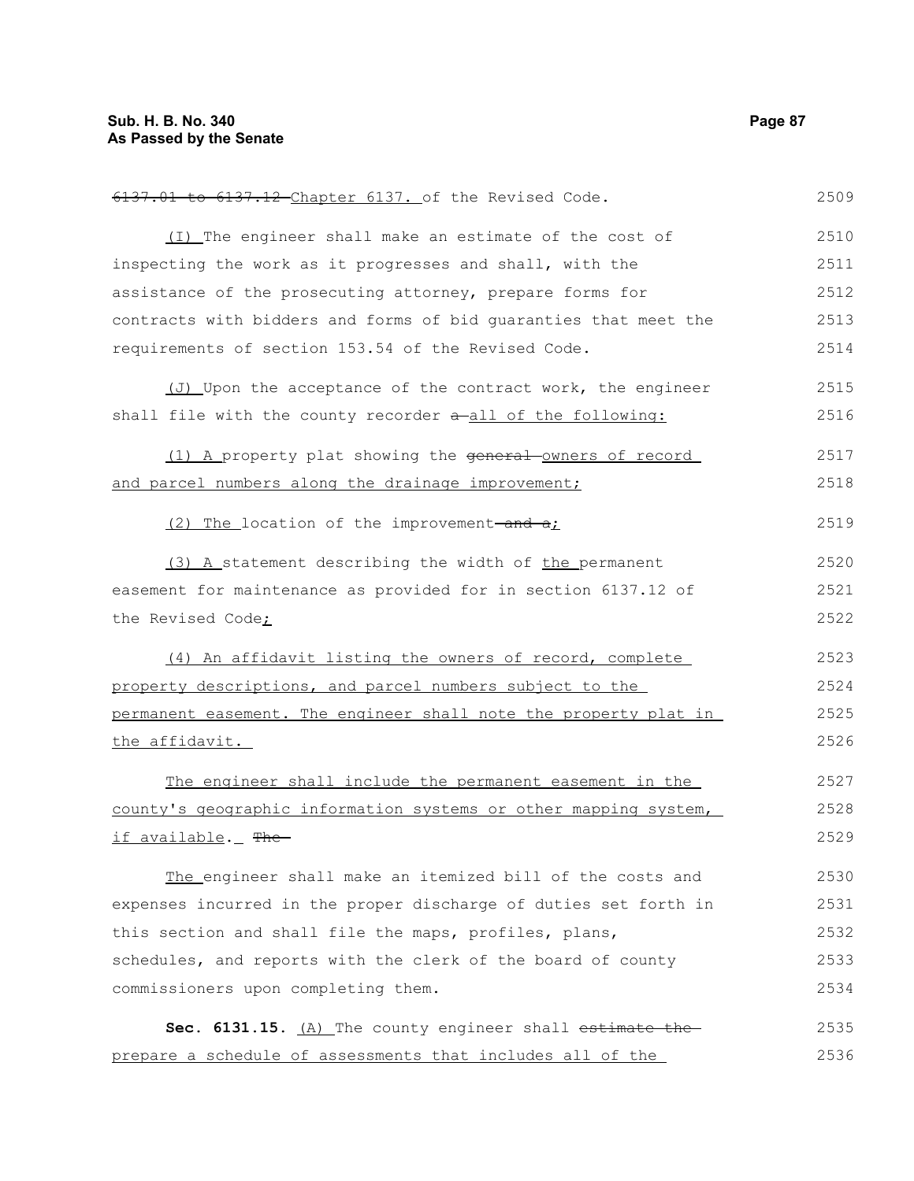~~6137.01 to 6137.12~~ Chapter 6137. of the Revised Code.

(I) The engineer shall make an estimate of the cost of inspecting the work as it progresses and shall, with the assistance of the prosecuting attorney, prepare forms for contracts with bidders and forms of bid guaranties that meet the requirements of section 153.54 of the Revised Code.

(J) Upon the acceptance of the contract work, the engineer shall file with the county recorder ~~a~~ all of the following:

(1) A property plat showing the ~~general~~ owners of record and parcel numbers along the drainage improvement;

(2) The location of the improvement ~~and a~~;

(3) A statement describing the width of the permanent easement for maintenance as provided for in section 6137.12 of the Revised Code;

(4) An affidavit listing the owners of record, complete property descriptions, and parcel numbers subject to the permanent easement. The engineer shall note the property plat in the affidavit.

The engineer shall include the permanent easement in the county's geographic information systems or other mapping system, if available. ~~The~~

The engineer shall make an itemized bill of the costs and expenses incurred in the proper discharge of duties set forth in this section and shall file the maps, profiles, plans, schedules, and reports with the clerk of the board of county commissioners upon completing them.

**Sec. 6131.15.** (A) The county engineer shall ~~estimate the~~ prepare a schedule of assessments that includes all of the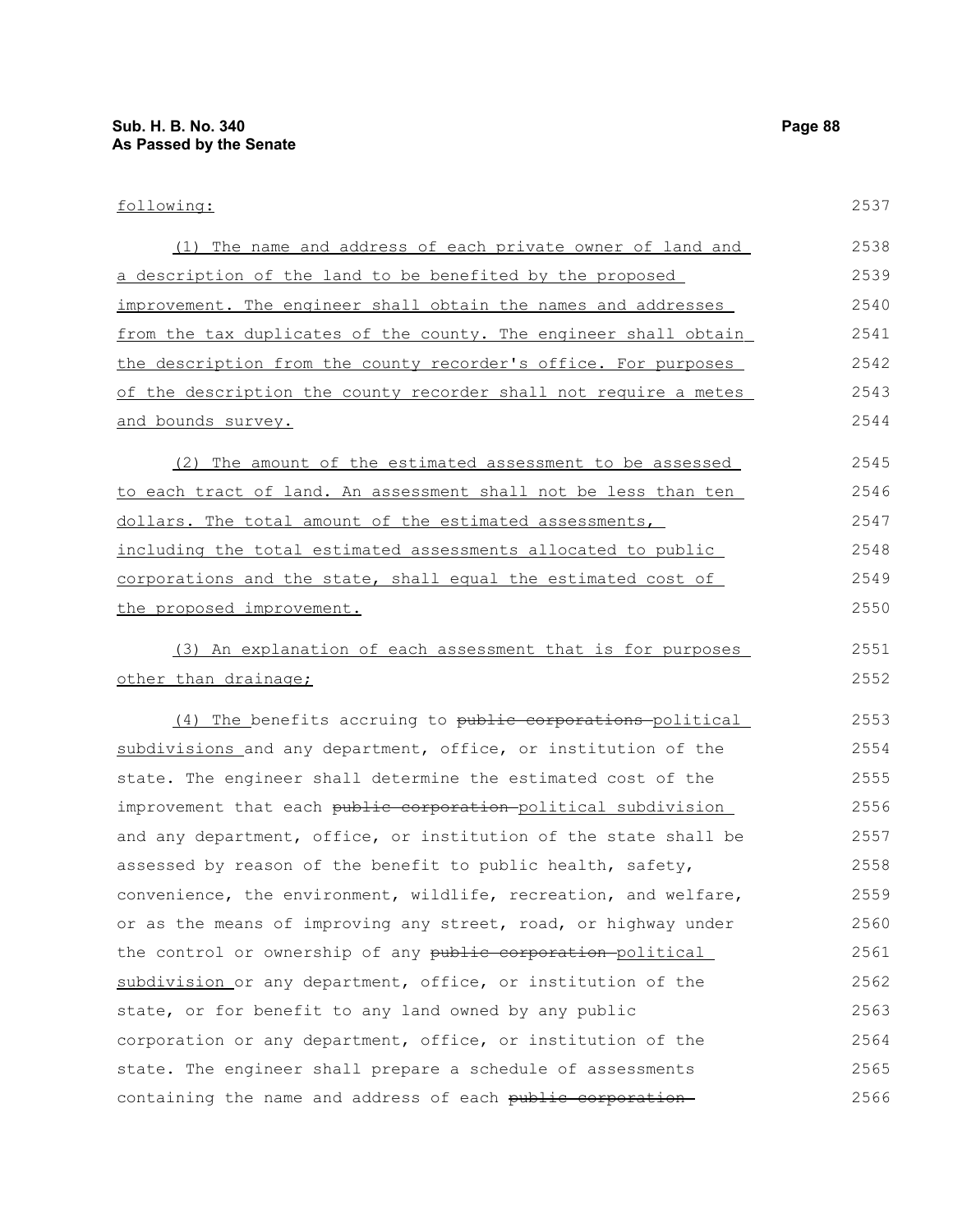following:

(1) The name and address of each private owner of land and a description of the land to be benefited by the proposed improvement. The engineer shall obtain the names and addresses from the tax duplicates of the county. The engineer shall obtain the description from the county recorder's office. For purposes of the description the county recorder shall not require a metes and bounds survey.

(2) The amount of the estimated assessment to be assessed to each tract of land. An assessment shall not be less than ten dollars. The total amount of the estimated assessments, including the total estimated assessments allocated to public corporations and the state, shall equal the estimated cost of the proposed improvement.

(3) An explanation of each assessment that is for purposes other than drainage;

(4) The benefits accruing to ~~public corporations~~ political subdivisions and any department, office, or institution of the state. The engineer shall determine the estimated cost of the improvement that each ~~public corporation~~ political subdivision and any department, office, or institution of the state shall be assessed by reason of the benefit to public health, safety, convenience, the environment, wildlife, recreation, and welfare, or as the means of improving any street, road, or highway under the control or ownership of any ~~public corporation~~ political subdivision or any department, office, or institution of the state, or for benefit to any land owned by any public corporation or any department, office, or institution of the state. The engineer shall prepare a schedule of assessments containing the name and address of each ~~public corporation~~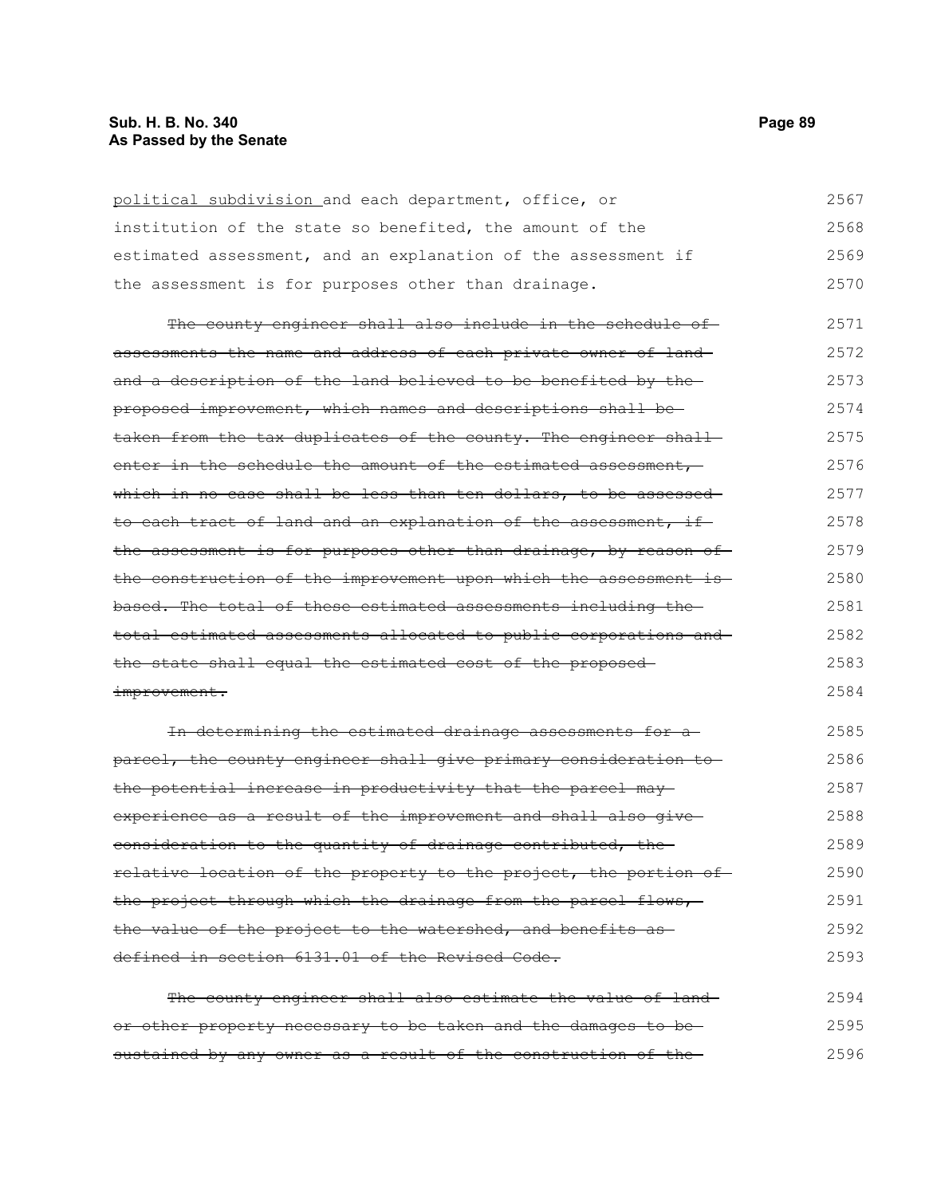<u>political subdivision</u> and each department, office, or institution of the state so benefited, the amount of the estimated assessment, and an explanation of the assessment if the assessment is for purposes other than drainage.

~~The county engineer shall also include in the schedule of assessments the name and address of each private owner of land and a description of the land believed to be benefited by the proposed improvement, which names and descriptions shall be taken from the tax duplicates of the county. The engineer shall enter in the schedule the amount of the estimated assessment, which in no case shall be less than ten dollars, to be assessed to each tract of land and an explanation of the assessment, if the assessment is for purposes other than drainage, by reason of the construction of the improvement upon which the assessment is based. The total of these estimated assessments including the total estimated assessments allocated to public corporations and the state shall equal the estimated cost of the proposed improvement.~~

~~In determining the estimated drainage assessments for a parcel, the county engineer shall give primary consideration to the potential increase in productivity that the parcel may experience as a result of the improvement and shall also give consideration to the quantity of drainage contributed, the relative location of the property to the project, the portion of the project through which the drainage from the parcel flows, the value of the project to the watershed, and benefits as defined in section 6131.01 of the Revised Code.~~

~~The county engineer shall also estimate the value of land or other property necessary to be taken and the damages to be sustained by any owner as a result of the construction of the~~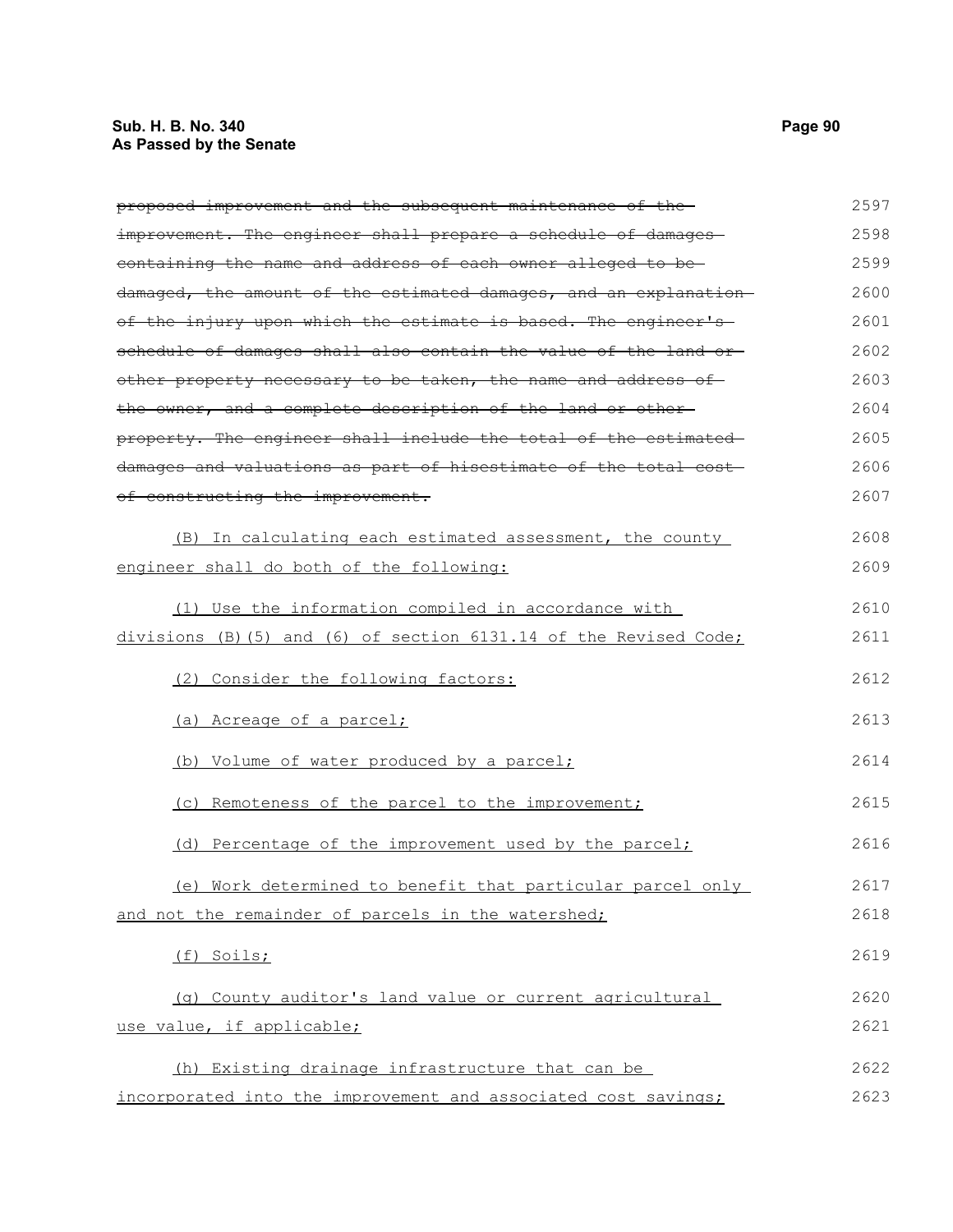~~proposed improvement and the subsequent maintenance of the improvement. The engineer shall prepare a schedule of damages containing the name and address of each owner alleged to be damaged, the amount of the estimated damages, and an explanation of the injury upon which the estimate is based. The engineer's schedule of damages shall also contain the value of the land or other property necessary to be taken, the name and address of the owner, and a complete description of the land or other property. The engineer shall include the total of the estimated damages and valuations as part of hisestimate of the total cost of constructing the improvement.~~

<u>(B) In calculating each estimated assessment, the county engineer shall do both of the following:</u>

<u>(1) Use the information compiled in accordance with divisions (B)(5) and (6) of section 6131.14 of the Revised Code;</u>

<u>(2) Consider the following factors:</u>

<u>(a) Acreage of a parcel;</u>

<u>(b) Volume of water produced by a parcel;</u>

<u>(c) Remoteness of the parcel to the improvement;</u>

<u>(d) Percentage of the improvement used by the parcel;</u>

<u>(e) Work determined to benefit that particular parcel only and not the remainder of parcels in the watershed;</u>

<u>(f) Soils;</u>

<u>(g) County auditor's land value or current agricultural use value, if applicable;</u>

<u>(h) Existing drainage infrastructure that can be incorporated into the improvement and associated cost savings;</u>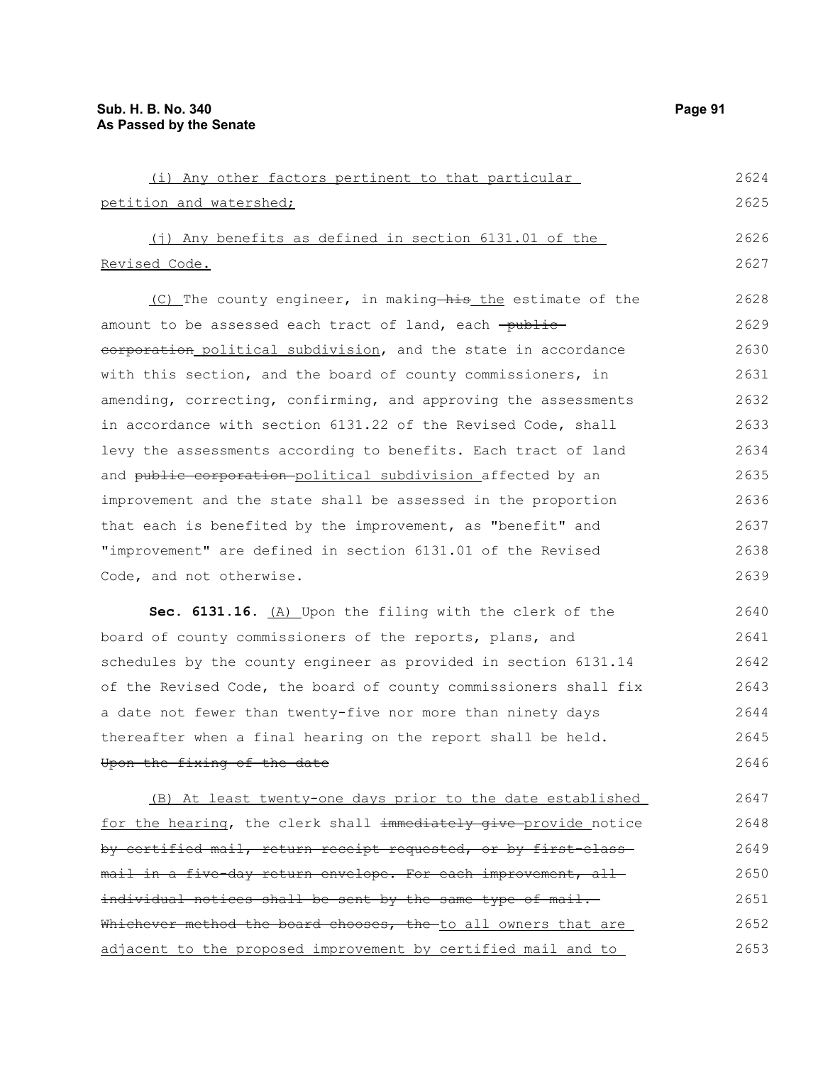(i) Any other factors pertinent to that particular petition and watershed;

(j) Any benefits as defined in section 6131.01 of the Revised Code.

(C) The county engineer, in making ~~his~~ the estimate of the amount to be assessed each tract of land, each ~~public corporation~~ political subdivision, and the state in accordance with this section, and the board of county commissioners, in amending, correcting, confirming, and approving the assessments in accordance with section 6131.22 of the Revised Code, shall levy the assessments according to benefits. Each tract of land and ~~public corporation~~ political subdivision affected by an improvement and the state shall be assessed in the proportion that each is benefited by the improvement, as "benefit" and "improvement" are defined in section 6131.01 of the Revised Code, and not otherwise.

**Sec. 6131.16.** (A) Upon the filing with the clerk of the board of county commissioners of the reports, plans, and schedules by the county engineer as provided in section 6131.14 of the Revised Code, the board of county commissioners shall fix a date not fewer than twenty-five nor more than ninety days thereafter when a final hearing on the report shall be held. ~~Upon the fixing of the date~~

(B) At least twenty-one days prior to the date established for the hearing, the clerk shall ~~immediately give~~ provide notice ~~by certified mail, return receipt requested, or by first-class mail in a five-day return envelope. For each improvement, all individual notices shall be sent by the same type of mail. Whichever method the board chooses, the~~ to all owners that are adjacent to the proposed improvement by certified mail and to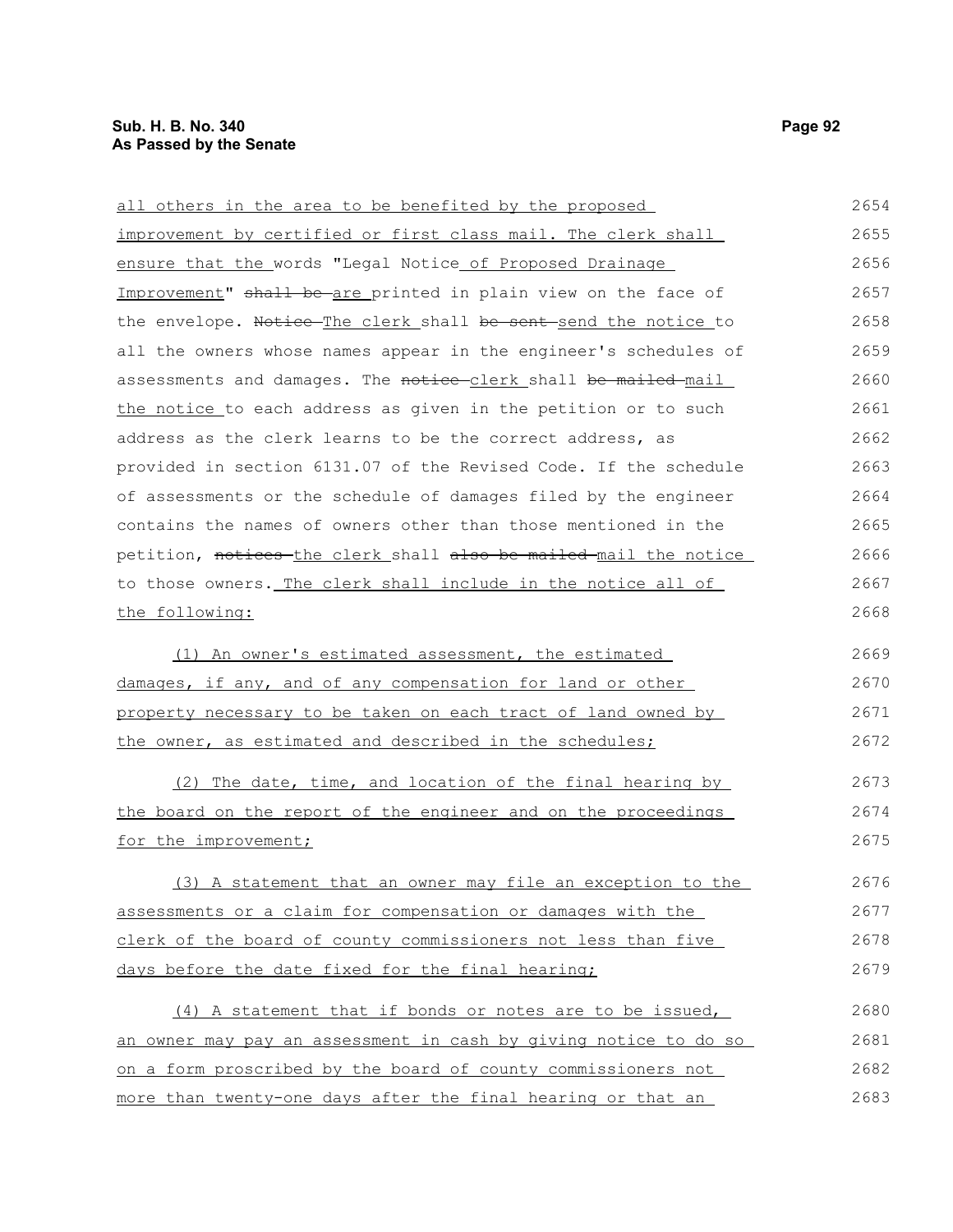all others in the area to be benefited by the proposed improvement by certified or first class mail. The clerk shall ensure that the words "Legal Notice of Proposed Drainage Improvement" ~~shall be~~ are printed in plain view on the face of the envelope. ~~Notice~~ The clerk shall ~~be sent~~ send the notice to all the owners whose names appear in the engineer's schedules of assessments and damages. The ~~notice~~ clerk shall ~~be mailed~~ mail the notice to each address as given in the petition or to such address as the clerk learns to be the correct address, as provided in section 6131.07 of the Revised Code. If the schedule of assessments or the schedule of damages filed by the engineer contains the names of owners other than those mentioned in the petition, ~~notices~~ the clerk shall ~~also be mailed~~ mail the notice to those owners. The clerk shall include in the notice all of the following:

(1) An owner's estimated assessment, the estimated damages, if any, and of any compensation for land or other property necessary to be taken on each tract of land owned by the owner, as estimated and described in the schedules;

(2) The date, time, and location of the final hearing by the board on the report of the engineer and on the proceedings for the improvement;

(3) A statement that an owner may file an exception to the assessments or a claim for compensation or damages with the clerk of the board of county commissioners not less than five days before the date fixed for the final hearing;

(4) A statement that if bonds or notes are to be issued, an owner may pay an assessment in cash by giving notice to do so on a form proscribed by the board of county commissioners not more than twenty-one days after the final hearing or that an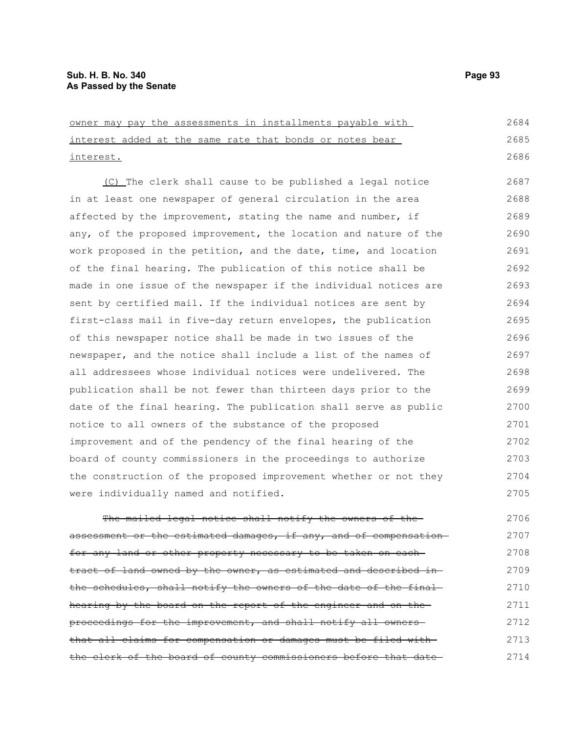owner may pay the assessments in installments payable with interest added at the same rate that bonds or notes bear interest.

(C) The clerk shall cause to be published a legal notice in at least one newspaper of general circulation in the area affected by the improvement, stating the name and number, if any, of the proposed improvement, the location and nature of the work proposed in the petition, and the date, time, and location of the final hearing. The publication of this notice shall be made in one issue of the newspaper if the individual notices are sent by certified mail. If the individual notices are sent by first-class mail in five-day return envelopes, the publication of this newspaper notice shall be made in two issues of the newspaper, and the notice shall include a list of the names of all addressees whose individual notices were undelivered. The publication shall be not fewer than thirteen days prior to the date of the final hearing. The publication shall serve as public notice to all owners of the substance of the proposed improvement and of the pendency of the final hearing of the board of county commissioners in the proceedings to authorize the construction of the proposed improvement whether or not they were individually named and notified.

~~The mailed legal notice shall notify the owners of the assessment or the estimated damages, if any, and of compensation for any land or other property necessary to be taken on each tract of land owned by the owner, as estimated and described in the schedules, shall notify the owners of the date of the final hearing by the board on the report of the engineer and on the proceedings for the improvement, and shall notify all owners that all claims for compensation or damages must be filed with the clerk of the board of county commissioners before that date~~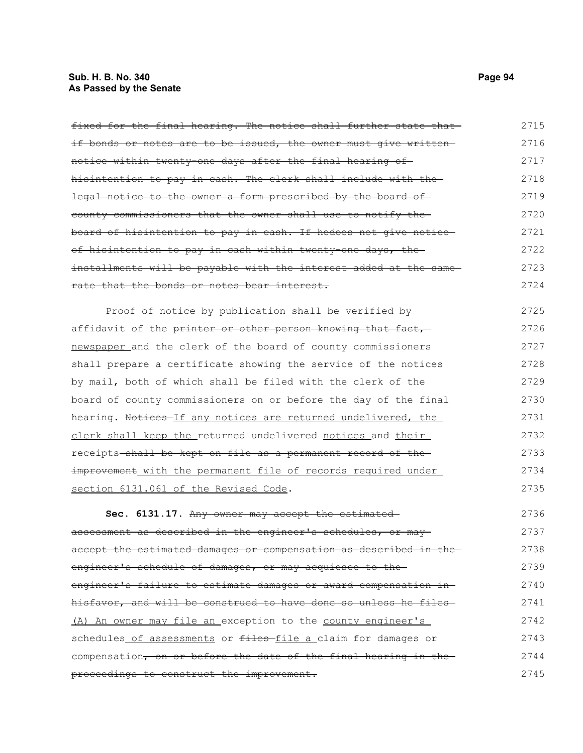~~fixed for the final hearing. The notice shall further state that if bonds or notes are to be issued, the owner must give written notice within twenty-one days after the final hearing of hisintention to pay in cash. The clerk shall include with the legal notice to the owner a form prescribed by the board of county commissioners that the owner shall use to notify the board of hisintention to pay in cash. If hedoes not give notice of hisintention to pay in cash within twenty-one days, the installments will be payable with the interest added at the same rate that the bonds or notes bear interest.~~

Proof of notice by publication shall be verified by affidavit of the ~~printer or other person knowing that fact,~~ newspaper and the clerk of the board of county commissioners shall prepare a certificate showing the service of the notices by mail, both of which shall be filed with the clerk of the board of county commissioners on or before the day of the final hearing. ~~Notices~~ If any notices are returned undelivered, the clerk shall keep the returned undelivered notices and their receipts ~~shall be kept on file as a permanent record of the improvement~~ with the permanent file of records required under section 6131.061 of the Revised Code.

**Sec. 6131.17.** ~~Any owner may accept the estimated assessment as described in the engineer's schedules, or may accept the estimated damages or compensation as described in the engineer's schedule of damages, or may acquiesce to the engineer's failure to estimate damages or award compensation in hisfavor, and will be construed to have done so unless he files~~ (A) An owner may file an exception to the county engineer's schedules of assessments or ~~files~~ file a claim for damages or compensation~~, on or before the date of the final hearing in the proceedings to construct the improvement.~~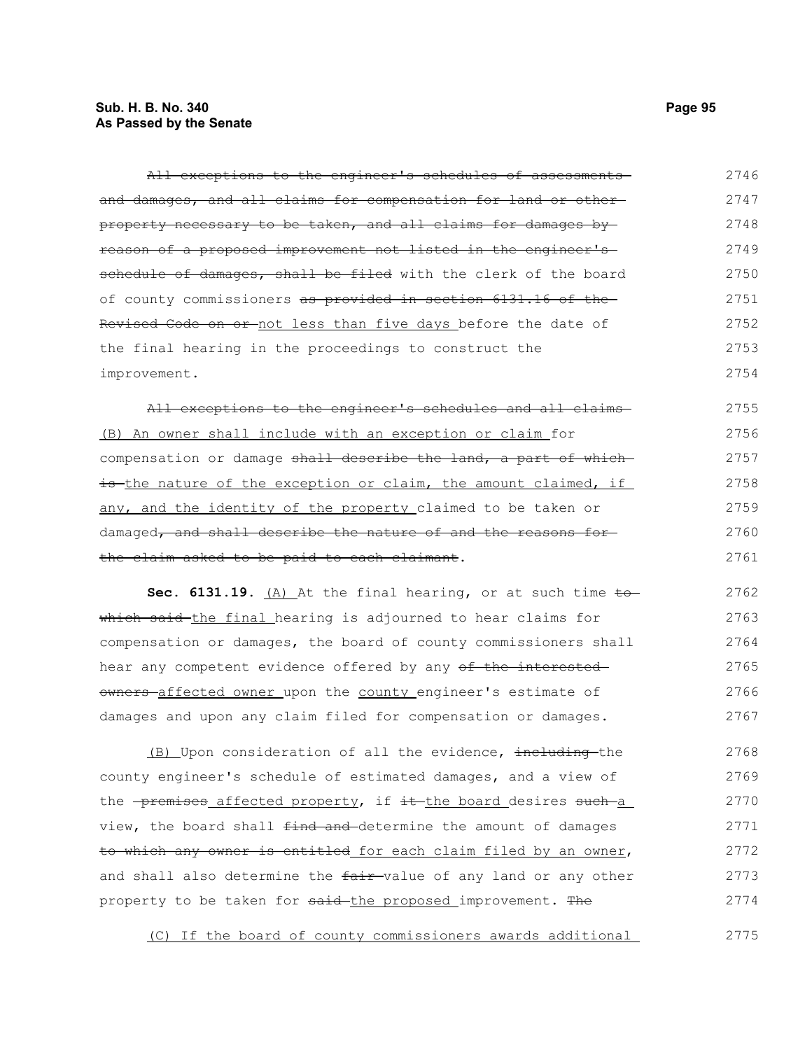~~All exceptions to the engineer's schedules of assessments and damages, and all claims for compensation for land or other property necessary to be taken, and all claims for damages by reason of a proposed improvement not listed in the engineer's schedule of damages, shall be filed~~ with the clerk of the board of county commissioners ~~as provided in section 6131.16 of the Revised Code on or~~ not less than five days before the date of the final hearing in the proceedings to construct the improvement.

~~All exceptions to the engineer's schedules and all claims~~ (B) An owner shall include with an exception or claim for compensation or damage ~~shall describe the land, a part of which is~~ the nature of the exception or claim, the amount claimed, if any, and the identity of the property claimed to be taken or damaged~~, and shall describe the nature of and the reasons for the claim asked to be paid to each claimant~~.

**Sec. 6131.19.** (A) At the final hearing, or at such time ~~to which said~~ the final hearing is adjourned to hear claims for compensation or damages, the board of county commissioners shall hear any competent evidence offered by any ~~of the interested owners~~ affected owner upon the county engineer's estimate of damages and upon any claim filed for compensation or damages.

(B) Upon consideration of all the evidence, ~~including~~ the county engineer's schedule of estimated damages, and a view of the ~~premises~~ affected property, if ~~it~~ the board desires ~~such~~ a view, the board shall ~~find and~~ determine the amount of damages ~~to which any owner is entitled~~ for each claim filed by an owner, and shall also determine the ~~fair~~ value of any land or any other property to be taken for ~~said~~ the proposed improvement. ~~The~~

(C) If the board of county commissioners awards additional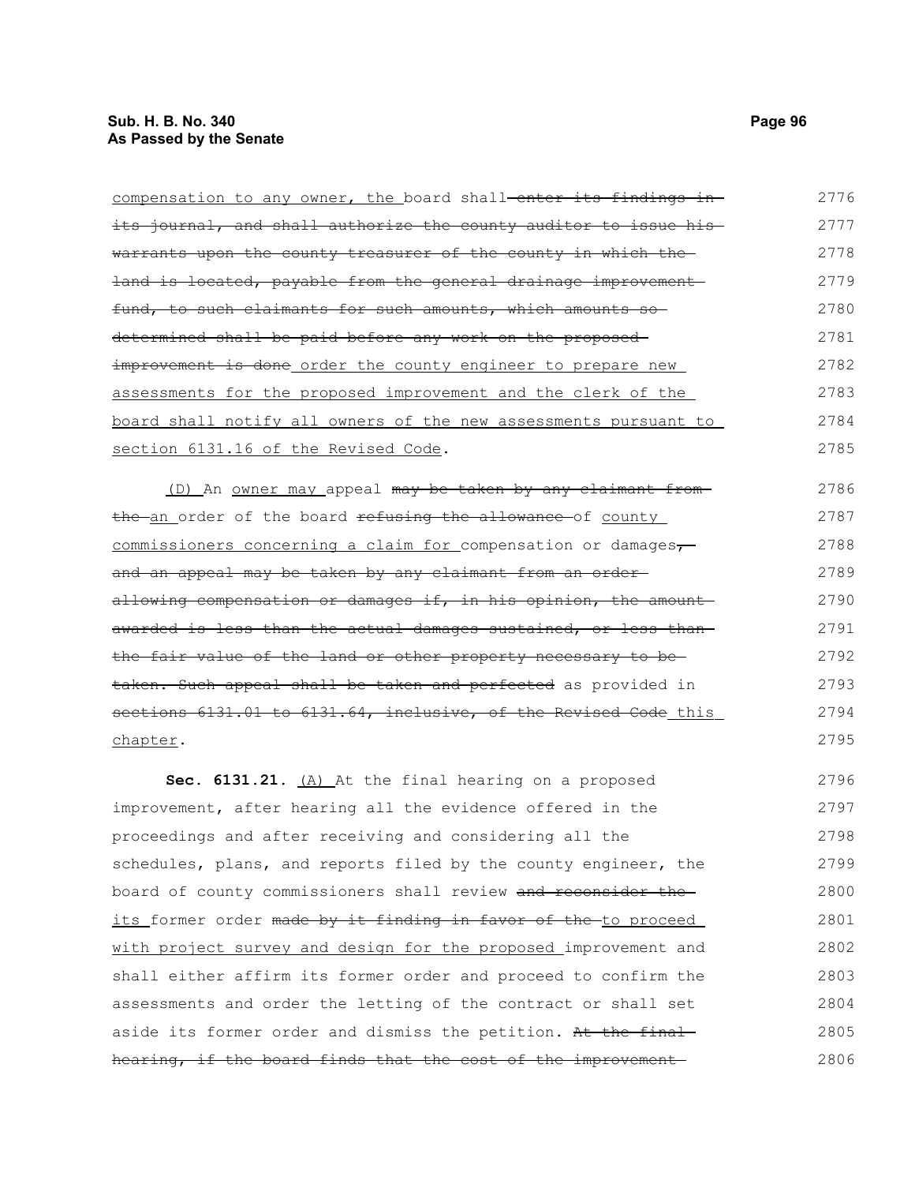compensation to any owner, the board shall ~~enter its findings in its journal, and shall authorize the county auditor to issue his warrants upon the county treasurer of the county in which the land is located, payable from the general drainage improvement fund, to such claimants for such amounts, which amounts so determined shall be paid before any work on the proposed improvement is done~~ order the county engineer to prepare new assessments for the proposed improvement and the clerk of the board shall notify all owners of the new assessments pursuant to section 6131.16 of the Revised Code.

(D) An owner may appeal ~~may be taken by any claimant from the~~ an order of the board ~~refusing the allowance~~ of county commissioners concerning a claim for compensation or damages~~, and an appeal may be taken by any claimant from an order allowing compensation or damages if, in his opinion, the amount awarded is less than the actual damages sustained, or less than the fair value of the land or other property necessary to be taken. Such appeal shall be taken and perfected~~ as provided in ~~sections 6131.01 to 6131.64, inclusive, of the Revised Code~~ this chapter.

**Sec. 6131.21.** (A) At the final hearing on a proposed improvement, after hearing all the evidence offered in the proceedings and after receiving and considering all the schedules, plans, and reports filed by the county engineer, the board of county commissioners shall review ~~and reconsider the~~ its former order ~~made by it finding in favor of the~~ to proceed with project survey and design for the proposed improvement and shall either affirm its former order and proceed to confirm the assessments and order the letting of the contract or shall set aside its former order and dismiss the petition. ~~At the final hearing, if the board finds that the cost of the improvement~~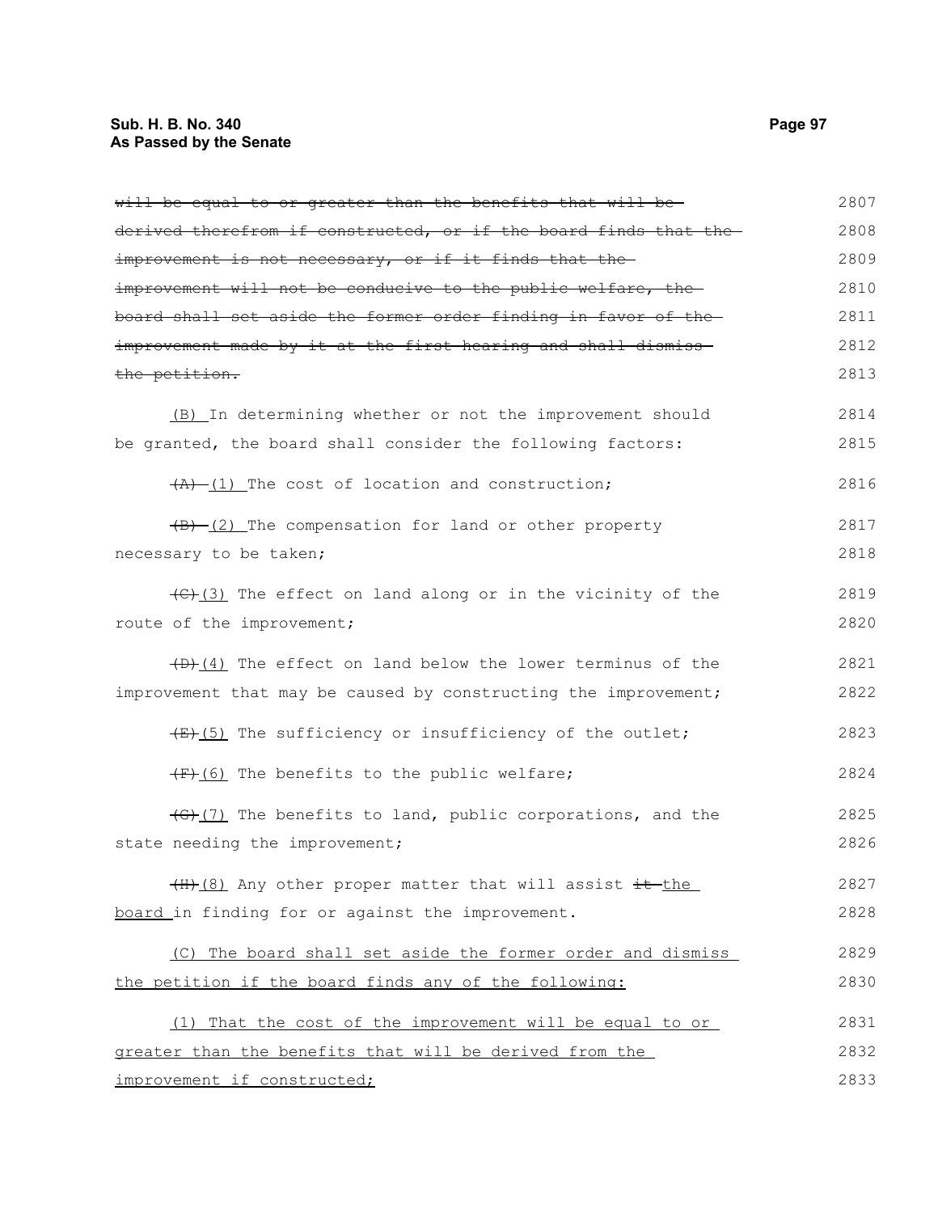~~will be equal to or greater than the benefits that will be derived therefrom if constructed, or if the board finds that the improvement is not necessary, or if it finds that the improvement will not be conducive to the public welfare, the board shall set aside the former order finding in favor of the improvement made by it at the first hearing and shall dismiss the petition.~~

(B) In determining whether or not the improvement should be granted, the board shall consider the following factors:

~~(A)~~ (1) The cost of location and construction;

~~(B)~~ (2) The compensation for land or other property necessary to be taken;

~~(C)~~ (3) The effect on land along or in the vicinity of the route of the improvement;

~~(D)~~ (4) The effect on land below the lower terminus of the improvement that may be caused by constructing the improvement;

~~(E)~~ (5) The sufficiency or insufficiency of the outlet;

~~(F)~~ (6) The benefits to the public welfare;

~~(G)~~ (7) The benefits to land, public corporations, and the state needing the improvement;

~~(H)~~ (8) Any other proper matter that will assist ~~it~~ the board in finding for or against the improvement.

(C) The board shall set aside the former order and dismiss the petition if the board finds any of the following:

(1) That the cost of the improvement will be equal to or greater than the benefits that will be derived from the improvement if constructed;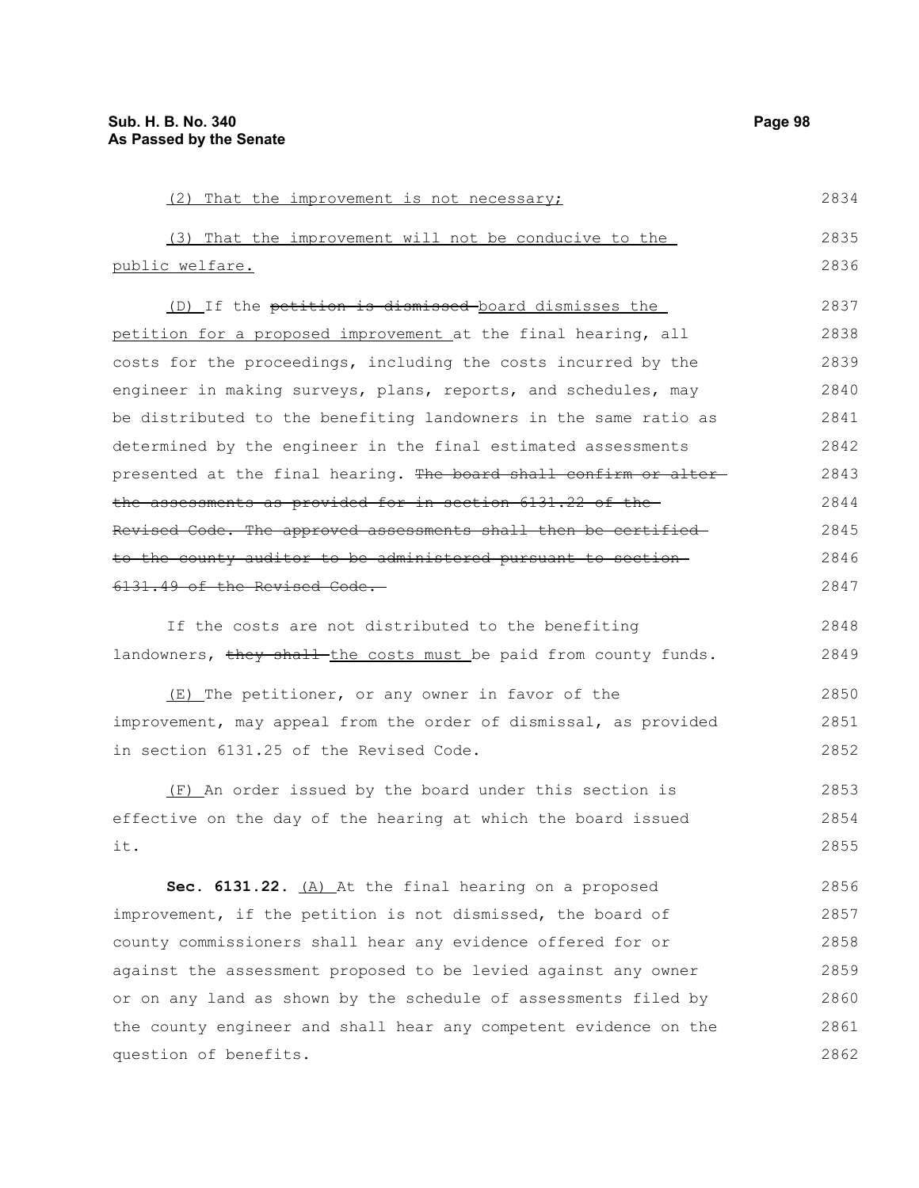(2) That the improvement is not necessary;

(3) That the improvement will not be conducive to the public welfare.

(D) If the ~~petition is dismissed~~ board dismisses the petition for a proposed improvement at the final hearing, all costs for the proceedings, including the costs incurred by the engineer in making surveys, plans, reports, and schedules, may be distributed to the benefiting landowners in the same ratio as determined by the engineer in the final estimated assessments presented at the final hearing. ~~The board shall confirm or alter the assessments as provided for in section 6131.22 of the Revised Code. The approved assessments shall then be certified to the county auditor to be administered pursuant to section 6131.49 of the Revised Code.~~

If the costs are not distributed to the benefiting landowners, ~~they shall~~ the costs must be paid from county funds.

(E) The petitioner, or any owner in favor of the improvement, may appeal from the order of dismissal, as provided in section 6131.25 of the Revised Code.

(F) An order issued by the board under this section is effective on the day of the hearing at which the board issued it.

**Sec. 6131.22.** (A) At the final hearing on a proposed improvement, if the petition is not dismissed, the board of county commissioners shall hear any evidence offered for or against the assessment proposed to be levied against any owner or on any land as shown by the schedule of assessments filed by the county engineer and shall hear any competent evidence on the question of benefits.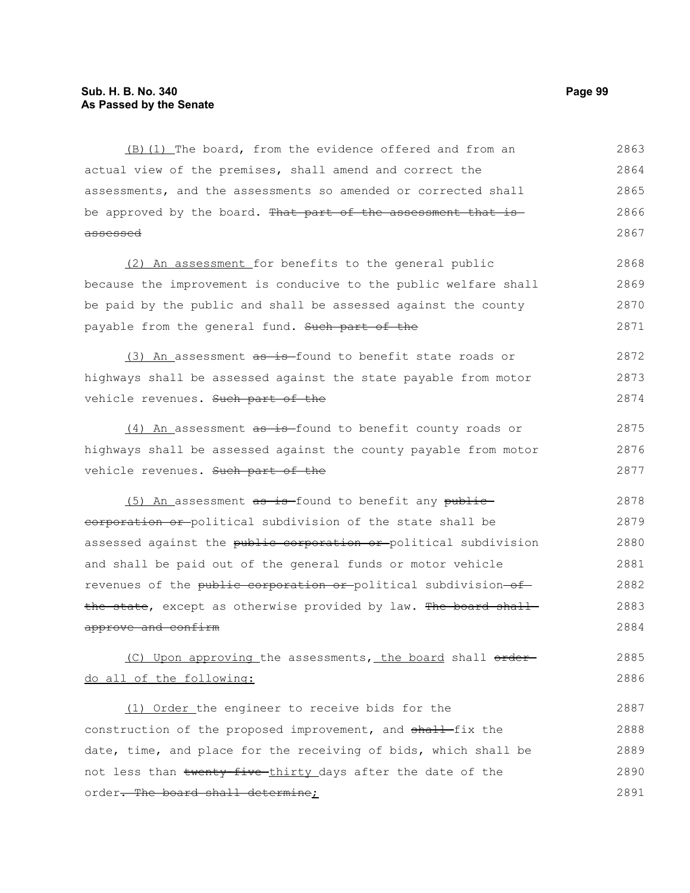(B)(1) The board, from the evidence offered and from an actual view of the premises, shall amend and correct the assessments, and the assessments so amended or corrected shall be approved by the board. That part of the assessment that is assessed

(2) An assessment for benefits to the general public because the improvement is conducive to the public welfare shall be paid by the public and shall be assessed against the county payable from the general fund. Such part of the

(3) An assessment as is found to benefit state roads or highways shall be assessed against the state payable from motor vehicle revenues. Such part of the

(4) An assessment as is found to benefit county roads or highways shall be assessed against the county payable from motor vehicle revenues. Such part of the

(5) An assessment as is found to benefit any public corporation or political subdivision of the state shall be assessed against the public corporation or political subdivision and shall be paid out of the general funds or motor vehicle revenues of the public corporation or political subdivision of the state, except as otherwise provided by law. The board shall approve and confirm

(C) Upon approving the assessments, the board shall order do all of the following:

(1) Order the engineer to receive bids for the construction of the proposed improvement, and shall fix the date, time, and place for the receiving of bids, which shall be not less than twenty-five thirty days after the date of the order. The board shall determine;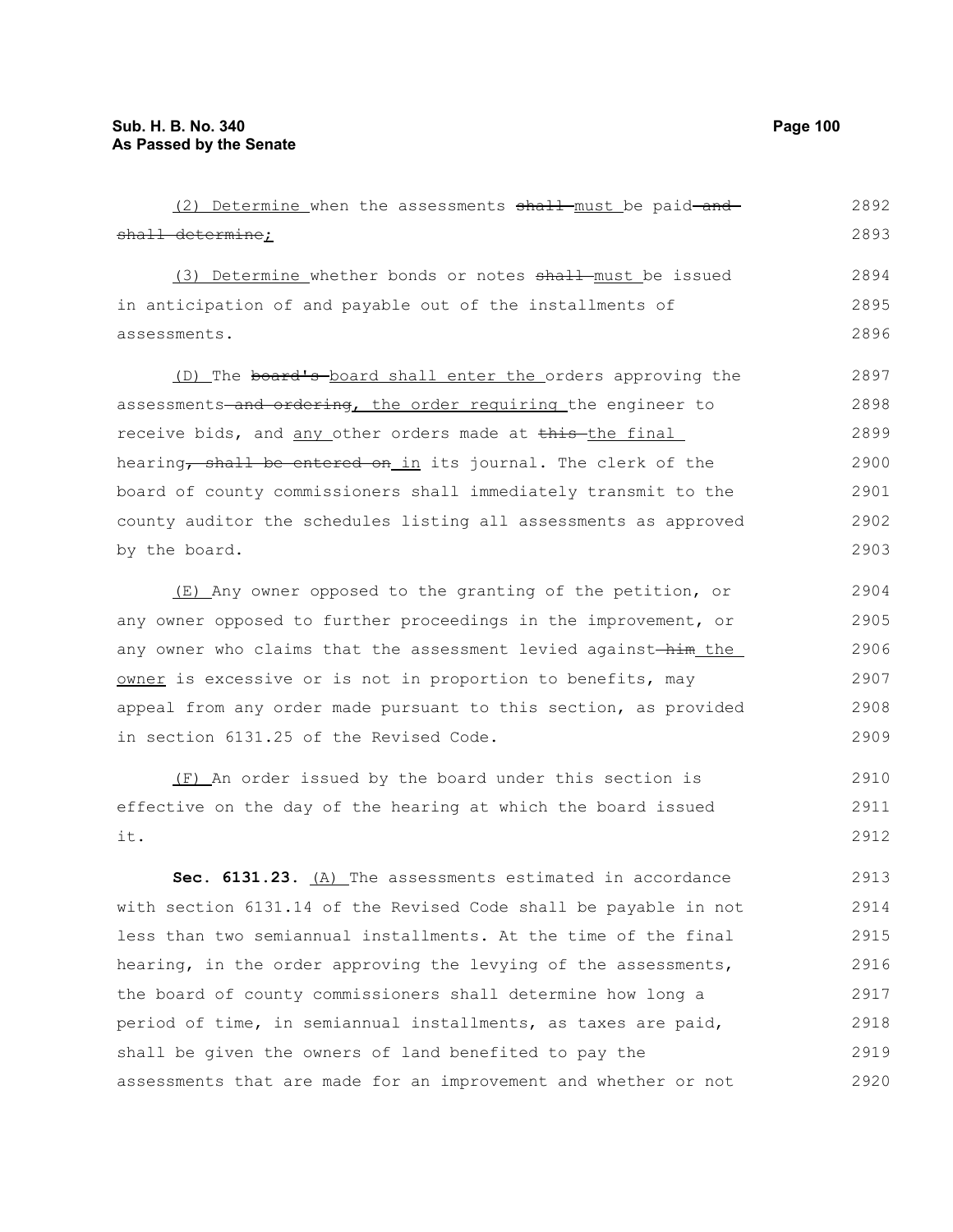(2) Determine when the assessments ~~shall~~ must be paid ~~and shall determine~~;

(3) Determine whether bonds or notes ~~shall~~ must be issued in anticipation of and payable out of the installments of assessments.

(D) The ~~board's~~ board shall enter the orders approving the assessments ~~and ordering~~, the order requiring the engineer to receive bids, and any other orders made at ~~this~~ the final hearing~~, shall be entered on~~ in its journal. The clerk of the board of county commissioners shall immediately transmit to the county auditor the schedules listing all assessments as approved by the board.

(E) Any owner opposed to the granting of the petition, or any owner opposed to further proceedings in the improvement, or any owner who claims that the assessment levied against ~~him~~ the owner is excessive or is not in proportion to benefits, may appeal from any order made pursuant to this section, as provided in section 6131.25 of the Revised Code.

(F) An order issued by the board under this section is effective on the day of the hearing at which the board issued it.

**Sec. 6131.23.** (A) The assessments estimated in accordance with section 6131.14 of the Revised Code shall be payable in not less than two semiannual installments. At the time of the final hearing, in the order approving the levying of the assessments, the board of county commissioners shall determine how long a period of time, in semiannual installments, as taxes are paid, shall be given the owners of land benefited to pay the assessments that are made for an improvement and whether or not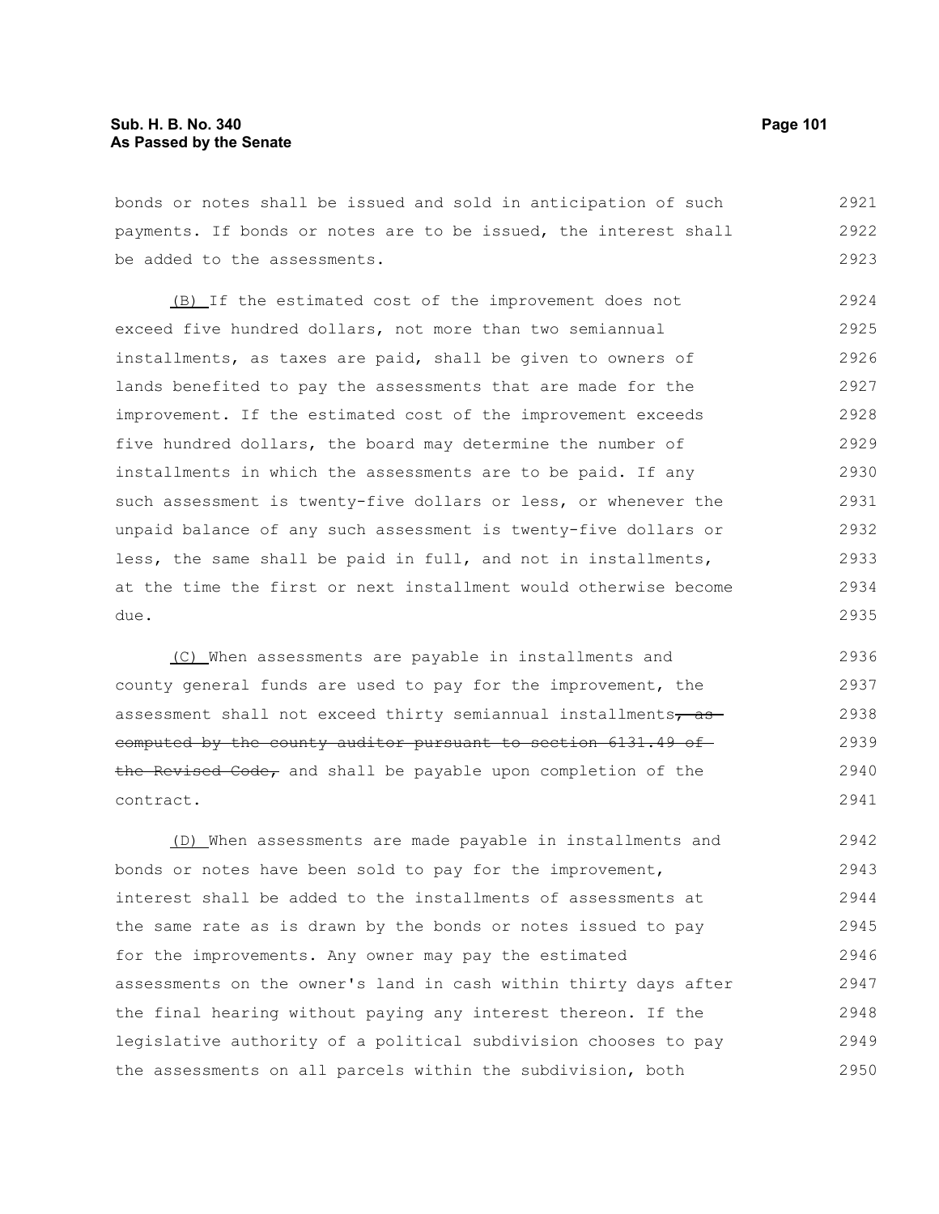bonds or notes shall be issued and sold in anticipation of such payments. If bonds or notes are to be issued, the interest shall be added to the assessments.

(B) If the estimated cost of the improvement does not exceed five hundred dollars, not more than two semiannual installments, as taxes are paid, shall be given to owners of lands benefited to pay the assessments that are made for the improvement. If the estimated cost of the improvement exceeds five hundred dollars, the board may determine the number of installments in which the assessments are to be paid. If any such assessment is twenty-five dollars or less, or whenever the unpaid balance of any such assessment is twenty-five dollars or less, the same shall be paid in full, and not in installments, at the time the first or next installment would otherwise become due.

(C) When assessments are payable in installments and county general funds are used to pay for the improvement, the assessment shall not exceed thirty semiannual installments~~, as computed by the county auditor pursuant to section 6131.49 of the Revised Code,~~ and shall be payable upon completion of the contract.

(D) When assessments are made payable in installments and bonds or notes have been sold to pay for the improvement, interest shall be added to the installments of assessments at the same rate as is drawn by the bonds or notes issued to pay for the improvements. Any owner may pay the estimated assessments on the owner's land in cash within thirty days after the final hearing without paying any interest thereon. If the legislative authority of a political subdivision chooses to pay the assessments on all parcels within the subdivision, both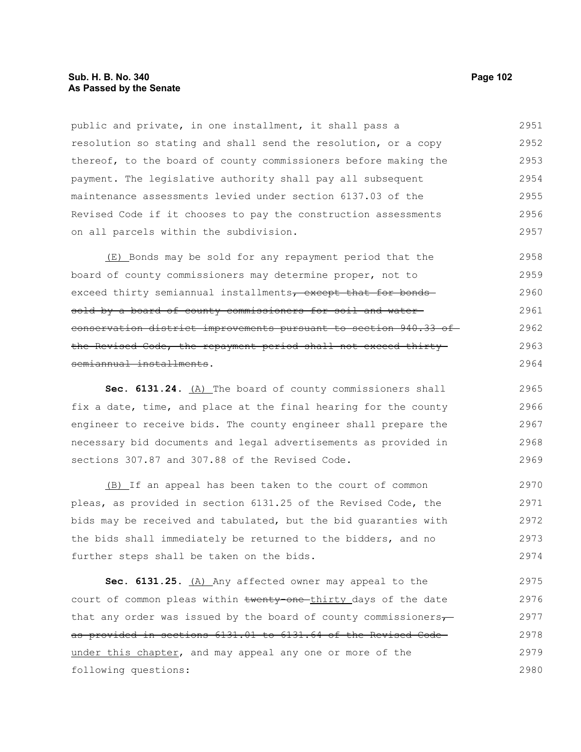public and private, in one installment, it shall pass a resolution so stating and shall send the resolution, or a copy thereof, to the board of county commissioners before making the payment. The legislative authority shall pay all subsequent maintenance assessments levied under section 6137.03 of the Revised Code if it chooses to pay the construction assessments on all parcels within the subdivision.

(E) Bonds may be sold for any repayment period that the board of county commissioners may determine proper, not to exceed thirty semiannual installments~~, except that for bonds sold by a board of county commissioners for soil and water conservation district improvements pursuant to section 940.33 of the Revised Code, the repayment period shall not exceed thirty semiannual installments~~.

**Sec. 6131.24.** (A) The board of county commissioners shall fix a date, time, and place at the final hearing for the county engineer to receive bids. The county engineer shall prepare the necessary bid documents and legal advertisements as provided in sections 307.87 and 307.88 of the Revised Code.

(B) If an appeal has been taken to the court of common pleas, as provided in section 6131.25 of the Revised Code, the bids may be received and tabulated, but the bid guaranties with the bids shall immediately be returned to the bidders, and no further steps shall be taken on the bids.

**Sec. 6131.25.** (A) Any affected owner may appeal to the court of common pleas within ~~twenty-one~~ thirty days of the date that any order was issued by the board of county commissioners~~, as provided in sections 6131.01 to 6131.64 of the Revised Code~~ under this chapter, and may appeal any one or more of the following questions: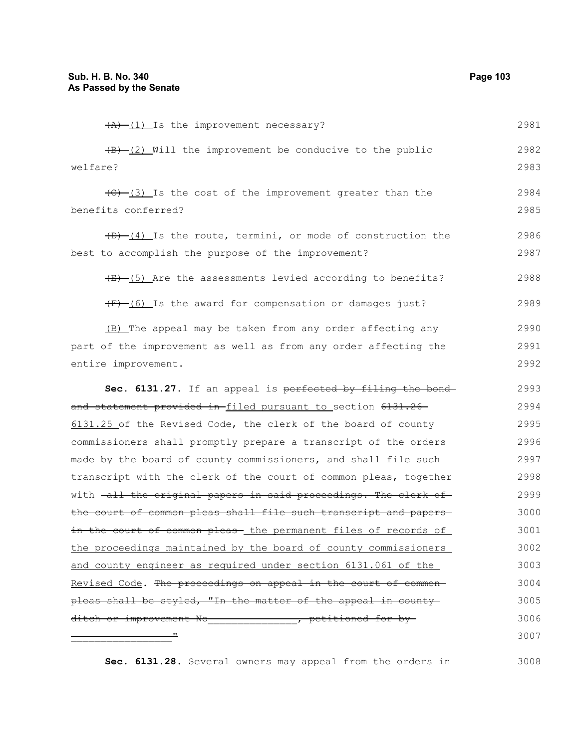~~(A)~~ (1) Is the improvement necessary?

~~(B)~~ (2) Will the improvement be conducive to the public welfare?

~~(C)~~ (3) Is the cost of the improvement greater than the benefits conferred?

~~(D)~~ (4) Is the route, termini, or mode of construction the best to accomplish the purpose of the improvement?

~~(E)~~ (5) Are the assessments levied according to benefits?

~~(F)~~ (6) Is the award for compensation or damages just?

(B) The appeal may be taken from any order affecting any part of the improvement as well as from any order affecting the entire improvement.

**Sec. 6131.27.** If an appeal is ~~perfected by filing the bond and statement provided in~~ filed pursuant to section ~~6131.26~~ 6131.25 of the Revised Code, the clerk of the board of county commissioners shall promptly prepare a transcript of the orders made by the board of county commissioners, and shall file such transcript with the clerk of the court of common pleas, together with ~~all the original papers in said proceedings. The clerk of the court of common pleas shall file such transcript and papers in the court of common pleas~~ the permanent files of records of the proceedings maintained by the board of county commissioners and county engineer as required under section 6131.061 of the Revised Code. ~~The proceedings on appeal in the court of common pleas shall be styled, "In the matter of the appeal in county ditch or improvement No_______________, petitioned for by _________________"~~

**Sec. 6131.28.** Several owners may appeal from the orders in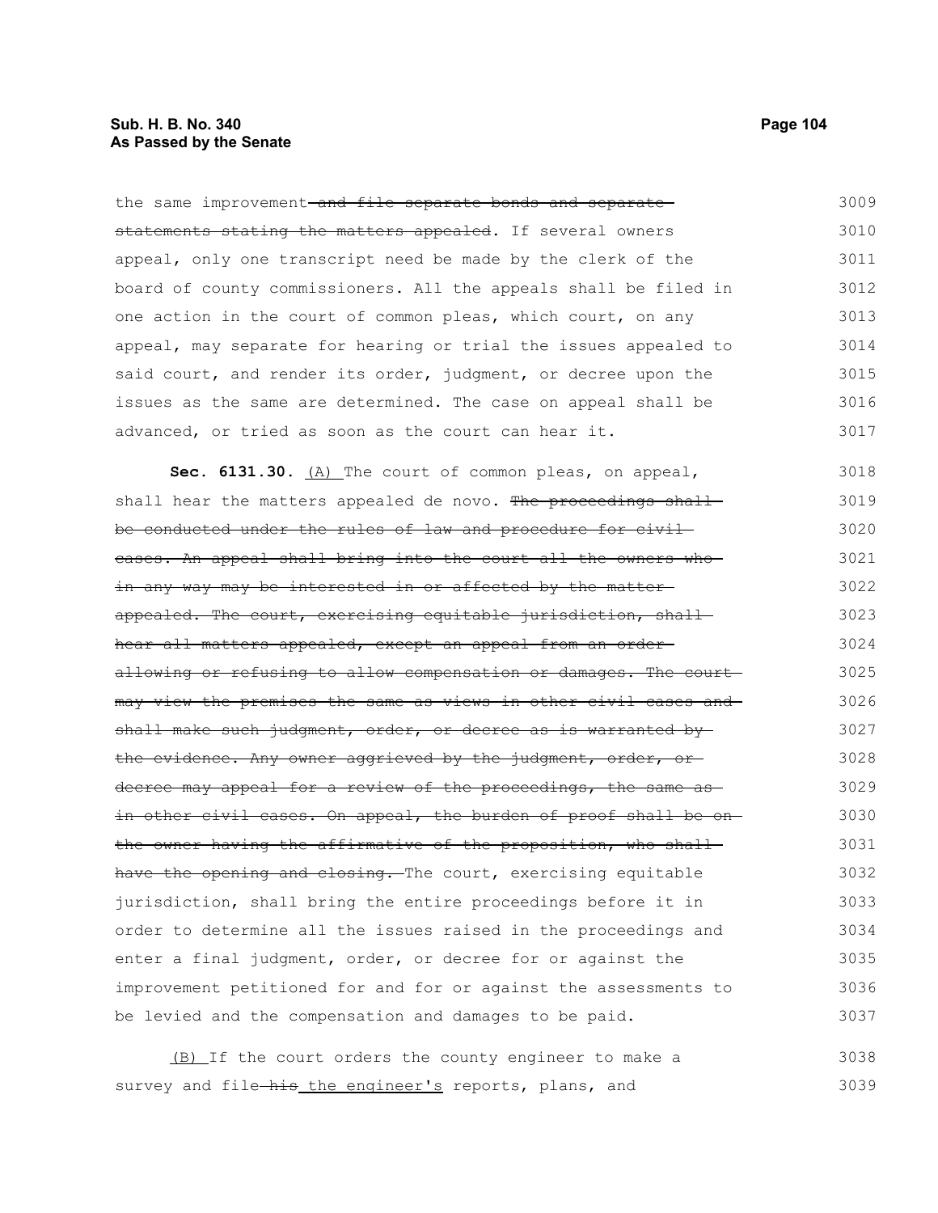the same improvement ~~and file separate bonds and separate statements stating the matters appealed~~. If several owners appeal, only one transcript need be made by the clerk of the board of county commissioners. All the appeals shall be filed in one action in the court of common pleas, which court, on any appeal, may separate for hearing or trial the issues appealed to said court, and render its order, judgment, or decree upon the issues as the same are determined. The case on appeal shall be advanced, or tried as soon as the court can hear it.

**Sec. 6131.30.** <u>(A)</u> The court of common pleas, on appeal, shall hear the matters appealed de novo. ~~The proceedings shall be conducted under the rules of law and procedure for civil cases. An appeal shall bring into the court all the owners who in any way may be interested in or affected by the matter appealed. The court, exercising equitable jurisdiction, shall hear all matters appealed, except an appeal from an order allowing or refusing to allow compensation or damages. The court may view the premises the same as views in other civil cases and shall make such judgment, order, or decree as is warranted by the evidence. Any owner aggrieved by the judgment, order, or decree may appeal for a review of the proceedings, the same as in other civil cases. On appeal, the burden of proof shall be on the owner having the affirmative of the proposition, who shall have the opening and closing.~~ The court, exercising equitable jurisdiction, shall bring the entire proceedings before it in order to determine all the issues raised in the proceedings and enter a final judgment, order, or decree for or against the improvement petitioned for and for or against the assessments to be levied and the compensation and damages to be paid.

<u>(B)</u> If the court orders the county engineer to make a survey and file ~~his~~ <u>the engineer's</u> reports, plans, and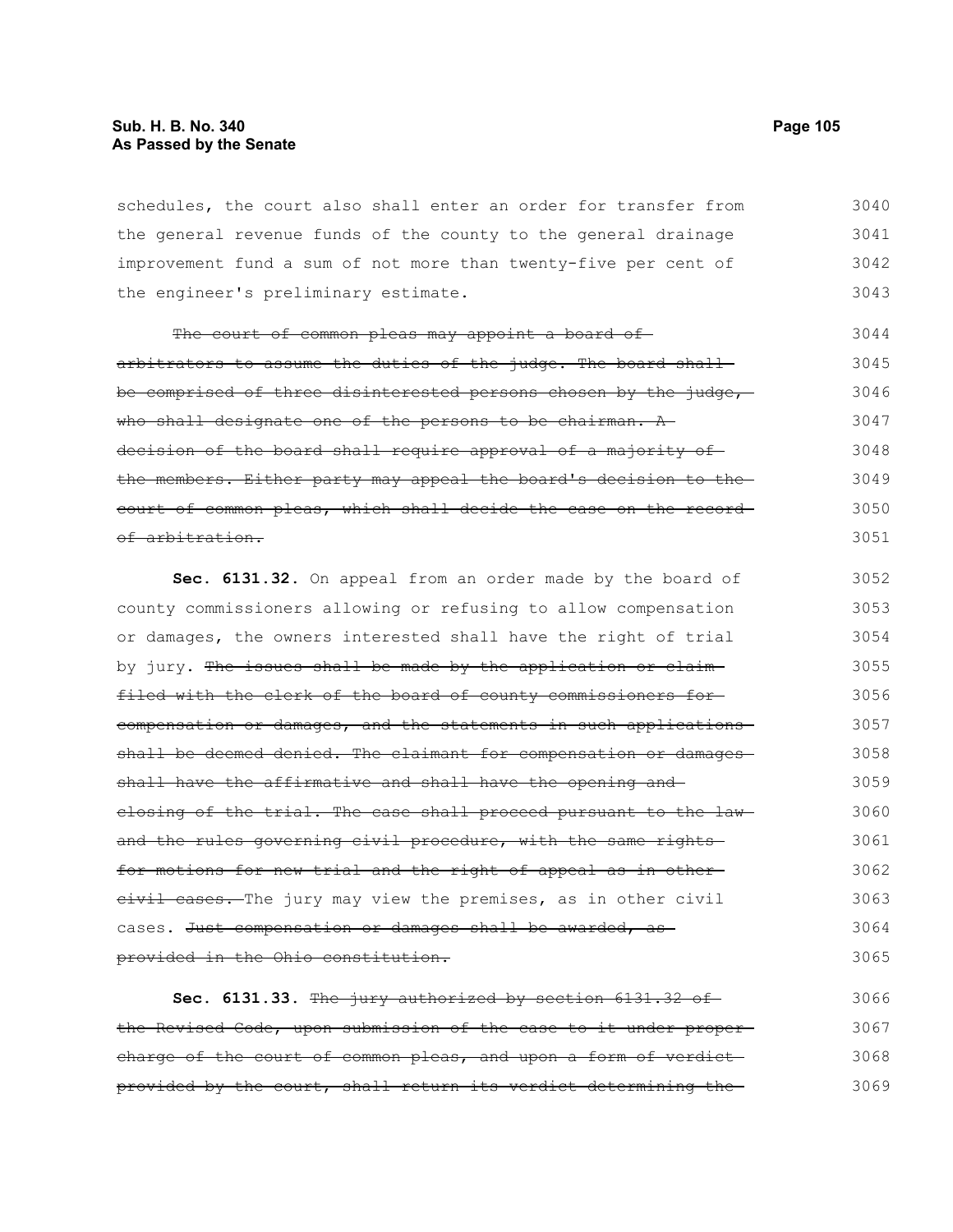schedules, the court also shall enter an order for transfer from the general revenue funds of the county to the general drainage improvement fund a sum of not more than twenty-five per cent of the engineer's preliminary estimate.

~~The court of common pleas may appoint a board of arbitrators to assume the duties of the judge. The board shall be comprised of three disinterested persons chosen by the judge, who shall designate one of the persons to be chairman. A decision of the board shall require approval of a majority of the members. Either party may appeal the board's decision to the court of common pleas, which shall decide the case on the record of arbitration.~~

**Sec. 6131.32.** On appeal from an order made by the board of county commissioners allowing or refusing to allow compensation or damages, the owners interested shall have the right of trial by jury. ~~The issues shall be made by the application or claim filed with the clerk of the board of county commissioners for compensation or damages, and the statements in such applications shall be deemed denied. The claimant for compensation or damages shall have the affirmative and shall have the opening and closing of the trial. The case shall proceed pursuant to the law and the rules governing civil procedure, with the same rights for motions for new trial and the right of appeal as in other civil cases.~~ The jury may view the premises, as in other civil cases. ~~Just compensation or damages shall be awarded, as provided in the Ohio constitution.~~

**Sec. 6131.33.** ~~The jury authorized by section 6131.32 of the Revised Code, upon submission of the case to it under proper charge of the court of common pleas, and upon a form of verdict provided by the court, shall return its verdict determining the~~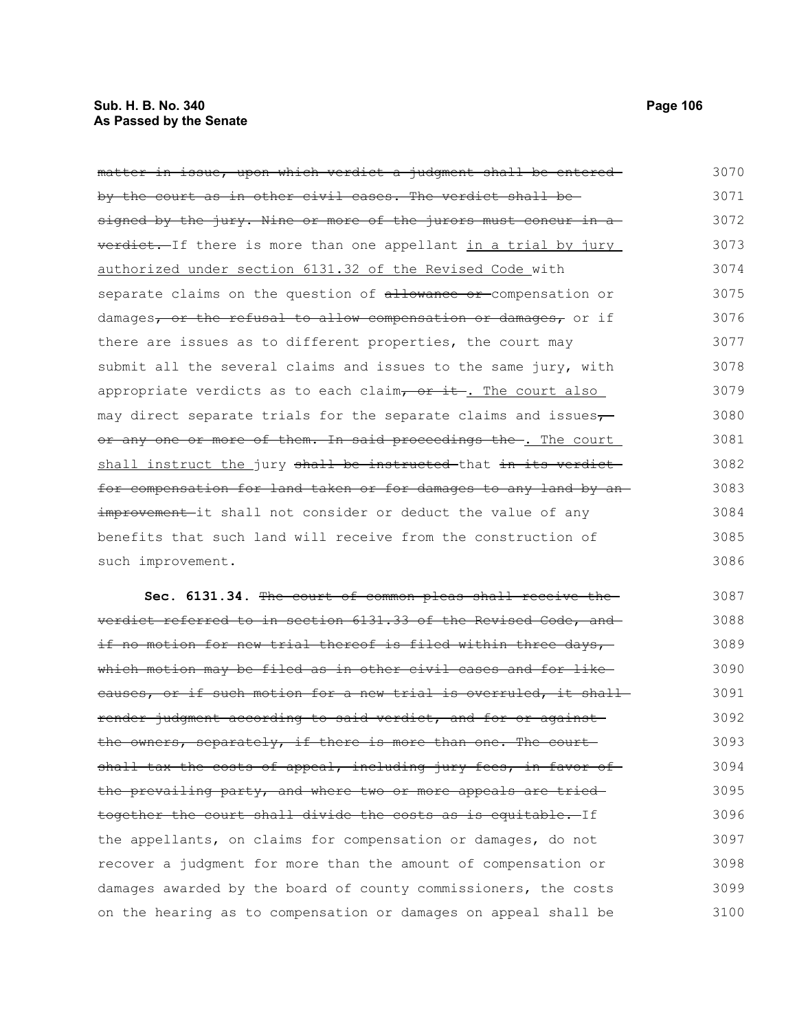~~matter in issue, upon which verdict a judgment shall be entered by the court as in other civil cases. The verdict shall be signed by the jury. Nine or more of the jurors must concur in a verdict.~~ If there is more than one appellant <u>in a trial by jury authorized under section 6131.32 of the Revised Code</u> with separate claims on the question of ~~allowance or~~ compensation or damages~~, or the refusal to allow compensation or damages,~~ or if there are issues as to different properties, the court may submit all the several claims and issues to the same jury, with appropriate verdicts as to each claim~~, or it~~<u>. The court also</u> may direct separate trials for the separate claims and issues~~, or any one or more of them. In said proceedings the~~<u>. The court shall instruct the</u> jury ~~shall be instructed~~ that ~~in its verdict for compensation for land taken or for damages to any land by an improvement~~ it shall not consider or deduct the value of any benefits that such land will receive from the construction of such improvement.

**Sec. 6131.34.** ~~The court of common pleas shall receive the verdict referred to in section 6131.33 of the Revised Code, and if no motion for new trial thereof is filed within three days, which motion may be filed as in other civil cases and for like causes, or if such motion for a new trial is overruled, it shall render judgment according to said verdict, and for or against the owners, separately, if there is more than one. The court shall tax the costs of appeal, including jury fees, in favor of the prevailing party, and where two or more appeals are tried together the court shall divide the costs as is equitable.~~ If the appellants, on claims for compensation or damages, do not recover a judgment for more than the amount of compensation or damages awarded by the board of county commissioners, the costs on the hearing as to compensation or damages on appeal shall be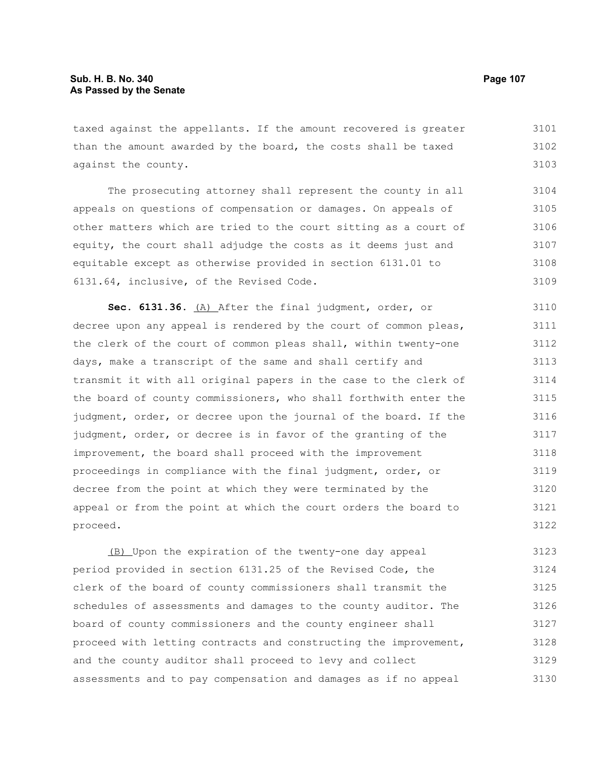taxed against the appellants. If the amount recovered is greater than the amount awarded by the board, the costs shall be taxed against the county.

The prosecuting attorney shall represent the county in all appeals on questions of compensation or damages. On appeals of other matters which are tried to the court sitting as a court of equity, the court shall adjudge the costs as it deems just and equitable except as otherwise provided in section 6131.01 to 6131.64, inclusive, of the Revised Code.

**Sec. 6131.36.** (A) After the final judgment, order, or decree upon any appeal is rendered by the court of common pleas, the clerk of the court of common pleas shall, within twenty-one days, make a transcript of the same and shall certify and transmit it with all original papers in the case to the clerk of the board of county commissioners, who shall forthwith enter the judgment, order, or decree upon the journal of the board. If the judgment, order, or decree is in favor of the granting of the improvement, the board shall proceed with the improvement proceedings in compliance with the final judgment, order, or decree from the point at which they were terminated by the appeal or from the point at which the court orders the board to proceed.

(B) Upon the expiration of the twenty-one day appeal period provided in section 6131.25 of the Revised Code, the clerk of the board of county commissioners shall transmit the schedules of assessments and damages to the county auditor. The board of county commissioners and the county engineer shall proceed with letting contracts and constructing the improvement, and the county auditor shall proceed to levy and collect assessments and to pay compensation and damages as if no appeal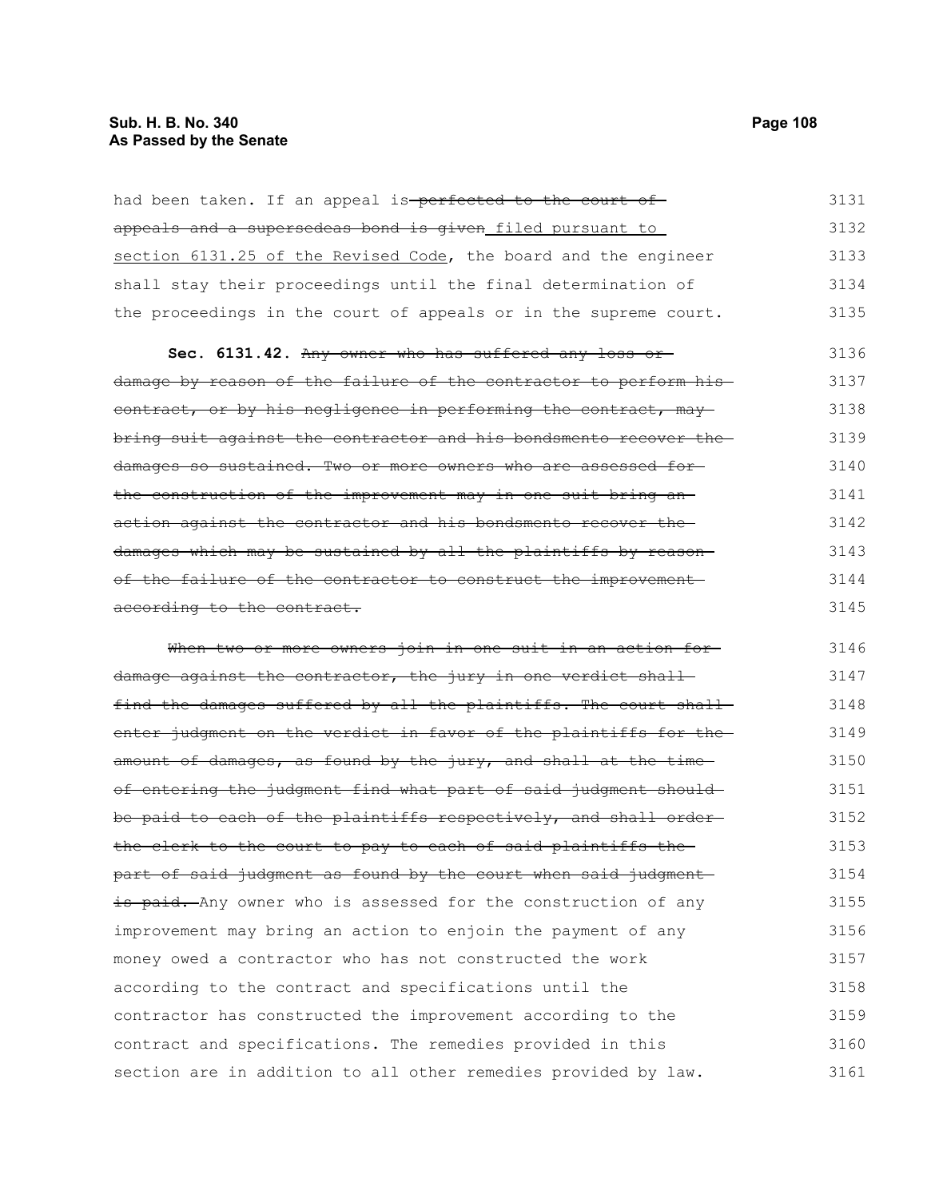had been taken. If an appeal is ~~perfected to the court of appeals and a supersedeas bond is given~~ filed pursuant to section 6131.25 of the Revised Code, the board and the engineer shall stay their proceedings until the final determination of the proceedings in the court of appeals or in the supreme court.

**Sec. 6131.42.** ~~Any owner who has suffered any loss or damage by reason of the failure of the contractor to perform his contract, or by his negligence in performing the contract, may bring suit against the contractor and his bondsmento recover the damages so sustained. Two or more owners who are assessed for the construction of the improvement may in one suit bring an action against the contractor and his bondsmento recover the damages which may be sustained by all the plaintiffs by reason of the failure of the contractor to construct the improvement according to the contract.~~

~~When two or more owners join in one suit in an action for damage against the contractor, the jury in one verdict shall find the damages suffered by all the plaintiffs. The court shall enter judgment on the verdict in favor of the plaintiffs for the amount of damages, as found by the jury, and shall at the time of entering the judgment find what part of said judgment should be paid to each of the plaintiffs respectively, and shall order the clerk to the court to pay to each of said plaintiffs the part of said judgment as found by the court when said judgment is paid.~~ Any owner who is assessed for the construction of any improvement may bring an action to enjoin the payment of any money owed a contractor who has not constructed the work according to the contract and specifications until the contractor has constructed the improvement according to the contract and specifications. The remedies provided in this section are in addition to all other remedies provided by law.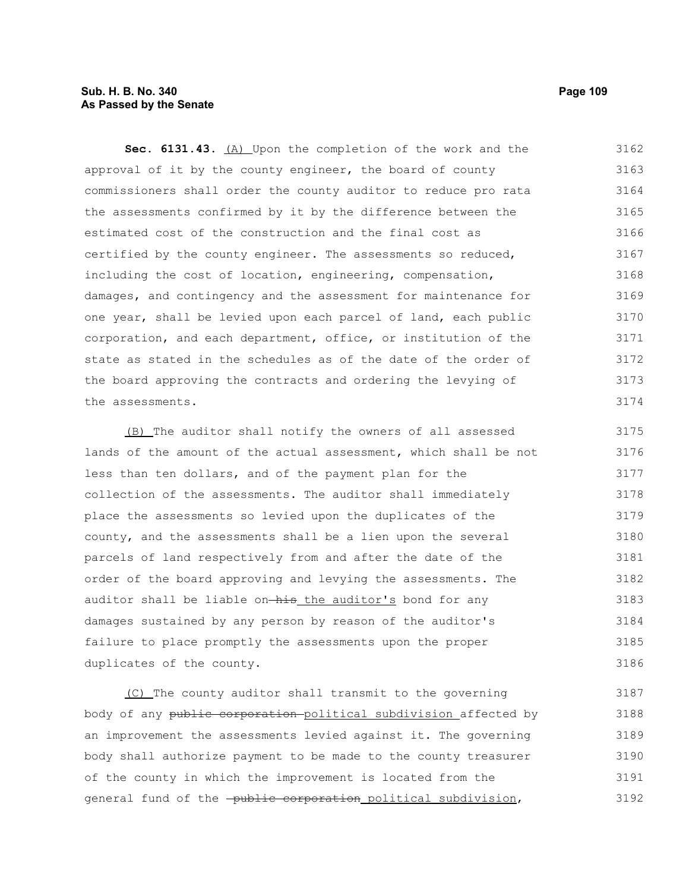**Sec. 6131.43.** (A) Upon the completion of the work and the approval of it by the county engineer, the board of county commissioners shall order the county auditor to reduce pro rata the assessments confirmed by it by the difference between the estimated cost of the construction and the final cost as certified by the county engineer. The assessments so reduced, including the cost of location, engineering, compensation, damages, and contingency and the assessment for maintenance for one year, shall be levied upon each parcel of land, each public corporation, and each department, office, or institution of the state as stated in the schedules as of the date of the order of the board approving the contracts and ordering the levying of the assessments.

(B) The auditor shall notify the owners of all assessed lands of the amount of the actual assessment, which shall be not less than ten dollars, and of the payment plan for the collection of the assessments. The auditor shall immediately place the assessments so levied upon the duplicates of the county, and the assessments shall be a lien upon the several parcels of land respectively from and after the date of the order of the board approving and levying the assessments. The auditor shall be liable on ~~his~~ the auditor's bond for any damages sustained by any person by reason of the auditor's failure to place promptly the assessments upon the proper duplicates of the county.

(C) The county auditor shall transmit to the governing body of any ~~public corporation~~ political subdivision affected by an improvement the assessments levied against it. The governing body shall authorize payment to be made to the county treasurer of the county in which the improvement is located from the general fund of the ~~public corporation~~ political subdivision,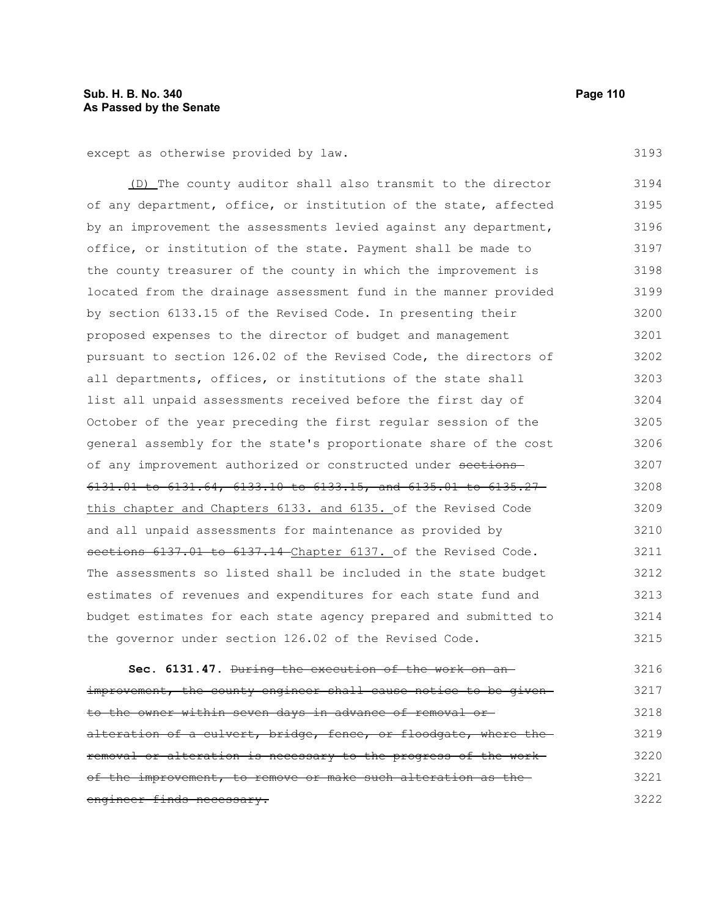except as otherwise provided by law.

(D) The county auditor shall also transmit to the director of any department, office, or institution of the state, affected by an improvement the assessments levied against any department, office, or institution of the state. Payment shall be made to the county treasurer of the county in which the improvement is located from the drainage assessment fund in the manner provided by section 6133.15 of the Revised Code. In presenting their proposed expenses to the director of budget and management pursuant to section 126.02 of the Revised Code, the directors of all departments, offices, or institutions of the state shall list all unpaid assessments received before the first day of October of the year preceding the first regular session of the general assembly for the state's proportionate share of the cost of any improvement authorized or constructed under ~~sections 6131.01 to 6131.64, 6133.10 to 6133.15, and 6135.01 to 6135.27~~ this chapter and Chapters 6133. and 6135. of the Revised Code and all unpaid assessments for maintenance as provided by ~~sections 6137.01 to 6137.14~~ Chapter 6137. of the Revised Code. The assessments so listed shall be included in the state budget estimates of revenues and expenditures for each state fund and budget estimates for each state agency prepared and submitted to the governor under section 126.02 of the Revised Code.

**Sec. 6131.47.** ~~During the execution of the work on an improvement, the county engineer shall cause notice to be given to the owner within seven days in advance of removal or alteration of a culvert, bridge, fence, or floodgate, where the removal or alteration is necessary to the progress of the work of the improvement, to remove or make such alteration as the engineer finds necessary.~~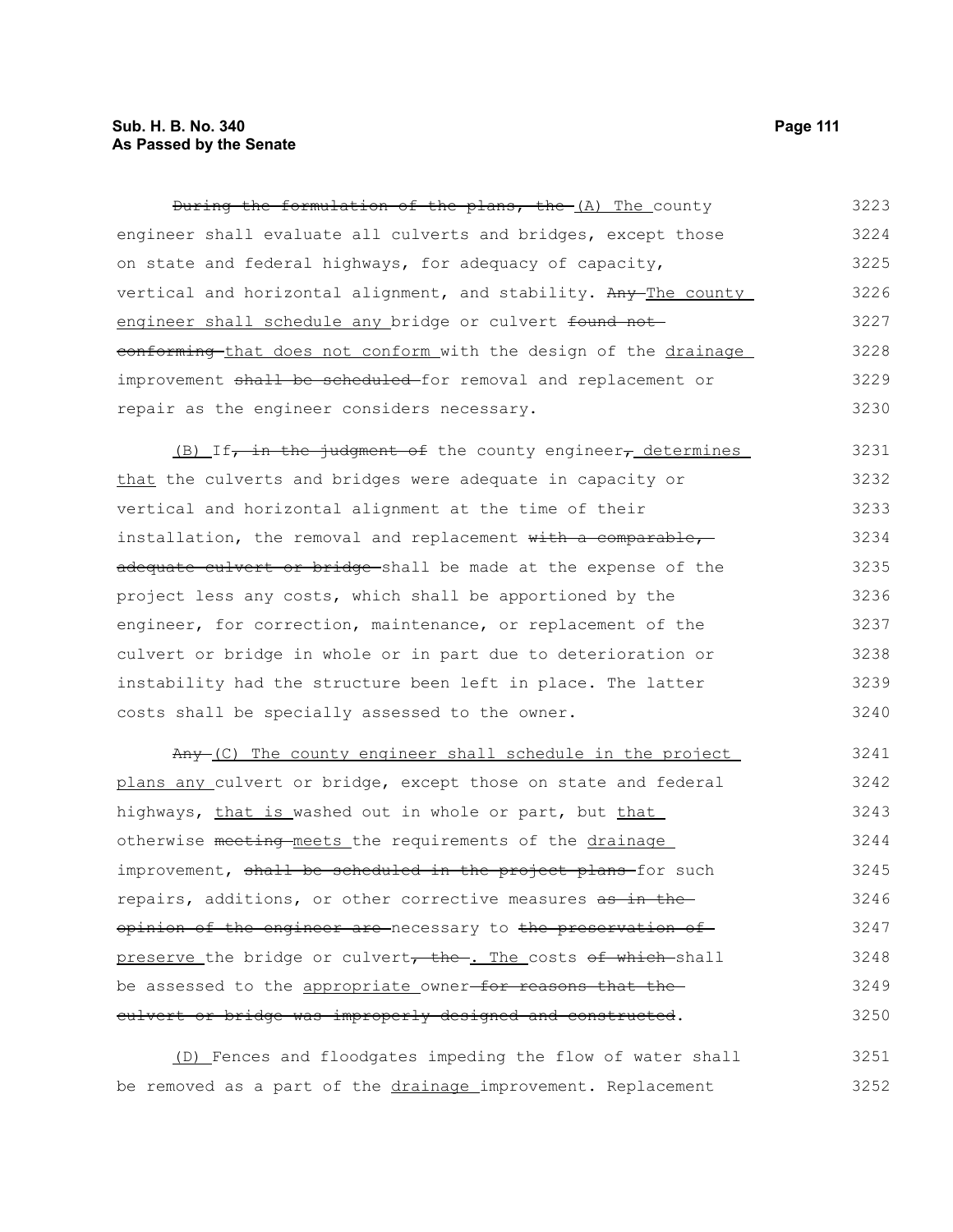During the formulation of the plans, the (A) The county engineer shall evaluate all culverts and bridges, except those on state and federal highways, for adequacy of capacity, vertical and horizontal alignment, and stability. Any The county engineer shall schedule any bridge or culvert found not conforming that does not conform with the design of the drainage improvement shall be scheduled for removal and replacement or repair as the engineer considers necessary.

(B) If, in the judgment of the county engineer, determines that the culverts and bridges were adequate in capacity or vertical and horizontal alignment at the time of their installation, the removal and replacement with a comparable, adequate culvert or bridge shall be made at the expense of the project less any costs, which shall be apportioned by the engineer, for correction, maintenance, or replacement of the culvert or bridge in whole or in part due to deterioration or instability had the structure been left in place. The latter costs shall be specially assessed to the owner.

Any (C) The county engineer shall schedule in the project plans any culvert or bridge, except those on state and federal highways, that is washed out in whole or part, but that otherwise meeting meets the requirements of the drainage improvement, shall be scheduled in the project plans for such repairs, additions, or other corrective measures as in the opinion of the engineer are necessary to the preservation of preserve the bridge or culvert, the . The costs of which shall be assessed to the appropriate owner for reasons that the culvert or bridge was improperly designed and constructed.

(D) Fences and floodgates impeding the flow of water shall be removed as a part of the drainage improvement. Replacement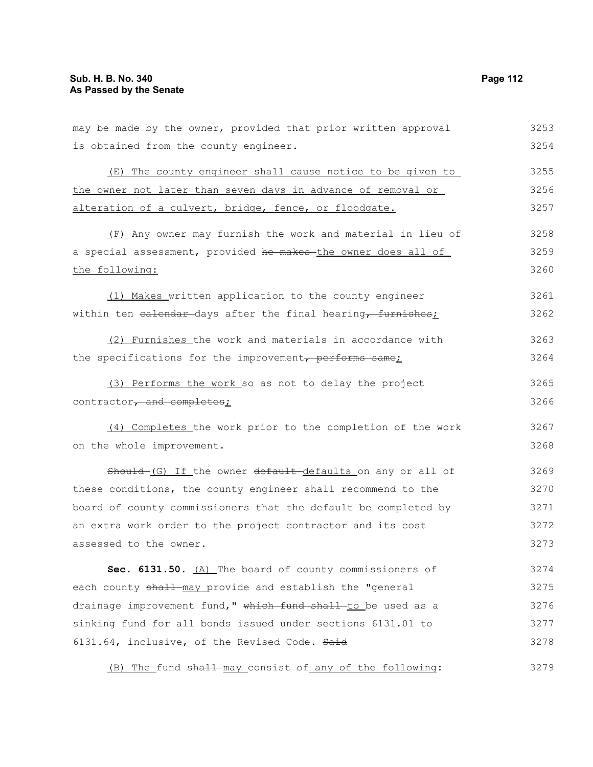may be made by the owner, provided that prior written approval is obtained from the county engineer.

(E) The county engineer shall cause notice to be given to the owner not later than seven days in advance of removal or alteration of a culvert, bridge, fence, or floodgate.

(F) Any owner may furnish the work and material in lieu of a special assessment, provided ~~he makes~~ the owner does all of the following:

(1) Makes written application to the county engineer within ten ~~calendar~~ days after the final hearing~~, furnishes~~;

(2) Furnishes the work and materials in accordance with the specifications for the improvement~~, performs same~~;

(3) Performs the work so as not to delay the project contractor~~, and completes~~;

(4) Completes the work prior to the completion of the work on the whole improvement.

~~Should~~ (G) If the owner ~~default~~ defaults on any or all of these conditions, the county engineer shall recommend to the board of county commissioners that the default be completed by an extra work order to the project contractor and its cost assessed to the owner.

**Sec. 6131.50.** (A) The board of county commissioners of each county ~~shall~~ may provide and establish the "general drainage improvement fund," ~~which fund shall~~ to be used as a sinking fund for all bonds issued under sections 6131.01 to 6131.64, inclusive, of the Revised Code. ~~Said~~

(B) The fund ~~shall~~ may consist of any of the following: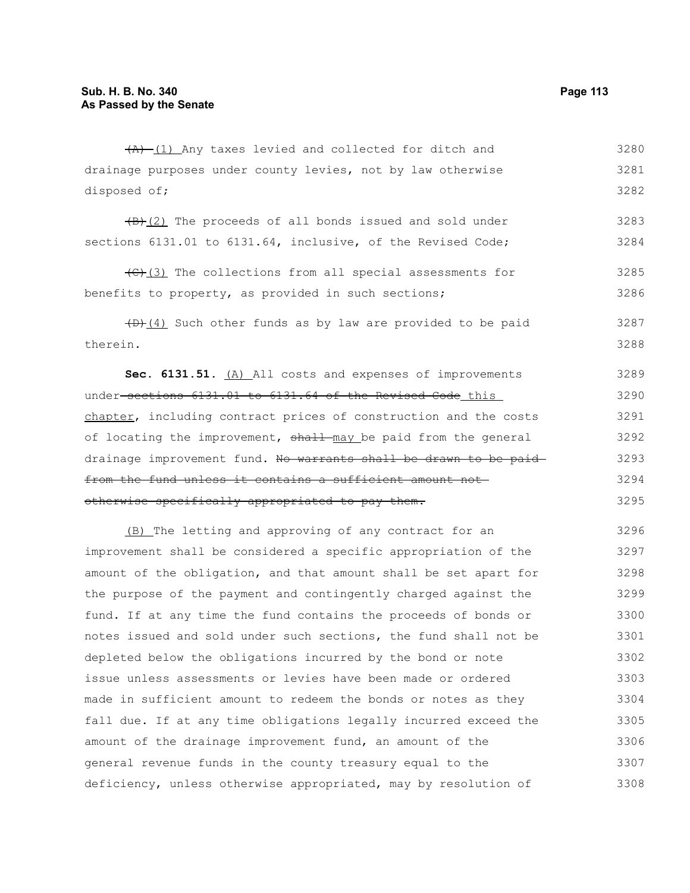~~(A)~~ (1) Any taxes levied and collected for ditch and drainage purposes under county levies, not by law otherwise disposed of;

~~(B)~~(2) The proceeds of all bonds issued and sold under sections 6131.01 to 6131.64, inclusive, of the Revised Code;

~~(C)~~(3) The collections from all special assessments for benefits to property, as provided in such sections;

~~(D)~~(4) Such other funds as by law are provided to be paid therein.

**Sec. 6131.51.** (A) All costs and expenses of improvements under ~~sections 6131.01 to 6131.64 of the Revised Code~~ this chapter, including contract prices of construction and the costs of locating the improvement, ~~shall~~ may be paid from the general drainage improvement fund. ~~No warrants shall be drawn to be paid from the fund unless it contains a sufficient amount not otherwise specifically appropriated to pay them.~~

(B) The letting and approving of any contract for an improvement shall be considered a specific appropriation of the amount of the obligation, and that amount shall be set apart for the purpose of the payment and contingently charged against the fund. If at any time the fund contains the proceeds of bonds or notes issued and sold under such sections, the fund shall not be depleted below the obligations incurred by the bond or note issue unless assessments or levies have been made or ordered made in sufficient amount to redeem the bonds or notes as they fall due. If at any time obligations legally incurred exceed the amount of the drainage improvement fund, an amount of the general revenue funds in the county treasury equal to the deficiency, unless otherwise appropriated, may by resolution of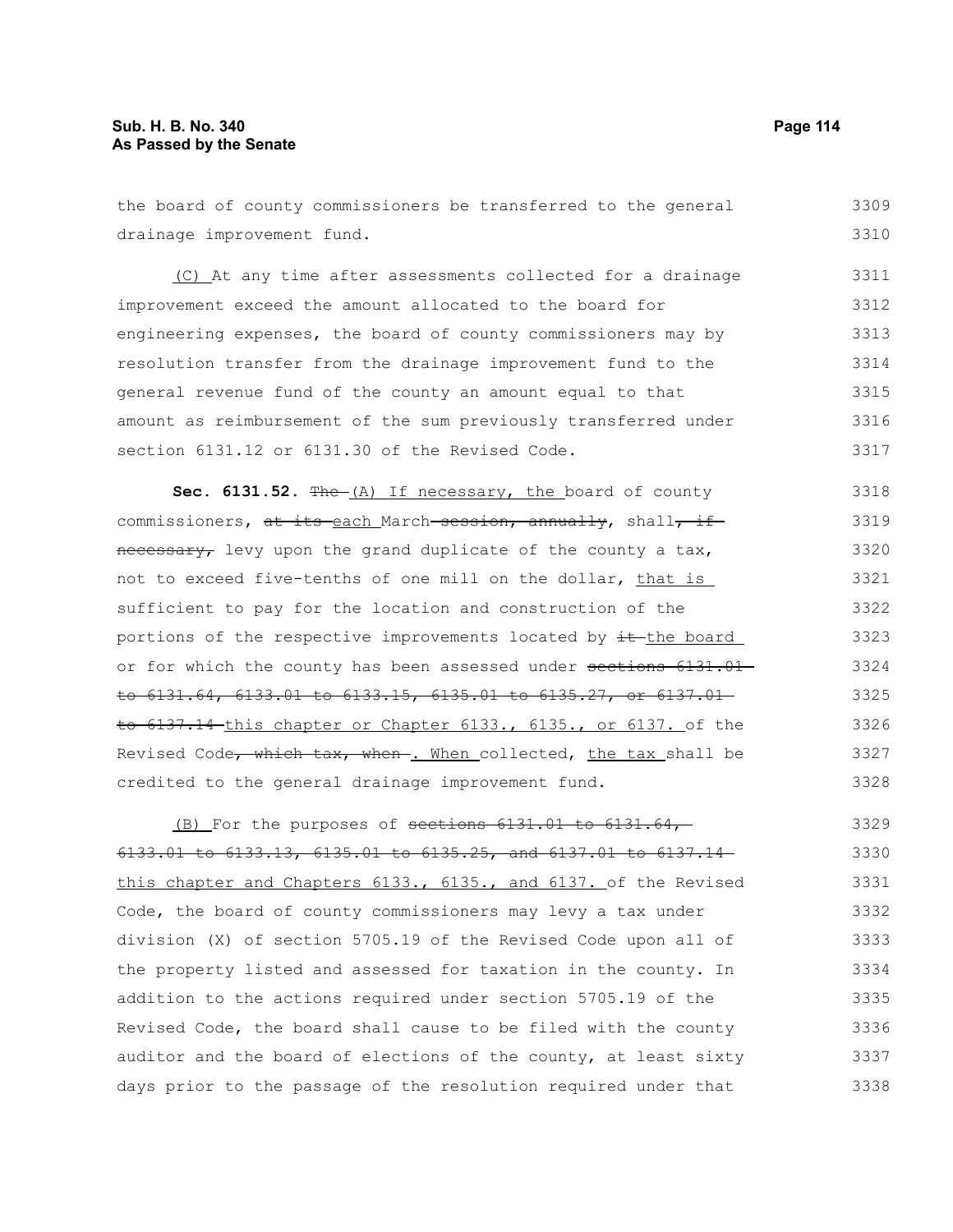the board of county commissioners be transferred to the general drainage improvement fund.

(C) At any time after assessments collected for a drainage improvement exceed the amount allocated to the board for engineering expenses, the board of county commissioners may by resolution transfer from the drainage improvement fund to the general revenue fund of the county an amount equal to that amount as reimbursement of the sum previously transferred under section 6131.12 or 6131.30 of the Revised Code.

**Sec. 6131.52.** ~~The~~ (A) If necessary, the board of county commissioners, ~~at its~~ each March ~~session, annually~~, shall~~, if necessary,~~ levy upon the grand duplicate of the county a tax, not to exceed five-tenths of one mill on the dollar, that is sufficient to pay for the location and construction of the portions of the respective improvements located by ~~it~~ the board or for which the county has been assessed under ~~sections 6131.01 to 6131.64, 6133.01 to 6133.15, 6135.01 to 6135.27, or 6137.01 to 6137.14~~ this chapter or Chapter 6133., 6135., or 6137. of the Revised Code~~, which tax, when~~. When collected, the tax shall be credited to the general drainage improvement fund.

(B) For the purposes of ~~sections 6131.01 to 6131.64, 6133.01 to 6133.13, 6135.01 to 6135.25, and 6137.01 to 6137.14~~ this chapter and Chapters 6133., 6135., and 6137. of the Revised Code, the board of county commissioners may levy a tax under division (X) of section 5705.19 of the Revised Code upon all of the property listed and assessed for taxation in the county. In addition to the actions required under section 5705.19 of the Revised Code, the board shall cause to be filed with the county auditor and the board of elections of the county, at least sixty days prior to the passage of the resolution required under that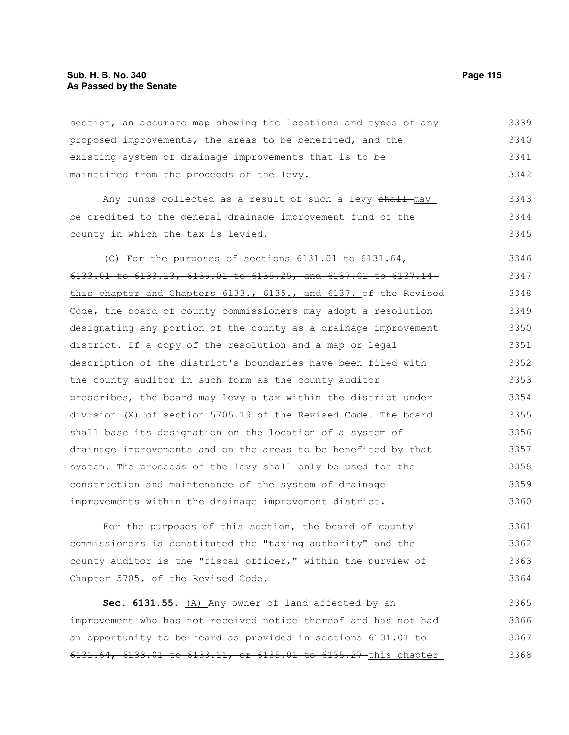section, an accurate map showing the locations and types of any proposed improvements, the areas to be benefited, and the existing system of drainage improvements that is to be maintained from the proceeds of the levy.

Any funds collected as a result of such a levy ~~shall~~ may be credited to the general drainage improvement fund of the county in which the tax is levied.

(C) For the purposes of ~~sections 6131.01 to 6131.64, 6133.01 to 6133.13, 6135.01 to 6135.25, and 6137.01 to 6137.14~~ this chapter and Chapters 6133., 6135., and 6137. of the Revised Code, the board of county commissioners may adopt a resolution designating any portion of the county as a drainage improvement district. If a copy of the resolution and a map or legal description of the district's boundaries have been filed with the county auditor in such form as the county auditor prescribes, the board may levy a tax within the district under division (X) of section 5705.19 of the Revised Code. The board shall base its designation on the location of a system of drainage improvements and on the areas to be benefited by that system. The proceeds of the levy shall only be used for the construction and maintenance of the system of drainage improvements within the drainage improvement district.

For the purposes of this section, the board of county commissioners is constituted the "taxing authority" and the county auditor is the "fiscal officer," within the purview of Chapter 5705. of the Revised Code.

**Sec. 6131.55.** (A) Any owner of land affected by an improvement who has not received notice thereof and has not had an opportunity to be heard as provided in ~~sections 6131.01 to 6131.64, 6133.01 to 6133.11, or 6135.01 to 6135.27~~ this chapter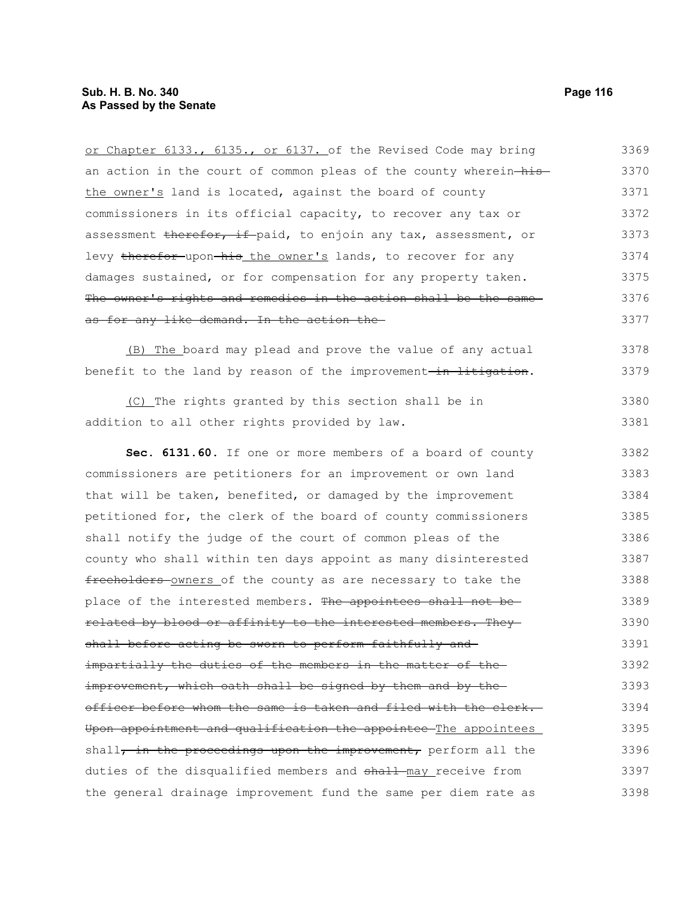or Chapter 6133., 6135., or 6137. of the Revised Code may bring an action in the court of common pleas of the county wherein ~~his~~ the owner's land is located, against the board of county commissioners in its official capacity, to recover any tax or assessment ~~therefor, if~~ paid, to enjoin any tax, assessment, or levy ~~therefor~~ upon ~~his~~ the owner's lands, to recover for any damages sustained, or for compensation for any property taken. ~~The owner's rights and remedies in the action shall be the same as for any like demand. In the action the~~

(B) The board may plead and prove the value of any actual benefit to the land by reason of the improvement ~~in litigation~~.

(C) The rights granted by this section shall be in addition to all other rights provided by law.

**Sec. 6131.60.** If one or more members of a board of county commissioners are petitioners for an improvement or own land that will be taken, benefited, or damaged by the improvement petitioned for, the clerk of the board of county commissioners shall notify the judge of the court of common pleas of the county who shall within ten days appoint as many disinterested ~~freeholders~~ owners of the county as are necessary to take the place of the interested members. ~~The appointees shall not be related by blood or affinity to the interested members. They shall before acting be sworn to perform faithfully and impartially the duties of the members in the matter of the improvement, which oath shall be signed by them and by the officer before whom the same is taken and filed with the clerk. Upon appointment and qualification the appointee~~ The appointees shall~~, in the proceedings upon the improvement,~~ perform all the duties of the disqualified members and ~~shall~~ may receive from the general drainage improvement fund the same per diem rate as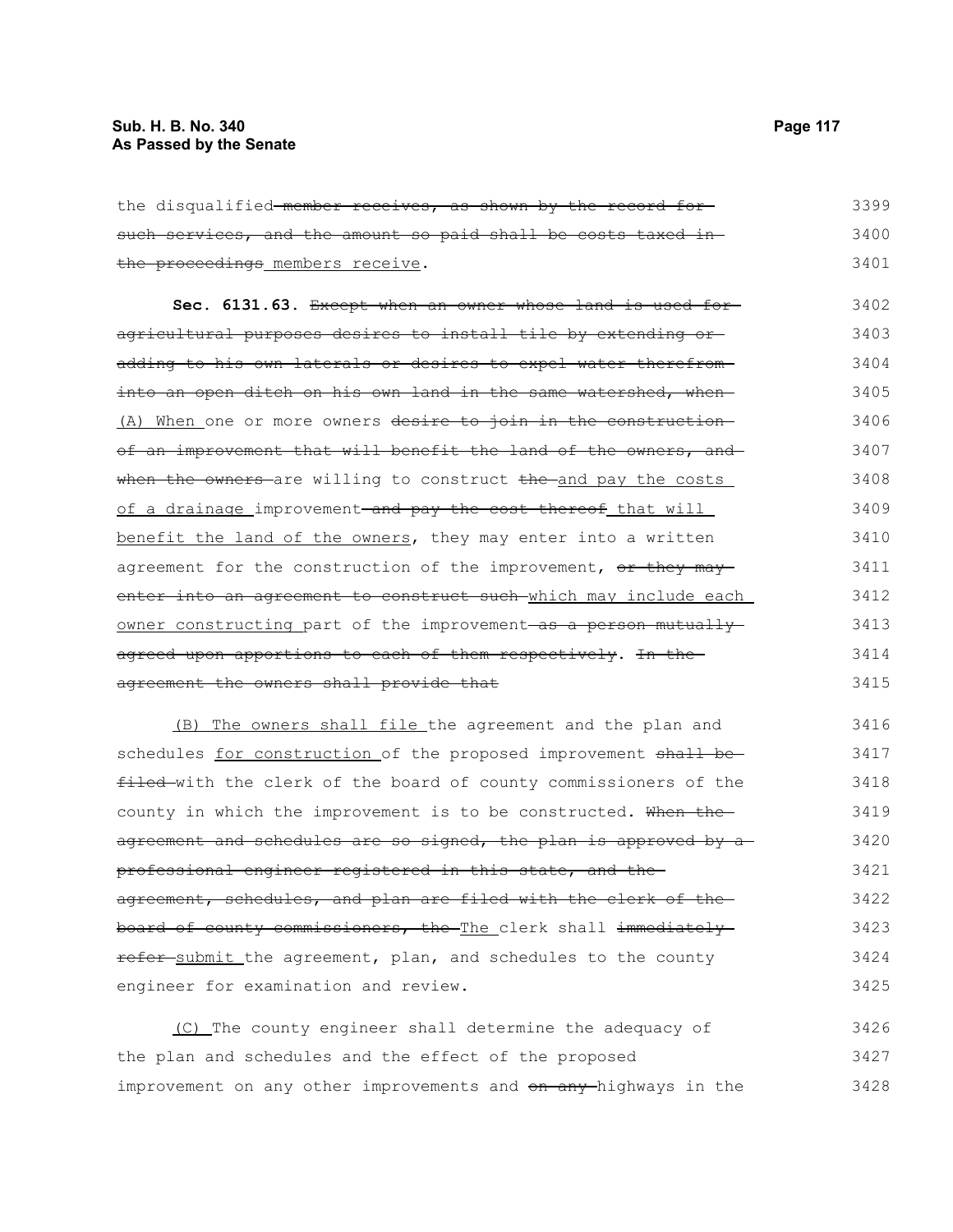the disqualified ~~member receives, as shown by the record for such services, and the amount so paid shall be costs taxed in the proceedings~~ <u>members receive</u>.

**Sec. 6131.63.** ~~Except when an owner whose land is used for agricultural purposes desires to install tile by extending or adding to his own laterals or desires to expel water therefrom into an open ditch on his own land in the same watershed, when~~ <u>(A) When</u> one or more owners ~~desire to join in the construction of an improvement that will benefit the land of the owners, and when the owners~~ are willing to construct ~~the~~ <u>and pay the costs of a drainage</u> improvement ~~and pay the cost thereof~~ <u>that will benefit the land of the owners</u>, they may enter into a written agreement for the construction of the improvement, ~~or they may enter into an agreement to construct such~~ <u>which may include each owner constructing</u> part of the improvement ~~as a person mutually agreed upon apportions to each of them respectively~~. ~~In the agreement the owners shall provide that~~

<u>(B) The owners shall file</u> the agreement and the plan and schedules <u>for construction</u> of the proposed improvement ~~shall be filed~~ with the clerk of the board of county commissioners of the county in which the improvement is to be constructed. ~~When the agreement and schedules are so signed, the plan is approved by a professional engineer registered in this state, and the agreement, schedules, and plan are filed with the clerk of the board of county commissioners, the~~ <u>The</u> clerk shall ~~immediately refer~~ <u>submit</u> the agreement, plan, and schedules to the county engineer for examination and review.

<u>(C)</u> The county engineer shall determine the adequacy of the plan and schedules and the effect of the proposed improvement on any other improvements and ~~on any~~ highways in the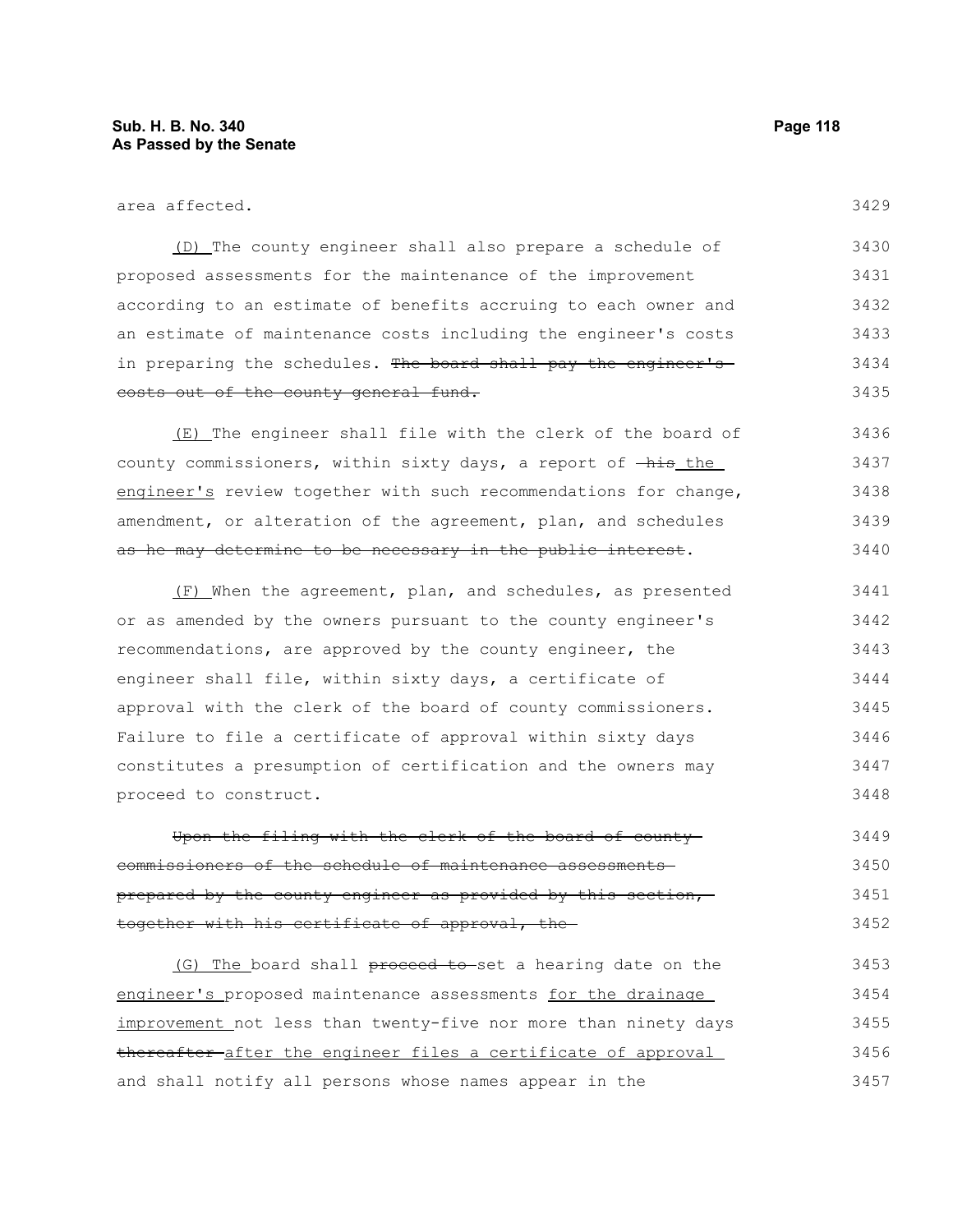area affected.

(D) The county engineer shall also prepare a schedule of proposed assessments for the maintenance of the improvement according to an estimate of benefits accruing to each owner and an estimate of maintenance costs including the engineer's costs in preparing the schedules. ~~The board shall pay the engineer's costs out of the county general fund.~~

(E) The engineer shall file with the clerk of the board of county commissioners, within sixty days, a report of ~~his~~ the engineer's review together with such recommendations for change, amendment, or alteration of the agreement, plan, and schedules ~~as he may determine to be necessary in the public interest~~.

(F) When the agreement, plan, and schedules, as presented or as amended by the owners pursuant to the county engineer's recommendations, are approved by the county engineer, the engineer shall file, within sixty days, a certificate of approval with the clerk of the board of county commissioners. Failure to file a certificate of approval within sixty days constitutes a presumption of certification and the owners may proceed to construct.

~~Upon the filing with the clerk of the board of county commissioners of the schedule of maintenance assessments prepared by the county engineer as provided by this section, together with his certificate of approval, the~~

(G) The board shall ~~proceed to~~ set a hearing date on the engineer's proposed maintenance assessments for the drainage improvement not less than twenty-five nor more than ninety days ~~thereafter~~ after the engineer files a certificate of approval and shall notify all persons whose names appear in the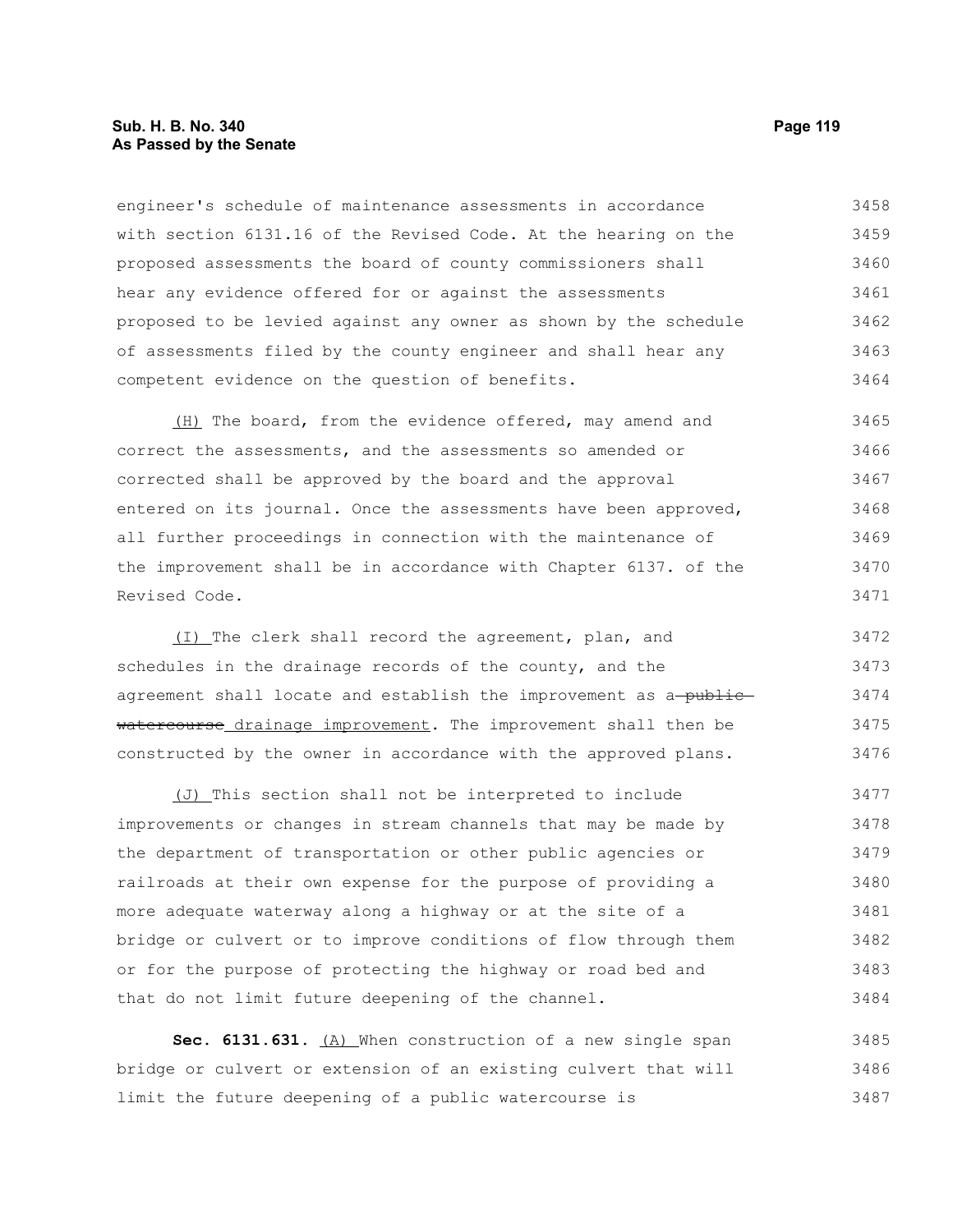engineer's schedule of maintenance assessments in accordance with section 6131.16 of the Revised Code. At the hearing on the proposed assessments the board of county commissioners shall hear any evidence offered for or against the assessments proposed to be levied against any owner as shown by the schedule of assessments filed by the county engineer and shall hear any competent evidence on the question of benefits.

(H) The board, from the evidence offered, may amend and correct the assessments, and the assessments so amended or corrected shall be approved by the board and the approval entered on its journal. Once the assessments have been approved, all further proceedings in connection with the maintenance of the improvement shall be in accordance with Chapter 6137. of the Revised Code.

(I) The clerk shall record the agreement, plan, and schedules in the drainage records of the county, and the agreement shall locate and establish the improvement as a ~~public watercourse~~ drainage improvement. The improvement shall then be constructed by the owner in accordance with the approved plans.

(J) This section shall not be interpreted to include improvements or changes in stream channels that may be made by the department of transportation or other public agencies or railroads at their own expense for the purpose of providing a more adequate waterway along a highway or at the site of a bridge or culvert or to improve conditions of flow through them or for the purpose of protecting the highway or road bed and that do not limit future deepening of the channel.

**Sec. 6131.631.** (A) When construction of a new single span bridge or culvert or extension of an existing culvert that will limit the future deepening of a public watercourse is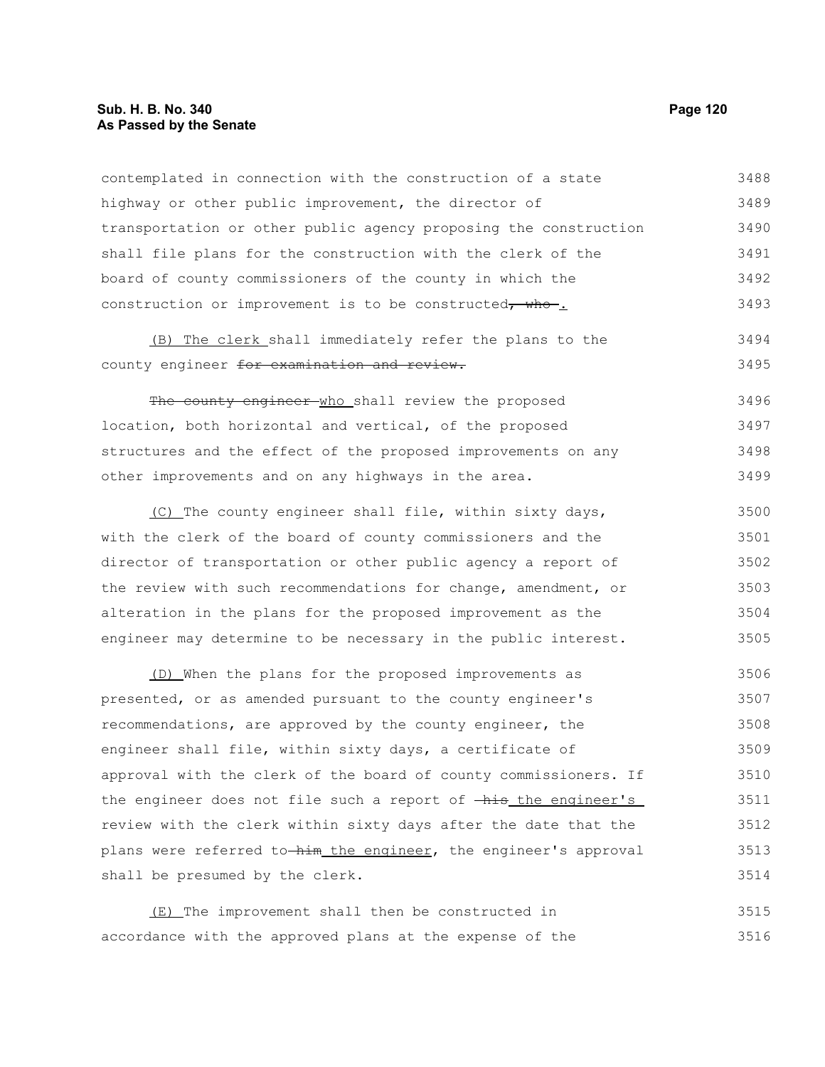contemplated in connection with the construction of a state highway or other public improvement, the director of transportation or other public agency proposing the construction shall file plans for the construction with the clerk of the board of county commissioners of the county in which the construction or improvement is to be constructed~~, who~~.

(B) The clerk shall immediately refer the plans to the county engineer ~~for examination and review.~~

~~The county engineer~~ who shall review the proposed location, both horizontal and vertical, of the proposed structures and the effect of the proposed improvements on any other improvements and on any highways in the area.

(C) The county engineer shall file, within sixty days, with the clerk of the board of county commissioners and the director of transportation or other public agency a report of the review with such recommendations for change, amendment, or alteration in the plans for the proposed improvement as the engineer may determine to be necessary in the public interest.

(D) When the plans for the proposed improvements as presented, or as amended pursuant to the county engineer's recommendations, are approved by the county engineer, the engineer shall file, within sixty days, a certificate of approval with the clerk of the board of county commissioners. If the engineer does not file such a report of ~~his~~ the engineer's review with the clerk within sixty days after the date that the plans were referred to ~~him~~ the engineer, the engineer's approval shall be presumed by the clerk.

(E) The improvement shall then be constructed in accordance with the approved plans at the expense of the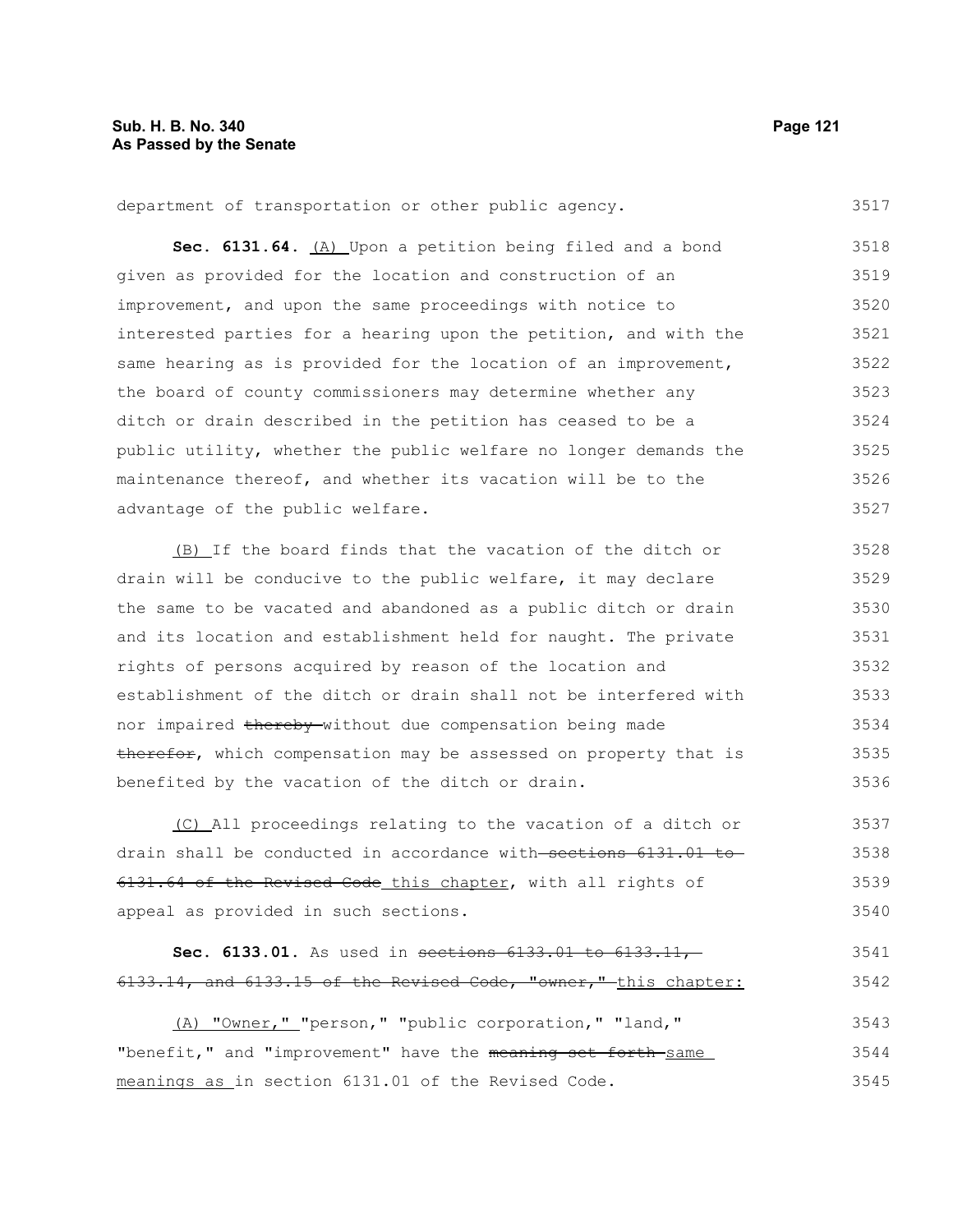department of transportation or other public agency.

**Sec. 6131.64.** (A) Upon a petition being filed and a bond given as provided for the location and construction of an improvement, and upon the same proceedings with notice to interested parties for a hearing upon the petition, and with the same hearing as is provided for the location of an improvement, the board of county commissioners may determine whether any ditch or drain described in the petition has ceased to be a public utility, whether the public welfare no longer demands the maintenance thereof, and whether its vacation will be to the advantage of the public welfare.

(B) If the board finds that the vacation of the ditch or drain will be conducive to the public welfare, it may declare the same to be vacated and abandoned as a public ditch or drain and its location and establishment held for naught. The private rights of persons acquired by reason of the location and establishment of the ditch or drain shall not be interfered with nor impaired ~~thereby~~ without due compensation being made ~~therefor~~, which compensation may be assessed on property that is benefited by the vacation of the ditch or drain.

(C) All proceedings relating to the vacation of a ditch or drain shall be conducted in accordance with ~~sections 6131.01 to 6131.64 of the Revised Code~~ this chapter, with all rights of appeal as provided in such sections.

**Sec. 6133.01.** As used in ~~sections 6133.01 to 6133.11, 6133.14, and 6133.15 of the Revised Code, "owner,"~~ this chapter:

(A) "Owner," "person," "public corporation," "land," "benefit," and "improvement" have the ~~meaning set forth~~ same meanings as in section 6131.01 of the Revised Code.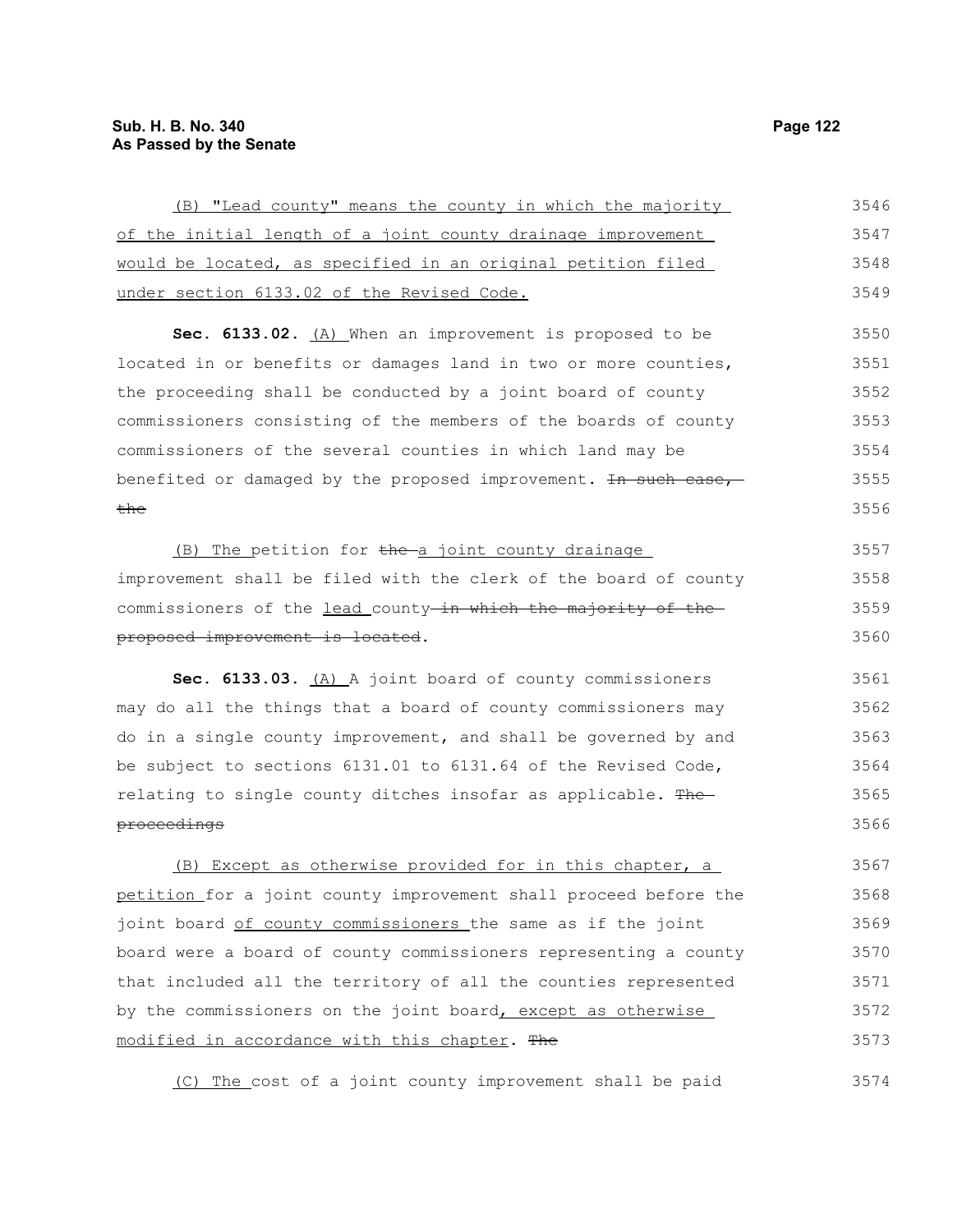(B) "Lead county" means the county in which the majority of the initial length of a joint county drainage improvement would be located, as specified in an original petition filed under section 6133.02 of the Revised Code.

**Sec. 6133.02.** (A) When an improvement is proposed to be located in or benefits or damages land in two or more counties, the proceeding shall be conducted by a joint board of county commissioners consisting of the members of the boards of county commissioners of the several counties in which land may be benefited or damaged by the proposed improvement. ~~In such case, the~~

(B) The petition for ~~the~~ a joint county drainage improvement shall be filed with the clerk of the board of county commissioners of the lead county ~~in which the majority of the proposed improvement is located~~.

**Sec. 6133.03.** (A) A joint board of county commissioners may do all the things that a board of county commissioners may do in a single county improvement, and shall be governed by and be subject to sections 6131.01 to 6131.64 of the Revised Code, relating to single county ditches insofar as applicable. ~~The proceedings~~

(B) Except as otherwise provided for in this chapter, a petition for a joint county improvement shall proceed before the joint board of county commissioners the same as if the joint board were a board of county commissioners representing a county that included all the territory of all the counties represented by the commissioners on the joint board, except as otherwise modified in accordance with this chapter. ~~The~~

(C) The cost of a joint county improvement shall be paid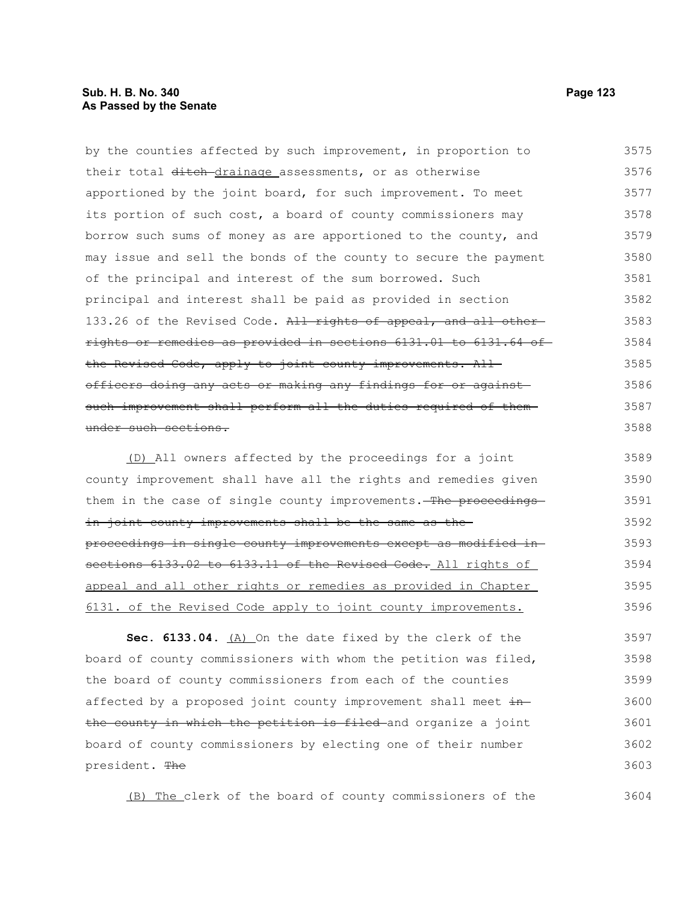by the counties affected by such improvement, in proportion to their total ~~ditch~~ drainage assessments, or as otherwise apportioned by the joint board, for such improvement. To meet its portion of such cost, a board of county commissioners may borrow such sums of money as are apportioned to the county, and may issue and sell the bonds of the county to secure the payment of the principal and interest of the sum borrowed. Such principal and interest shall be paid as provided in section 133.26 of the Revised Code. ~~All rights of appeal, and all other rights or remedies as provided in sections 6131.01 to 6131.64 of the Revised Code, apply to joint county improvements. All officers doing any acts or making any findings for or against such improvement shall perform all the duties required of them under such sections.~~

(D) All owners affected by the proceedings for a joint county improvement shall have all the rights and remedies given them in the case of single county improvements. ~~The proceedings in joint county improvements shall be the same as the proceedings in single county improvements except as modified in sections 6133.02 to 6133.11 of the Revised Code.~~ All rights of appeal and all other rights or remedies as provided in Chapter 6131. of the Revised Code apply to joint county improvements.

**Sec. 6133.04.** (A) On the date fixed by the clerk of the board of county commissioners with whom the petition was filed, the board of county commissioners from each of the counties affected by a proposed joint county improvement shall meet ~~in the county in which the petition is filed~~ and organize a joint board of county commissioners by electing one of their number president. ~~The~~

(B) The clerk of the board of county commissioners of the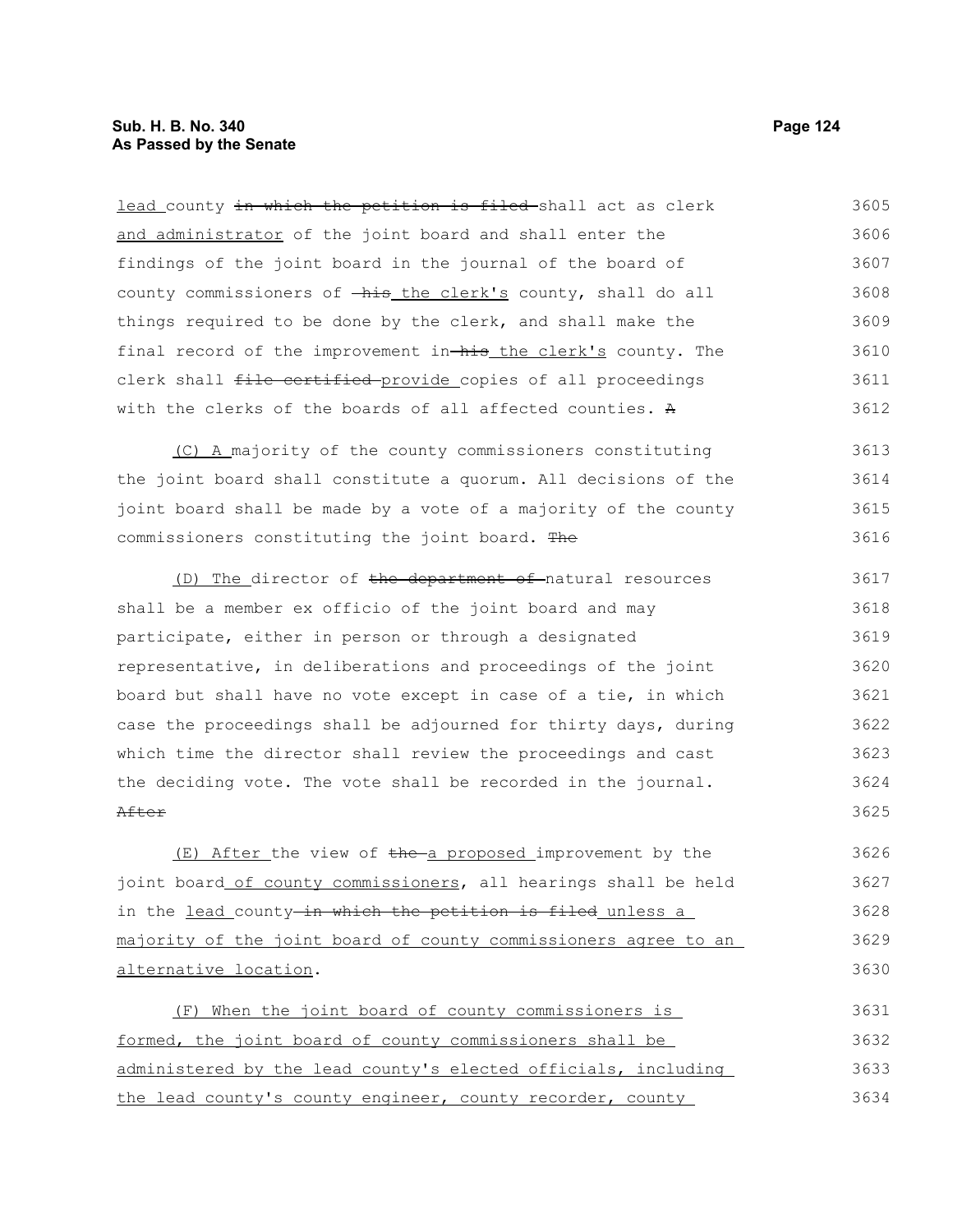lead county ~~in which the petition is filed~~ shall act as clerk and administrator of the joint board and shall enter the findings of the joint board in the journal of the board of county commissioners of ~~his~~ the clerk's county, shall do all things required to be done by the clerk, and shall make the final record of the improvement in ~~his~~ the clerk's county. The clerk shall ~~file certified~~ provide copies of all proceedings with the clerks of the boards of all affected counties. ~~A~~

(C) A majority of the county commissioners constituting the joint board shall constitute a quorum. All decisions of the joint board shall be made by a vote of a majority of the county commissioners constituting the joint board. ~~The~~

(D) The director of ~~the department of~~ natural resources shall be a member ex officio of the joint board and may participate, either in person or through a designated representative, in deliberations and proceedings of the joint board but shall have no vote except in case of a tie, in which case the proceedings shall be adjourned for thirty days, during which time the director shall review the proceedings and cast the deciding vote. The vote shall be recorded in the journal. ~~After~~

(E) After the view of ~~the~~ a proposed improvement by the joint board of county commissioners, all hearings shall be held in the lead county ~~in which the petition is filed~~ unless a majority of the joint board of county commissioners agree to an alternative location.

(F) When the joint board of county commissioners is formed, the joint board of county commissioners shall be administered by the lead county's elected officials, including the lead county's county engineer, county recorder, county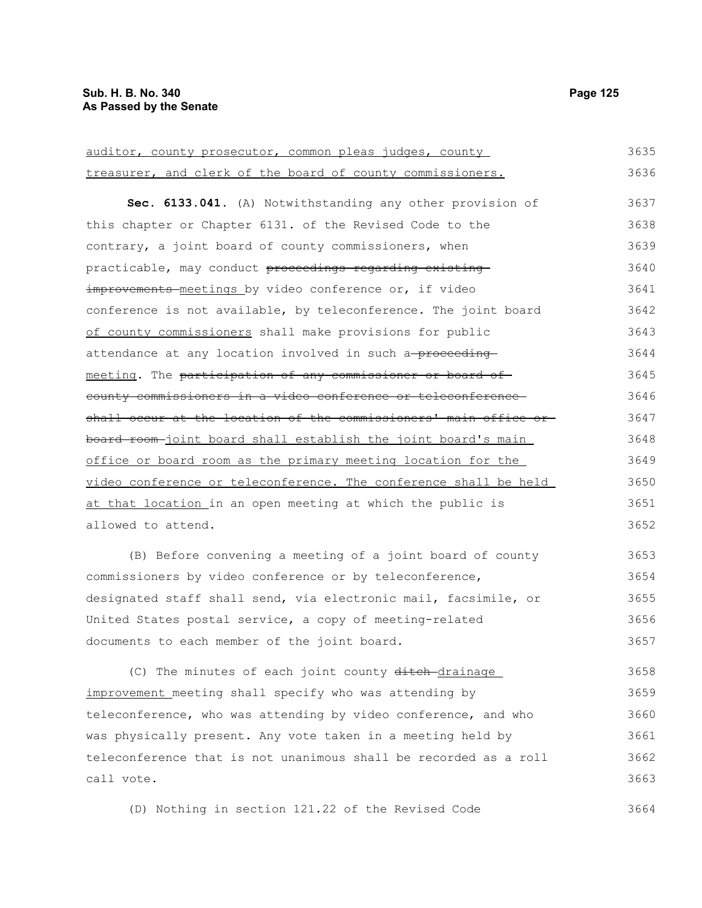auditor, county prosecutor, common pleas judges, county treasurer, and clerk of the board of county commissioners.

**Sec. 6133.041.** (A) Notwithstanding any other provision of this chapter or Chapter 6131. of the Revised Code to the contrary, a joint board of county commissioners, when practicable, may conduct ~~proceedings regarding existing improvements~~ meetings by video conference or, if video conference is not available, by teleconference. The joint board of county commissioners shall make provisions for public attendance at any location involved in such a ~~proceeding~~ meeting. The ~~participation of any commissioner or board of county commissioners in a video conference or teleconference shall occur at the location of the commissioners' main office or board room~~ joint board shall establish the joint board's main office or board room as the primary meeting location for the video conference or teleconference. The conference shall be held at that location in an open meeting at which the public is allowed to attend.

(B) Before convening a meeting of a joint board of county commissioners by video conference or by teleconference, designated staff shall send, via electronic mail, facsimile, or United States postal service, a copy of meeting-related documents to each member of the joint board.

(C) The minutes of each joint county ~~ditch~~ drainage improvement meeting shall specify who was attending by teleconference, who was attending by video conference, and who was physically present. Any vote taken in a meeting held by teleconference that is not unanimous shall be recorded as a roll call vote.

(D) Nothing in section 121.22 of the Revised Code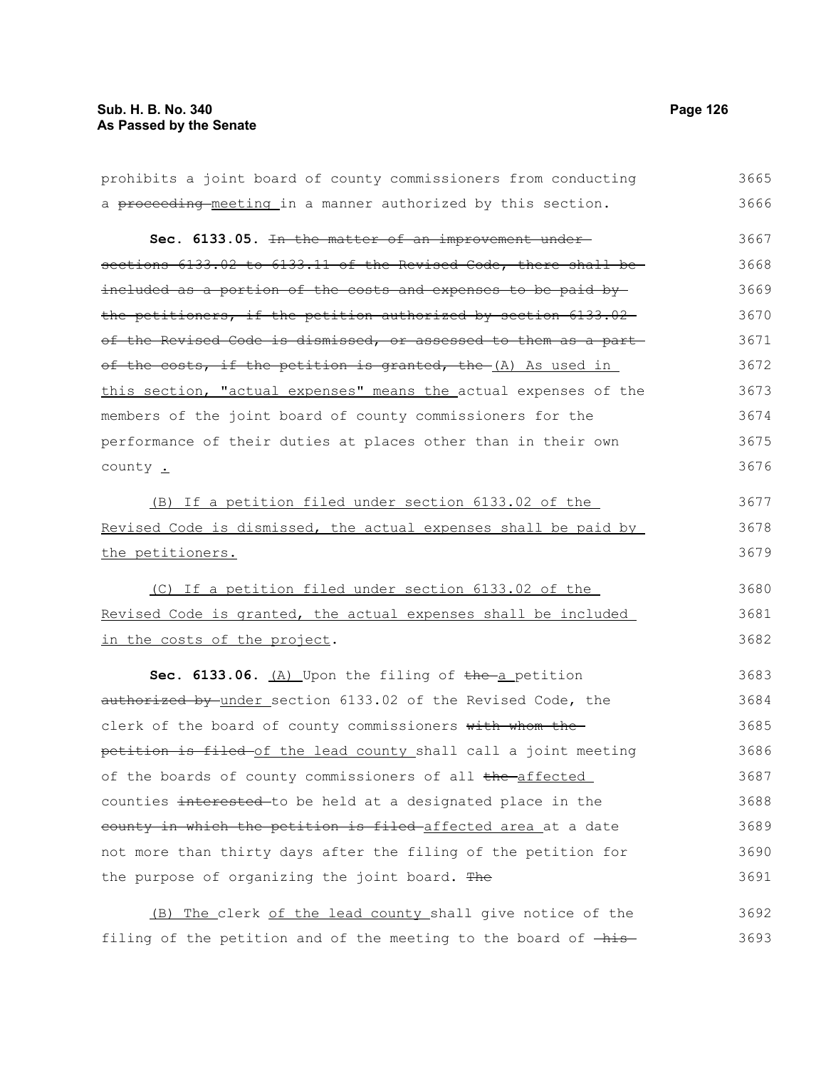prohibits a joint board of county commissioners from conducting a ~~proceeding~~ meeting in a manner authorized by this section.

**Sec. 6133.05.** ~~In the matter of an improvement under sections 6133.02 to 6133.11 of the Revised Code, there shall be included as a portion of the costs and expenses to be paid by the petitioners, if the petition authorized by section 6133.02 of the Revised Code is dismissed, or assessed to them as a part of the costs, if the petition is granted, the~~ (A) As used in this section, "actual expenses" means the actual expenses of the members of the joint board of county commissioners for the performance of their duties at places other than in their own county .

(B) If a petition filed under section 6133.02 of the Revised Code is dismissed, the actual expenses shall be paid by the petitioners.

(C) If a petition filed under section 6133.02 of the Revised Code is granted, the actual expenses shall be included in the costs of the project.

**Sec. 6133.06.** (A) Upon the filing of ~~the~~ a petition ~~authorized by~~ under section 6133.02 of the Revised Code, the clerk of the board of county commissioners ~~with whom the petition is filed~~ of the lead county shall call a joint meeting of the boards of county commissioners of all ~~the~~ affected counties ~~interested~~ to be held at a designated place in the ~~county in which the petition is filed~~ affected area at a date not more than thirty days after the filing of the petition for the purpose of organizing the joint board. ~~The~~

(B) The clerk of the lead county shall give notice of the filing of the petition and of the meeting to the board of ~~his~~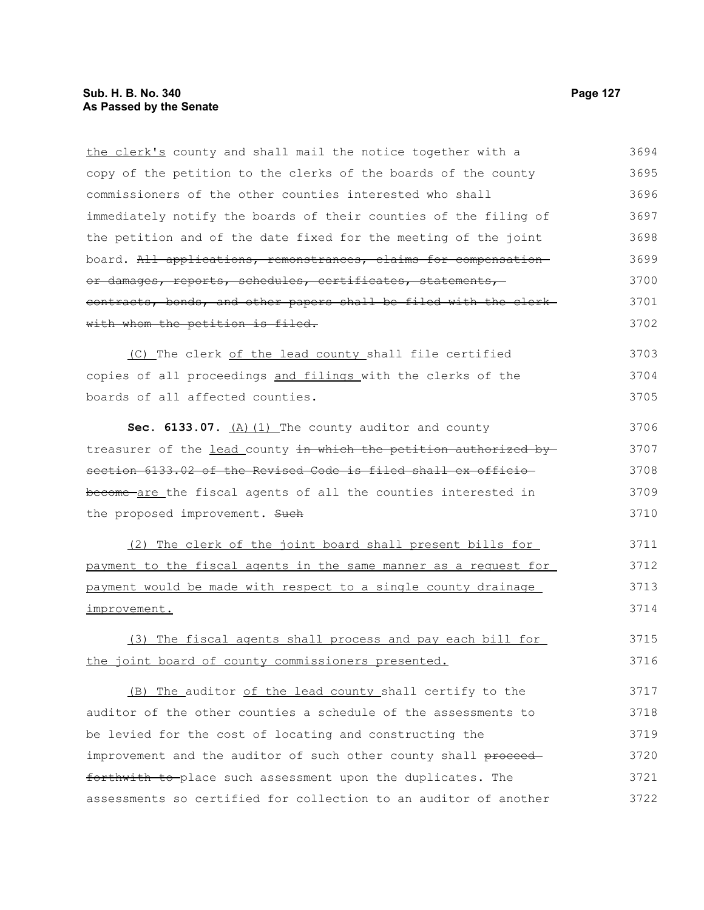the clerk's county and shall mail the notice together with a copy of the petition to the clerks of the boards of the county commissioners of the other counties interested who shall immediately notify the boards of their counties of the filing of the petition and of the date fixed for the meeting of the joint board. ~~All applications, remonstrances, claims for compensation or damages, reports, schedules, certificates, statements, contracts, bonds, and other papers shall be filed with the clerk with whom the petition is filed.~~

(C) The clerk of the lead county shall file certified copies of all proceedings and filings with the clerks of the boards of all affected counties.

**Sec. 6133.07.** (A)(1) The county auditor and county treasurer of the lead county ~~in which the petition authorized by section 6133.02 of the Revised Code is filed shall ex officio become~~ are the fiscal agents of all the counties interested in the proposed improvement. ~~Such~~

(2) The clerk of the joint board shall present bills for payment to the fiscal agents in the same manner as a request for payment would be made with respect to a single county drainage improvement.

(3) The fiscal agents shall process and pay each bill for the joint board of county commissioners presented.

(B) The auditor of the lead county shall certify to the auditor of the other counties a schedule of the assessments to be levied for the cost of locating and constructing the improvement and the auditor of such other county shall ~~proceed forthwith to~~ place such assessment upon the duplicates. The assessments so certified for collection to an auditor of another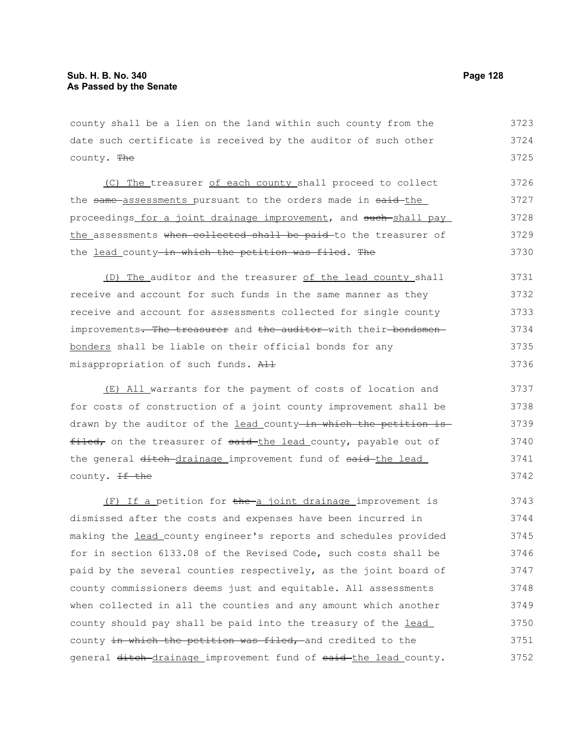county shall be a lien on the land within such county from the date such certificate is received by the auditor of such other county. ~~The~~

<u>(C) The</u> treasurer <u>of each county</u> shall proceed to collect the ~~same~~ <u>assessments</u> pursuant to the orders made in ~~said~~ <u>the</u> proceedings <u>for a joint drainage improvement</u>, and ~~such~~ <u>shall pay the</u> assessments ~~when collected shall be paid~~ to the treasurer of the <u>lead</u> county ~~in which the petition was filed~~. ~~The~~

<u>(D) The</u> auditor and the treasurer <u>of the lead county</u> shall receive and account for such funds in the same manner as they receive and account for assessments collected for single county improvements~~. The treasurer~~ and ~~the auditor~~ with their ~~bondsmen~~ <u>bonders</u> shall be liable on their official bonds for any misappropriation of such funds. ~~All~~

<u>(E) All</u> warrants for the payment of costs of location and for costs of construction of a joint county improvement shall be drawn by the auditor of the <u>lead</u> county ~~in which the petition is filed,~~ on the treasurer of ~~said~~ <u>the lead</u> county, payable out of the general ~~ditch~~ <u>drainage</u> improvement fund of ~~said~~ <u>the lead</u> county. ~~If the~~

<u>(F) If a</u> petition for ~~the~~ <u>a joint drainage</u> improvement is dismissed after the costs and expenses have been incurred in making the <u>lead</u> county engineer's reports and schedules provided for in section 6133.08 of the Revised Code, such costs shall be paid by the several counties respectively, as the joint board of county commissioners deems just and equitable. All assessments when collected in all the counties and any amount which another county should pay shall be paid into the treasury of the <u>lead</u> county ~~in which the petition was filed,~~ and credited to the general ~~ditch~~ <u>drainage</u> improvement fund of ~~said~~ <u>the lead</u> county.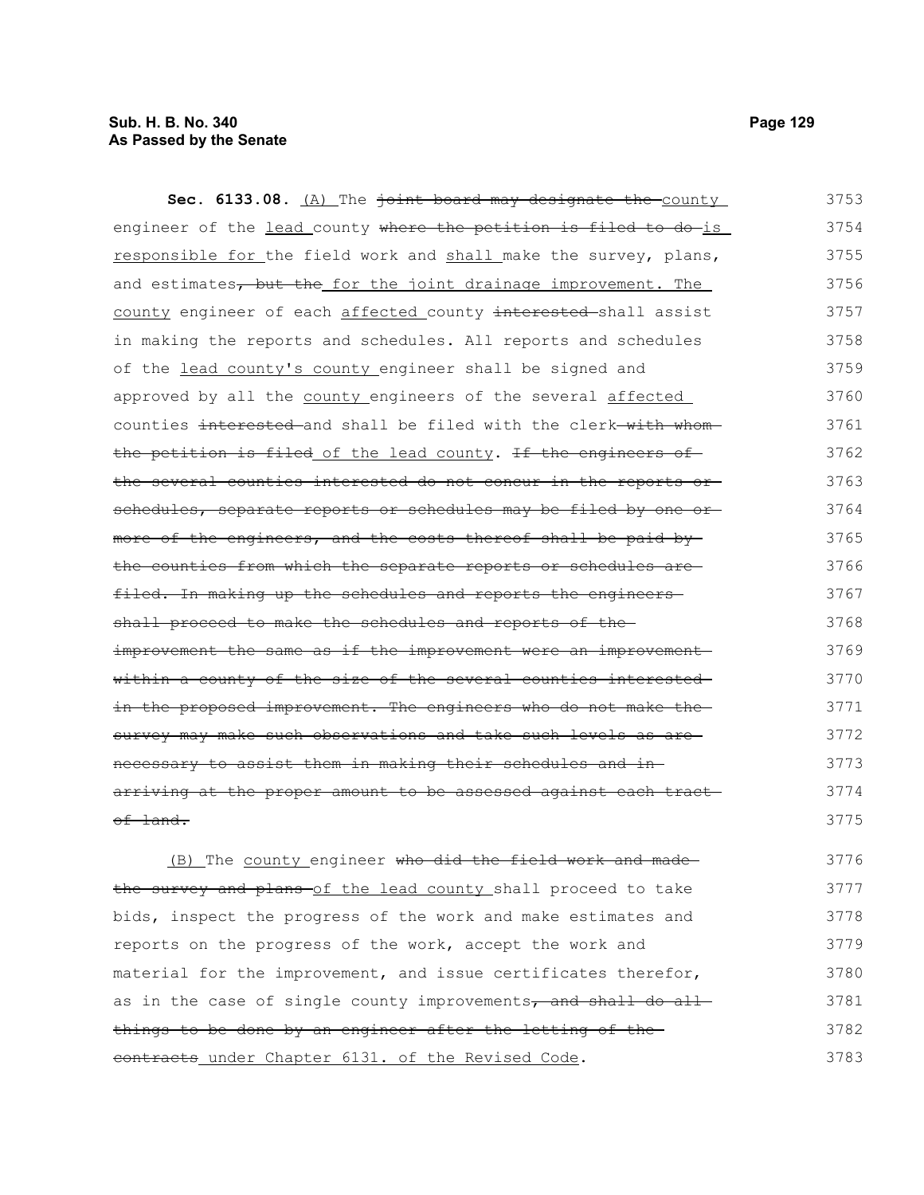**Sec. 6133.08.** (A) The ~~joint board may designate the~~ county engineer of the lead county ~~where the petition is filed to do~~ is responsible for the field work and shall make the survey, plans, and estimates~~, but the~~ for the joint drainage improvement. The county engineer of each affected county ~~interested~~ shall assist in making the reports and schedules. All reports and schedules of the lead county's county engineer shall be signed and approved by all the county engineers of the several affected counties ~~interested~~ and shall be filed with the clerk ~~with whom the petition is filed~~ of the lead county. ~~If the engineers of the several counties interested do not concur in the reports or schedules, separate reports or schedules may be filed by one or more of the engineers, and the costs thereof shall be paid by the counties from which the separate reports or schedules are filed. In making up the schedules and reports the engineers shall proceed to make the schedules and reports of the improvement the same as if the improvement were an improvement within a county of the size of the several counties interested in the proposed improvement. The engineers who do not make the survey may make such observations and take such levels as are necessary to assist them in making their schedules and in arriving at the proper amount to be assessed against each tract of land.~~

(B) The county engineer ~~who did the field work and made the survey and plans~~ of the lead county shall proceed to take bids, inspect the progress of the work and make estimates and reports on the progress of the work, accept the work and material for the improvement, and issue certificates therefor, as in the case of single county improvements~~, and shall do all things to be done by an engineer after the letting of the contracts~~ under Chapter 6131. of the Revised Code.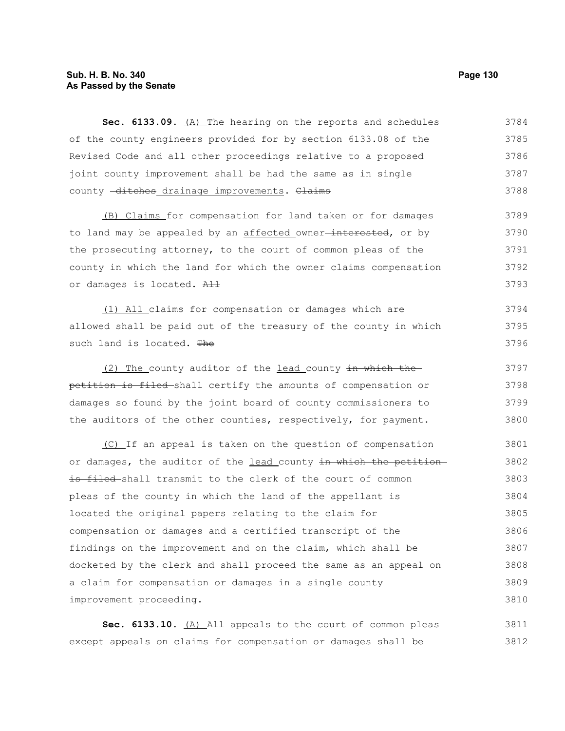**Sec. 6133.09.** (A) The hearing on the reports and schedules of the county engineers provided for by section 6133.08 of the Revised Code and all other proceedings relative to a proposed joint county improvement shall be had the same as in single county ~~ditches~~ drainage improvements. ~~Claims~~

(B) Claims for compensation for land taken or for damages to land may be appealed by an affected owner ~~interested~~, or by the prosecuting attorney, to the court of common pleas of the county in which the land for which the owner claims compensation or damages is located. ~~All~~

(1) All claims for compensation or damages which are allowed shall be paid out of the treasury of the county in which such land is located. ~~The~~

(2) The county auditor of the lead county ~~in which the petition is filed~~ shall certify the amounts of compensation or damages so found by the joint board of county commissioners to the auditors of the other counties, respectively, for payment.

(C) If an appeal is taken on the question of compensation or damages, the auditor of the lead county ~~in which the petition is filed~~ shall transmit to the clerk of the court of common pleas of the county in which the land of the appellant is located the original papers relating to the claim for compensation or damages and a certified transcript of the findings on the improvement and on the claim, which shall be docketed by the clerk and shall proceed the same as an appeal on a claim for compensation or damages in a single county improvement proceeding.

**Sec. 6133.10.** (A) All appeals to the court of common pleas except appeals on claims for compensation or damages shall be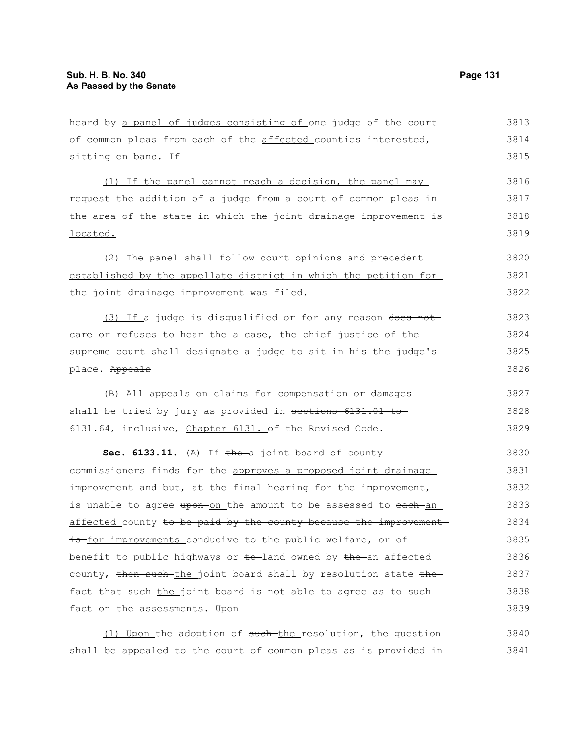heard by a panel of judges consisting of one judge of the court of common pleas from each of the affected counties ~~interested, sitting en banc~~. ~~If~~

(1) If the panel cannot reach a decision, the panel may request the addition of a judge from a court of common pleas in the area of the state in which the joint drainage improvement is located.

(2) The panel shall follow court opinions and precedent established by the appellate district in which the petition for the joint drainage improvement was filed.

(3) If a judge is disqualified or for any reason ~~does not care~~ or refuses to hear ~~the~~ a case, the chief justice of the supreme court shall designate a judge to sit in ~~his~~ the judge's place. ~~Appeals~~

(B) All appeals on claims for compensation or damages shall be tried by jury as provided in ~~sections 6131.01 to 6131.64, inclusive,~~ Chapter 6131. of the Revised Code.

**Sec. 6133.11.** (A) If ~~the~~ a joint board of county commissioners ~~finds for the~~ approves a proposed joint drainage improvement ~~and~~ but, at the final hearing for the improvement, is unable to agree ~~upon~~ on the amount to be assessed to ~~each~~ an affected county ~~to be paid by the county because the improvement is~~ for improvements conducive to the public welfare, or of benefit to public highways or ~~to~~ land owned by ~~the~~ an affected county, ~~then such~~ the joint board shall by resolution state ~~the fact~~ that ~~such~~ the joint board is not able to agree ~~as to such fact~~ on the assessments. ~~Upon~~

(1) Upon the adoption of ~~such~~ the resolution, the question shall be appealed to the court of common pleas as is provided in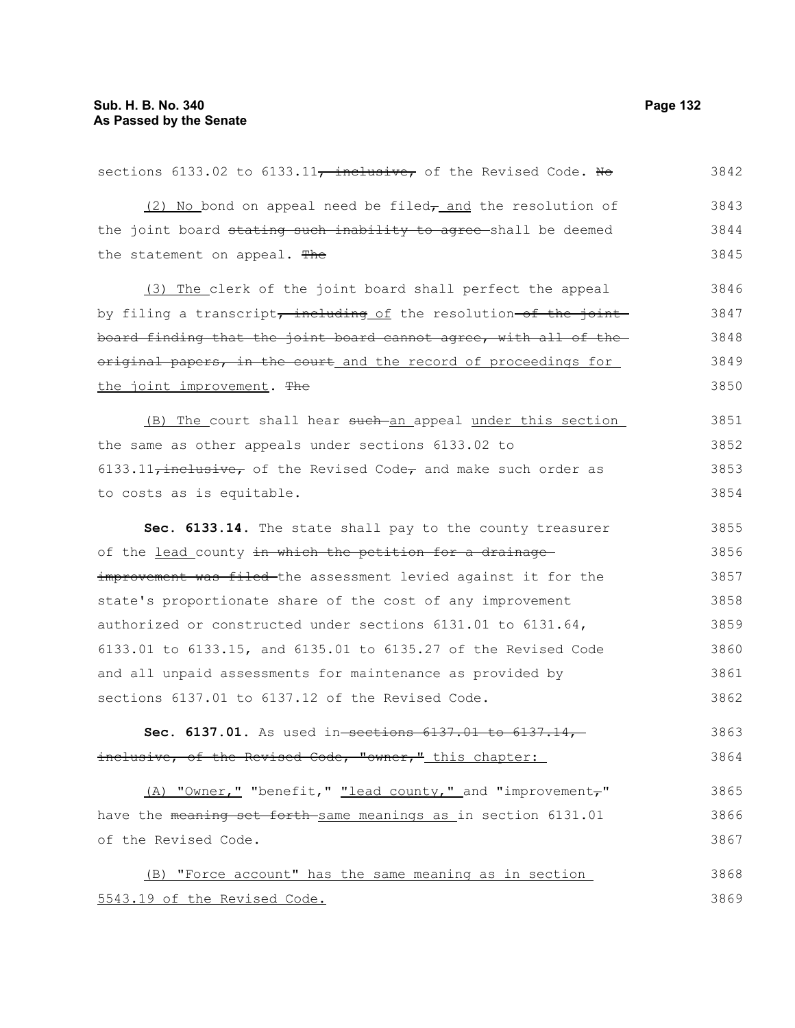sections 6133.02 to 6133.11~~, inclusive,~~ of the Revised Code. ~~No~~

(2) No bond on appeal need be filed~~,~~ and the resolution of the joint board ~~stating such inability to agree~~ shall be deemed the statement on appeal. ~~The~~

(3) The clerk of the joint board shall perfect the appeal by filing a transcript~~, including~~ of the resolution ~~of the joint board finding that the joint board cannot agree, with all of the original papers, in the court~~ and the record of proceedings for the joint improvement. ~~The~~

(B) The court shall hear ~~such~~ an appeal under this section the same as other appeals under sections 6133.02 to 6133.11~~, inclusive,~~ of the Revised Code~~,~~ and make such order as to costs as is equitable.

**Sec. 6133.14.** The state shall pay to the county treasurer of the lead county ~~in which the petition for a drainage improvement was filed~~ the assessment levied against it for the state's proportionate share of the cost of any improvement authorized or constructed under sections 6131.01 to 6131.64, 6133.01 to 6133.15, and 6135.01 to 6135.27 of the Revised Code and all unpaid assessments for maintenance as provided by sections 6137.01 to 6137.12 of the Revised Code.

**Sec. 6137.01.** As used in ~~sections 6137.01 to 6137.14, inclusive, of the Revised Code, "owner,"~~ this chapter:

(A) "Owner," "benefit," "lead county," and "improvement~~,~~" have the ~~meaning set forth~~ same meanings as in section 6131.01 of the Revised Code.

(B) "Force account" has the same meaning as in section 5543.19 of the Revised Code.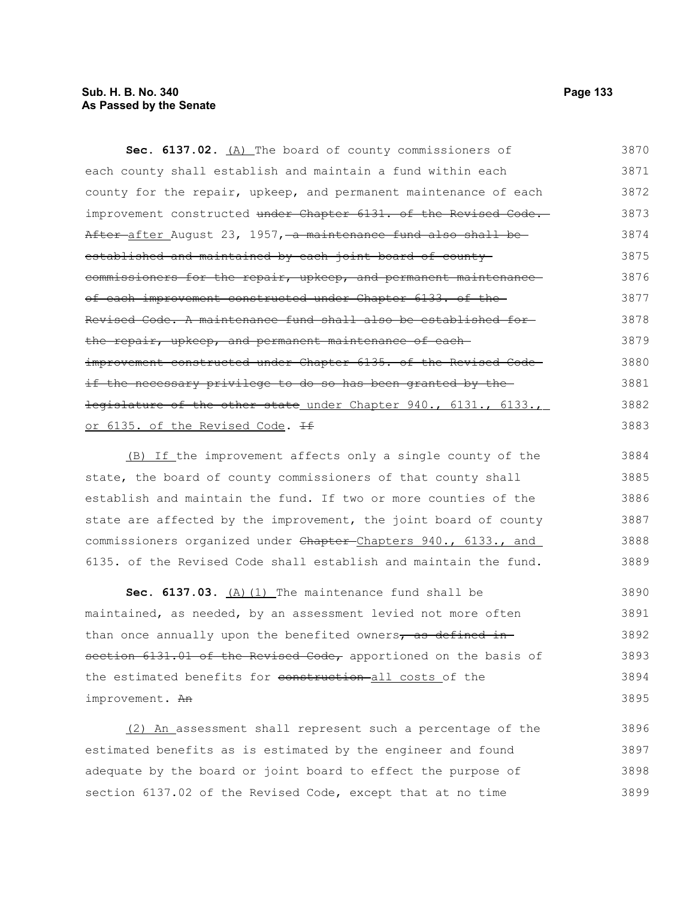**Sec. 6137.02.** <u>(A)</u> The board of county commissioners of each county shall establish and maintain a fund within each county for the repair, upkeep, and permanent maintenance of each improvement constructed ~~under Chapter 6131. of the Revised Code. After~~ <u>after</u> August 23, 1957, ~~a maintenance fund also shall be established and maintained by each joint board of county commissioners for the repair, upkeep, and permanent maintenance of each improvement constructed under Chapter 6133. of the Revised Code. A maintenance fund shall also be established for the repair, upkeep, and permanent maintenance of each improvement constructed under Chapter 6135. of the Revised Code if the necessary privilege to do so has been granted by the legislature of the other state~~ <u>under Chapter 940., 6131., 6133., or 6135. of the Revised Code</u>. ~~If~~

<u>(B) If</u> the improvement affects only a single county of the state, the board of county commissioners of that county shall establish and maintain the fund. If two or more counties of the state are affected by the improvement, the joint board of county commissioners organized under ~~Chapter~~ <u>Chapters 940., 6133., and</u> 6135. of the Revised Code shall establish and maintain the fund.

**Sec. 6137.03.** <u>(A)(1)</u> The maintenance fund shall be maintained, as needed, by an assessment levied not more often than once annually upon the benefited owners~~, as defined in section 6131.01 of the Revised Code,~~ apportioned on the basis of the estimated benefits for ~~construction~~ <u>all costs</u> of the improvement. ~~An~~

<u>(2) An</u> assessment shall represent such a percentage of the estimated benefits as is estimated by the engineer and found adequate by the board or joint board to effect the purpose of section 6137.02 of the Revised Code, except that at no time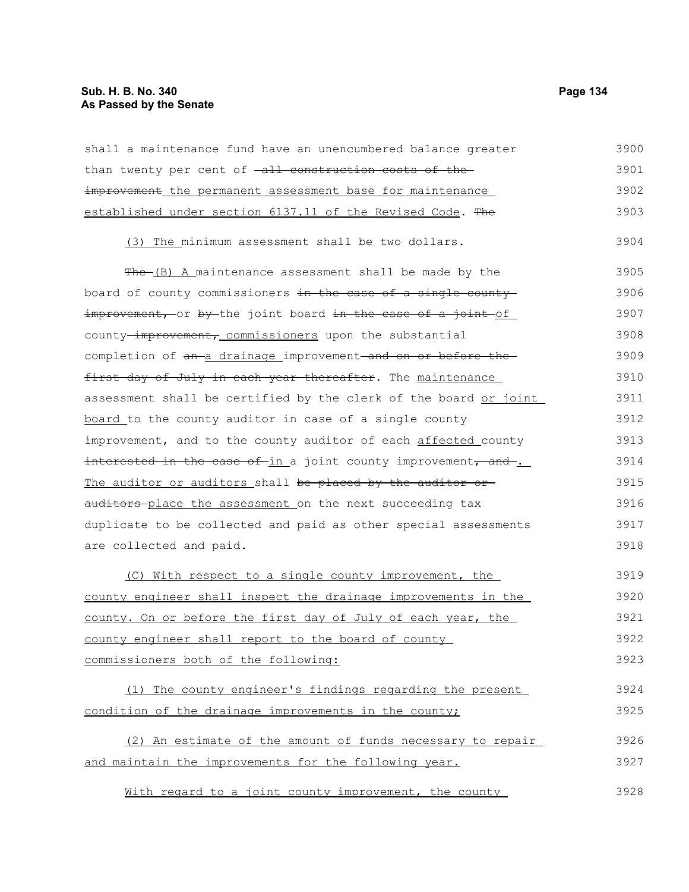shall a maintenance fund have an unencumbered balance greater than twenty per cent of ~~all construction costs of the improvement~~ the permanent assessment base for maintenance established under section 6137.11 of the Revised Code. ~~The~~

(3) The minimum assessment shall be two dollars.

~~The~~ (B) A maintenance assessment shall be made by the board of county commissioners ~~in the case of a single county improvement,~~ or ~~by~~ the joint board ~~in the case of a joint~~ of county ~~improvement,~~ commissioners upon the substantial completion of ~~an~~ a drainage improvement ~~and on or before the first day of July in each year thereafter~~. The maintenance assessment shall be certified by the clerk of the board or joint board to the county auditor in case of a single county improvement, and to the county auditor of each affected county ~~interested in the case of~~ in a joint county improvement~~, and~~. The auditor or auditors shall ~~be placed by the auditor or auditors~~ place the assessment on the next succeeding tax duplicate to be collected and paid as other special assessments are collected and paid.

(C) With respect to a single county improvement, the county engineer shall inspect the drainage improvements in the county. On or before the first day of July of each year, the county engineer shall report to the board of county commissioners both of the following:

(1) The county engineer's findings regarding the present condition of the drainage improvements in the county;

(2) An estimate of the amount of funds necessary to repair and maintain the improvements for the following year.

With regard to a joint county improvement, the county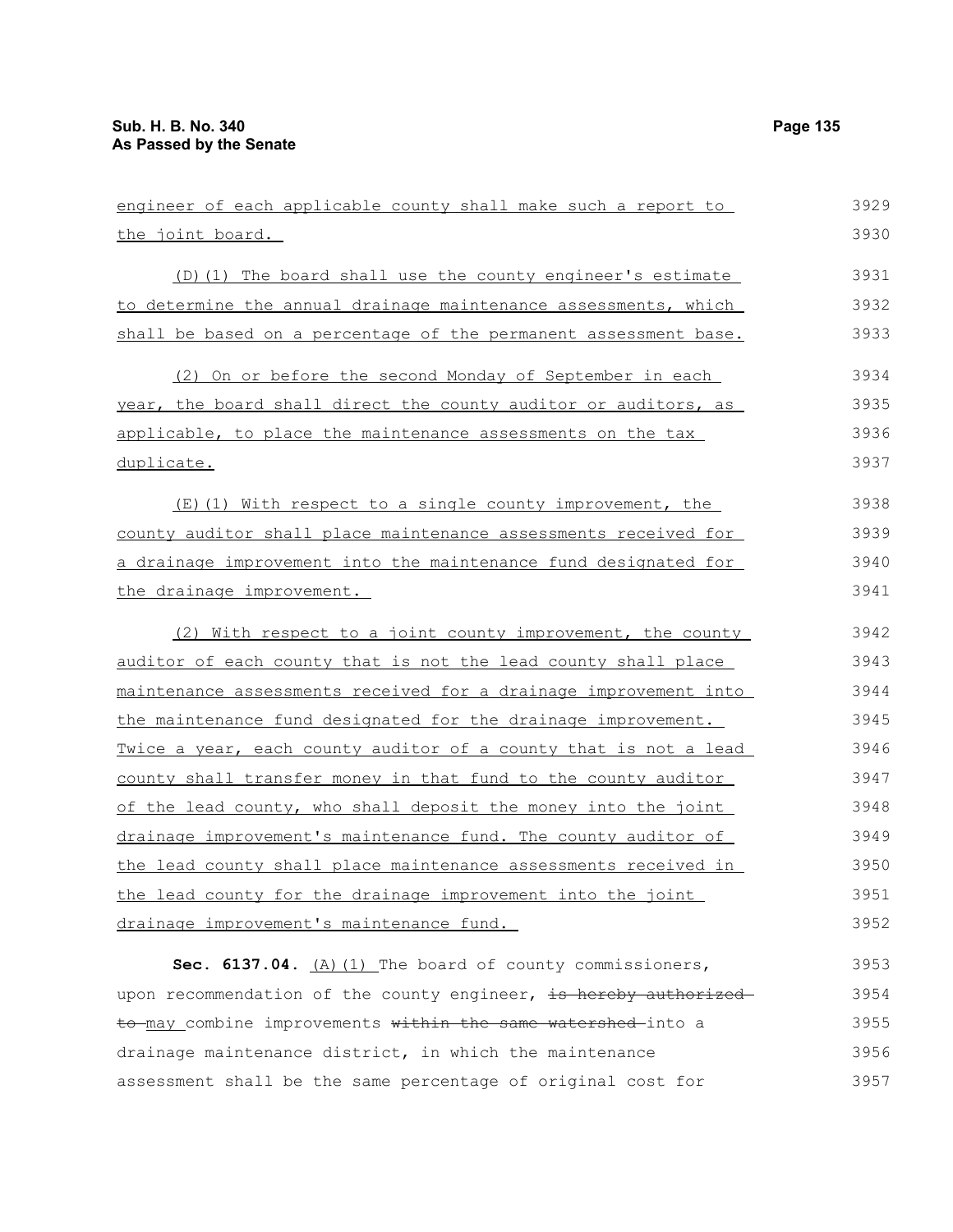engineer of each applicable county shall make such a report to the joint board.

(D)(1) The board shall use the county engineer's estimate to determine the annual drainage maintenance assessments, which shall be based on a percentage of the permanent assessment base.

(2) On or before the second Monday of September in each year, the board shall direct the county auditor or auditors, as applicable, to place the maintenance assessments on the tax duplicate.

(E)(1) With respect to a single county improvement, the county auditor shall place maintenance assessments received for a drainage improvement into the maintenance fund designated for the drainage improvement.

(2) With respect to a joint county improvement, the county auditor of each county that is not the lead county shall place maintenance assessments received for a drainage improvement into the maintenance fund designated for the drainage improvement. Twice a year, each county auditor of a county that is not a lead county shall transfer money in that fund to the county auditor of the lead county, who shall deposit the money into the joint drainage improvement's maintenance fund. The county auditor of the lead county shall place maintenance assessments received in the lead county for the drainage improvement into the joint drainage improvement's maintenance fund.

**Sec. 6137.04.** (A)(1) The board of county commissioners, upon recommendation of the county engineer, ~~is hereby authorized to~~ may combine improvements ~~within the same watershed~~ into a drainage maintenance district, in which the maintenance assessment shall be the same percentage of original cost for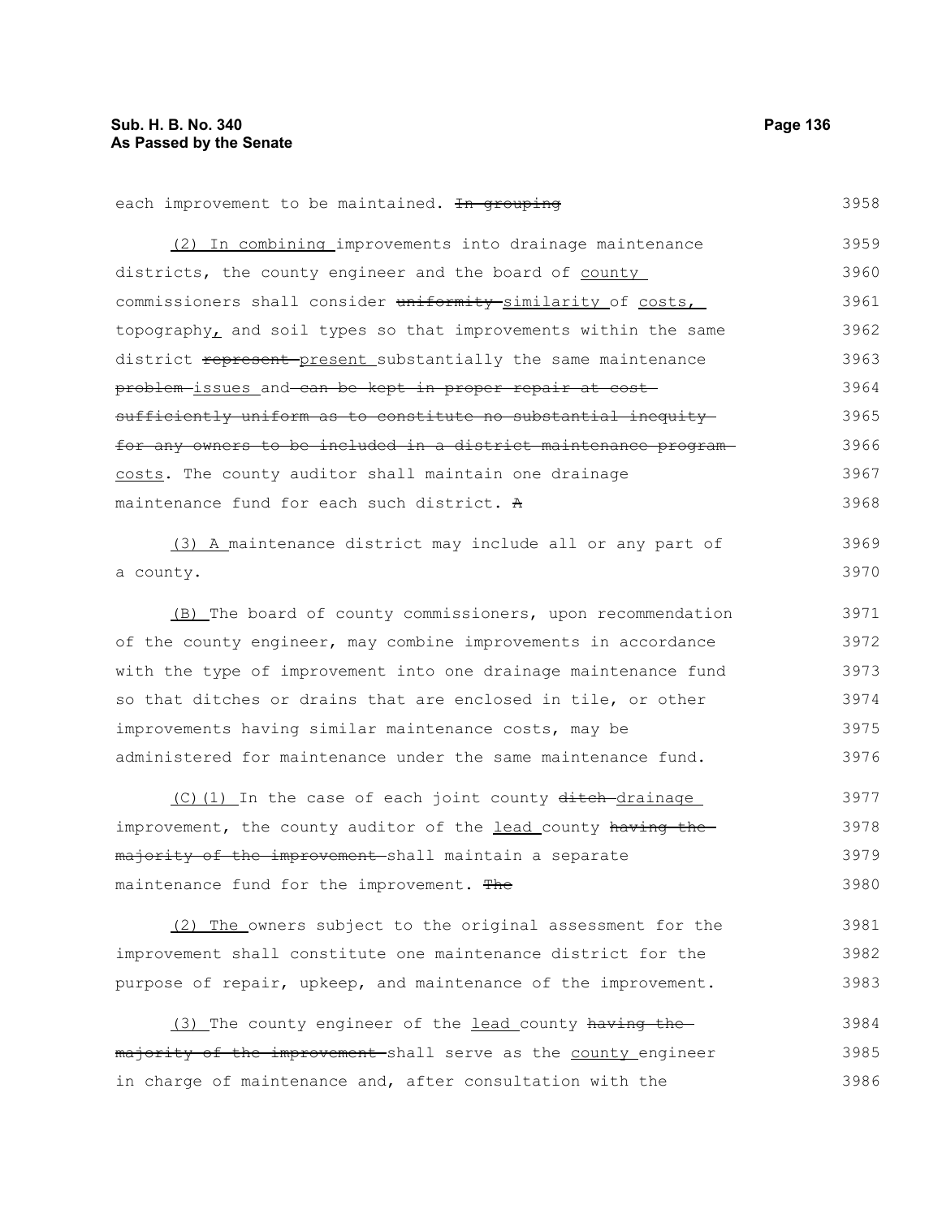each improvement to be maintained. ~~In grouping~~ 3958

(2) In combining improvements into drainage maintenance districts, the county engineer and the board of county commissioners shall consider ~~uniformity~~ similarity of costs, topography, and soil types so that improvements within the same district ~~represent~~ present substantially the same maintenance ~~problem~~ issues and ~~can be kept in proper repair at cost sufficiently uniform as to constitute no substantial inequity for any owners to be included in a district maintenance program~~ costs. The county auditor shall maintain one drainage maintenance fund for each such district. ~~A~~ 3959 3960 3961 3962 3963 3964 3965 3966 3967 3968

(3) A maintenance district may include all or any part of a county. 3969 3970

(B) The board of county commissioners, upon recommendation of the county engineer, may combine improvements in accordance with the type of improvement into one drainage maintenance fund so that ditches or drains that are enclosed in tile, or other improvements having similar maintenance costs, may be administered for maintenance under the same maintenance fund. 3971 3972 3973 3974 3975 3976

(C)(1) In the case of each joint county ~~ditch~~ drainage improvement, the county auditor of the lead county ~~having the majority of the improvement~~ shall maintain a separate maintenance fund for the improvement. ~~The~~ 3977 3978 3979 3980

(2) The owners subject to the original assessment for the improvement shall constitute one maintenance district for the purpose of repair, upkeep, and maintenance of the improvement. 3981 3982 3983

(3) The county engineer of the lead county ~~having the majority of the improvement~~ shall serve as the county engineer in charge of maintenance and, after consultation with the 3984 3985 3986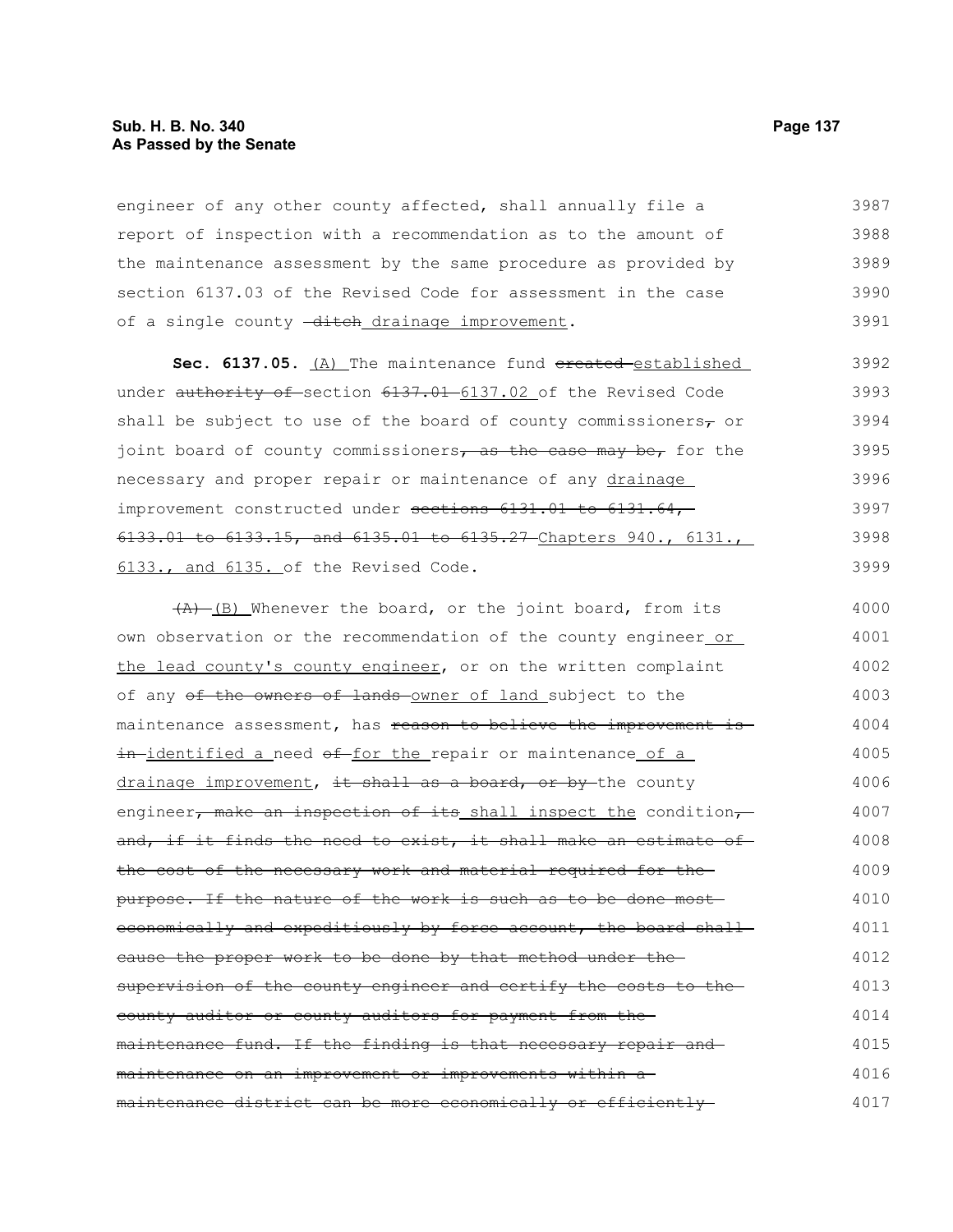engineer of any other county affected, shall annually file a report of inspection with a recommendation as to the amount of the maintenance assessment by the same procedure as provided by section 6137.03 of the Revised Code for assessment in the case of a single county ~~ditch~~ drainage improvement.

**Sec. 6137.05.** (A) The maintenance fund ~~created~~ established under ~~authority of~~ section ~~6137.01~~ 6137.02 of the Revised Code shall be subject to use of the board of county commissioners~~,~~ or joint board of county commissioners~~, as the case may be,~~ for the necessary and proper repair or maintenance of any drainage improvement constructed under ~~sections 6131.01 to 6131.64, 6133.01 to 6133.15, and 6135.01 to 6135.27~~ Chapters 940., 6131., 6133., and 6135. of the Revised Code.

~~(A)~~ (B) Whenever the board, or the joint board, from its own observation or the recommendation of the county engineer or the lead county's county engineer, or on the written complaint of any ~~of the owners of lands~~ owner of land subject to the maintenance assessment, has ~~reason to believe the improvement is in~~ identified a need ~~of~~ for the repair or maintenance of a drainage improvement, ~~it shall as a board, or by~~ the county engineer~~, make an inspection of its~~ shall inspect the condition~~, and, if it finds the need to exist, it shall make an estimate of the cost of the necessary work and material required for the purpose. If the nature of the work is such as to be done most economically and expeditiously by force account, the board shall cause the proper work to be done by that method under the supervision of the county engineer and certify the costs to the county auditor or county auditors for payment from the maintenance fund. If the finding is that necessary repair and maintenance on an improvement or improvements within a maintenance district can be more economically or efficiently~~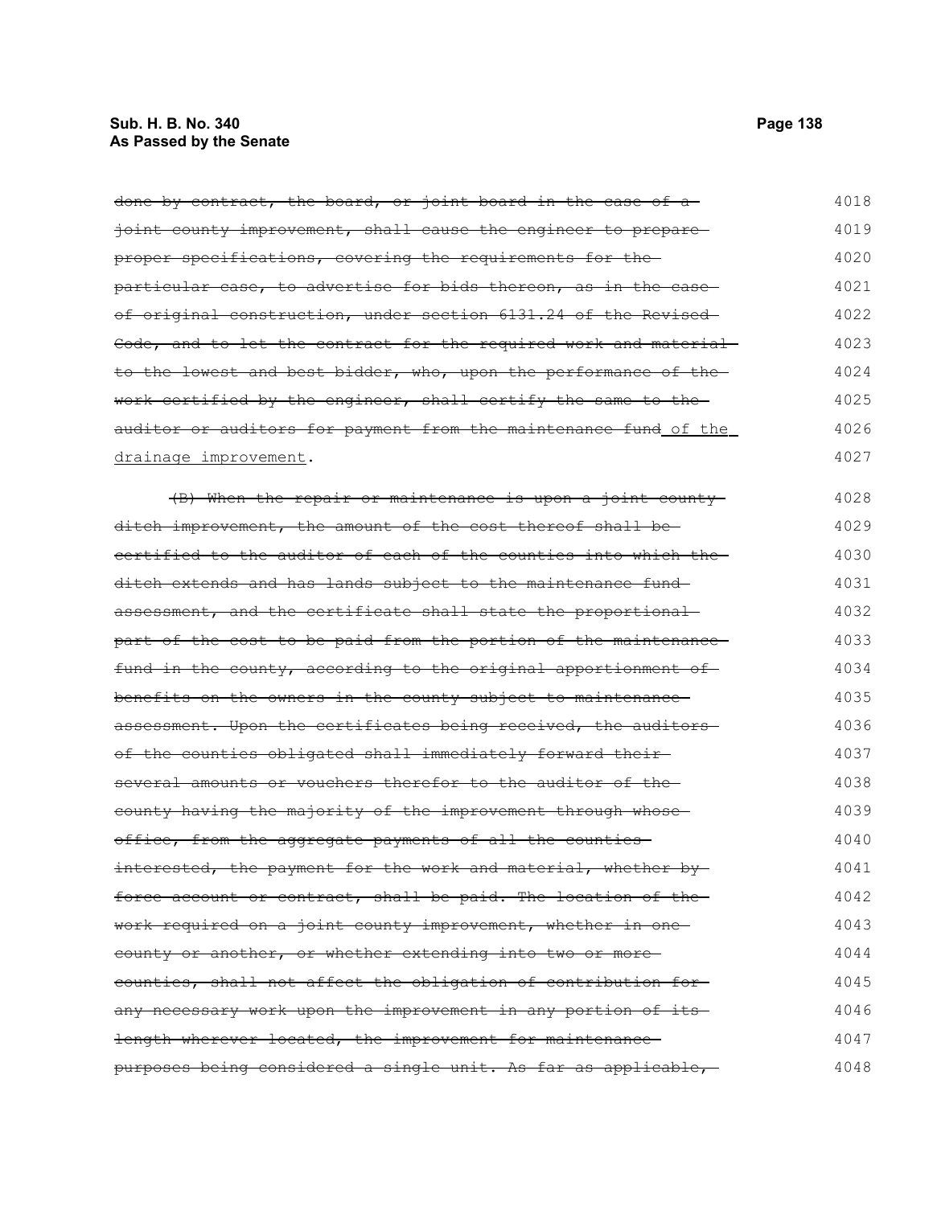~~done by contract, the board, or joint board in the case of a joint county improvement, shall cause the engineer to prepare proper specifications, covering the requirements for the particular case, to advertise for bids thereon, as in the case of original construction, under section 6131.24 of the Revised Code, and to let the contract for the required work and material to the lowest and best bidder, who, upon the performance of the work certified by the engineer, shall certify the same to the auditor or auditors for payment from the maintenance fund~~ of the drainage improvement.

~~(B) When the repair or maintenance is upon a joint county ditch improvement, the amount of the cost thereof shall be certified to the auditor of each of the counties into which the ditch extends and has lands subject to the maintenance fund assessment, and the certificate shall state the proportional part of the cost to be paid from the portion of the maintenance fund in the county, according to the original apportionment of benefits on the owners in the county subject to maintenance assessment. Upon the certificates being received, the auditors of the counties obligated shall immediately forward their several amounts or vouchers therefor to the auditor of the county having the majority of the improvement through whose office, from the aggregate payments of all the counties interested, the payment for the work and material, whether by force account or contract, shall be paid. The location of the work required on a joint county improvement, whether in one county or another, or whether extending into two or more counties, shall not affect the obligation of contribution for any necessary work upon the improvement in any portion of its length wherever located, the improvement for maintenance purposes being considered a single unit. As far as applicable,~~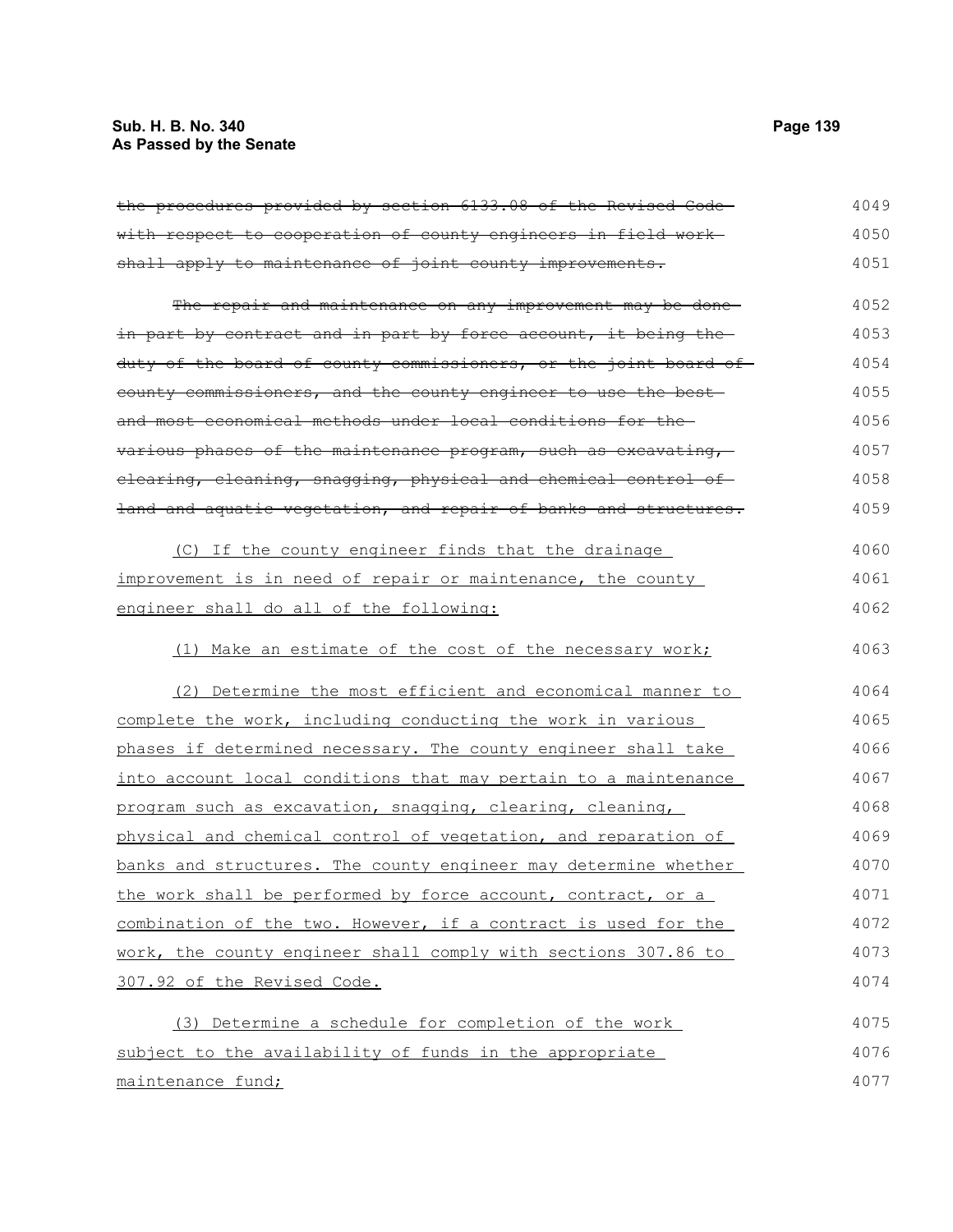~~the procedures provided by section 6133.08 of the Revised Code with respect to cooperation of county engineers in field work shall apply to maintenance of joint county improvements.~~

~~The repair and maintenance on any improvement may be done in part by contract and in part by force account, it being the duty of the board of county commissioners, or the joint board of county commissioners, and the county engineer to use the best and most economical methods under local conditions for the various phases of the maintenance program, such as excavating, clearing, cleaning, snagging, physical and chemical control of land and aquatic vegetation, and repair of banks and structures.~~

<u>(C) If the county engineer finds that the drainage improvement is in need of repair or maintenance, the county engineer shall do all of the following:</u>

<u>(1) Make an estimate of the cost of the necessary work;</u>

<u>(2) Determine the most efficient and economical manner to complete the work, including conducting the work in various phases if determined necessary. The county engineer shall take into account local conditions that may pertain to a maintenance program such as excavation, snagging, clearing, cleaning, physical and chemical control of vegetation, and reparation of banks and structures. The county engineer may determine whether the work shall be performed by force account, contract, or a combination of the two. However, if a contract is used for the work, the county engineer shall comply with sections 307.86 to 307.92 of the Revised Code.</u>

<u>(3) Determine a schedule for completion of the work subject to the availability of funds in the appropriate maintenance fund;</u>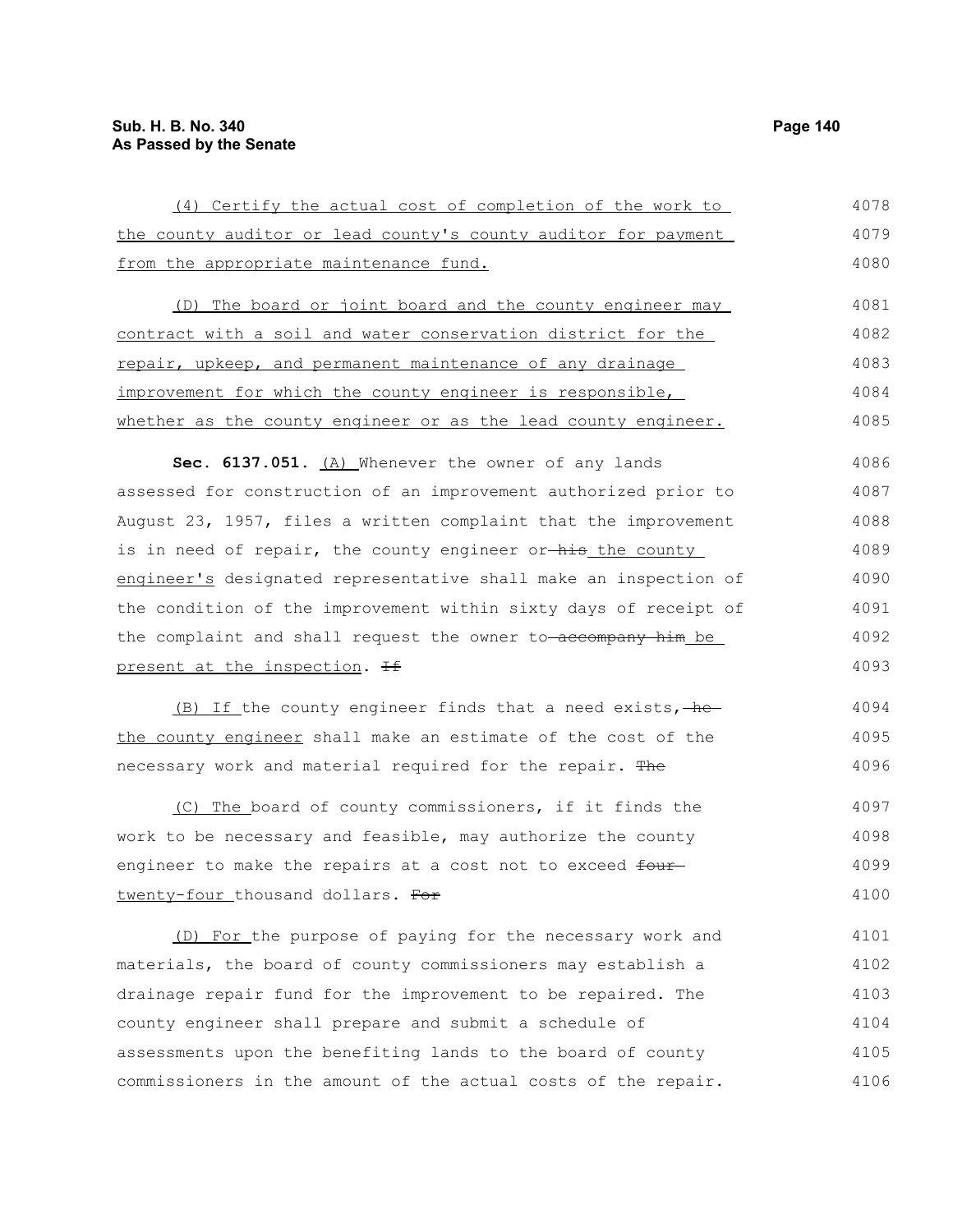(4) Certify the actual cost of completion of the work to the county auditor or lead county's county auditor for payment from the appropriate maintenance fund.

(D) The board or joint board and the county engineer may contract with a soil and water conservation district for the repair, upkeep, and permanent maintenance of any drainage improvement for which the county engineer is responsible, whether as the county engineer or as the lead county engineer.

**Sec. 6137.051.** (A) Whenever the owner of any lands assessed for construction of an improvement authorized prior to August 23, 1957, files a written complaint that the improvement is in need of repair, the county engineer or ~~his~~ the county engineer's designated representative shall make an inspection of the condition of the improvement within sixty days of receipt of the complaint and shall request the owner to ~~accompany him~~ be present at the inspection. ~~If~~

(B) If the county engineer finds that a need exists, ~~he~~ the county engineer shall make an estimate of the cost of the necessary work and material required for the repair. ~~The~~

(C) The board of county commissioners, if it finds the work to be necessary and feasible, may authorize the county engineer to make the repairs at a cost not to exceed ~~four~~ twenty-four thousand dollars. ~~For~~

(D) For the purpose of paying for the necessary work and materials, the board of county commissioners may establish a drainage repair fund for the improvement to be repaired. The county engineer shall prepare and submit a schedule of assessments upon the benefiting lands to the board of county commissioners in the amount of the actual costs of the repair.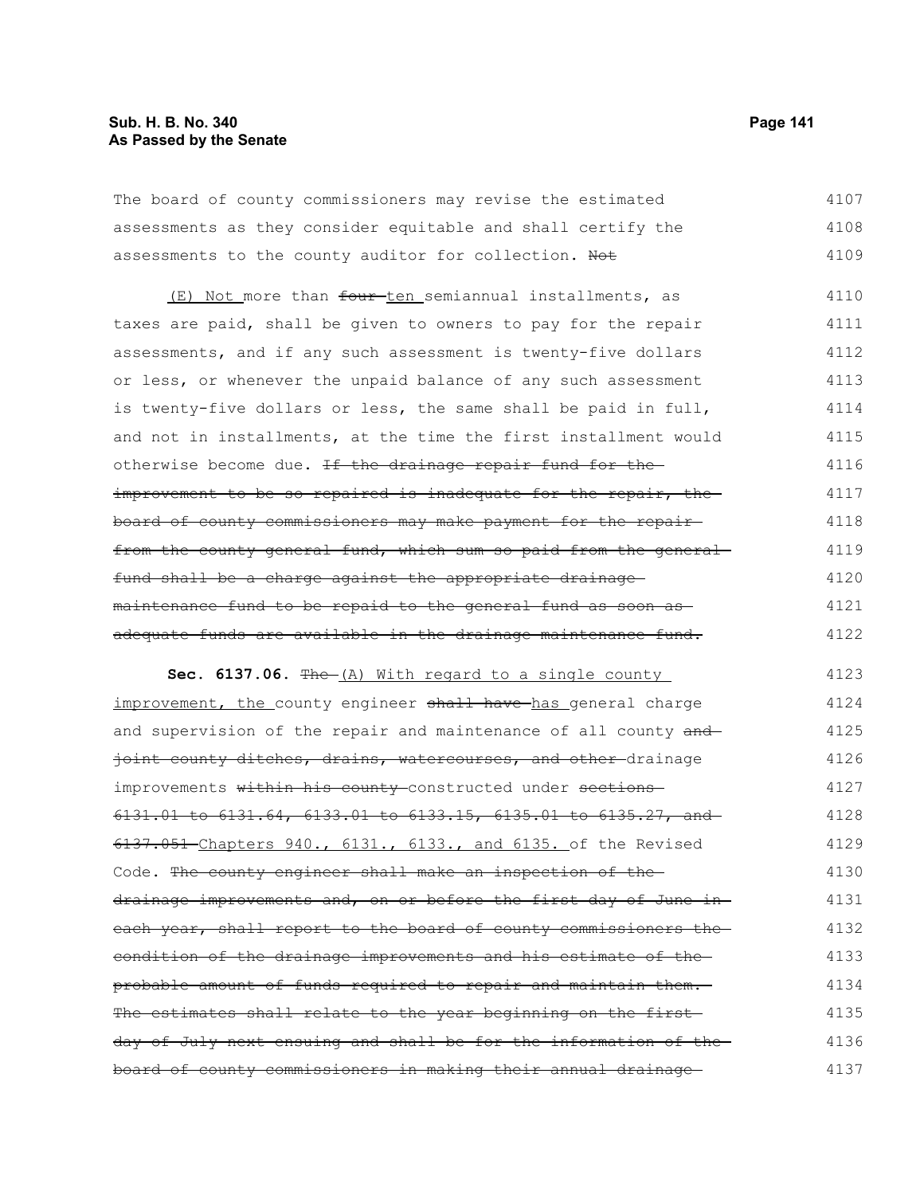The board of county commissioners may revise the estimated assessments as they consider equitable and shall certify the assessments to the county auditor for collection. ~~Not~~

(E) Not more than ~~four~~ ten semiannual installments, as taxes are paid, shall be given to owners to pay for the repair assessments, and if any such assessment is twenty-five dollars or less, or whenever the unpaid balance of any such assessment is twenty-five dollars or less, the same shall be paid in full, and not in installments, at the time the first installment would otherwise become due. ~~If the drainage repair fund for the improvement to be so repaired is inadequate for the repair, the board of county commissioners may make payment for the repair from the county general fund, which sum so paid from the general fund shall be a charge against the appropriate drainage maintenance fund to be repaid to the general fund as soon as adequate funds are available in the drainage maintenance fund.~~

**Sec. 6137.06.** ~~The~~ (A) With regard to a single county improvement, the county engineer ~~shall have~~ has general charge and supervision of the repair and maintenance of all county ~~and joint county ditches, drains, watercourses, and other~~ drainage improvements ~~within his county~~ constructed under ~~sections 6131.01 to 6131.64, 6133.01 to 6133.15, 6135.01 to 6135.27, and 6137.051~~ Chapters 940., 6131., 6133., and 6135. of the Revised Code. ~~The county engineer shall make an inspection of the drainage improvements and, on or before the first day of June in each year, shall report to the board of county commissioners the condition of the drainage improvements and his estimate of the probable amount of funds required to repair and maintain them. The estimates shall relate to the year beginning on the first day of July next ensuing and shall be for the information of the board of county commissioners in making their annual drainage~~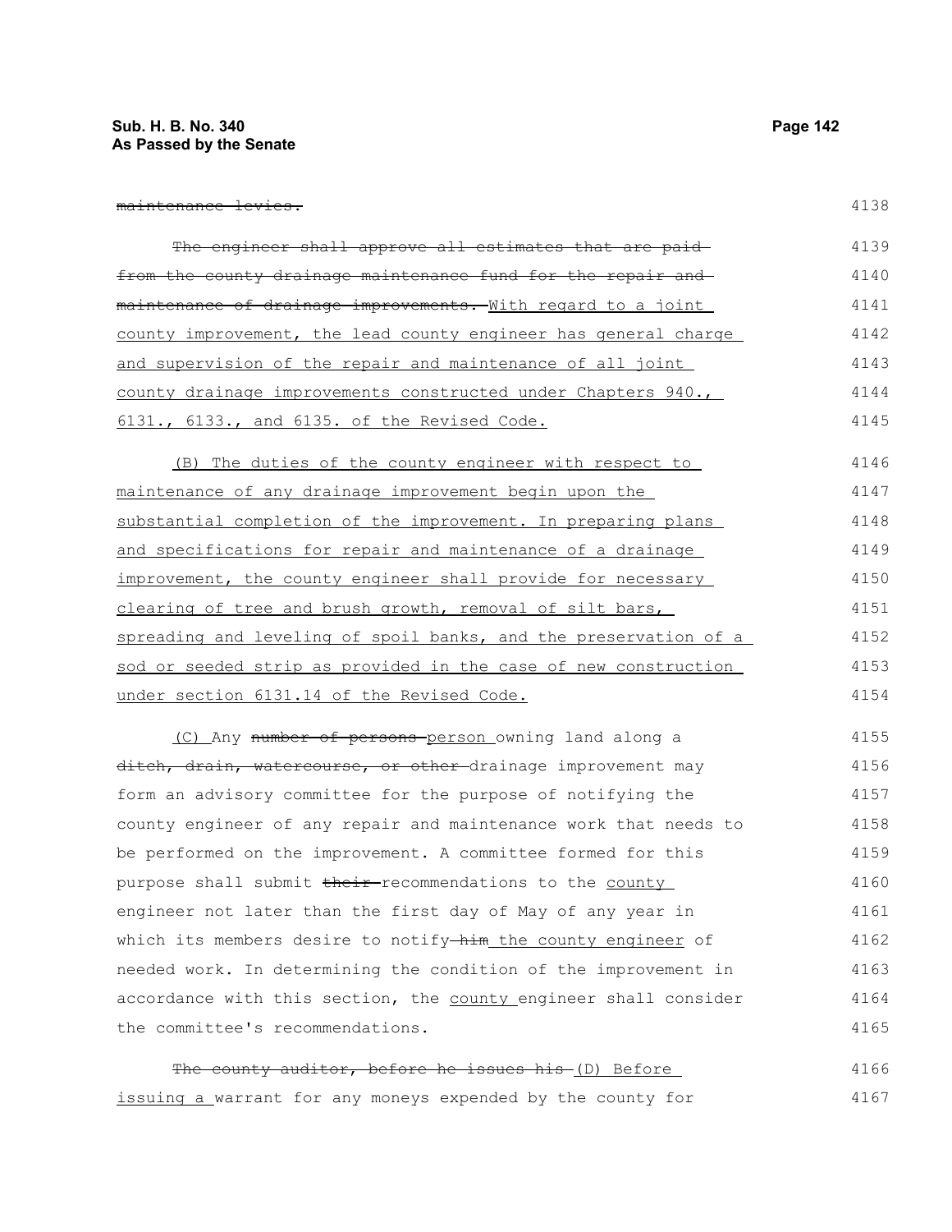~~maintenance levies.~~

~~The engineer shall approve all estimates that are paid from the county drainage maintenance fund for the repair and maintenance of drainage improvements.~~ With regard to a joint county improvement, the lead county engineer has general charge and supervision of the repair and maintenance of all joint county drainage improvements constructed under Chapters 940., 6131., 6133., and 6135. of the Revised Code.

(B) The duties of the county engineer with respect to maintenance of any drainage improvement begin upon the substantial completion of the improvement. In preparing plans and specifications for repair and maintenance of a drainage improvement, the county engineer shall provide for necessary clearing of tree and brush growth, removal of silt bars, spreading and leveling of spoil banks, and the preservation of a sod or seeded strip as provided in the case of new construction under section 6131.14 of the Revised Code.

(C) Any ~~number of persons~~ person owning land along a ~~ditch, drain, watercourse, or other~~ drainage improvement may form an advisory committee for the purpose of notifying the county engineer of any repair and maintenance work that needs to be performed on the improvement. A committee formed for this purpose shall submit ~~their~~ recommendations to the county engineer not later than the first day of May of any year in which its members desire to notify ~~him~~ the county engineer of needed work. In determining the condition of the improvement in accordance with this section, the county engineer shall consider the committee's recommendations.

~~The county auditor, before he issues his~~ (D) Before issuing a warrant for any moneys expended by the county for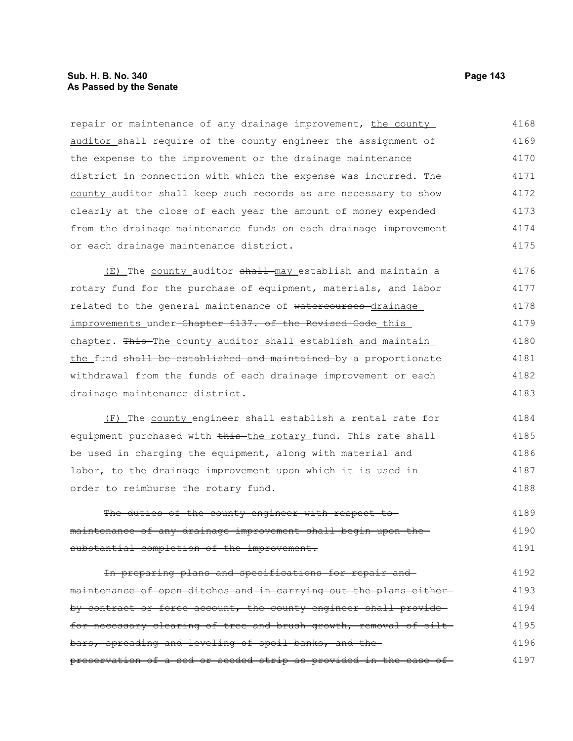repair or maintenance of any drainage improvement, <u>the county auditor</u> shall require of the county engineer the assignment of the expense to the improvement or the drainage maintenance district in connection with which the expense was incurred. The <u>county</u> auditor shall keep such records as are necessary to show clearly at the close of each year the amount of money expended from the drainage maintenance funds on each drainage improvement or each drainage maintenance district.

<u>(E)</u> The <u>county</u> auditor ~~shall~~ <u>may</u> establish and maintain a rotary fund for the purchase of equipment, materials, and labor related to the general maintenance of ~~watercourses~~ <u>drainage improvements</u> under ~~Chapter 6137. of the Revised Code~~ <u>this chapter</u>. ~~This~~ <u>The county auditor shall establish and maintain the</u> fund ~~shall be established and maintained~~ by a proportionate withdrawal from the funds of each drainage improvement or each drainage maintenance district.

<u>(F)</u> The <u>county</u> engineer shall establish a rental rate for equipment purchased with ~~this~~ <u>the rotary</u> fund. This rate shall be used in charging the equipment, along with material and labor, to the drainage improvement upon which it is used in order to reimburse the rotary fund.

~~The duties of the county engineer with respect to maintenance of any drainage improvement shall begin upon the substantial completion of the improvement.~~

~~In preparing plans and specifications for repair and maintenance of open ditches and in carrying out the plans either by contract or force account, the county engineer shall provide for necessary clearing of tree and brush growth, removal of silt bars, spreading and leveling of spoil banks, and the preservation of a sod or seeded strip as provided in the case of~~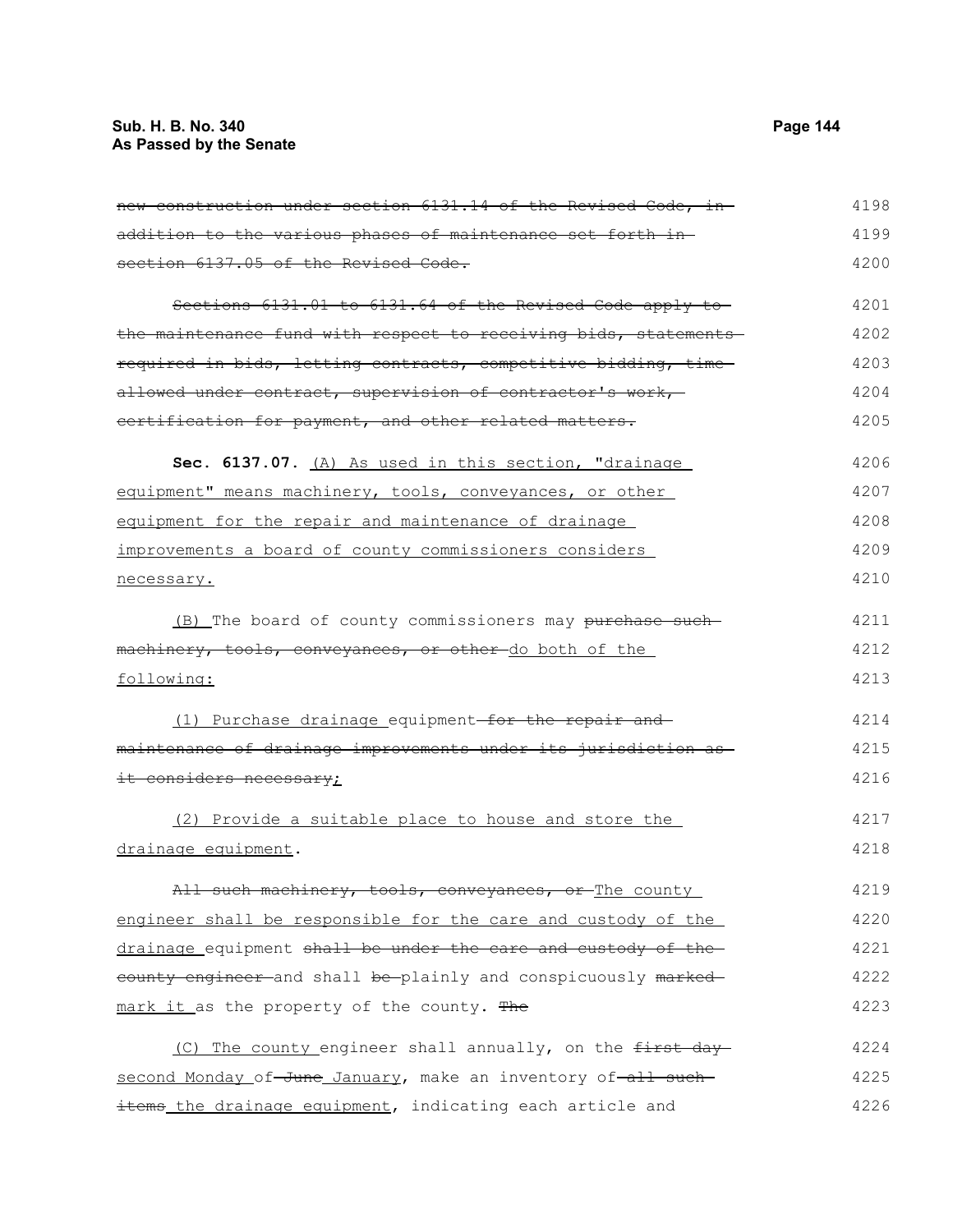~~new construction under section 6131.14 of the Revised Code, in addition to the various phases of maintenance set forth in section 6137.05 of the Revised Code.~~

~~Sections 6131.01 to 6131.64 of the Revised Code apply to the maintenance fund with respect to receiving bids, statements required in bids, letting contracts, competitive bidding, time allowed under contract, supervision of contractor's work, certification for payment, and other related matters.~~

**Sec. 6137.07.** <u>(A) As used in this section, "drainage equipment" means machinery, tools, conveyances, or other equipment for the repair and maintenance of drainage improvements a board of county commissioners considers necessary.</u>

<u>(B)</u> The board of county commissioners may ~~purchase such machinery, tools, conveyances, or other~~ <u>do both of the following:</u>

<u>(1) Purchase drainage</u> equipment ~~for the repair and maintenance of drainage improvements under its jurisdiction as it considers necessary~~<u>;</u>

<u>(2) Provide a suitable place to house and store the drainage equipment</u>.

~~All such machinery, tools, conveyances, or~~ <u>The county engineer shall be responsible for the care and custody of the drainage</u> equipment ~~shall be under the care and custody of the county engineer~~ and shall ~~be~~ plainly and conspicuously ~~marked~~ <u>mark it</u> as the property of the county. ~~The~~

<u>(C) The county</u> engineer shall annually, on the ~~first day~~ <u>second Monday</u> of ~~June~~ <u>January</u>, make an inventory of ~~all such items~~ <u>the drainage equipment</u>, indicating each article and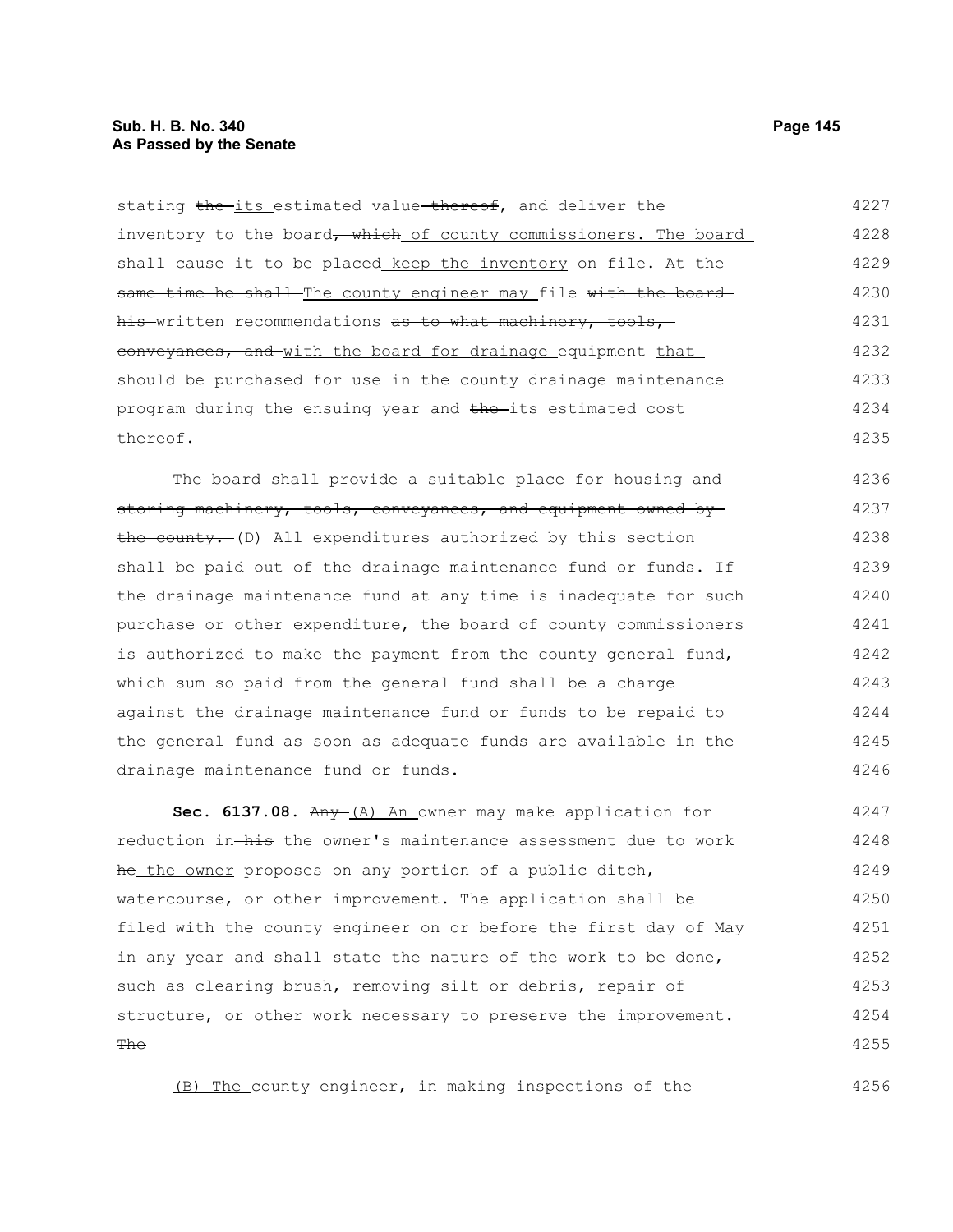stating ~~the~~ its estimated value ~~thereof~~, and deliver the inventory to the board~~, which~~ of county commissioners. The board shall ~~cause it to be placed~~ keep the inventory on file. ~~At the same time he shall~~ The county engineer may file ~~with the board his~~ written recommendations ~~as to what machinery, tools, conveyances, and~~ with the board for drainage equipment that should be purchased for use in the county drainage maintenance program during the ensuing year and ~~the~~ its estimated cost ~~thereof~~.

~~The board shall provide a suitable place for housing and storing machinery, tools, conveyances, and equipment owned by the county.~~ (D) All expenditures authorized by this section shall be paid out of the drainage maintenance fund or funds. If the drainage maintenance fund at any time is inadequate for such purchase or other expenditure, the board of county commissioners is authorized to make the payment from the county general fund, which sum so paid from the general fund shall be a charge against the drainage maintenance fund or funds to be repaid to the general fund as soon as adequate funds are available in the drainage maintenance fund or funds.

**Sec. 6137.08.** ~~Any~~ (A) An owner may make application for reduction in ~~his~~ the owner's maintenance assessment due to work ~~he~~ the owner proposes on any portion of a public ditch, watercourse, or other improvement. The application shall be filed with the county engineer on or before the first day of May in any year and shall state the nature of the work to be done, such as clearing brush, removing silt or debris, repair of structure, or other work necessary to preserve the improvement. ~~The~~

(B) The county engineer, in making inspections of the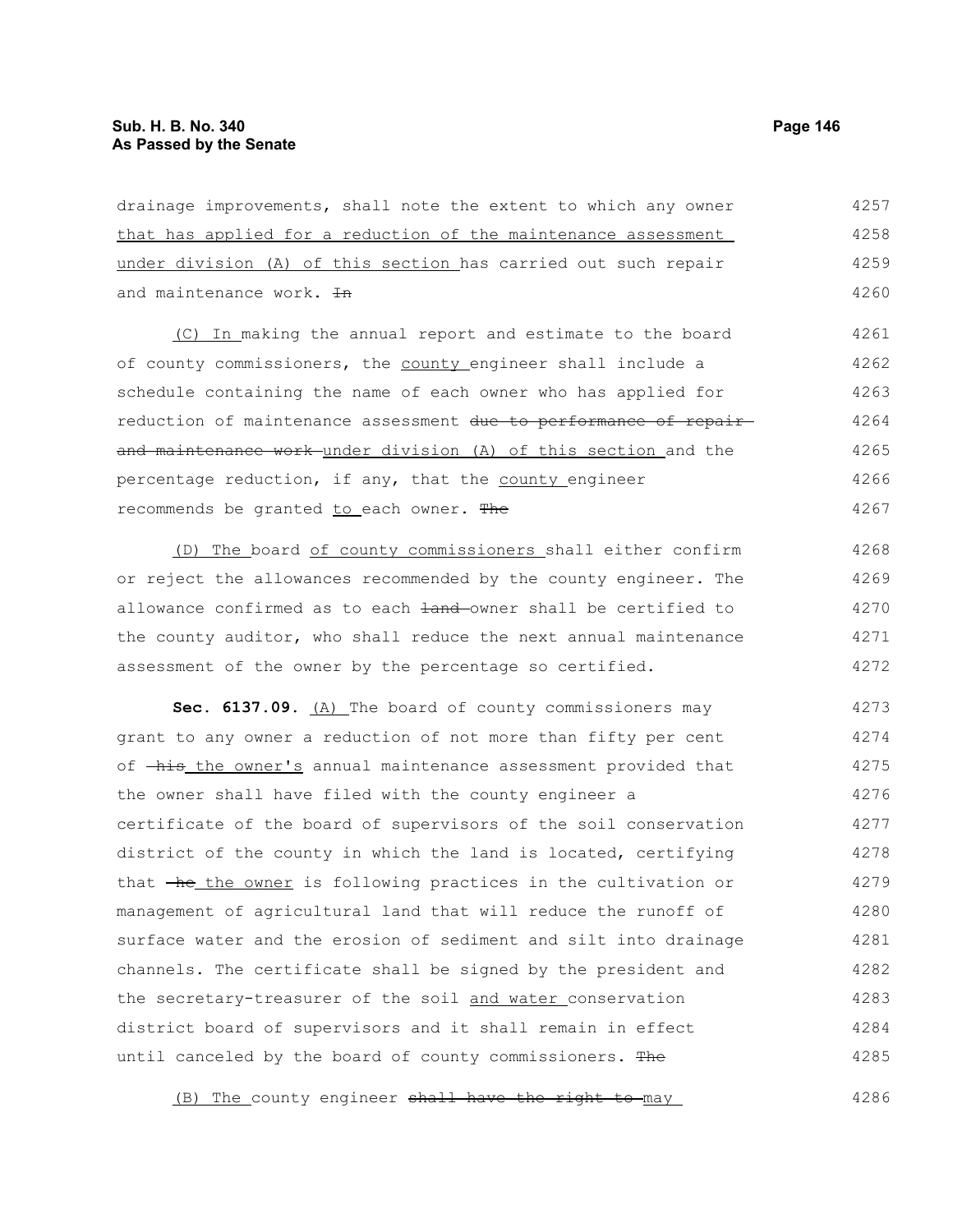drainage improvements, shall note the extent to which any owner that has applied for a reduction of the maintenance assessment under division (A) of this section has carried out such repair and maintenance work. ~~In~~

(C) In making the annual report and estimate to the board of county commissioners, the county engineer shall include a schedule containing the name of each owner who has applied for reduction of maintenance assessment ~~due to performance of repair and maintenance work~~ under division (A) of this section and the percentage reduction, if any, that the county engineer recommends be granted to each owner. ~~The~~

(D) The board of county commissioners shall either confirm or reject the allowances recommended by the county engineer. The allowance confirmed as to each ~~land~~ owner shall be certified to the county auditor, who shall reduce the next annual maintenance assessment of the owner by the percentage so certified.

**Sec. 6137.09.** (A) The board of county commissioners may grant to any owner a reduction of not more than fifty per cent of ~~his~~ the owner's annual maintenance assessment provided that the owner shall have filed with the county engineer a certificate of the board of supervisors of the soil conservation district of the county in which the land is located, certifying that ~~he~~ the owner is following practices in the cultivation or management of agricultural land that will reduce the runoff of surface water and the erosion of sediment and silt into drainage channels. The certificate shall be signed by the president and the secretary-treasurer of the soil and water conservation district board of supervisors and it shall remain in effect until canceled by the board of county commissioners. ~~The~~

(B) The county engineer ~~shall have the right to~~ may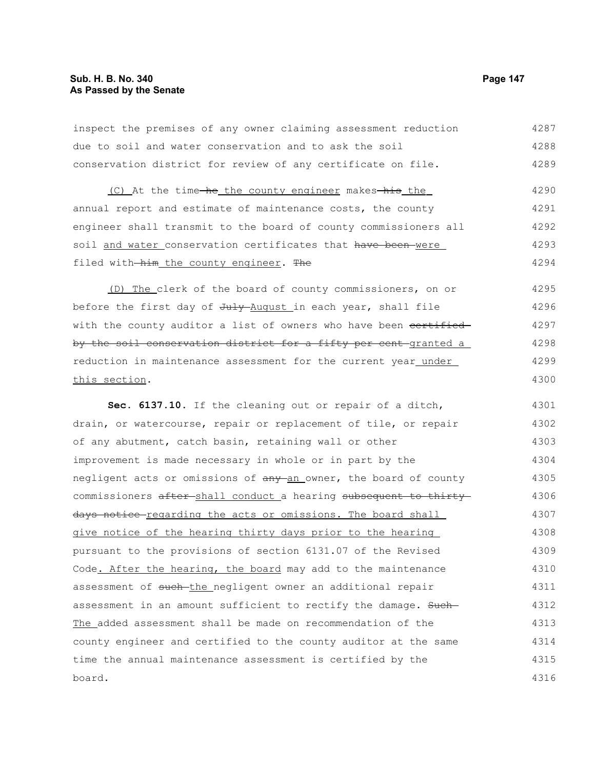inspect the premises of any owner claiming assessment reduction due to soil and water conservation and to ask the soil conservation district for review of any certificate on file.

(C) At the time ~~he~~ the county engineer makes ~~his~~ the annual report and estimate of maintenance costs, the county engineer shall transmit to the board of county commissioners all soil and water conservation certificates that ~~have been~~ were filed with ~~him~~ the county engineer. ~~The~~

(D) The clerk of the board of county commissioners, on or before the first day of ~~July~~ August in each year, shall file with the county auditor a list of owners who have been ~~certified by the soil conservation district for a fifty per cent~~ granted a reduction in maintenance assessment for the current year under this section.

**Sec. 6137.10.** If the cleaning out or repair of a ditch, drain, or watercourse, repair or replacement of tile, or repair of any abutment, catch basin, retaining wall or other improvement is made necessary in whole or in part by the negligent acts or omissions of ~~any~~ an owner, the board of county commissioners ~~after~~ shall conduct a hearing ~~subsequent to thirty days notice~~ regarding the acts or omissions. The board shall give notice of the hearing thirty days prior to the hearing pursuant to the provisions of section 6131.07 of the Revised Code. After the hearing, the board may add to the maintenance assessment of ~~such~~ the negligent owner an additional repair assessment in an amount sufficient to rectify the damage. ~~Such~~ The added assessment shall be made on recommendation of the county engineer and certified to the county auditor at the same time the annual maintenance assessment is certified by the board.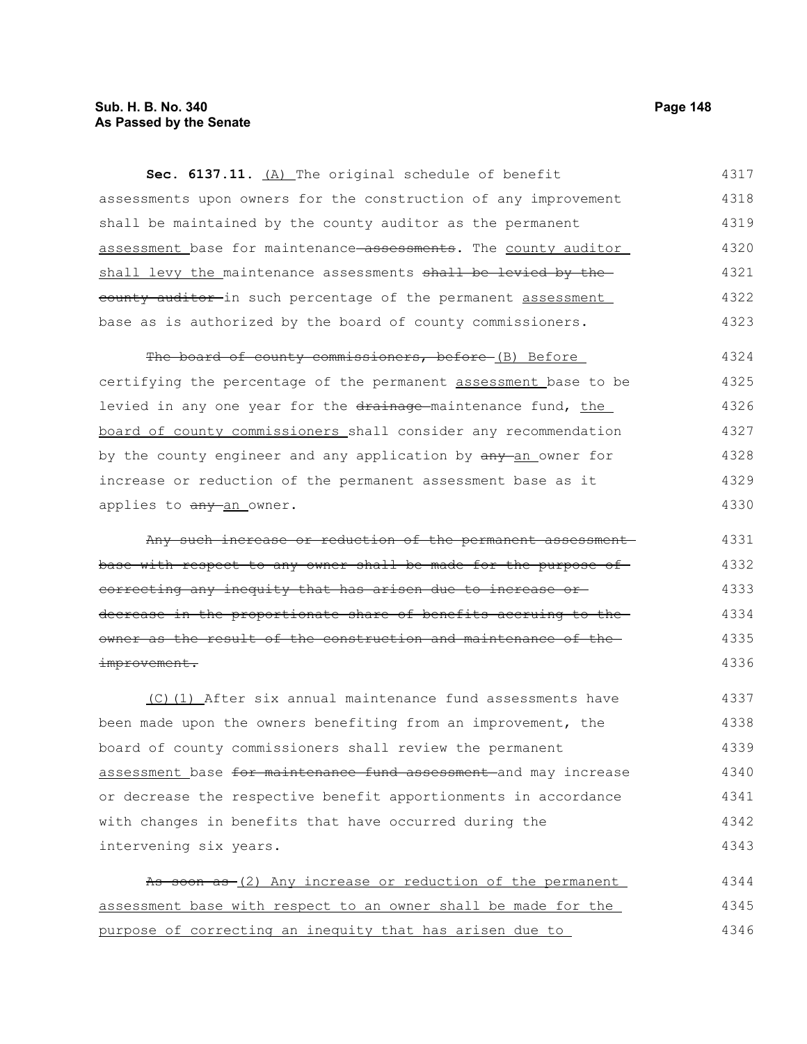**Sec. 6137.11.** <u>(A)</u> The original schedule of benefit assessments upon owners for the construction of any improvement shall be maintained by the county auditor as the permanent <u>assessment</u> base for maintenance ~~assessments~~. The <u>county auditor shall levy the</u> maintenance assessments ~~shall be levied by the county auditor~~ in such percentage of the permanent <u>assessment</u> base as is authorized by the board of county commissioners.

~~The board of county commissioners, before~~ <u>(B) Before</u> certifying the percentage of the permanent <u>assessment</u> base to be levied in any one year for the ~~drainage~~ maintenance fund, <u>the board of county commissioners</u> shall consider any recommendation by the county engineer and any application by ~~any~~ <u>an</u> owner for increase or reduction of the permanent assessment base as it applies to ~~any~~ <u>an</u> owner.

~~Any such increase or reduction of the permanent assessment base with respect to any owner shall be made for the purpose of correcting any inequity that has arisen due to increase or decrease in the proportionate share of benefits accruing to the owner as the result of the construction and maintenance of the improvement.~~

<u>(C)(1)</u> After six annual maintenance fund assessments have been made upon the owners benefiting from an improvement, the board of county commissioners shall review the permanent <u>assessment</u> base ~~for maintenance fund assessment~~ and may increase or decrease the respective benefit apportionments in accordance with changes in benefits that have occurred during the intervening six years.

~~As soon as~~ <u>(2) Any increase or reduction of the permanent assessment base with respect to an owner shall be made for the purpose of correcting an inequity that has arisen due to</u>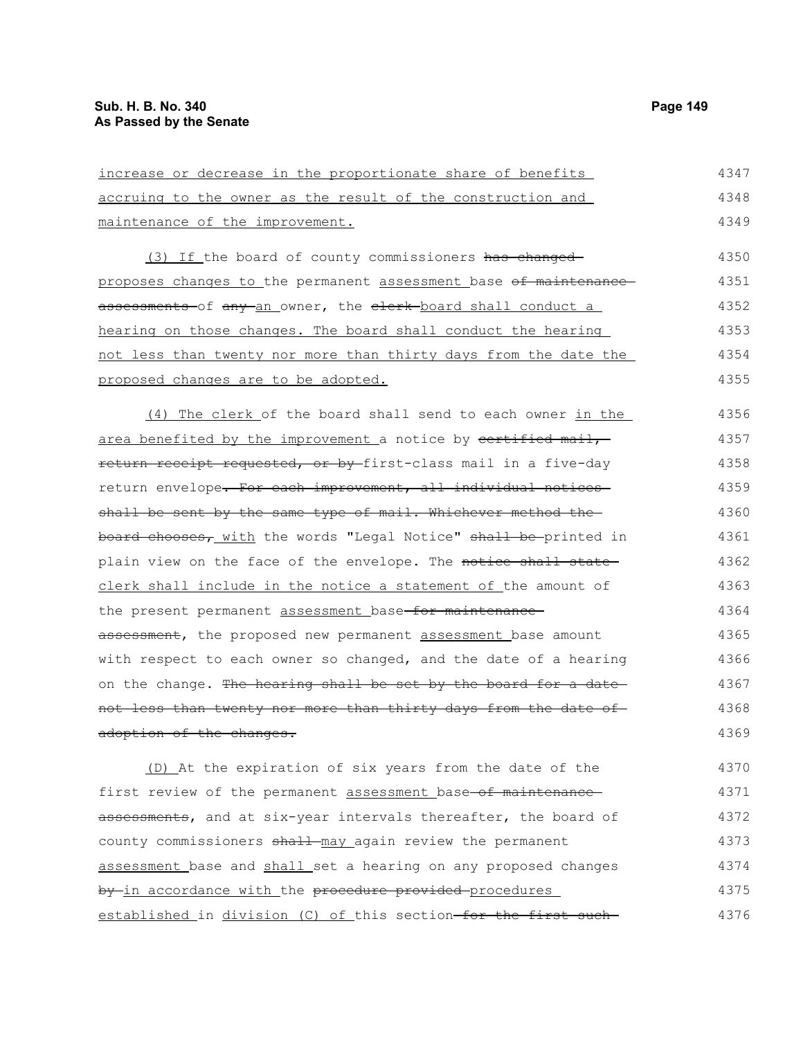<u>increase or decrease in the proportionate share of benefits accruing to the owner as the result of the construction and maintenance of the improvement.</u>

<u>(3) If</u> the board of county commissioners ~~has changed~~ <u>proposes changes to</u> the permanent <u>assessment</u> base ~~of maintenance assessments~~ of ~~any~~ <u>an</u> owner, the ~~clerk~~ <u>board shall conduct a hearing on those changes. The board shall conduct the hearing not less than twenty nor more than thirty days from the date the proposed changes are to be adopted.</u>

<u>(4) The clerk</u> of the board shall send to each owner <u>in the area benefited by the improvement</u> a notice by ~~certified mail, return receipt requested, or by~~ first-class mail in a five-day return envelope~~. For each improvement, all individual notices shall be sent by the same type of mail. Whichever method the board chooses,~~ <u>with</u> the words "Legal Notice" ~~shall be~~ printed in plain view on the face of the envelope. The ~~notice shall state~~ <u>clerk shall include in the notice a statement of</u> the amount of the present permanent <u>assessment</u> base ~~for maintenance assessment~~, the proposed new permanent <u>assessment</u> base amount with respect to each owner so changed, and the date of a hearing on the change. ~~The hearing shall be set by the board for a date not less than twenty nor more than thirty days from the date of adoption of the changes.~~

<u>(D)</u> At the expiration of six years from the date of the first review of the permanent <u>assessment</u> base ~~of maintenance assessments~~, and at six-year intervals thereafter, the board of county commissioners ~~shall~~ <u>may</u> again review the permanent <u>assessment</u> base and <u>shall</u> set a hearing on any proposed changes ~~by~~ <u>in accordance with</u> the ~~procedure provided~~ <u>procedures established</u> in <u>division (C) of</u> this section ~~for the first such~~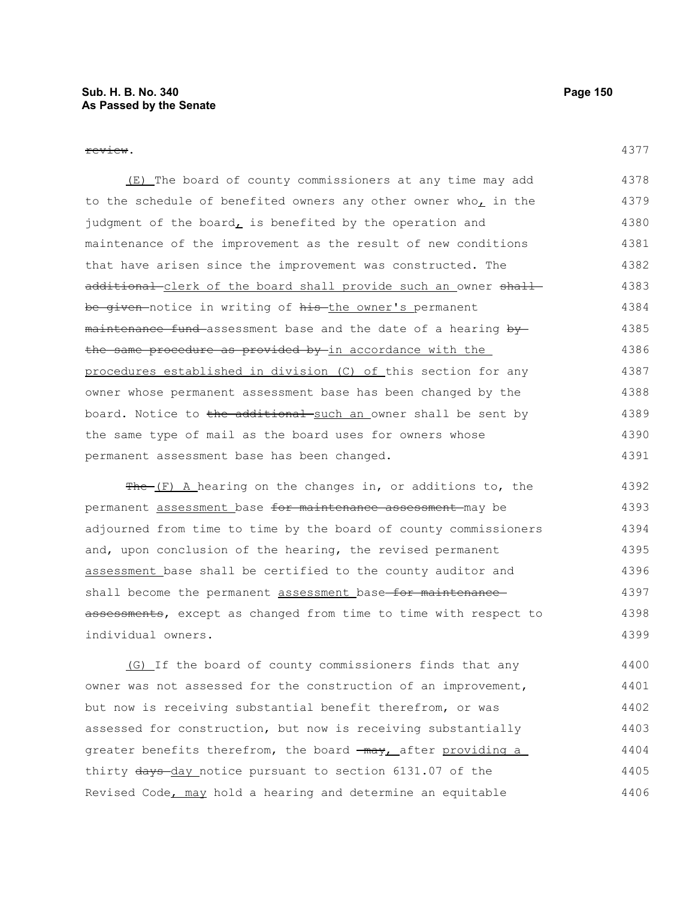~~review~~.

(E) The board of county commissioners at any time may add to the schedule of benefited owners any other owner who, in the judgment of the board, is benefited by the operation and maintenance of the improvement as the result of new conditions that have arisen since the improvement was constructed. The ~~additional~~ clerk of the board shall provide such an owner ~~shall be given~~ notice in writing of ~~his~~ the owner's permanent ~~maintenance fund~~ assessment base and the date of a hearing ~~by the same procedure as provided by~~ in accordance with the procedures established in division (C) of this section for any owner whose permanent assessment base has been changed by the board. Notice to ~~the additional~~ such an owner shall be sent by the same type of mail as the board uses for owners whose permanent assessment base has been changed.

~~The~~ (F) A hearing on the changes in, or additions to, the permanent assessment base ~~for maintenance assessment~~ may be adjourned from time to time by the board of county commissioners and, upon conclusion of the hearing, the revised permanent assessment base shall be certified to the county auditor and shall become the permanent assessment base ~~for maintenance assessments~~, except as changed from time to time with respect to individual owners.

(G) If the board of county commissioners finds that any owner was not assessed for the construction of an improvement, but now is receiving substantial benefit therefrom, or was assessed for construction, but now is receiving substantially greater benefits therefrom, the board ~~may~~, after providing a thirty ~~days~~ day notice pursuant to section 6131.07 of the Revised Code, may hold a hearing and determine an equitable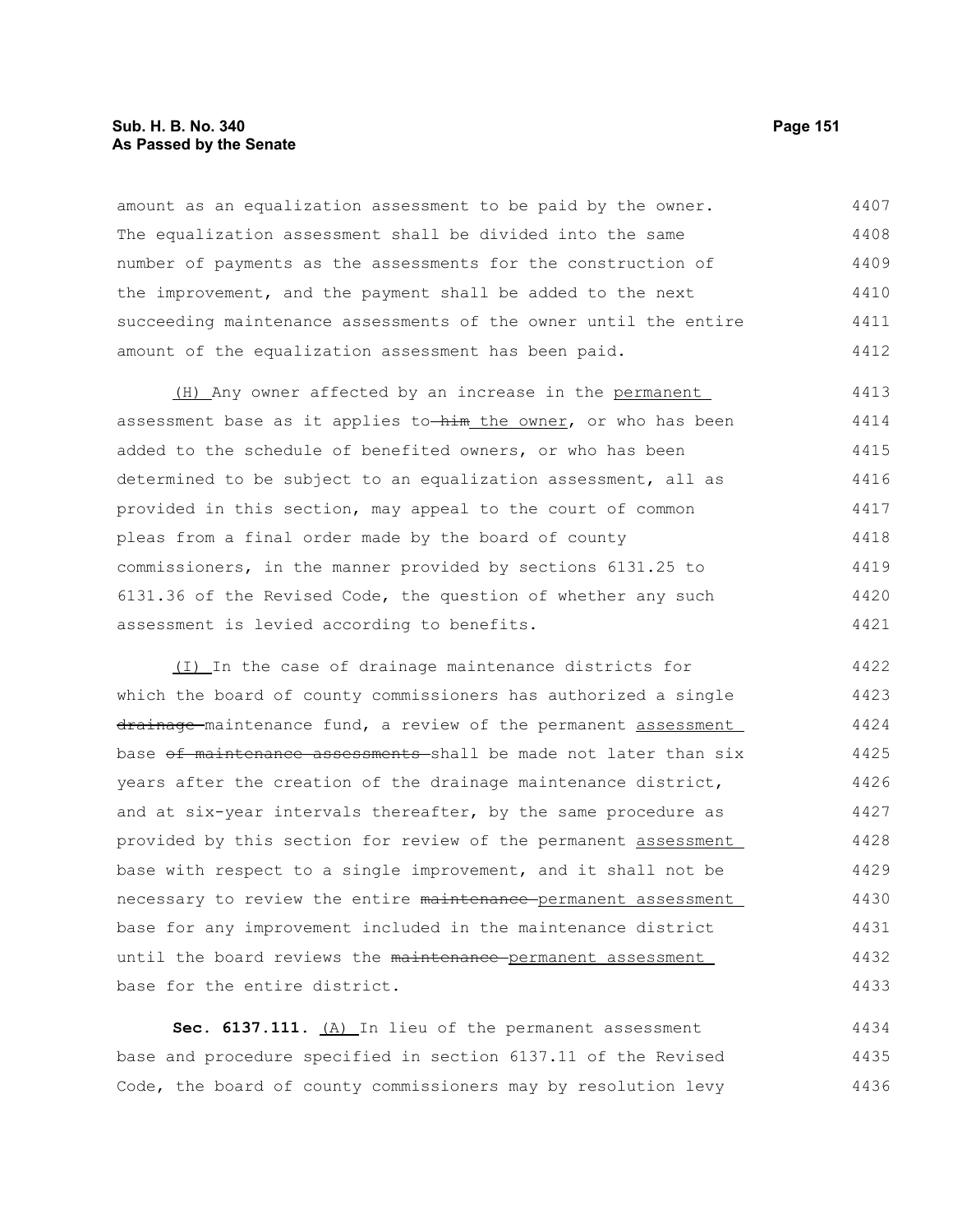amount as an equalization assessment to be paid by the owner. The equalization assessment shall be divided into the same number of payments as the assessments for the construction of the improvement, and the payment shall be added to the next succeeding maintenance assessments of the owner until the entire amount of the equalization assessment has been paid.

<u>(H)</u> Any owner affected by an increase in the <u>permanent</u> assessment base as it applies to ~~him~~ <u>the owner</u>, or who has been added to the schedule of benefited owners, or who has been determined to be subject to an equalization assessment, all as provided in this section, may appeal to the court of common pleas from a final order made by the board of county commissioners, in the manner provided by sections 6131.25 to 6131.36 of the Revised Code, the question of whether any such assessment is levied according to benefits.

<u>(I)</u> In the case of drainage maintenance districts for which the board of county commissioners has authorized a single ~~drainage~~ maintenance fund, a review of the permanent <u>assessment</u> base ~~of maintenance assessments~~ shall be made not later than six years after the creation of the drainage maintenance district, and at six-year intervals thereafter, by the same procedure as provided by this section for review of the permanent <u>assessment</u> base with respect to a single improvement, and it shall not be necessary to review the entire ~~maintenance~~ <u>permanent assessment</u> base for any improvement included in the maintenance district until the board reviews the ~~maintenance~~ <u>permanent assessment</u> base for the entire district.

**Sec. 6137.111.** <u>(A)</u> In lieu of the permanent assessment base and procedure specified in section 6137.11 of the Revised Code, the board of county commissioners may by resolution levy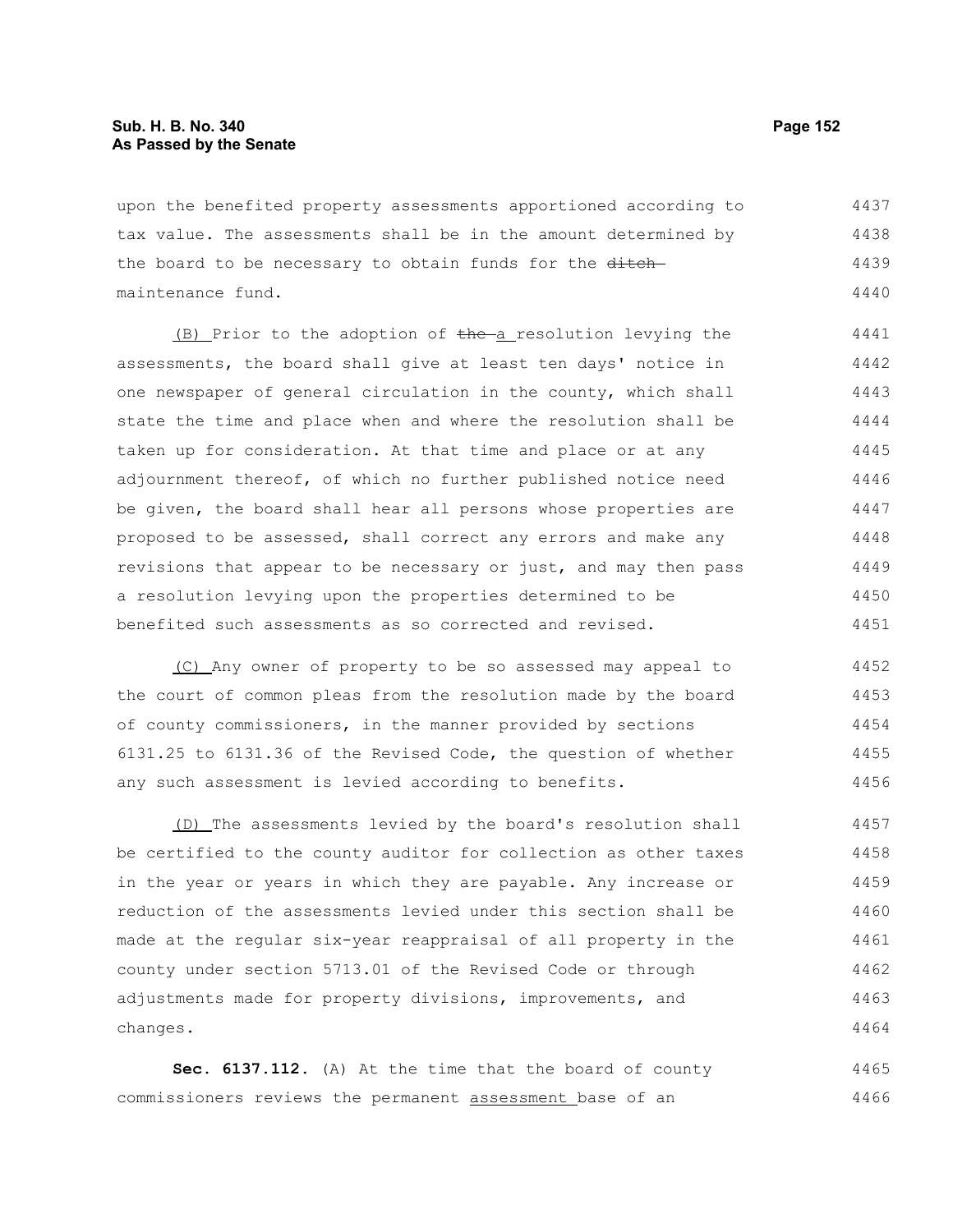upon the benefited property assessments apportioned according to tax value. The assessments shall be in the amount determined by the board to be necessary to obtain funds for the ~~ditch~~ maintenance fund.

(B) Prior to the adoption of ~~the~~ a resolution levying the assessments, the board shall give at least ten days' notice in one newspaper of general circulation in the county, which shall state the time and place when and where the resolution shall be taken up for consideration. At that time and place or at any adjournment thereof, of which no further published notice need be given, the board shall hear all persons whose properties are proposed to be assessed, shall correct any errors and make any revisions that appear to be necessary or just, and may then pass a resolution levying upon the properties determined to be benefited such assessments as so corrected and revised.

(C) Any owner of property to be so assessed may appeal to the court of common pleas from the resolution made by the board of county commissioners, in the manner provided by sections 6131.25 to 6131.36 of the Revised Code, the question of whether any such assessment is levied according to benefits.

(D) The assessments levied by the board's resolution shall be certified to the county auditor for collection as other taxes in the year or years in which they are payable. Any increase or reduction of the assessments levied under this section shall be made at the regular six-year reappraisal of all property in the county under section 5713.01 of the Revised Code or through adjustments made for property divisions, improvements, and changes.

**Sec. 6137.112.** (A) At the time that the board of county commissioners reviews the permanent assessment base of an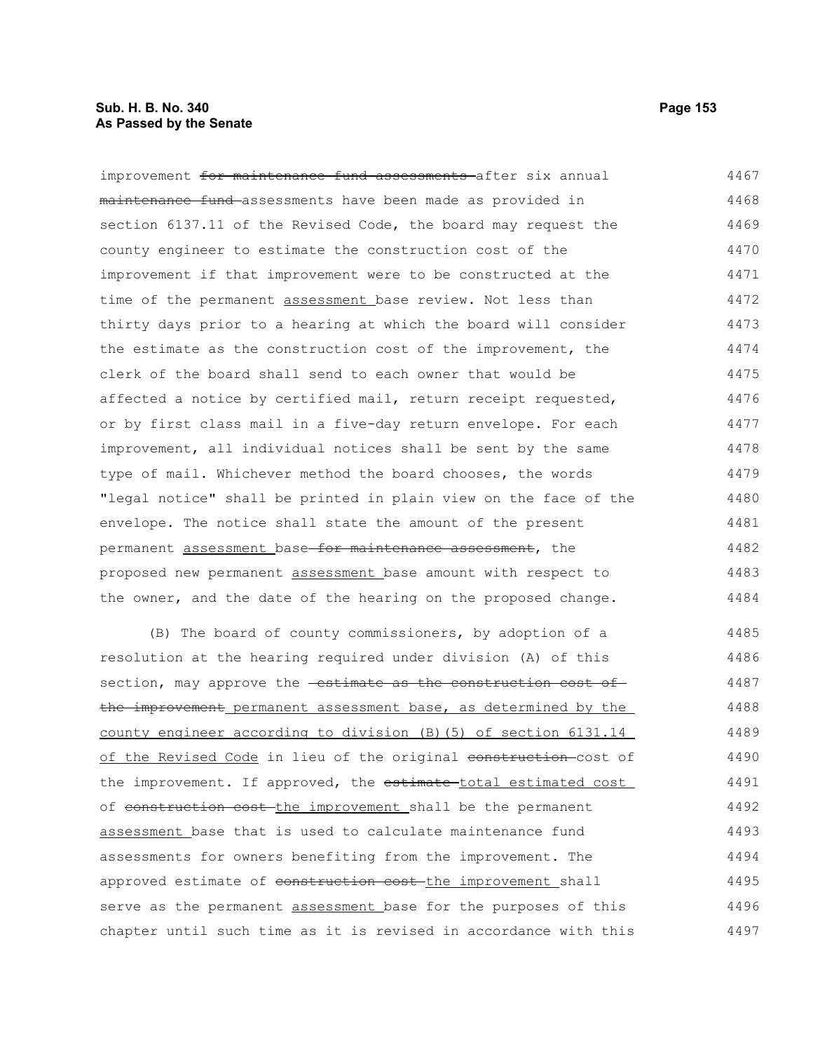improvement ~~for maintenance fund assessments~~ after six annual ~~maintenance fund~~ assessments have been made as provided in section 6137.11 of the Revised Code, the board may request the county engineer to estimate the construction cost of the improvement if that improvement were to be constructed at the time of the permanent <u>assessment</u> base review. Not less than thirty days prior to a hearing at which the board will consider the estimate as the construction cost of the improvement, the clerk of the board shall send to each owner that would be affected a notice by certified mail, return receipt requested, or by first class mail in a five-day return envelope. For each improvement, all individual notices shall be sent by the same type of mail. Whichever method the board chooses, the words "legal notice" shall be printed in plain view on the face of the envelope. The notice shall state the amount of the present permanent <u>assessment</u> base ~~for maintenance assessment~~, the proposed new permanent <u>assessment</u> base amount with respect to the owner, and the date of the hearing on the proposed change.

(B) The board of county commissioners, by adoption of a resolution at the hearing required under division (A) of this section, may approve the ~~estimate as the construction cost of the improvement~~ <u>permanent assessment base, as determined by the county engineer according to division (B)(5) of section 6131.14 of the Revised Code</u> in lieu of the original ~~construction~~ cost of the improvement. If approved, the ~~estimate~~ <u>total estimated cost</u> of ~~construction cost~~ <u>the improvement</u> shall be the permanent <u>assessment</u> base that is used to calculate maintenance fund assessments for owners benefiting from the improvement. The approved estimate of ~~construction cost~~ <u>the improvement</u> shall serve as the permanent <u>assessment</u> base for the purposes of this chapter until such time as it is revised in accordance with this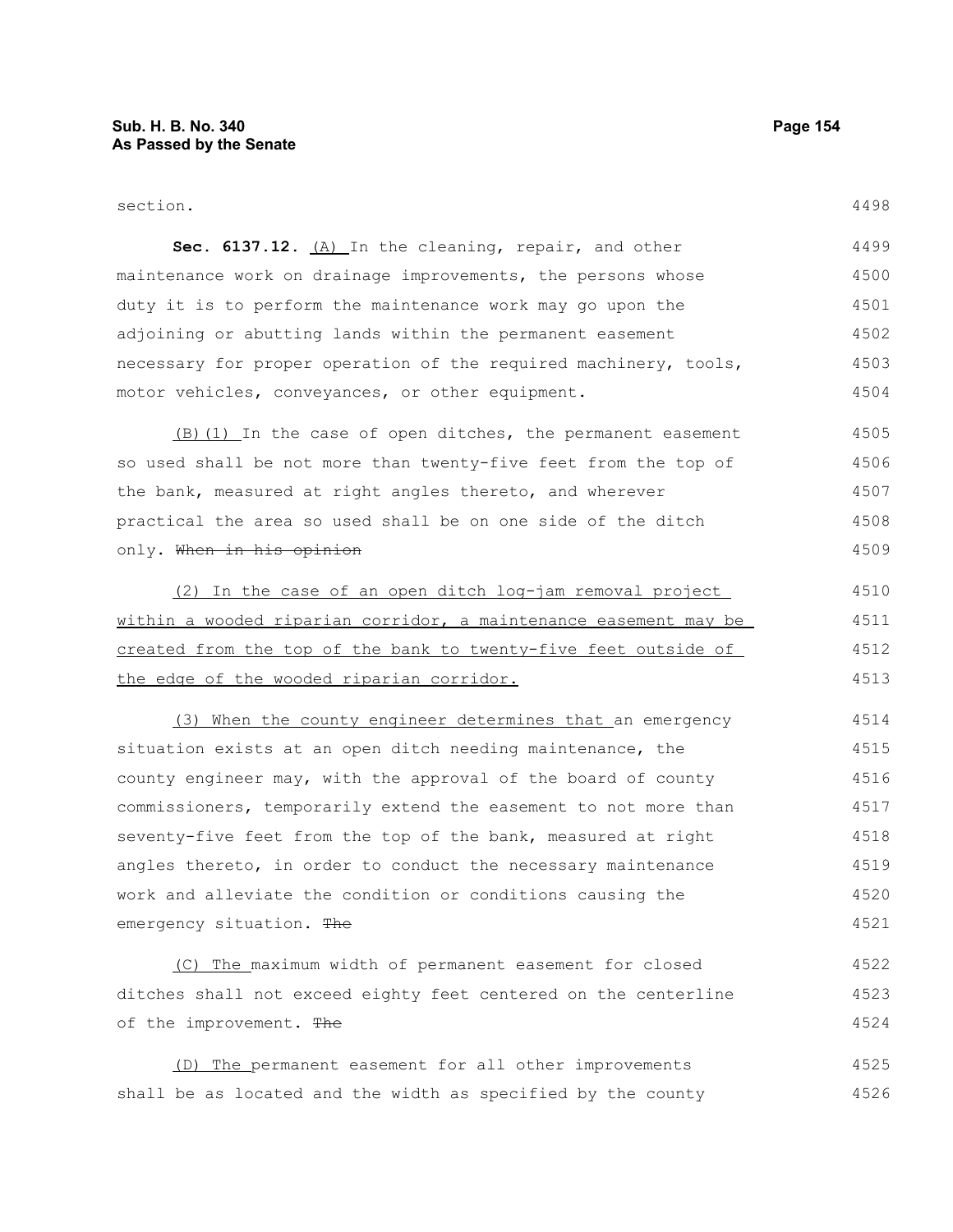section.

**Sec. 6137.12.** (A) In the cleaning, repair, and other maintenance work on drainage improvements, the persons whose duty it is to perform the maintenance work may go upon the adjoining or abutting lands within the permanent easement necessary for proper operation of the required machinery, tools, motor vehicles, conveyances, or other equipment.

(B)(1) In the case of open ditches, the permanent easement so used shall be not more than twenty-five feet from the top of the bank, measured at right angles thereto, and wherever practical the area so used shall be on one side of the ditch only. ~~When in his opinion~~

(2) In the case of an open ditch log-jam removal project within a wooded riparian corridor, a maintenance easement may be created from the top of the bank to twenty-five feet outside of the edge of the wooded riparian corridor.

(3) When the county engineer determines that an emergency situation exists at an open ditch needing maintenance, the county engineer may, with the approval of the board of county commissioners, temporarily extend the easement to not more than seventy-five feet from the top of the bank, measured at right angles thereto, in order to conduct the necessary maintenance work and alleviate the condition or conditions causing the emergency situation. ~~The~~

(C) The maximum width of permanent easement for closed ditches shall not exceed eighty feet centered on the centerline of the improvement. ~~The~~

(D) The permanent easement for all other improvements shall be as located and the width as specified by the county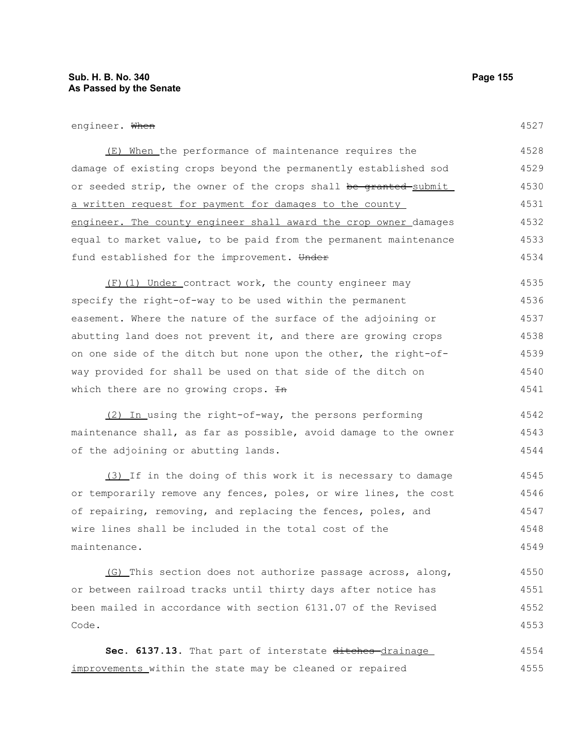engineer. ~~When~~

(E) When the performance of maintenance requires the damage of existing crops beyond the permanently established sod or seeded strip, the owner of the crops shall ~~be granted~~ submit a written request for payment for damages to the county engineer. The county engineer shall award the crop owner damages equal to market value, to be paid from the permanent maintenance fund established for the improvement. ~~Under~~

(F)(1) Under contract work, the county engineer may specify the right-of-way to be used within the permanent easement. Where the nature of the surface of the adjoining or abutting land does not prevent it, and there are growing crops on one side of the ditch but none upon the other, the right-of-way provided for shall be used on that side of the ditch on which there are no growing crops. ~~In~~

(2) In using the right-of-way, the persons performing maintenance shall, as far as possible, avoid damage to the owner of the adjoining or abutting lands.

(3) If in the doing of this work it is necessary to damage or temporarily remove any fences, poles, or wire lines, the cost of repairing, removing, and replacing the fences, poles, and wire lines shall be included in the total cost of the maintenance.

(G) This section does not authorize passage across, along, or between railroad tracks until thirty days after notice has been mailed in accordance with section 6131.07 of the Revised Code.

**Sec. 6137.13.** That part of interstate ~~ditches~~ drainage improvements within the state may be cleaned or repaired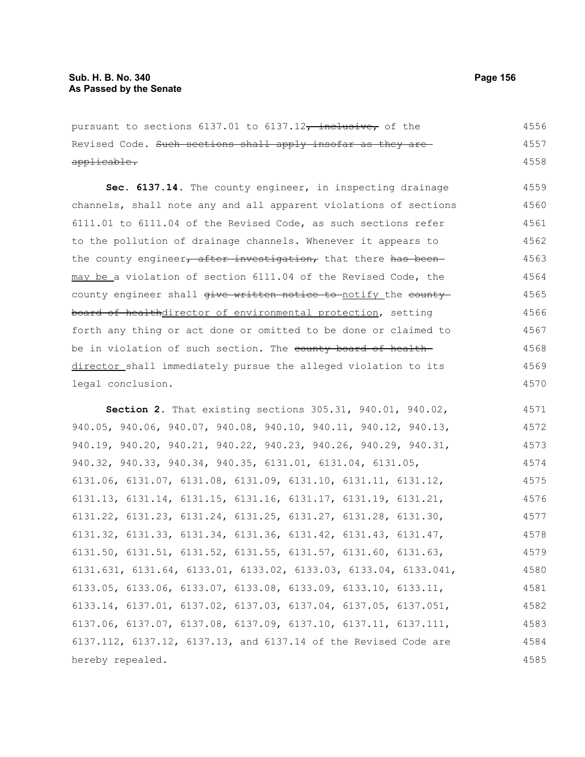pursuant to sections 6137.01 to 6137.12~~, inclusive,~~ of the Revised Code. ~~Such sections shall apply insofar as they are applicable.~~

**Sec. 6137.14.** The county engineer, in inspecting drainage channels, shall note any and all apparent violations of sections 6111.01 to 6111.04 of the Revised Code, as such sections refer to the pollution of drainage channels. Whenever it appears to the county engineer~~, after investigation,~~ that there ~~has been~~ may be a violation of section 6111.04 of the Revised Code, the county engineer shall ~~give written notice to~~ notify the ~~county board of health~~director of environmental protection, setting forth any thing or act done or omitted to be done or claimed to be in violation of such section. The ~~county board of health~~ director shall immediately pursue the alleged violation to its legal conclusion.

**Section 2.** That existing sections 305.31, 940.01, 940.02, 940.05, 940.06, 940.07, 940.08, 940.10, 940.11, 940.12, 940.13, 940.19, 940.20, 940.21, 940.22, 940.23, 940.26, 940.29, 940.31, 940.32, 940.33, 940.34, 940.35, 6131.01, 6131.04, 6131.05, 6131.06, 6131.07, 6131.08, 6131.09, 6131.10, 6131.11, 6131.12, 6131.13, 6131.14, 6131.15, 6131.16, 6131.17, 6131.19, 6131.21, 6131.22, 6131.23, 6131.24, 6131.25, 6131.27, 6131.28, 6131.30, 6131.32, 6131.33, 6131.34, 6131.36, 6131.42, 6131.43, 6131.47, 6131.50, 6131.51, 6131.52, 6131.55, 6131.57, 6131.60, 6131.63, 6131.631, 6131.64, 6133.01, 6133.02, 6133.03, 6133.04, 6133.041, 6133.05, 6133.06, 6133.07, 6133.08, 6133.09, 6133.10, 6133.11, 6133.14, 6137.01, 6137.02, 6137.03, 6137.04, 6137.05, 6137.051, 6137.06, 6137.07, 6137.08, 6137.09, 6137.10, 6137.11, 6137.111, 6137.112, 6137.12, 6137.13, and 6137.14 of the Revised Code are hereby repealed.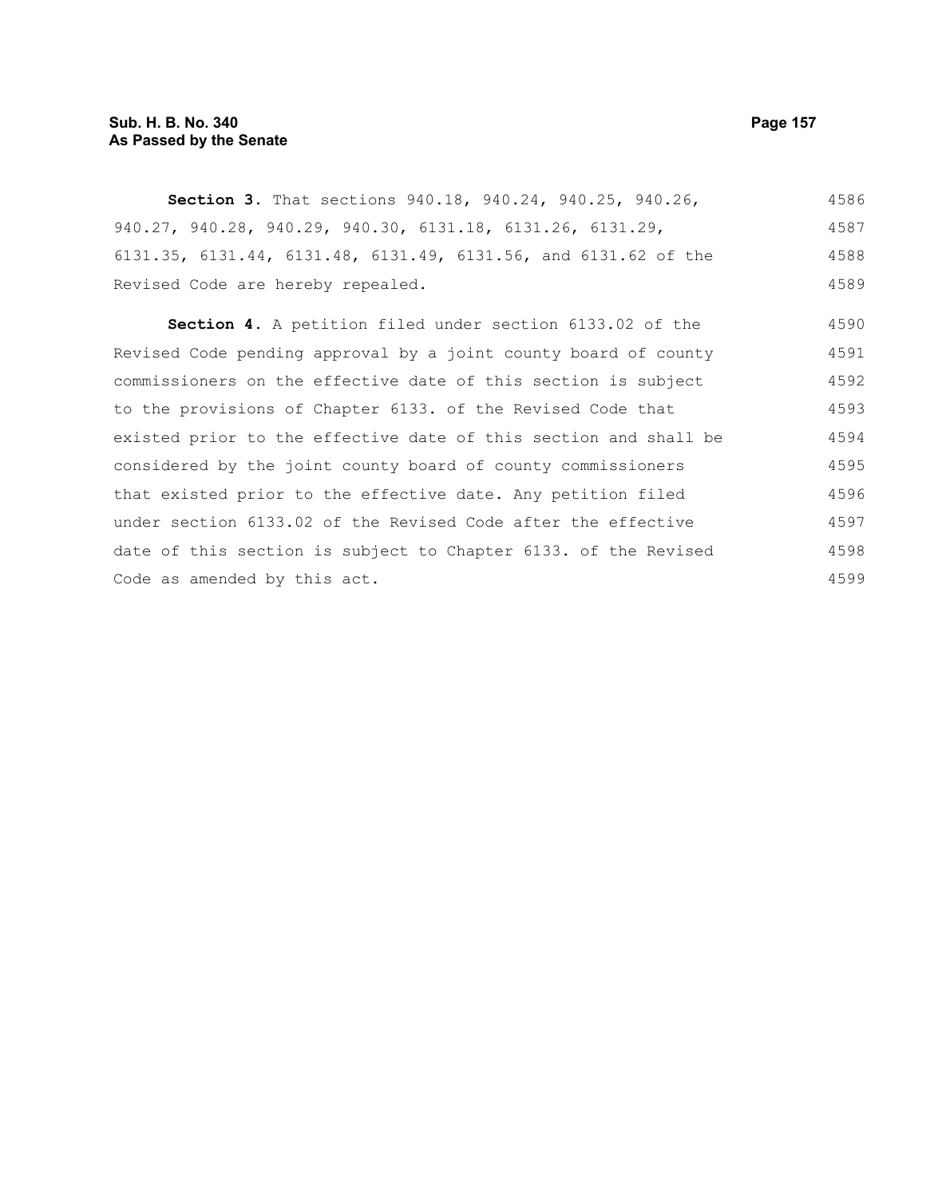**Section 3.** That sections 940.18, 940.24, 940.25, 940.26, 940.27, 940.28, 940.29, 940.30, 6131.18, 6131.26, 6131.29, 6131.35, 6131.44, 6131.48, 6131.49, 6131.56, and 6131.62 of the Revised Code are hereby repealed.

**Section 4.** A petition filed under section 6133.02 of the Revised Code pending approval by a joint county board of county commissioners on the effective date of this section is subject to the provisions of Chapter 6133. of the Revised Code that existed prior to the effective date of this section and shall be considered by the joint county board of county commissioners that existed prior to the effective date. Any petition filed under section 6133.02 of the Revised Code after the effective date of this section is subject to Chapter 6133. of the Revised Code as amended by this act.